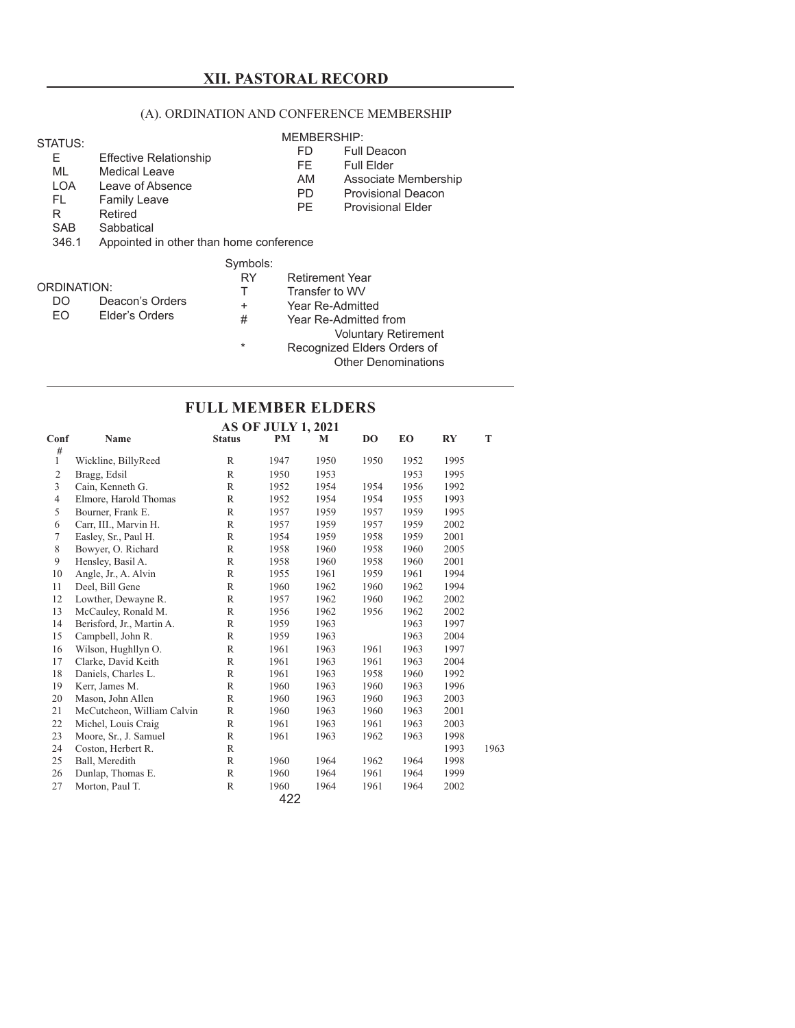## XII. PASTORAL RECORD

### (A). ORDINATION AND CONFERENCE MEMBERSHIP

STATUS:

- E — Effective Relationship
- ML — Medical Leave
- LOA — Leave of Absence
- FL — Family Leave
- R — Retired
- SAB — Sabbatical
- 346.1 — Appointed in other than home conference

MEMBERSHIP:

- FD — Full Deacon
- FE — Full Elder
- AM — Associate Membership
- PD — Provisional Deacon
- PE — Provisional Elder

ORDINATION:

- DO — Deacon's Orders
- EO — Elder's Orders

Symbols:

- RY — Retirement Year
- T — Transfer to WV
- + — Year Re-Admitted
- # — Year Re-Admitted from Voluntary Retirement
- * — Recognized Elders Orders of Other Denominations

## FULL MEMBER ELDERS

### AS OF JULY 1, 2021

| Conf # | Name | Status | PM | M | DO | EO | RY | T |
|---|---|---|---|---|---|---|---|---|
| 1 | Wickline, BillyReed | R | 1947 | 1950 | 1950 | 1952 | 1995 | |
| 2 | Bragg, Edsil | R | 1950 | 1953 | | 1953 | 1995 | |
| 3 | Cain, Kenneth G. | R | 1952 | 1954 | 1954 | 1956 | 1992 | |
| 4 | Elmore, Harold Thomas | R | 1952 | 1954 | 1954 | 1955 | 1993 | |
| 5 | Bourner, Frank E. | R | 1957 | 1959 | 1957 | 1959 | 1995 | |
| 6 | Carr, III., Marvin H. | R | 1957 | 1959 | 1957 | 1959 | 2002 | |
| 7 | Easley, Sr., Paul H. | R | 1954 | 1959 | 1958 | 1959 | 2001 | |
| 8 | Bowyer, O. Richard | R | 1958 | 1960 | 1958 | 1960 | 2005 | |
| 9 | Hensley, Basil A. | R | 1958 | 1960 | 1958 | 1960 | 2001 | |
| 10 | Angle, Jr., A. Alvin | R | 1955 | 1961 | 1959 | 1961 | 1994 | |
| 11 | Deel, Bill Gene | R | 1960 | 1962 | 1960 | 1962 | 1994 | |
| 12 | Lowther, Dewayne R. | R | 1957 | 1962 | 1960 | 1962 | 2002 | |
| 13 | McCauley, Ronald M. | R | 1956 | 1962 | 1956 | 1962 | 2002 | |
| 14 | Berisford, Jr., Martin A. | R | 1959 | 1963 | | 1963 | 1997 | |
| 15 | Campbell, John R. | R | 1959 | 1963 | | 1963 | 2004 | |
| 16 | Wilson, Hughllyn O. | R | 1961 | 1963 | 1961 | 1963 | 1997 | |
| 17 | Clarke, David Keith | R | 1961 | 1963 | 1961 | 1963 | 2004 | |
| 18 | Daniels, Charles L. | R | 1961 | 1963 | 1958 | 1960 | 1992 | |
| 19 | Kerr, James M. | R | 1960 | 1963 | 1960 | 1963 | 1996 | |
| 20 | Mason, John Allen | R | 1960 | 1963 | 1960 | 1963 | 2003 | |
| 21 | McCutcheon, William Calvin | R | 1960 | 1963 | 1960 | 1963 | 2001 | |
| 22 | Michel, Louis Craig | R | 1961 | 1963 | 1961 | 1963 | 2003 | |
| 23 | Moore, Sr., J. Samuel | R | 1961 | 1963 | 1962 | 1963 | 1998 | |
| 24 | Coston, Herbert R. | R | | | | | 1993 | 1963 |
| 25 | Ball, Meredith | R | 1960 | 1964 | 1962 | 1964 | 1998 | |
| 26 | Dunlap, Thomas E. | R | 1960 | 1964 | 1961 | 1964 | 1999 | |
| 27 | Morton, Paul T. | R | 1960 | 1964 | 1961 | 1964 | 2002 | |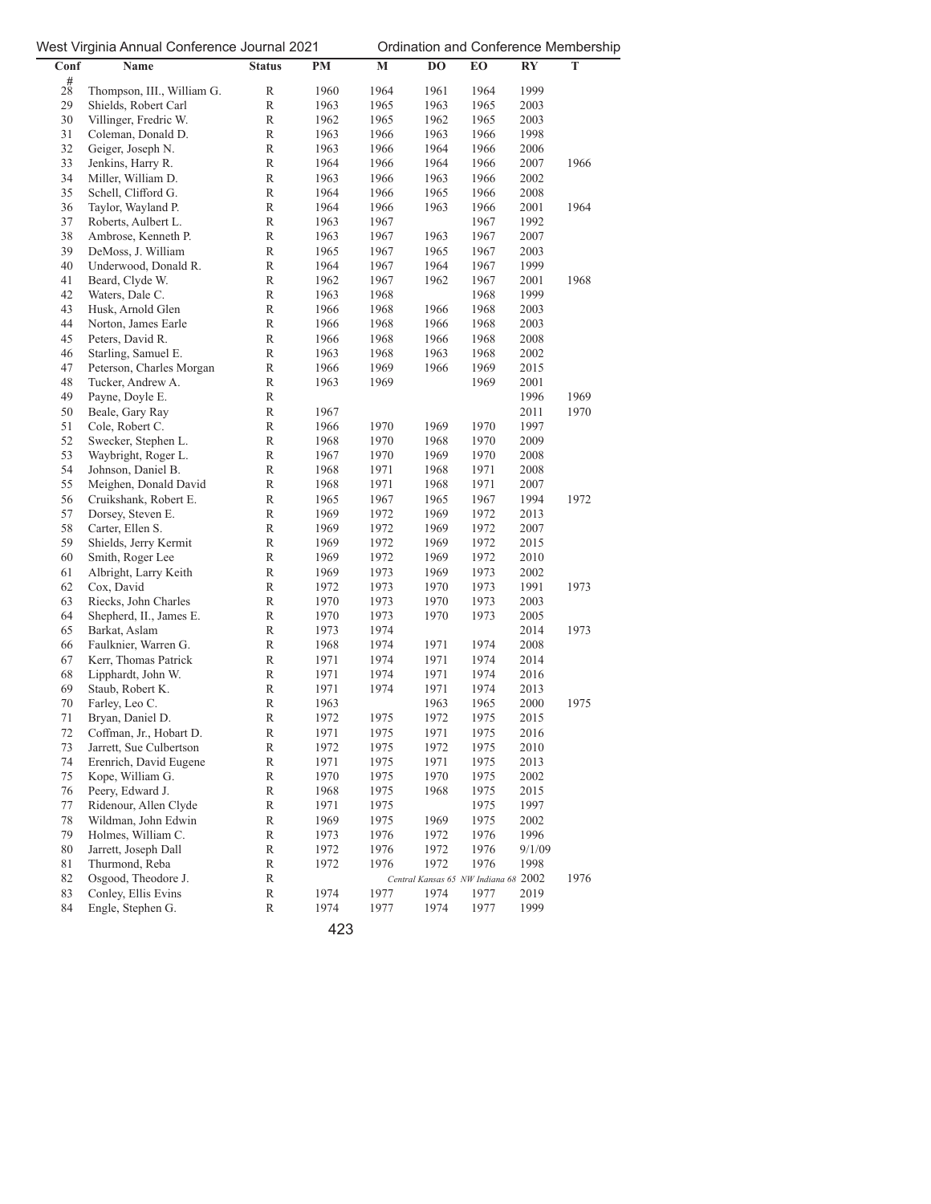| Conf # | Name | Status | PM | M | DO | EO | RY | T |
|---|---|---|---|---|---|---|---|---|
| 28 | Thompson, III., William G. | R | 1960 | 1964 | 1961 | 1964 | 1999 | |
| 29 | Shields, Robert Carl | R | 1963 | 1965 | 1963 | 1965 | 2003 | |
| 30 | Villinger, Fredric W. | R | 1962 | 1965 | 1962 | 1965 | 2003 | |
| 31 | Coleman, Donald D. | R | 1963 | 1966 | 1963 | 1966 | 1998 | |
| 32 | Geiger, Joseph N. | R | 1963 | 1966 | 1964 | 1966 | 2006 | |
| 33 | Jenkins, Harry R. | R | 1964 | 1966 | 1964 | 1966 | 2007 | 1966 |
| 34 | Miller, William D. | R | 1963 | 1966 | 1963 | 1966 | 2002 | |
| 35 | Schell, Clifford G. | R | 1964 | 1966 | 1965 | 1966 | 2008 | |
| 36 | Taylor, Wayland P. | R | 1964 | 1966 | 1963 | 1966 | 2001 | 1964 |
| 37 | Roberts, Aulbert L. | R | 1963 | 1967 | | 1967 | 1992 | |
| 38 | Ambrose, Kenneth P. | R | 1963 | 1967 | 1963 | 1967 | 2007 | |
| 39 | DeMoss, J. William | R | 1965 | 1967 | 1965 | 1967 | 2003 | |
| 40 | Underwood, Donald R. | R | 1964 | 1967 | 1964 | 1967 | 1999 | |
| 41 | Beard, Clyde W. | R | 1962 | 1967 | 1962 | 1967 | 2001 | 1968 |
| 42 | Waters, Dale C. | R | 1963 | 1968 | | 1968 | 1999 | |
| 43 | Husk, Arnold Glen | R | 1966 | 1968 | 1966 | 1968 | 2003 | |
| 44 | Norton, James Earle | R | 1966 | 1968 | 1966 | 1968 | 2003 | |
| 45 | Peters, David R. | R | 1966 | 1968 | 1966 | 1968 | 2008 | |
| 46 | Starling, Samuel E. | R | 1963 | 1968 | 1963 | 1968 | 2002 | |
| 47 | Peterson, Charles Morgan | R | 1966 | 1969 | 1966 | 1969 | 2015 | |
| 48 | Tucker, Andrew A. | R | 1963 | 1969 | | 1969 | 2001 | |
| 49 | Payne, Doyle E. | R | | | | | 1996 | 1969 |
| 50 | Beale, Gary Ray | R | 1967 | | | | 2011 | 1970 |
| 51 | Cole, Robert C. | R | 1966 | 1970 | 1969 | 1970 | 1997 | |
| 52 | Swecker, Stephen L. | R | 1968 | 1970 | 1968 | 1970 | 2009 | |
| 53 | Waybright, Roger L. | R | 1967 | 1970 | 1969 | 1970 | 2008 | |
| 54 | Johnson, Daniel B. | R | 1968 | 1971 | 1968 | 1971 | 2008 | |
| 55 | Meighen, Donald David | R | 1968 | 1971 | 1968 | 1971 | 2007 | |
| 56 | Cruikshank, Robert E. | R | 1965 | 1967 | 1965 | 1967 | 1994 | 1972 |
| 57 | Dorsey, Steven E. | R | 1969 | 1972 | 1969 | 1972 | 2013 | |
| 58 | Carter, Ellen S. | R | 1969 | 1972 | 1969 | 1972 | 2007 | |
| 59 | Shields, Jerry Kermit | R | 1969 | 1972 | 1969 | 1972 | 2015 | |
| 60 | Smith, Roger Lee | R | 1969 | 1972 | 1969 | 1972 | 2010 | |
| 61 | Albright, Larry Keith | R | 1969 | 1973 | 1969 | 1973 | 2002 | |
| 62 | Cox, David | R | 1972 | 1973 | 1970 | 1973 | 1991 | 1973 |
| 63 | Riecks, John Charles | R | 1970 | 1973 | 1970 | 1973 | 2003 | |
| 64 | Shepherd, II., James E. | R | 1970 | 1973 | 1970 | 1973 | 2005 | |
| 65 | Barkat, Aslam | R | 1973 | 1974 | | | 2014 | 1973 |
| 66 | Faulknier, Warren G. | R | 1968 | 1974 | 1971 | 1974 | 2008 | |
| 67 | Kerr, Thomas Patrick | R | 1971 | 1974 | 1971 | 1974 | 2014 | |
| 68 | Lipphardt, John W. | R | 1971 | 1974 | 1971 | 1974 | 2016 | |
| 69 | Staub, Robert K. | R | 1971 | 1974 | 1971 | 1974 | 2013 | |
| 70 | Farley, Leo C. | R | 1963 | | 1963 | 1965 | 2000 | 1975 |
| 71 | Bryan, Daniel D. | R | 1972 | 1975 | 1972 | 1975 | 2015 | |
| 72 | Coffman, Jr., Hobart D. | R | 1971 | 1975 | 1971 | 1975 | 2016 | |
| 73 | Jarrett, Sue Culbertson | R | 1972 | 1975 | 1972 | 1975 | 2010 | |
| 74 | Erenrich, David Eugene | R | 1971 | 1975 | 1971 | 1975 | 2013 | |
| 75 | Kope, William G. | R | 1970 | 1975 | 1970 | 1975 | 2002 | |
| 76 | Peery, Edward J. | R | 1968 | 1975 | 1968 | 1975 | 2015 | |
| 77 | Ridenour, Allen Clyde | R | 1971 | 1975 | | 1975 | 1997 | |
| 78 | Wildman, John Edwin | R | 1969 | 1975 | 1969 | 1975 | 2002 | |
| 79 | Holmes, William C. | R | 1973 | 1976 | 1972 | 1976 | 1996 | |
| 80 | Jarrett, Joseph Dall | R | 1972 | 1976 | 1972 | 1976 | 9/1/09 | |
| 81 | Thurmond, Reba | R | 1972 | 1976 | 1972 | 1976 | 1998 | |
| 82 | Osgood, Theodore J. | R | | | *Central Kansas 65* | *NW Indiana 68* | 2002 | 1976 |
| 83 | Conley, Ellis Evins | R | 1974 | 1977 | 1974 | 1977 | 2019 | |
| 84 | Engle, Stephen G. | R | 1974 | 1977 | 1974 | 1977 | 1999 | |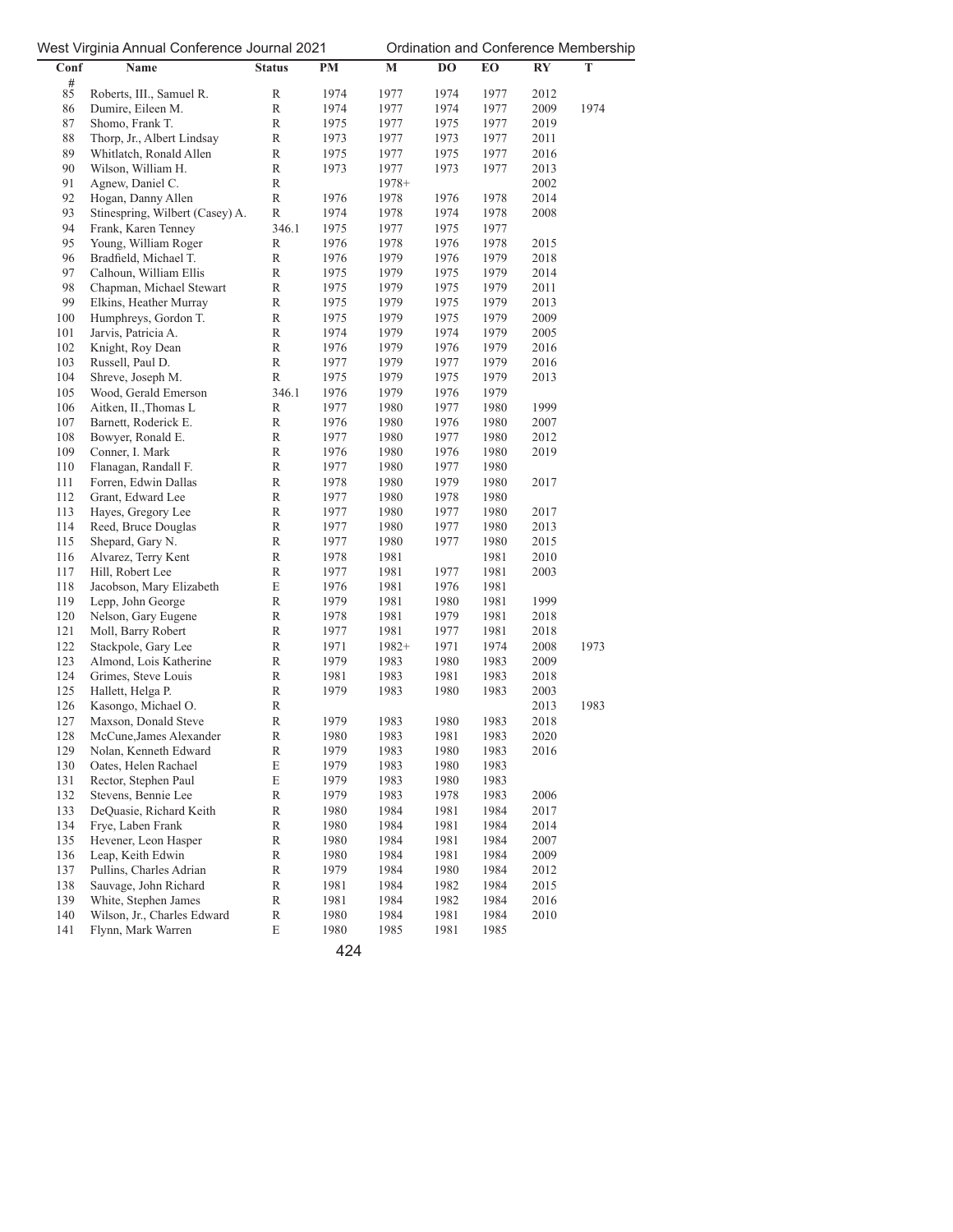| Conf # | Name | Status | PM | M | DO | EO | RY | T |
|---|---|---|---|---|---|---|---|---|
| 85 | Roberts, III., Samuel R. | R | 1974 | 1977 | 1974 | 1977 | 2012 | |
| 86 | Dumire, Eileen M. | R | 1974 | 1977 | 1974 | 1977 | 2009 | 1974 |
| 87 | Shomo, Frank T. | R | 1975 | 1977 | 1975 | 1977 | 2019 | |
| 88 | Thorp, Jr., Albert Lindsay | R | 1973 | 1977 | 1973 | 1977 | 2011 | |
| 89 | Whitlatch, Ronald Allen | R | 1975 | 1977 | 1975 | 1977 | 2016 | |
| 90 | Wilson, William H. | R | 1973 | 1977 | 1973 | 1977 | 2013 | |
| 91 | Agnew, Daniel C. | R | | 1978+ | | | 2002 | |
| 92 | Hogan, Danny Allen | R | 1976 | 1978 | 1976 | 1978 | 2014 | |
| 93 | Stinespring, Wilbert (Casey) A. | R | 1974 | 1978 | 1974 | 1978 | 2008 | |
| 94 | Frank, Karen Tenney | 346.1 | 1975 | 1977 | 1975 | 1977 | | |
| 95 | Young, William Roger | R | 1976 | 1978 | 1976 | 1978 | 2015 | |
| 96 | Bradfield, Michael T. | R | 1976 | 1979 | 1976 | 1979 | 2018 | |
| 97 | Calhoun, William Ellis | R | 1975 | 1979 | 1975 | 1979 | 2014 | |
| 98 | Chapman, Michael Stewart | R | 1975 | 1979 | 1975 | 1979 | 2011 | |
| 99 | Elkins, Heather Murray | R | 1975 | 1979 | 1975 | 1979 | 2013 | |
| 100 | Humphreys, Gordon T. | R | 1975 | 1979 | 1975 | 1979 | 2009 | |
| 101 | Jarvis, Patricia A. | R | 1974 | 1979 | 1974 | 1979 | 2005 | |
| 102 | Knight, Roy Dean | R | 1976 | 1979 | 1976 | 1979 | 2016 | |
| 103 | Russell, Paul D. | R | 1977 | 1979 | 1977 | 1979 | 2016 | |
| 104 | Shreve, Joseph M. | R | 1975 | 1979 | 1975 | 1979 | 2013 | |
| 105 | Wood, Gerald Emerson | 346.1 | 1976 | 1979 | 1976 | 1979 | | |
| 106 | Aitken, II.,Thomas L | R | 1977 | 1980 | 1977 | 1980 | 1999 | |
| 107 | Barnett, Roderick E. | R | 1976 | 1980 | 1976 | 1980 | 2007 | |
| 108 | Bowyer, Ronald E. | R | 1977 | 1980 | 1977 | 1980 | 2012 | |
| 109 | Conner, I. Mark | R | 1976 | 1980 | 1976 | 1980 | 2019 | |
| 110 | Flanagan, Randall F. | R | 1977 | 1980 | 1977 | 1980 | | |
| 111 | Forren, Edwin Dallas | R | 1978 | 1980 | 1979 | 1980 | 2017 | |
| 112 | Grant, Edward Lee | R | 1977 | 1980 | 1978 | 1980 | | |
| 113 | Hayes, Gregory Lee | R | 1977 | 1980 | 1977 | 1980 | 2017 | |
| 114 | Reed, Bruce Douglas | R | 1977 | 1980 | 1977 | 1980 | 2013 | |
| 115 | Shepard, Gary N. | R | 1977 | 1980 | 1977 | 1980 | 2015 | |
| 116 | Alvarez, Terry Kent | R | 1978 | 1981 | | 1981 | 2010 | |
| 117 | Hill, Robert Lee | R | 1977 | 1981 | 1977 | 1981 | 2003 | |
| 118 | Jacobson, Mary Elizabeth | E | 1976 | 1981 | 1976 | 1981 | | |
| 119 | Lepp, John George | R | 1979 | 1981 | 1980 | 1981 | 1999 | |
| 120 | Nelson, Gary Eugene | R | 1978 | 1981 | 1979 | 1981 | 2018 | |
| 121 | Moll, Barry Robert | R | 1977 | 1981 | 1977 | 1981 | 2018 | |
| 122 | Stackpole, Gary Lee | R | 1971 | 1982+ | 1971 | 1974 | 2008 | 1973 |
| 123 | Almond, Lois Katherine | R | 1979 | 1983 | 1980 | 1983 | 2009 | |
| 124 | Grimes, Steve Louis | R | 1981 | 1983 | 1981 | 1983 | 2018 | |
| 125 | Hallett, Helga P. | R | 1979 | 1983 | 1980 | 1983 | 2003 | |
| 126 | Kasongo, Michael O. | R | | | | | 2013 | 1983 |
| 127 | Maxson, Donald Steve | R | 1979 | 1983 | 1980 | 1983 | 2018 | |
| 128 | McCune,James Alexander | R | 1980 | 1983 | 1981 | 1983 | 2020 | |
| 129 | Nolan, Kenneth Edward | R | 1979 | 1983 | 1980 | 1983 | 2016 | |
| 130 | Oates, Helen Rachael | E | 1979 | 1983 | 1980 | 1983 | | |
| 131 | Rector, Stephen Paul | E | 1979 | 1983 | 1980 | 1983 | | |
| 132 | Stevens, Bennie Lee | R | 1979 | 1983 | 1978 | 1983 | 2006 | |
| 133 | DeQuasie, Richard Keith | R | 1980 | 1984 | 1981 | 1984 | 2017 | |
| 134 | Frye, Laben Frank | R | 1980 | 1984 | 1981 | 1984 | 2014 | |
| 135 | Hevener, Leon Hasper | R | 1980 | 1984 | 1981 | 1984 | 2007 | |
| 136 | Leap, Keith Edwin | R | 1980 | 1984 | 1981 | 1984 | 2009 | |
| 137 | Pullins, Charles Adrian | R | 1979 | 1984 | 1980 | 1984 | 2012 | |
| 138 | Sauvage, John Richard | R | 1981 | 1984 | 1982 | 1984 | 2015 | |
| 139 | White, Stephen James | R | 1981 | 1984 | 1982 | 1984 | 2016 | |
| 140 | Wilson, Jr., Charles Edward | R | 1980 | 1984 | 1981 | 1984 | 2010 | |
| 141 | Flynn, Mark Warren | E | 1980 | 1985 | 1981 | 1985 | | |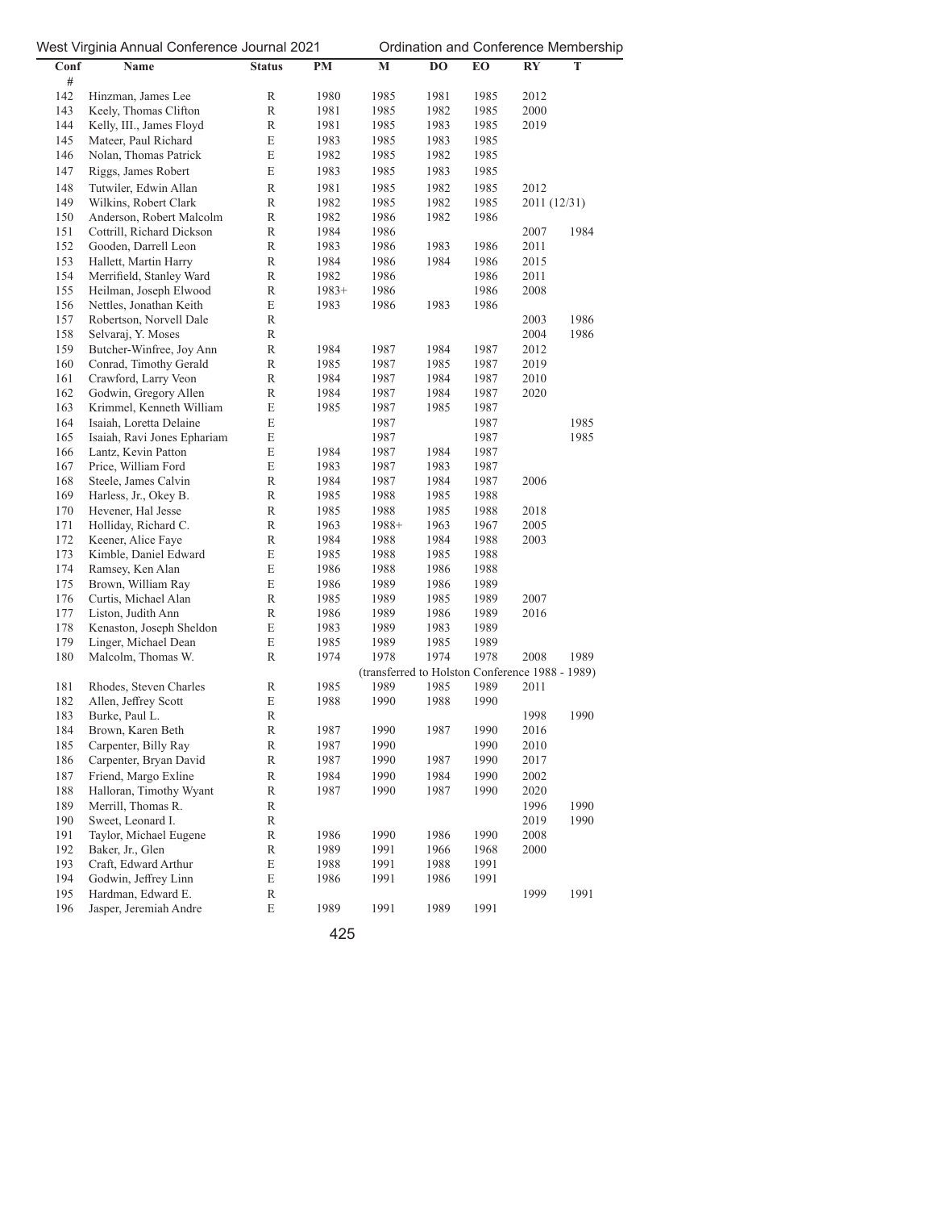| Conf # | Name | Status | PM | M | DO | EO | RY | T |
|---|---|---|---|---|---|---|---|---|
| 142 | Hinzman, James Lee | R | 1980 | 1985 | 1981 | 1985 | 2012 | |
| 143 | Keely, Thomas Clifton | R | 1981 | 1985 | 1982 | 1985 | 2000 | |
| 144 | Kelly, III., James Floyd | R | 1981 | 1985 | 1983 | 1985 | 2019 | |
| 145 | Mateer, Paul Richard | E | 1983 | 1985 | 1983 | 1985 | | |
| 146 | Nolan, Thomas Patrick | E | 1982 | 1985 | 1982 | 1985 | | |
| 147 | Riggs, James Robert | E | 1983 | 1985 | 1983 | 1985 | | |
| 148 | Tutwiler, Edwin Allan | R | 1981 | 1985 | 1982 | 1985 | 2012 | |
| 149 | Wilkins, Robert Clark | R | 1982 | 1985 | 1982 | 1985 | 2011 (12/31) | |
| 150 | Anderson, Robert Malcolm | R | 1982 | 1986 | 1982 | 1986 | | |
| 151 | Cottrill, Richard Dickson | R | 1984 | 1986 | | | 2007 | 1984 |
| 152 | Gooden, Darrell Leon | R | 1983 | 1986 | 1983 | 1986 | 2011 | |
| 153 | Hallett, Martin Harry | R | 1984 | 1986 | 1984 | 1986 | 2015 | |
| 154 | Merrifield, Stanley Ward | R | 1982 | 1986 | | 1986 | 2011 | |
| 155 | Heilman, Joseph Elwood | R | 1983+ | 1986 | | 1986 | 2008 | |
| 156 | Nettles, Jonathan Keith | E | 1983 | 1986 | 1983 | 1986 | | |
| 157 | Robertson, Norvell Dale | R | | | | | 2003 | 1986 |
| 158 | Selvaraj, Y. Moses | R | | | | | 2004 | 1986 |
| 159 | Butcher-Winfree, Joy Ann | R | 1984 | 1987 | 1984 | 1987 | 2012 | |
| 160 | Conrad, Timothy Gerald | R | 1985 | 1987 | 1985 | 1987 | 2019 | |
| 161 | Crawford, Larry Veon | R | 1984 | 1987 | 1984 | 1987 | 2010 | |
| 162 | Godwin, Gregory Allen | R | 1984 | 1987 | 1984 | 1987 | 2020 | |
| 163 | Krimmel, Kenneth William | E | 1985 | 1987 | 1985 | 1987 | | |
| 164 | Isaiah, Loretta Delaine | E | | 1987 | | 1987 | | 1985 |
| 165 | Isaiah, Ravi Jones Ephariam | E | | 1987 | | 1987 | | 1985 |
| 166 | Lantz, Kevin Patton | E | 1984 | 1987 | 1984 | 1987 | | |
| 167 | Price, William Ford | E | 1983 | 1987 | 1983 | 1987 | | |
| 168 | Steele, James Calvin | R | 1984 | 1987 | 1984 | 1987 | 2006 | |
| 169 | Harless, Jr., Okey B. | R | 1985 | 1988 | 1985 | 1988 | | |
| 170 | Hevener, Hal Jesse | R | 1985 | 1988 | 1985 | 1988 | 2018 | |
| 171 | Holliday, Richard C. | R | 1963 | 1988+ | 1963 | 1967 | 2005 | |
| 172 | Keener, Alice Faye | R | 1984 | 1988 | 1984 | 1988 | 2003 | |
| 173 | Kimble, Daniel Edward | E | 1985 | 1988 | 1985 | 1988 | | |
| 174 | Ramsey, Ken Alan | E | 1986 | 1988 | 1986 | 1988 | | |
| 175 | Brown, William Ray | E | 1986 | 1989 | 1986 | 1989 | | |
| 176 | Curtis, Michael Alan | R | 1985 | 1989 | 1985 | 1989 | 2007 | |
| 177 | Liston, Judith Ann | R | 1986 | 1989 | 1986 | 1989 | 2016 | |
| 178 | Kenaston, Joseph Sheldon | E | 1983 | 1989 | 1983 | 1989 | | |
| 179 | Linger, Michael Dean | E | 1985 | 1989 | 1985 | 1989 | | |
| 180 | Malcolm, Thomas W. | R | 1974 | 1978 | 1974 | 1978 | 2008 | 1989 |
| | | | | (transferred to Holston Conference 1988 - 1989) | | | | |
| 181 | Rhodes, Steven Charles | R | 1985 | 1989 | 1985 | 1989 | 2011 | |
| 182 | Allen, Jeffrey Scott | E | 1988 | 1990 | 1988 | 1990 | | |
| 183 | Burke, Paul L. | R | | | | | 1998 | 1990 |
| 184 | Brown, Karen Beth | R | 1987 | 1990 | 1987 | 1990 | 2016 | |
| 185 | Carpenter, Billy Ray | R | 1987 | 1990 | | 1990 | 2010 | |
| 186 | Carpenter, Bryan David | R | 1987 | 1990 | 1987 | 1990 | 2017 | |
| 187 | Friend, Margo Exline | R | 1984 | 1990 | 1984 | 1990 | 2002 | |
| 188 | Halloran, Timothy Wyant | R | 1987 | 1990 | 1987 | 1990 | 2020 | |
| 189 | Merrill, Thomas R. | R | | | | | 1996 | 1990 |
| 190 | Sweet, Leonard I. | R | | | | | 2019 | 1990 |
| 191 | Taylor, Michael Eugene | R | 1986 | 1990 | 1986 | 1990 | 2008 | |
| 192 | Baker, Jr., Glen | R | 1989 | 1991 | 1966 | 1968 | 2000 | |
| 193 | Craft, Edward Arthur | E | 1988 | 1991 | 1988 | 1991 | | |
| 194 | Godwin, Jeffrey Linn | E | 1986 | 1991 | 1986 | 1991 | | |
| 195 | Hardman, Edward E. | R | | | | | 1999 | 1991 |
| 196 | Jasper, Jeremiah Andre | E | 1989 | 1991 | 1989 | 1991 | | |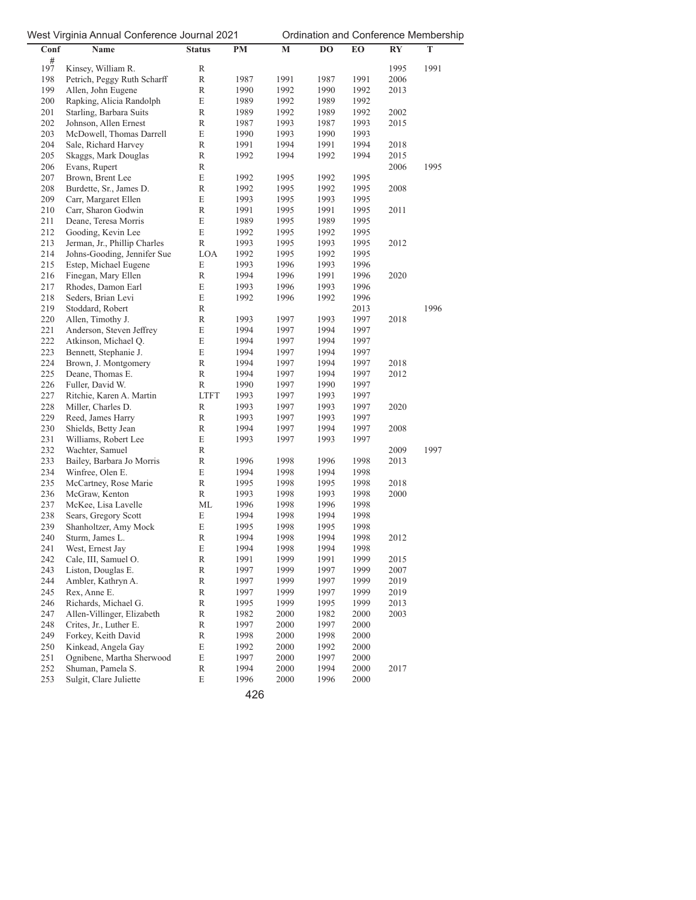| Conf # | Name | Status | PM | M | DO | EO | RY | T |
|---|---|---|---|---|---|---|---|---|
| 197 | Kinsey, William R. | R | | | | | 1995 | 1991 |
| 198 | Petrich, Peggy Ruth Scharff | R | 1987 | 1991 | 1987 | 1991 | 2006 | |
| 199 | Allen, John Eugene | R | 1990 | 1992 | 1990 | 1992 | 2013 | |
| 200 | Rapking, Alicia Randolph | E | 1989 | 1992 | 1989 | 1992 | | |
| 201 | Starling, Barbara Suits | R | 1989 | 1992 | 1989 | 1992 | 2002 | |
| 202 | Johnson, Allen Ernest | R | 1987 | 1993 | 1987 | 1993 | 2015 | |
| 203 | McDowell, Thomas Darrell | E | 1990 | 1993 | 1990 | 1993 | | |
| 204 | Sale, Richard Harvey | R | 1991 | 1994 | 1991 | 1994 | 2018 | |
| 205 | Skaggs, Mark Douglas | R | 1992 | 1994 | 1992 | 1994 | 2015 | |
| 206 | Evans, Rupert | R | | | | | 2006 | 1995 |
| 207 | Brown, Brent Lee | E | 1992 | 1995 | 1992 | 1995 | | |
| 208 | Burdette, Sr., James D. | R | 1992 | 1995 | 1992 | 1995 | 2008 | |
| 209 | Carr, Margaret Ellen | E | 1993 | 1995 | 1993 | 1995 | | |
| 210 | Carr, Sharon Godwin | R | 1991 | 1995 | 1991 | 1995 | 2011 | |
| 211 | Deane, Teresa Morris | E | 1989 | 1995 | 1989 | 1995 | | |
| 212 | Gooding, Kevin Lee | E | 1992 | 1995 | 1992 | 1995 | | |
| 213 | Jerman, Jr., Phillip Charles | R | 1993 | 1995 | 1993 | 1995 | 2012 | |
| 214 | Johns-Gooding, Jennifer Sue | LOA | 1992 | 1995 | 1992 | 1995 | | |
| 215 | Estep, Michael Eugene | E | 1993 | 1996 | 1993 | 1996 | | |
| 216 | Finegan, Mary Ellen | R | 1994 | 1996 | 1991 | 1996 | 2020 | |
| 217 | Rhodes, Damon Earl | E | 1993 | 1996 | 1993 | 1996 | | |
| 218 | Seders, Brian Levi | E | 1992 | 1996 | 1992 | 1996 | | |
| 219 | Stoddard, Robert | R | | | | 2013 | | 1996 |
| 220 | Allen, Timothy J. | R | 1993 | 1997 | 1993 | 1997 | 2018 | |
| 221 | Anderson, Steven Jeffrey | E | 1994 | 1997 | 1994 | 1997 | | |
| 222 | Atkinson, Michael Q. | E | 1994 | 1997 | 1994 | 1997 | | |
| 223 | Bennett, Stephanie J. | E | 1994 | 1997 | 1994 | 1997 | | |
| 224 | Brown, J. Montgomery | R | 1994 | 1997 | 1994 | 1997 | 2018 | |
| 225 | Deane, Thomas E. | R | 1994 | 1997 | 1994 | 1997 | 2012 | |
| 226 | Fuller, David W. | R | 1990 | 1997 | 1990 | 1997 | | |
| 227 | Ritchie, Karen A. Martin | LTFT | 1993 | 1997 | 1993 | 1997 | | |
| 228 | Miller, Charles D. | R | 1993 | 1997 | 1993 | 1997 | 2020 | |
| 229 | Reed, James Harry | R | 1993 | 1997 | 1993 | 1997 | | |
| 230 | Shields, Betty Jean | R | 1994 | 1997 | 1994 | 1997 | 2008 | |
| 231 | Williams, Robert Lee | E | 1993 | 1997 | 1993 | 1997 | | |
| 232 | Wachter, Samuel | R | | | | | 2009 | 1997 |
| 233 | Bailey, Barbara Jo Morris | R | 1996 | 1998 | 1996 | 1998 | 2013 | |
| 234 | Winfree, Olen E. | E | 1994 | 1998 | 1994 | 1998 | | |
| 235 | McCartney, Rose Marie | R | 1995 | 1998 | 1995 | 1998 | 2018 | |
| 236 | McGraw, Kenton | R | 1993 | 1998 | 1993 | 1998 | 2000 | |
| 237 | McKee, Lisa Lavelle | ML | 1996 | 1998 | 1996 | 1998 | | |
| 238 | Sears, Gregory Scott | E | 1994 | 1998 | 1994 | 1998 | | |
| 239 | Shanholtzer, Amy Mock | E | 1995 | 1998 | 1995 | 1998 | | |
| 240 | Sturm, James L. | R | 1994 | 1998 | 1994 | 1998 | 2012 | |
| 241 | West, Ernest Jay | E | 1994 | 1998 | 1994 | 1998 | | |
| 242 | Cale, III, Samuel O. | R | 1991 | 1999 | 1991 | 1999 | 2015 | |
| 243 | Liston, Douglas E. | R | 1997 | 1999 | 1997 | 1999 | 2007 | |
| 244 | Ambler, Kathryn A. | R | 1997 | 1999 | 1997 | 1999 | 2019 | |
| 245 | Rex, Anne E. | R | 1997 | 1999 | 1997 | 1999 | 2019 | |
| 246 | Richards, Michael G. | R | 1995 | 1999 | 1995 | 1999 | 2013 | |
| 247 | Allen-Villinger, Elizabeth | R | 1982 | 2000 | 1982 | 2000 | 2003 | |
| 248 | Crites, Jr., Luther E. | R | 1997 | 2000 | 1997 | 2000 | | |
| 249 | Forkey, Keith David | R | 1998 | 2000 | 1998 | 2000 | | |
| 250 | Kinkead, Angela Gay | E | 1992 | 2000 | 1992 | 2000 | | |
| 251 | Ognibene, Martha Sherwood | E | 1997 | 2000 | 1997 | 2000 | | |
| 252 | Shuman, Pamela S. | R | 1994 | 2000 | 1994 | 2000 | 2017 | |
| 253 | Sulgit, Clare Juliette | E | 1996 | 2000 | 1996 | 2000 | | |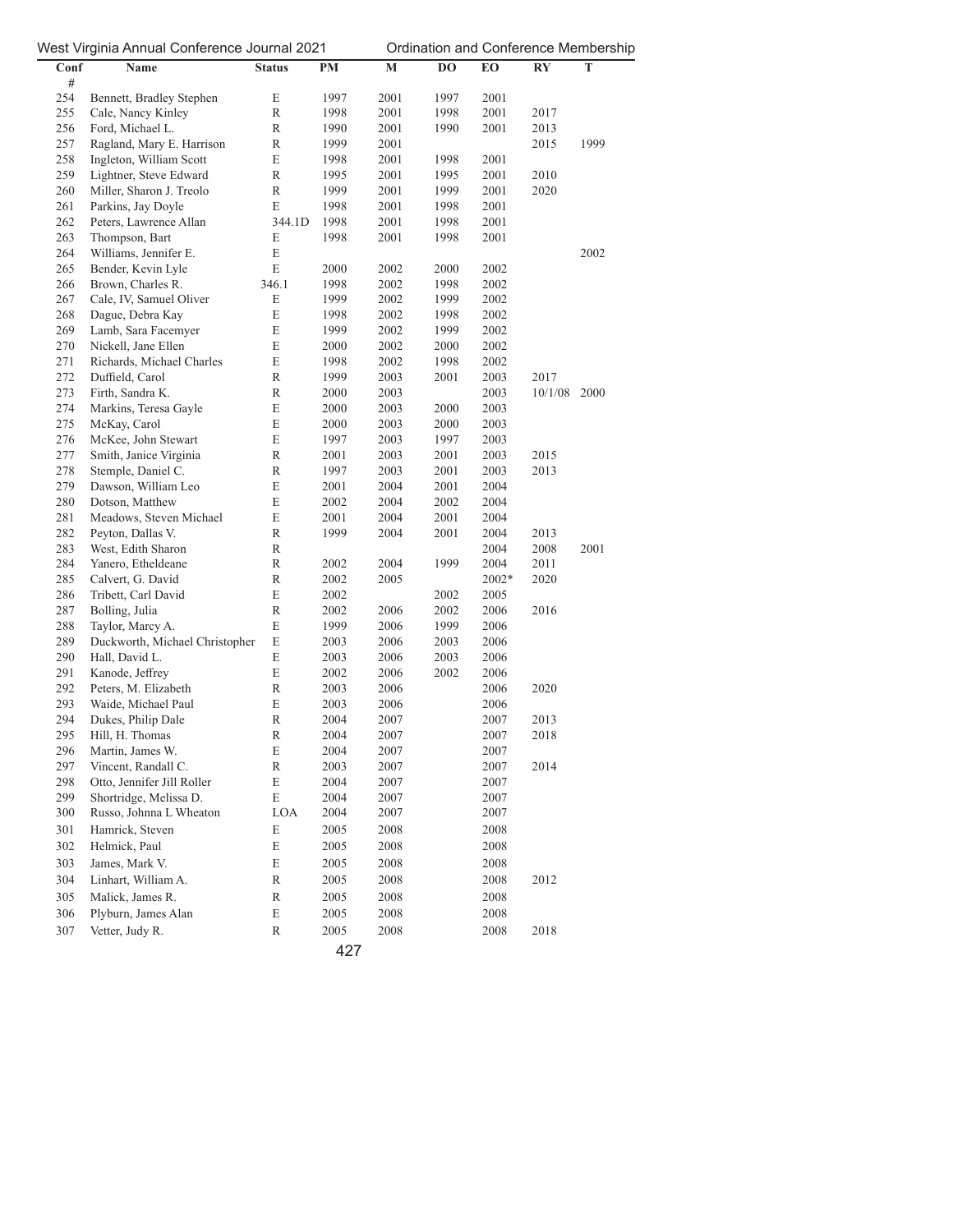| Conf # | Name | Status | PM | M | DO | EO | RY | T |
|---|---|---|---|---|---|---|---|---|
| 254 | Bennett, Bradley Stephen | E | 1997 | 2001 | 1997 | 2001 | | |
| 255 | Cale, Nancy Kinley | R | 1998 | 2001 | 1998 | 2001 | 2017 | |
| 256 | Ford, Michael L. | R | 1990 | 2001 | 1990 | 2001 | 2013 | |
| 257 | Ragland, Mary E. Harrison | R | 1999 | 2001 | | | 2015 | 1999 |
| 258 | Ingleton, William Scott | E | 1998 | 2001 | 1998 | 2001 | | |
| 259 | Lightner, Steve Edward | R | 1995 | 2001 | 1995 | 2001 | 2010 | |
| 260 | Miller, Sharon J. Treolo | R | 1999 | 2001 | 1999 | 2001 | 2020 | |
| 261 | Parkins, Jay Doyle | E | 1998 | 2001 | 1998 | 2001 | | |
| 262 | Peters, Lawrence Allan | 344.1D | 1998 | 2001 | 1998 | 2001 | | |
| 263 | Thompson, Bart | E | 1998 | 2001 | 1998 | 2001 | | |
| 264 | Williams, Jennifer E. | E | | | | | | 2002 |
| 265 | Bender, Kevin Lyle | E | 2000 | 2002 | 2000 | 2002 | | |
| 266 | Brown, Charles R. | 346.1 | 1998 | 2002 | 1998 | 2002 | | |
| 267 | Cale, IV, Samuel Oliver | E | 1999 | 2002 | 1999 | 2002 | | |
| 268 | Dague, Debra Kay | E | 1998 | 2002 | 1998 | 2002 | | |
| 269 | Lamb, Sara Facemyer | E | 1999 | 2002 | 1999 | 2002 | | |
| 270 | Nickell, Jane Ellen | E | 2000 | 2002 | 2000 | 2002 | | |
| 271 | Richards, Michael Charles | E | 1998 | 2002 | 1998 | 2002 | | |
| 272 | Duffield, Carol | R | 1999 | 2003 | 2001 | 2003 | 2017 | |
| 273 | Firth, Sandra K. | R | 2000 | 2003 | | 2003 | 10/1/08 | 2000 |
| 274 | Markins, Teresa Gayle | E | 2000 | 2003 | 2000 | 2003 | | |
| 275 | McKay, Carol | E | 2000 | 2003 | 2000 | 2003 | | |
| 276 | McKee, John Stewart | E | 1997 | 2003 | 1997 | 2003 | | |
| 277 | Smith, Janice Virginia | R | 2001 | 2003 | 2001 | 2003 | 2015 | |
| 278 | Stemple, Daniel C. | R | 1997 | 2003 | 2001 | 2003 | 2013 | |
| 279 | Dawson, William Leo | E | 2001 | 2004 | 2001 | 2004 | | |
| 280 | Dotson, Matthew | E | 2002 | 2004 | 2002 | 2004 | | |
| 281 | Meadows, Steven Michael | E | 2001 | 2004 | 2001 | 2004 | | |
| 282 | Peyton, Dallas V. | R | 1999 | 2004 | 2001 | 2004 | 2013 | |
| 283 | West, Edith Sharon | R | | | | 2004 | 2008 | 2001 |
| 284 | Yanero, Etheldeane | R | 2002 | 2004 | 1999 | 2004 | 2011 | |
| 285 | Calvert, G. David | R | 2002 | 2005 | | 2002* | 2020 | |
| 286 | Tribett, Carl David | E | 2002 | | 2002 | 2005 | | |
| 287 | Bolling, Julia | R | 2002 | 2006 | 2002 | 2006 | 2016 | |
| 288 | Taylor, Marcy A. | E | 1999 | 2006 | 1999 | 2006 | | |
| 289 | Duckworth, Michael Christopher | E | 2003 | 2006 | 2003 | 2006 | | |
| 290 | Hall, David L. | E | 2003 | 2006 | 2003 | 2006 | | |
| 291 | Kanode, Jeffrey | E | 2002 | 2006 | 2002 | 2006 | | |
| 292 | Peters, M. Elizabeth | R | 2003 | 2006 | | 2006 | 2020 | |
| 293 | Waide, Michael Paul | E | 2003 | 2006 | | 2006 | | |
| 294 | Dukes, Philip Dale | R | 2004 | 2007 | | 2007 | 2013 | |
| 295 | Hill, H. Thomas | R | 2004 | 2007 | | 2007 | 2018 | |
| 296 | Martin, James W. | E | 2004 | 2007 | | 2007 | | |
| 297 | Vincent, Randall C. | R | 2003 | 2007 | | 2007 | 2014 | |
| 298 | Otto, Jennifer Jill Roller | E | 2004 | 2007 | | 2007 | | |
| 299 | Shortridge, Melissa D. | E | 2004 | 2007 | | 2007 | | |
| 300 | Russo, Johnna L Wheaton | LOA | 2004 | 2007 | | 2007 | | |
| 301 | Hamrick, Steven | E | 2005 | 2008 | | 2008 | | |
| 302 | Helmick, Paul | E | 2005 | 2008 | | 2008 | | |
| 303 | James, Mark V. | E | 2005 | 2008 | | 2008 | | |
| 304 | Linhart, William A. | R | 2005 | 2008 | | 2008 | 2012 | |
| 305 | Malick, James R. | R | 2005 | 2008 | | 2008 | | |
| 306 | Plyburn, James Alan | E | 2005 | 2008 | | 2008 | | |
| 307 | Vetter, Judy R. | R | 2005 | 2008 | | 2008 | 2018 | |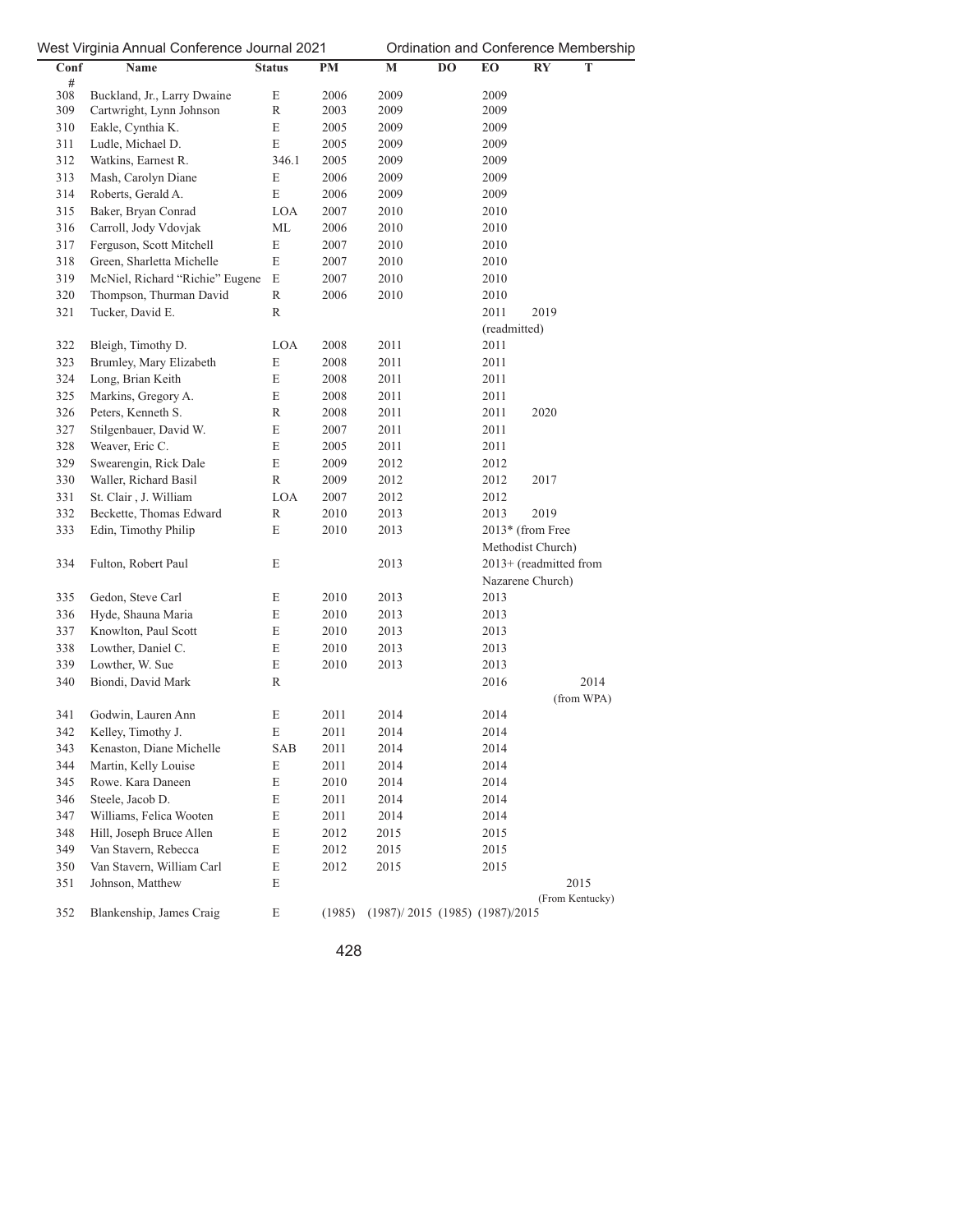| Conf # | Name | Status | PM | M | DO | EO | RY | T |
|---|---|---|---|---|---|---|---|---|
| 308 | Buckland, Jr., Larry Dwaine | E | 2006 | 2009 | | 2009 | | |
| 309 | Cartwright, Lynn Johnson | R | 2003 | 2009 | | 2009 | | |
| 310 | Eakle, Cynthia K. | E | 2005 | 2009 | | 2009 | | |
| 311 | Ludle, Michael D. | E | 2005 | 2009 | | 2009 | | |
| 312 | Watkins, Earnest R. | 346.1 | 2005 | 2009 | | 2009 | | |
| 313 | Mash, Carolyn Diane | E | 2006 | 2009 | | 2009 | | |
| 314 | Roberts, Gerald A. | E | 2006 | 2009 | | 2009 | | |
| 315 | Baker, Bryan Conrad | LOA | 2007 | 2010 | | 2010 | | |
| 316 | Carroll, Jody Vdovjak | ML | 2006 | 2010 | | 2010 | | |
| 317 | Ferguson, Scott Mitchell | E | 2007 | 2010 | | 2010 | | |
| 318 | Green, Sharletta Michelle | E | 2007 | 2010 | | 2010 | | |
| 319 | McNiel, Richard "Richie" Eugene | E | 2007 | 2010 | | 2010 | | |
| 320 | Thompson, Thurman David | R | 2006 | 2010 | | 2010 | | |
| 321 | Tucker, David E. | R | | | | 2011 (readmitted) | 2019 | |
| 322 | Bleigh, Timothy D. | LOA | 2008 | 2011 | | 2011 | | |
| 323 | Brumley, Mary Elizabeth | E | 2008 | 2011 | | 2011 | | |
| 324 | Long, Brian Keith | E | 2008 | 2011 | | 2011 | | |
| 325 | Markins, Gregory A. | E | 2008 | 2011 | | 2011 | | |
| 326 | Peters, Kenneth S. | R | 2008 | 2011 | | 2011 | 2020 | |
| 327 | Stilgenbauer, David W. | E | 2007 | 2011 | | 2011 | | |
| 328 | Weaver, Eric C. | E | 2005 | 2011 | | 2011 | | |
| 329 | Swearengin, Rick Dale | E | 2009 | 2012 | | 2012 | | |
| 330 | Waller, Richard Basil | R | 2009 | 2012 | | 2012 | 2017 | |
| 331 | St. Clair , J. William | LOA | 2007 | 2012 | | 2012 | | |
| 332 | Beckette, Thomas Edward | R | 2010 | 2013 | | 2013 | 2019 | |
| 333 | Edin, Timothy Philip | E | 2010 | 2013 | | 2013* (from Free Methodist Church) | | |
| 334 | Fulton, Robert Paul | E | | 2013 | | 2013+ (readmitted from Nazarene Church) | | |
| 335 | Gedon, Steve Carl | E | 2010 | 2013 | | 2013 | | |
| 336 | Hyde, Shauna Maria | E | 2010 | 2013 | | 2013 | | |
| 337 | Knowlton, Paul Scott | E | 2010 | 2013 | | 2013 | | |
| 338 | Lowther, Daniel C. | E | 2010 | 2013 | | 2013 | | |
| 339 | Lowther, W. Sue | E | 2010 | 2013 | | 2013 | | |
| 340 | Biondi, David Mark | R | | | | 2016 | | 2014 (from WPA) |
| 341 | Godwin, Lauren Ann | E | 2011 | 2014 | | 2014 | | |
| 342 | Kelley, Timothy J. | E | 2011 | 2014 | | 2014 | | |
| 343 | Kenaston, Diane Michelle | SAB | 2011 | 2014 | | 2014 | | |
| 344 | Martin, Kelly Louise | E | 2011 | 2014 | | 2014 | | |
| 345 | Rowe. Kara Daneen | E | 2010 | 2014 | | 2014 | | |
| 346 | Steele, Jacob D. | E | 2011 | 2014 | | 2014 | | |
| 347 | Williams, Felica Wooten | E | 2011 | 2014 | | 2014 | | |
| 348 | Hill, Joseph Bruce Allen | E | 2012 | 2015 | | 2015 | | |
| 349 | Van Stavern, Rebecca | E | 2012 | 2015 | | 2015 | | |
| 350 | Van Stavern, William Carl | E | 2012 | 2015 | | 2015 | | |
| 351 | Johnson, Matthew | E | | | | | | 2015 (From Kentucky) |
| 352 | Blankenship, James Craig | E | (1985) | (1987)/ 2015 | (1985) | (1987)/2015 | | |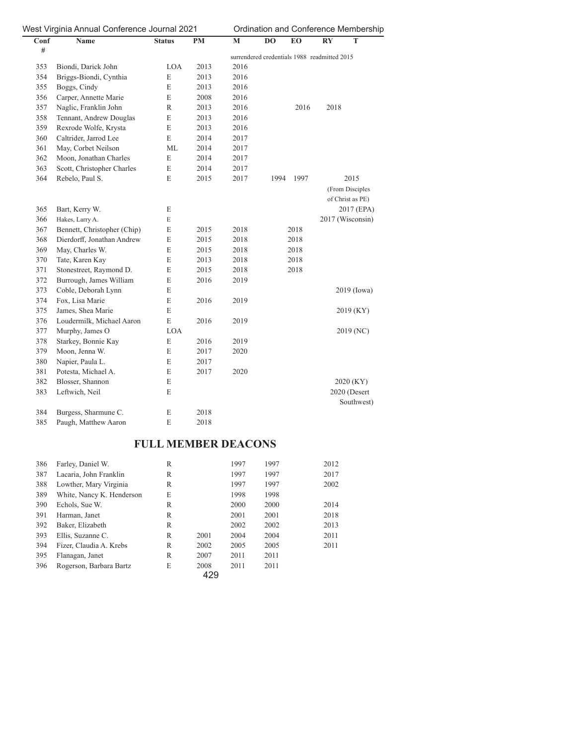| Conf # | Name | Status | PM | M | DO | EO | RY | T |
|---|---|---|---|---|---|---|---|---|
| | | | | surrendered credentials 1988 readmitted 2015 | | | | |
| 353 | Biondi, Darick John | LOA | 2013 | 2016 | | | | |
| 354 | Briggs-Biondi, Cynthia | E | 2013 | 2016 | | | | |
| 355 | Boggs, Cindy | E | 2013 | 2016 | | | | |
| 356 | Carper, Annette Marie | E | 2008 | 2016 | | | | |
| 357 | Naglic, Franklin John | R | 2013 | 2016 | | 2016 | 2018 | |
| 358 | Tennant, Andrew Douglas | E | 2013 | 2016 | | | | |
| 359 | Rexrode Wolfe, Krysta | E | 2013 | 2016 | | | | |
| 360 | Caltrider, Jarrod Lee | E | 2014 | 2017 | | | | |
| 361 | May, Corbet Neilson | ML | 2014 | 2017 | | | | |
| 362 | Moon, Jonathan Charles | E | 2014 | 2017 | | | | |
| 363 | Scott, Christopher Charles | E | 2014 | 2017 | | | | |
| 364 | Rebelo, Paul S. | E | 2015 | 2017 | 1994 | 1997 | | 2015 (From Disciples of Christ as PE) |
| 365 | Bart, Kerry W. | E | | | | | | 2017 (EPA) |
| 366 | Hakes, Larry A. | E | | | | | | 2017 (Wisconsin) |
| 367 | Bennett, Christopher (Chip) | E | 2015 | 2018 | | 2018 | | |
| 368 | Dierdorff, Jonathan Andrew | E | 2015 | 2018 | | 2018 | | |
| 369 | May, Charles W. | E | 2015 | 2018 | | 2018 | | |
| 370 | Tate, Karen Kay | E | 2013 | 2018 | | 2018 | | |
| 371 | Stonestreet, Raymond D. | E | 2015 | 2018 | | 2018 | | |
| 372 | Burrough, James William | E | 2016 | 2019 | | | | |
| 373 | Coble, Deborah Lynn | E | | | | | | 2019 (Iowa) |
| 374 | Fox, Lisa Marie | E | 2016 | 2019 | | | | |
| 375 | James, Shea Marie | E | | | | | | 2019 (KY) |
| 376 | Loudermilk, Michael Aaron | E | 2016 | 2019 | | | | |
| 377 | Murphy, James O | LOA | | | | | | 2019 (NC) |
| 378 | Starkey, Bonnie Kay | E | 2016 | 2019 | | | | |
| 379 | Moon, Jenna W. | E | 2017 | 2020 | | | | |
| 380 | Napier, Paula L. | E | 2017 | | | | | |
| 381 | Potesta, Michael A. | E | 2017 | 2020 | | | | |
| 382 | Blosser, Shannon | E | | | | | | 2020 (KY) |
| 383 | Leftwich, Neil | E | | | | | | 2020 (Desert Southwest) |
| 384 | Burgess, Sharmune C. | E | 2018 | | | | | |
| 385 | Paugh, Matthew Aaron | E | 2018 | | | | | |

## FULL MEMBER DEACONS

| Conf # | Name | Status | PM | M | DO | EO | RY | T |
|---|---|---|---|---|---|---|---|---|
| 386 | Farley, Daniel W. | R | | 1997 | 1997 | | 2012 | |
| 387 | Lacaria, John Franklin | R | | 1997 | 1997 | | 2017 | |
| 388 | Lowther, Mary Virginia | R | | 1997 | 1997 | | 2002 | |
| 389 | White, Nancy K. Henderson | E | | 1998 | 1998 | | | |
| 390 | Echols, Sue W. | R | | 2000 | 2000 | | 2014 | |
| 391 | Harman, Janet | R | | 2001 | 2001 | | 2018 | |
| 392 | Baker, Elizabeth | R | | 2002 | 2002 | | 2013 | |
| 393 | Ellis, Suzanne C. | R | 2001 | 2004 | 2004 | | 2011 | |
| 394 | Fizer, Claudia A. Krebs | R | 2002 | 2005 | 2005 | | 2011 | |
| 395 | Flanagan, Janet | R | 2007 | 2011 | 2011 | | | |
| 396 | Rogerson, Barbara Bartz | E | 2008 | 2011 | 2011 | | | |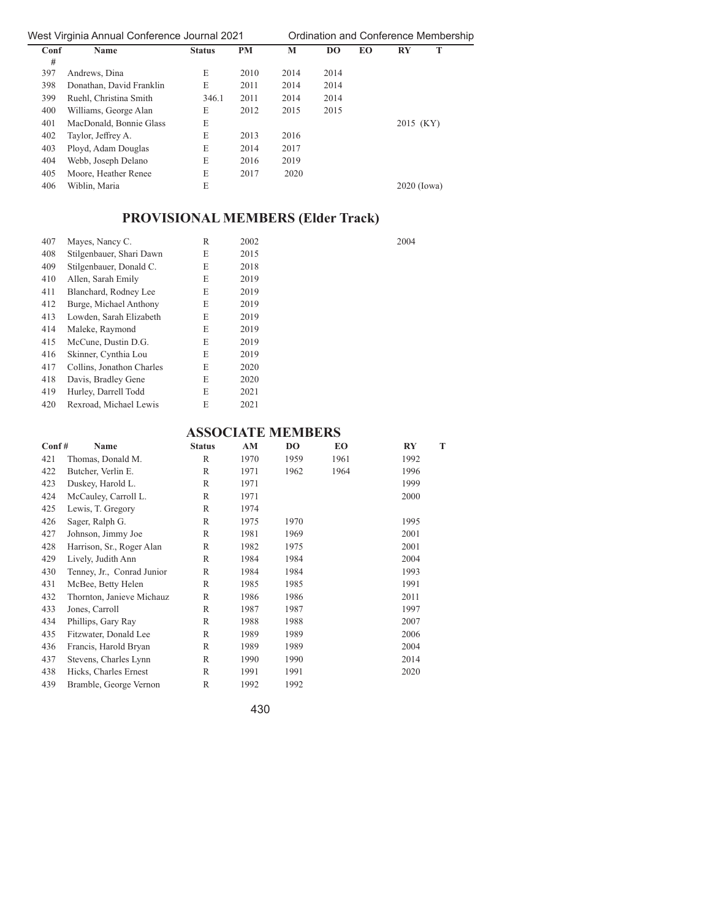| Conf # | Name | Status | PM | M | DO | EO | RY | T |
|---|---|---|---|---|---|---|---|---|
| 397 | Andrews, Dina | E | 2010 | 2014 | 2014 | | | |
| 398 | Donathan, David Franklin | E | 2011 | 2014 | 2014 | | | |
| 399 | Ruehl, Christina Smith | 346.1 | 2011 | 2014 | 2014 | | | |
| 400 | Williams, George Alan | E | 2012 | 2015 | 2015 | | | |
| 401 | MacDonald, Bonnie Glass | E | | | | | | 2015 (KY) |
| 402 | Taylor, Jeffrey A. | E | 2013 | 2016 | | | | |
| 403 | Ployd, Adam Douglas | E | 2014 | 2017 | | | | |
| 404 | Webb, Joseph Delano | E | 2016 | 2019 | | | | |
| 405 | Moore, Heather Renee | E | 2017 | 2020 | | | | |
| 406 | Wiblin, Maria | E | | | | | | 2020 (Iowa) |

## PROVISIONAL MEMBERS (Elder Track)

| Conf # | Name | Status | PM | M | DO | EO | RY | T |
|---|---|---|---|---|---|---|---|---|
| 407 | Mayes, Nancy C. | R | 2002 | | | | 2004 | |
| 408 | Stilgenbauer, Shari Dawn | E | 2015 | | | | | |
| 409 | Stilgenbauer, Donald C. | E | 2018 | | | | | |
| 410 | Allen, Sarah Emily | E | 2019 | | | | | |
| 411 | Blanchard, Rodney Lee | E | 2019 | | | | | |
| 412 | Burge, Michael Anthony | E | 2019 | | | | | |
| 413 | Lowden, Sarah Elizabeth | E | 2019 | | | | | |
| 414 | Maleke, Raymond | E | 2019 | | | | | |
| 415 | McCune, Dustin D.G. | E | 2019 | | | | | |
| 416 | Skinner, Cynthia Lou | E | 2019 | | | | | |
| 417 | Collins, Jonathon Charles | E | 2020 | | | | | |
| 418 | Davis, Bradley Gene | E | 2020 | | | | | |
| 419 | Hurley, Darrell Todd | E | 2021 | | | | | |
| 420 | Rexroad, Michael Lewis | E | 2021 | | | | | |

## ASSOCIATE MEMBERS

| Conf # | Name | Status | AM | DO | EO | RY | T |
|---|---|---|---|---|---|---|---|
| 421 | Thomas, Donald M. | R | 1970 | 1959 | 1961 | 1992 | |
| 422 | Butcher, Verlin E. | R | 1971 | 1962 | 1964 | 1996 | |
| 423 | Duskey, Harold L. | R | 1971 | | | 1999 | |
| 424 | McCauley, Carroll L. | R | 1971 | | | 2000 | |
| 425 | Lewis, T. Gregory | R | 1974 | | | | |
| 426 | Sager, Ralph G. | R | 1975 | 1970 | | 1995 | |
| 427 | Johnson, Jimmy Joe | R | 1981 | 1969 | | 2001 | |
| 428 | Harrison, Sr., Roger Alan | R | 1982 | 1975 | | 2001 | |
| 429 | Lively, Judith Ann | R | 1984 | 1984 | | 2004 | |
| 430 | Tenney, Jr., Conrad Junior | R | 1984 | 1984 | | 1993 | |
| 431 | McBee, Betty Helen | R | 1985 | 1985 | | 1991 | |
| 432 | Thornton, Janieve Michauz | R | 1986 | 1986 | | 2011 | |
| 433 | Jones, Carroll | R | 1987 | 1987 | | 1997 | |
| 434 | Phillips, Gary Ray | R | 1988 | 1988 | | 2007 | |
| 435 | Fitzwater, Donald Lee | R | 1989 | 1989 | | 2006 | |
| 436 | Francis, Harold Bryan | R | 1989 | 1989 | | 2004 | |
| 437 | Stevens, Charles Lynn | R | 1990 | 1990 | | 2014 | |
| 438 | Hicks, Charles Ernest | R | 1991 | 1991 | | 2020 | |
| 439 | Bramble, George Vernon | R | 1992 | 1992 | | | |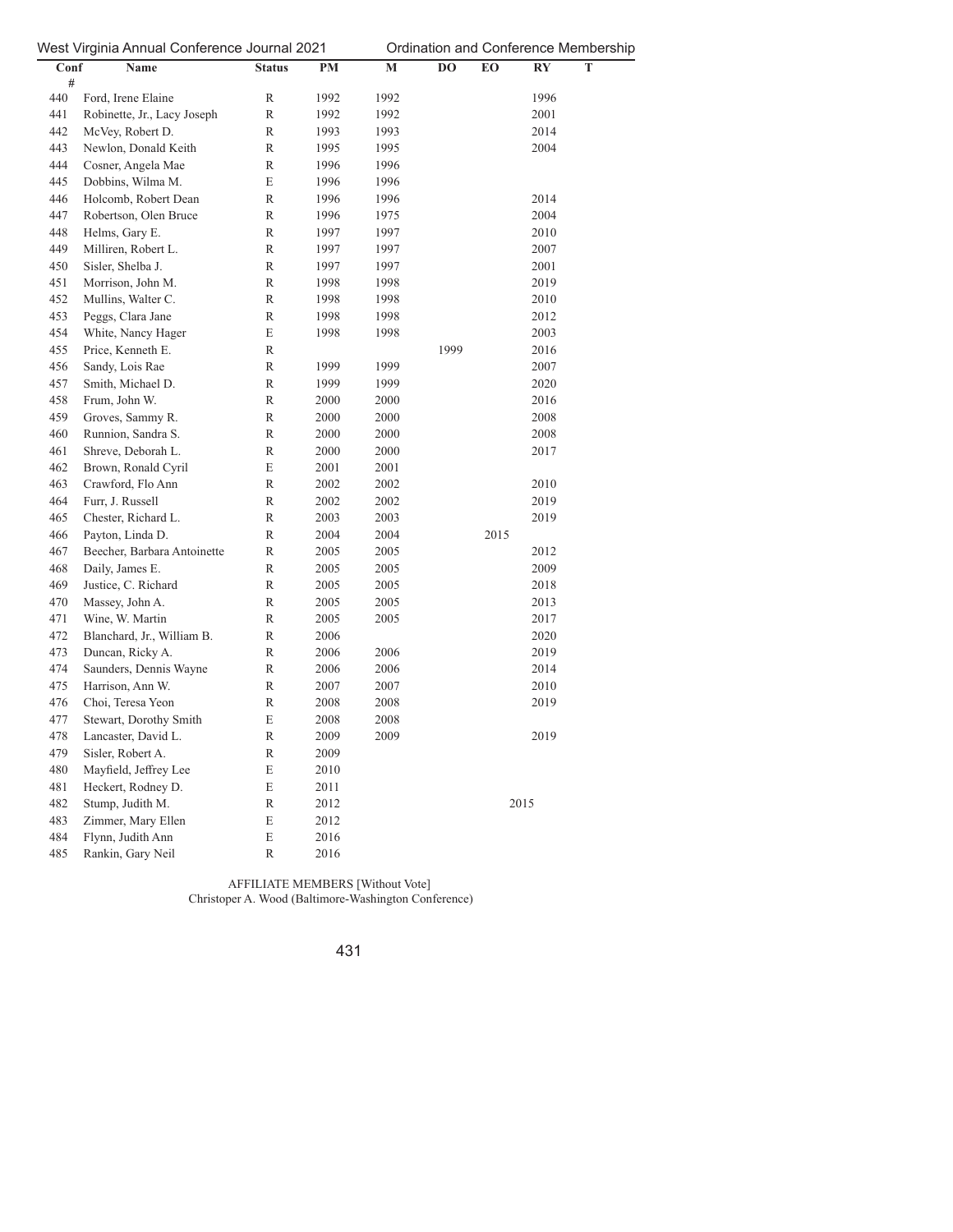| Conf # | Name | Status | PM | M | DO | EO | RY | T |
|---|---|---|---|---|---|---|---|---|
| 440 | Ford, Irene Elaine | R | 1992 | 1992 | | | 1996 | |
| 441 | Robinette, Jr., Lacy Joseph | R | 1992 | 1992 | | | 2001 | |
| 442 | McVey, Robert D. | R | 1993 | 1993 | | | 2014 | |
| 443 | Newlon, Donald Keith | R | 1995 | 1995 | | | 2004 | |
| 444 | Cosner, Angela Mae | R | 1996 | 1996 | | | | |
| 445 | Dobbins, Wilma M. | E | 1996 | 1996 | | | | |
| 446 | Holcomb, Robert Dean | R | 1996 | 1996 | | | 2014 | |
| 447 | Robertson, Olen Bruce | R | 1996 | 1975 | | | 2004 | |
| 448 | Helms, Gary E. | R | 1997 | 1997 | | | 2010 | |
| 449 | Milliren, Robert L. | R | 1997 | 1997 | | | 2007 | |
| 450 | Sisler, Shelba J. | R | 1997 | 1997 | | | 2001 | |
| 451 | Morrison, John M. | R | 1998 | 1998 | | | 2019 | |
| 452 | Mullins, Walter C. | R | 1998 | 1998 | | | 2010 | |
| 453 | Peggs, Clara Jane | R | 1998 | 1998 | | | 2012 | |
| 454 | White, Nancy Hager | E | 1998 | 1998 | | | 2003 | |
| 455 | Price, Kenneth E. | R | | | 1999 | | 2016 | |
| 456 | Sandy, Lois Rae | R | 1999 | 1999 | | | 2007 | |
| 457 | Smith, Michael D. | R | 1999 | 1999 | | | 2020 | |
| 458 | Frum, John W. | R | 2000 | 2000 | | | 2016 | |
| 459 | Groves, Sammy R. | R | 2000 | 2000 | | | 2008 | |
| 460 | Runnion, Sandra S. | R | 2000 | 2000 | | | 2008 | |
| 461 | Shreve, Deborah L. | R | 2000 | 2000 | | | 2017 | |
| 462 | Brown, Ronald Cyril | E | 2001 | 2001 | | | | |
| 463 | Crawford, Flo Ann | R | 2002 | 2002 | | | 2010 | |
| 464 | Furr, J. Russell | R | 2002 | 2002 | | | 2019 | |
| 465 | Chester, Richard L. | R | 2003 | 2003 | | | 2019 | |
| 466 | Payton, Linda D. | R | 2004 | 2004 | | 2015 | | |
| 467 | Beecher, Barbara Antoinette | R | 2005 | 2005 | | | 2012 | |
| 468 | Daily, James E. | R | 2005 | 2005 | | | 2009 | |
| 469 | Justice, C. Richard | R | 2005 | 2005 | | | 2018 | |
| 470 | Massey, John A. | R | 2005 | 2005 | | | 2013 | |
| 471 | Wine, W. Martin | R | 2005 | 2005 | | | 2017 | |
| 472 | Blanchard, Jr., William B. | R | 2006 | | | | 2020 | |
| 473 | Duncan, Ricky A. | R | 2006 | 2006 | | | 2019 | |
| 474 | Saunders, Dennis Wayne | R | 2006 | 2006 | | | 2014 | |
| 475 | Harrison, Ann W. | R | 2007 | 2007 | | | 2010 | |
| 476 | Choi, Teresa Yeon | R | 2008 | 2008 | | | 2019 | |
| 477 | Stewart, Dorothy Smith | E | 2008 | 2008 | | | | |
| 478 | Lancaster, David L. | R | 2009 | 2009 | | | 2019 | |
| 479 | Sisler, Robert A. | R | 2009 | | | | | |
| 480 | Mayfield, Jeffrey Lee | E | 2010 | | | | | |
| 481 | Heckert, Rodney D. | E | 2011 | | | | | |
| 482 | Stump, Judith M. | R | 2012 | | | | 2015 | |
| 483 | Zimmer, Mary Ellen | E | 2012 | | | | | |
| 484 | Flynn, Judith Ann | E | 2016 | | | | | |
| 485 | Rankin, Gary Neil | R | 2016 | | | | | |

AFFILIATE MEMBERS [Without Vote]

Christoper A. Wood (Baltimore-Washington Conference)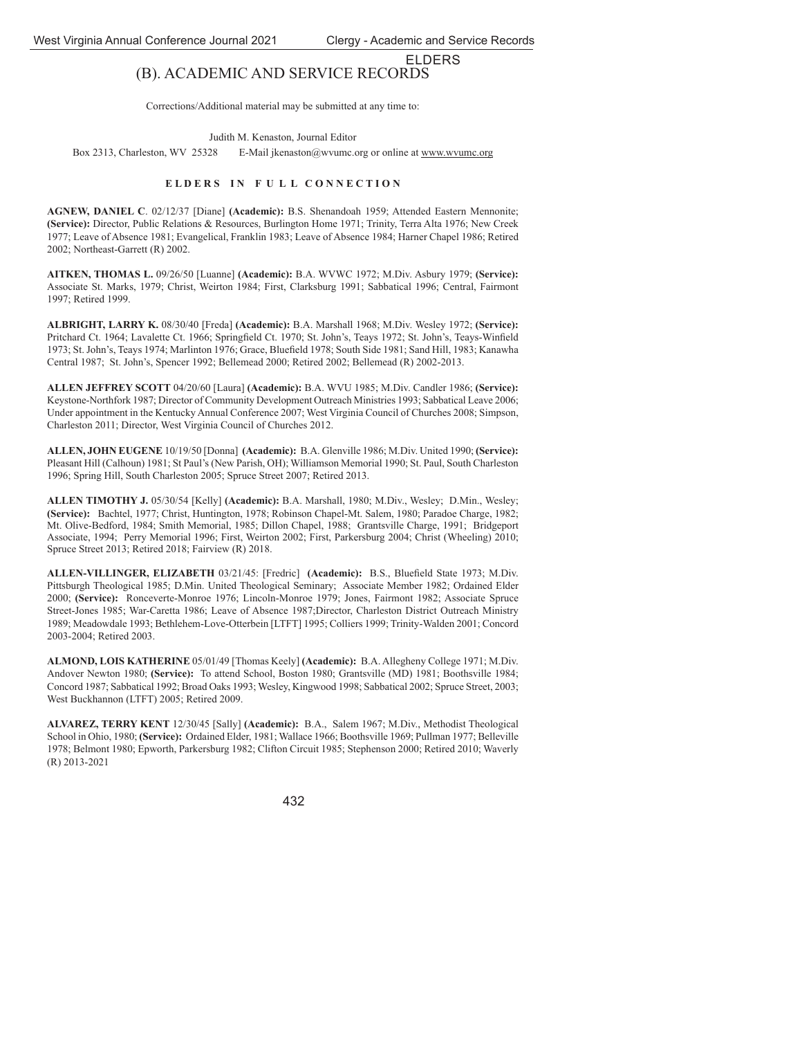ELDERS

# (B). ACADEMIC AND SERVICE RECORDS

Corrections/Additional material may be submitted at any time to:

Judith M. Kenaston, Journal Editor

Box 2313, Charleston, WV 25328 E-Mail jkenaston@wvumc.org or online at www.wvumc.org

## ELDERS IN FULL CONNECTION

**AGNEW, DANIEL C**. 02/12/37 [Diane] **(Academic):** B.S. Shenandoah 1959; Attended Eastern Mennonite; **(Service):** Director, Public Relations & Resources, Burlington Home 1971; Trinity, Terra Alta 1976; New Creek 1977; Leave of Absence 1981; Evangelical, Franklin 1983; Leave of Absence 1984; Harner Chapel 1986; Retired 2002; Northeast-Garrett (R) 2002.

**AITKEN, THOMAS L.** 09/26/50 [Luanne] **(Academic):** B.A. WVWC 1972; M.Div. Asbury 1979; **(Service):** Associate St. Marks, 1979; Christ, Weirton 1984; First, Clarksburg 1991; Sabbatical 1996; Central, Fairmont 1997; Retired 1999.

**ALBRIGHT, LARRY K.** 08/30/40 [Freda] **(Academic):** B.A. Marshall 1968; M.Div. Wesley 1972; **(Service):** Pritchard Ct. 1964; Lavalette Ct. 1966; Springfield Ct. 1970; St. John's, Teays 1972; St. John's, Teays-Winfield 1973; St. John's, Teays 1974; Marlinton 1976; Grace, Bluefield 1978; South Side 1981; Sand Hill, 1983; Kanawha Central 1987; St. John's, Spencer 1992; Bellemead 2000; Retired 2002; Bellemead (R) 2002-2013.

**ALLEN JEFFREY SCOTT** 04/20/60 [Laura] **(Academic):** B.A. WVU 1985; M.Div. Candler 1986; **(Service):** Keystone-Northfork 1987; Director of Community Development Outreach Ministries 1993; Sabbatical Leave 2006; Under appointment in the Kentucky Annual Conference 2007; West Virginia Council of Churches 2008; Simpson, Charleston 2011; Director, West Virginia Council of Churches 2012.

**ALLEN, JOHN EUGENE** 10/19/50 [Donna] **(Academic):** B.A. Glenville 1986; M.Div. United 1990; **(Service):** Pleasant Hill (Calhoun) 1981; St Paul's (New Parish, OH); Williamson Memorial 1990; St. Paul, South Charleston 1996; Spring Hill, South Charleston 2005; Spruce Street 2007; Retired 2013.

**ALLEN TIMOTHY J.** 05/30/54 [Kelly] **(Academic):** B.A. Marshall, 1980; M.Div., Wesley; D.Min., Wesley; **(Service):** Bachtel, 1977; Christ, Huntington, 1978; Robinson Chapel-Mt. Salem, 1980; Paradoe Charge, 1982; Mt. Olive-Bedford, 1984; Smith Memorial, 1985; Dillon Chapel, 1988; Grantsville Charge, 1991; Bridgeport Associate, 1994; Perry Memorial 1996; First, Weirton 2002; First, Parkersburg 2004; Christ (Wheeling) 2010; Spruce Street 2013; Retired 2018; Fairview (R) 2018.

**ALLEN-VILLINGER, ELIZABETH** 03/21/45: [Fredric] **(Academic):** B.S., Bluefield State 1973; M.Div. Pittsburgh Theological 1985; D.Min. United Theological Seminary; Associate Member 1982; Ordained Elder 2000; **(Service):** Ronceverte-Monroe 1976; Lincoln-Monroe 1979; Jones, Fairmont 1982; Associate Spruce Street-Jones 1985; War-Caretta 1986; Leave of Absence 1987;Director, Charleston District Outreach Ministry 1989; Meadowdale 1993; Bethlehem-Love-Otterbein [LTFT] 1995; Colliers 1999; Trinity-Walden 2001; Concord 2003-2004; Retired 2003.

**ALMOND, LOIS KATHERINE** 05/01/49 [Thomas Keely] **(Academic):** B.A. Allegheny College 1971; M.Div. Andover Newton 1980; **(Service):** To attend School, Boston 1980; Grantsville (MD) 1981; Boothsville 1984; Concord 1987; Sabbatical 1992; Broad Oaks 1993; Wesley, Kingwood 1998; Sabbatical 2002; Spruce Street, 2003; West Buckhannon (LTFT) 2005; Retired 2009.

**ALVAREZ, TERRY KENT** 12/30/45 [Sally] **(Academic):** B.A., Salem 1967; M.Div., Methodist Theological School in Ohio, 1980; **(Service):** Ordained Elder, 1981; Wallace 1966; Boothsville 1969; Pullman 1977; Belleville 1978; Belmont 1980; Epworth, Parkersburg 1982; Clifton Circuit 1985; Stephenson 2000; Retired 2010; Waverly (R) 2013-2021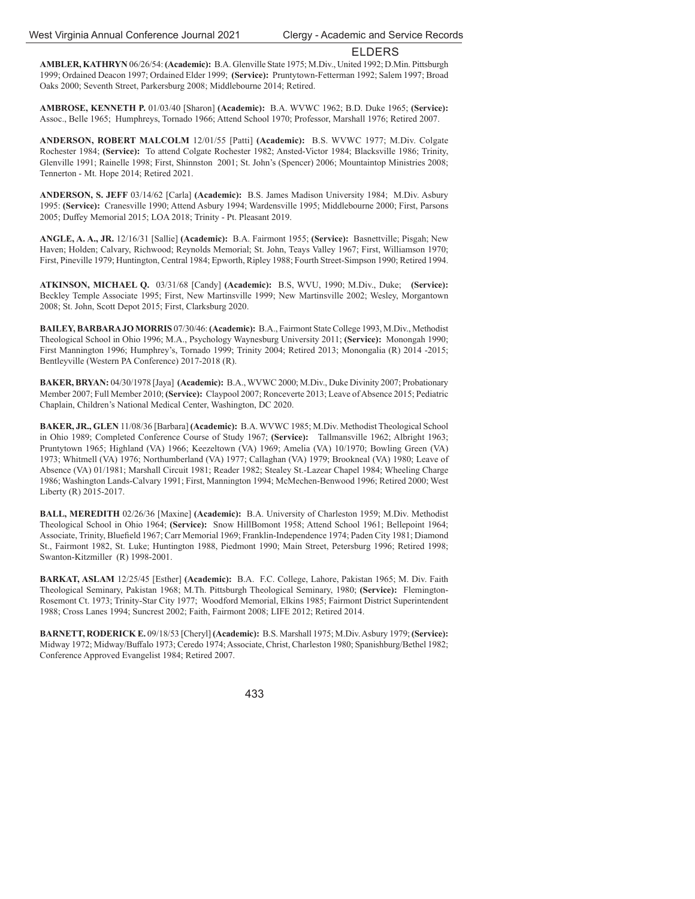## ELDERS

**AMBLER, KATHRYN** 06/26/54: **(Academic):** B.A. Glenville State 1975; M.Div., United 1992; D.Min. Pittsburgh 1999; Ordained Deacon 1997; Ordained Elder 1999; **(Service):** Pruntytown-Fetterman 1992; Salem 1997; Broad Oaks 2000; Seventh Street, Parkersburg 2008; Middlebourne 2014; Retired.

**AMBROSE, KENNETH P.** 01/03/40 [Sharon] **(Academic):** B.A. WVWC 1962; B.D. Duke 1965; **(Service):** Assoc., Belle 1965; Humphreys, Tornado 1966; Attend School 1970; Professor, Marshall 1976; Retired 2007.

**ANDERSON, ROBERT MALCOLM** 12/01/55 [Patti] **(Academic):** B.S. WVWC 1977; M.Div. Colgate Rochester 1984; **(Service):** To attend Colgate Rochester 1982; Ansted-Victor 1984; Blacksville 1986; Trinity, Glenville 1991; Rainelle 1998; First, Shinnston 2001; St. John's (Spencer) 2006; Mountaintop Ministries 2008; Tennerton - Mt. Hope 2014; Retired 2021.

**ANDERSON, S. JEFF** 03/14/62 [Carla] **(Academic):** B.S. James Madison University 1984; M.Div. Asbury 1995: **(Service):** Cranesville 1990; Attend Asbury 1994; Wardensville 1995; Middlebourne 2000; First, Parsons 2005; Duffey Memorial 2015; LOA 2018; Trinity - Pt. Pleasant 2019.

**ANGLE, A. A., JR.** 12/16/31 [Sallie] **(Academic):** B.A. Fairmont 1955; **(Service):** Basnettville; Pisgah; New Haven; Holden; Calvary, Richwood; Reynolds Memorial; St. John, Teays Valley 1967; First, Williamson 1970; First, Pineville 1979; Huntington, Central 1984; Epworth, Ripley 1988; Fourth Street-Simpson 1990; Retired 1994.

**ATKINSON, MICHAEL Q.** 03/31/68 [Candy] **(Academic):** B.S, WVU, 1990; M.Div., Duke; **(Service):** Beckley Temple Associate 1995; First, New Martinsville 1999; New Martinsville 2002; Wesley, Morgantown 2008; St. John, Scott Depot 2015; First, Clarksburg 2020.

**BAILEY, BARBARA JO MORRIS** 07/30/46: **(Academic):** B.A., Fairmont State College 1993, M.Div., Methodist Theological School in Ohio 1996; M.A., Psychology Waynesburg University 2011; **(Service):** Monongah 1990; First Mannington 1996; Humphrey's, Tornado 1999; Trinity 2004; Retired 2013; Monongalia (R) 2014 -2015; Bentleyville (Western PA Conference) 2017-2018 (R).

**BAKER, BRYAN:** 04/30/1978 [Jaya] **(Academic):** B.A., WVWC 2000; M.Div., Duke Divinity 2007; Probationary Member 2007; Full Member 2010; **(Service):** Claypool 2007; Ronceverte 2013; Leave of Absence 2015; Pediatric Chaplain, Children's National Medical Center, Washington, DC 2020.

**BAKER, JR., GLEN** 11/08/36 [Barbara] **(Academic):** B.A. WVWC 1985; M.Div. Methodist Theological School in Ohio 1989; Completed Conference Course of Study 1967; **(Service):** Tallmansville 1962; Albright 1963; Pruntytown 1965; Highland (VA) 1966; Keezeltown (VA) 1969; Amelia (VA) 10/1970; Bowling Green (VA) 1973; Whitmell (VA) 1976; Northumberland (VA) 1977; Callaghan (VA) 1979; Brookneal (VA) 1980; Leave of Absence (VA) 01/1981; Marshall Circuit 1981; Reader 1982; Stealey St.-Lazear Chapel 1984; Wheeling Charge 1986; Washington Lands-Calvary 1991; First, Mannington 1994; McMechen-Benwood 1996; Retired 2000; West Liberty (R) 2015-2017.

**BALL, MEREDITH** 02/26/36 [Maxine] **(Academic):** B.A. University of Charleston 1959; M.Div. Methodist Theological School in Ohio 1964; **(Service):** Snow HillBomont 1958; Attend School 1961; Bellepoint 1964; Associate, Trinity, Bluefield 1967; Carr Memorial 1969; Franklin-Independence 1974; Paden City 1981; Diamond St., Fairmont 1982, St. Luke; Huntington 1988, Piedmont 1990; Main Street, Petersburg 1996; Retired 1998; Swanton-Kitzmiller (R) 1998-2001.

**BARKAT, ASLAM** 12/25/45 [Esther] **(Academic):** B.A. F.C. College, Lahore, Pakistan 1965; M. Div. Faith Theological Seminary, Pakistan 1968; M.Th. Pittsburgh Theological Seminary, 1980; **(Service):** Flemington-Rosemont Ct. 1973; Trinity-Star City 1977; Woodford Memorial, Elkins 1985; Fairmont District Superintendent 1988; Cross Lanes 1994; Suncrest 2002; Faith, Fairmont 2008; LIFE 2012; Retired 2014.

**BARNETT, RODERICK E.** 09/18/53 [Cheryl] **(Academic):** B.S. Marshall 1975; M.Div. Asbury 1979; **(Service):** Midway 1972; Midway/Buffalo 1973; Ceredo 1974; Associate, Christ, Charleston 1980; Spanishburg/Bethel 1982; Conference Approved Evangelist 1984; Retired 2007.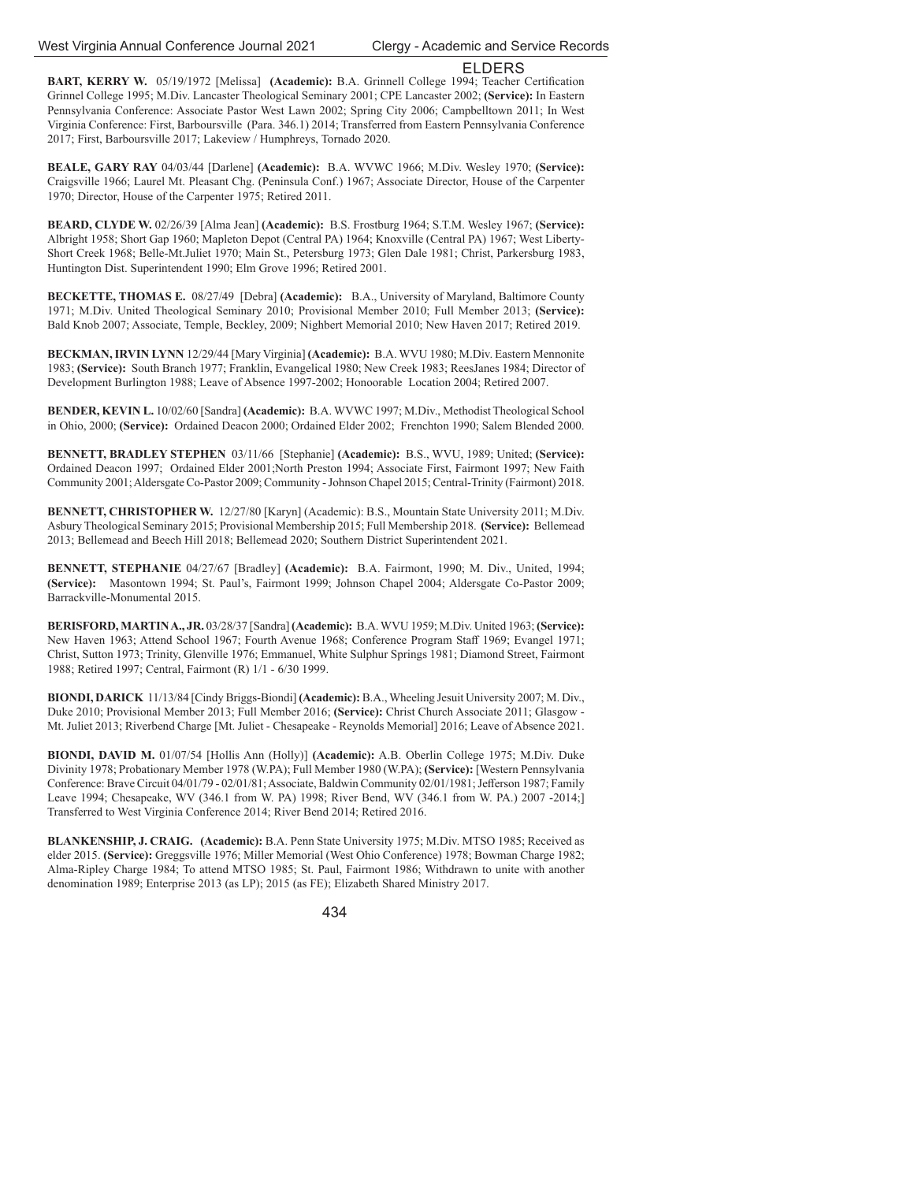## ELDERS

**BART, KERRY W.** 05/19/1972 [Melissa] **(Academic):** B.A. Grinnell College 1994; Teacher Certification Grinnel College 1995; M.Div. Lancaster Theological Seminary 2001; CPE Lancaster 2002; **(Service):** In Eastern Pennsylvania Conference: Associate Pastor West Lawn 2002; Spring City 2006; Campbelltown 2011; In West Virginia Conference: First, Barboursville (Para. 346.1) 2014; Transferred from Eastern Pennsylvania Conference 2017; First, Barboursville 2017; Lakeview / Humphreys, Tornado 2020.

**BEALE, GARY RAY** 04/03/44 [Darlene] **(Academic):** B.A. WVWC 1966; M.Div. Wesley 1970; **(Service):** Craigsville 1966; Laurel Mt. Pleasant Chg. (Peninsula Conf.) 1967; Associate Director, House of the Carpenter 1970; Director, House of the Carpenter 1975; Retired 2011.

**BEARD, CLYDE W.** 02/26/39 [Alma Jean] **(Academic):** B.S. Frostburg 1964; S.T.M. Wesley 1967; **(Service):** Albright 1958; Short Gap 1960; Mapleton Depot (Central PA) 1964; Knoxville (Central PA) 1967; West Liberty-Short Creek 1968; Belle-Mt.Juliet 1970; Main St., Petersburg 1973; Glen Dale 1981; Christ, Parkersburg 1983, Huntington Dist. Superintendent 1990; Elm Grove 1996; Retired 2001.

**BECKETTE, THOMAS E.** 08/27/49 [Debra] **(Academic):** B.A., University of Maryland, Baltimore County 1971; M.Div. United Theological Seminary 2010; Provisional Member 2010; Full Member 2013; **(Service):** Bald Knob 2007; Associate, Temple, Beckley, 2009; Nighbert Memorial 2010; New Haven 2017; Retired 2019.

**BECKMAN, IRVIN LYNN** 12/29/44 [Mary Virginia] **(Academic):** B.A. WVU 1980; M.Div. Eastern Mennonite 1983; **(Service):** South Branch 1977; Franklin, Evangelical 1980; New Creek 1983; ReesJanes 1984; Director of Development Burlington 1988; Leave of Absence 1997-2002; Honoorable Location 2004; Retired 2007.

**BENDER, KEVIN L.** 10/02/60 [Sandra] **(Academic):** B.A. WVWC 1997; M.Div., Methodist Theological School in Ohio, 2000; **(Service):** Ordained Deacon 2000; Ordained Elder 2002; Frenchton 1990; Salem Blended 2000.

**BENNETT, BRADLEY STEPHEN** 03/11/66 [Stephanie] **(Academic):** B.S., WVU, 1989; United; **(Service):** Ordained Deacon 1997; Ordained Elder 2001;North Preston 1994; Associate First, Fairmont 1997; New Faith Community 2001; Aldersgate Co-Pastor 2009; Community - Johnson Chapel 2015; Central-Trinity (Fairmont) 2018.

**BENNETT, CHRISTOPHER W.** 12/27/80 [Karyn] (Academic): B.S., Mountain State University 2011; M.Div. Asbury Theological Seminary 2015; Provisional Membership 2015; Full Membership 2018. **(Service):** Bellemead 2013; Bellemead and Beech Hill 2018; Bellemead 2020; Southern District Superintendent 2021.

**BENNETT, STEPHANIE** 04/27/67 [Bradley] **(Academic):** B.A. Fairmont, 1990; M. Div., United, 1994; **(Service):** Masontown 1994; St. Paul's, Fairmont 1999; Johnson Chapel 2004; Aldersgate Co-Pastor 2009; Barrackville-Monumental 2015.

**BERISFORD, MARTIN A., JR.** 03/28/37 [Sandra] **(Academic):** B.A. WVU 1959; M.Div. United 1963; **(Service):** New Haven 1963; Attend School 1967; Fourth Avenue 1968; Conference Program Staff 1969; Evangel 1971; Christ, Sutton 1973; Trinity, Glenville 1976; Emmanuel, White Sulphur Springs 1981; Diamond Street, Fairmont 1988; Retired 1997; Central, Fairmont (R) 1/1 - 6/30 1999.

**BIONDI, DARICK** 11/13/84 [Cindy Briggs-Biondi] **(Academic):** B.A., Wheeling Jesuit University 2007; M. Div., Duke 2010; Provisional Member 2013; Full Member 2016; **(Service):** Christ Church Associate 2011; Glasgow - Mt. Juliet 2013; Riverbend Charge [Mt. Juliet - Chesapeake - Reynolds Memorial] 2016; Leave of Absence 2021.

**BIONDI, DAVID M.** 01/07/54 [Hollis Ann (Holly)] **(Academic):** A.B. Oberlin College 1975; M.Div. Duke Divinity 1978; Probationary Member 1978 (W.PA); Full Member 1980 (W.PA); **(Service):** [Western Pennsylvania Conference: Brave Circuit 04/01/79 - 02/01/81; Associate, Baldwin Community 02/01/1981; Jefferson 1987; Family Leave 1994; Chesapeake, WV (346.1 from W. PA) 1998; River Bend, WV (346.1 from W. PA.) 2007 -2014;] Transferred to West Virginia Conference 2014; River Bend 2014; Retired 2016.

**BLANKENSHIP, J. CRAIG. (Academic):** B.A. Penn State University 1975; M.Div. MTSO 1985; Received as elder 2015. **(Service):** Greggsville 1976; Miller Memorial (West Ohio Conference) 1978; Bowman Charge 1982; Alma-Ripley Charge 1984; To attend MTSO 1985; St. Paul, Fairmont 1986; Withdrawn to unite with another denomination 1989; Enterprise 2013 (as LP); 2015 (as FE); Elizabeth Shared Ministry 2017.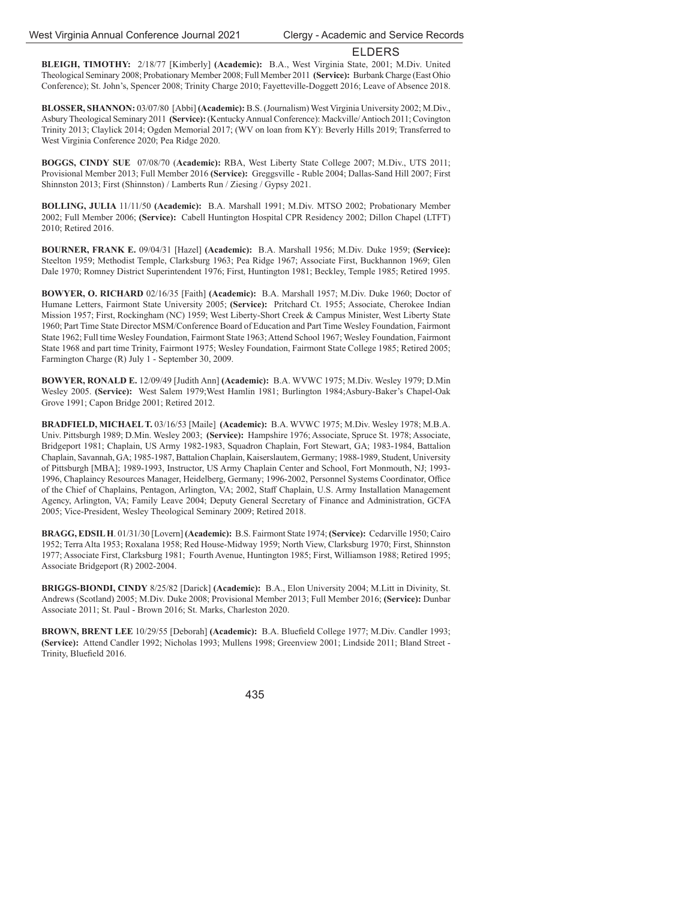## ELDERS

**BLEIGH, TIMOTHY:** 2/18/77 [Kimberly] **(Academic):** B.A., West Virginia State, 2001; M.Div. United Theological Seminary 2008; Probationary Member 2008; Full Member 2011 **(Service):** Burbank Charge (East Ohio Conference); St. John's, Spencer 2008; Trinity Charge 2010; Fayetteville-Doggett 2016; Leave of Absence 2018.

**BLOSSER, SHANNON:** 03/07/80 [Abbi] **(Academic):** B.S. (Journalism) West Virginia University 2002; M.Div., Asbury Theological Seminary 2011 **(Service):** (Kentucky Annual Conference): Mackville/ Antioch 2011; Covington Trinity 2013; Claylick 2014; Ogden Memorial 2017; (WV on loan from KY): Beverly Hills 2019; Transferred to West Virginia Conference 2020; Pea Ridge 2020.

**BOGGS, CINDY SUE** 07/08/70 (**Academic):** RBA, West Liberty State College 2007; M.Div., UTS 2011; Provisional Member 2013; Full Member 2016 **(Service):** Greggsville - Ruble 2004; Dallas-Sand Hill 2007; First Shinnston 2013; First (Shinnston) / Lamberts Run / Ziesing / Gypsy 2021.

**BOLLING, JULIA** 11/11/50 **(Academic):** B.A. Marshall 1991; M.Div. MTSO 2002; Probationary Member 2002; Full Member 2006; **(Service):** Cabell Huntington Hospital CPR Residency 2002; Dillon Chapel (LTFT) 2010; Retired 2016.

**BOURNER, FRANK E.** 09/04/31 [Hazel] **(Academic):** B.A. Marshall 1956; M.Div. Duke 1959; **(Service):** Steelton 1959; Methodist Temple, Clarksburg 1963; Pea Ridge 1967; Associate First, Buckhannon 1969; Glen Dale 1970; Romney District Superintendent 1976; First, Huntington 1981; Beckley, Temple 1985; Retired 1995.

**BOWYER, O. RICHARD** 02/16/35 [Faith] **(Academic):** B.A. Marshall 1957; M.Div. Duke 1960; Doctor of Humane Letters, Fairmont State University 2005; **(Service):** Pritchard Ct. 1955; Associate, Cherokee Indian Mission 1957; First, Rockingham (NC) 1959; West Liberty-Short Creek & Campus Minister, West Liberty State 1960; Part Time State Director MSM/Conference Board of Education and Part Time Wesley Foundation, Fairmont State 1962; Full time Wesley Foundation, Fairmont State 1963; Attend School 1967; Wesley Foundation, Fairmont State 1968 and part time Trinity, Fairmont 1975; Wesley Foundation, Fairmont State College 1985; Retired 2005; Farmington Charge (R) July 1 - September 30, 2009.

**BOWYER, RONALD E.** 12/09/49 [Judith Ann] **(Academic):** B.A. WVWC 1975; M.Div. Wesley 1979; D.Min Wesley 2005. **(Service):** West Salem 1979;West Hamlin 1981; Burlington 1984;Asbury-Baker's Chapel-Oak Grove 1991; Capon Bridge 2001; Retired 2012.

**BRADFIELD, MICHAEL T.** 03/16/53 [Maile] **(Academic):** B.A. WVWC 1975; M.Div. Wesley 1978; M.B.A. Univ. Pittsburgh 1989; D.Min. Wesley 2003; **(Service):** Hampshire 1976; Associate, Spruce St. 1978; Associate, Bridgeport 1981; Chaplain, US Army 1982-1983, Squadron Chaplain, Fort Stewart, GA; 1983-1984, Battalion Chaplain, Savannah, GA; 1985-1987, Battalion Chaplain, Kaiserslautem, Germany; 1988-1989, Student, University of Pittsburgh [MBA]; 1989-1993, Instructor, US Army Chaplain Center and School, Fort Monmouth, NJ; 1993-1996, Chaplaincy Resources Manager, Heidelberg, Germany; 1996-2002, Personnel Systems Coordinator, Office of the Chief of Chaplains, Pentagon, Arlington, VA; 2002, Staff Chaplain, U.S. Army Installation Management Agency, Arlington, VA; Family Leave 2004; Deputy General Secretary of Finance and Administration, GCFA 2005; Vice-President, Wesley Theological Seminary 2009; Retired 2018.

**BRAGG, EDSIL H**. 01/31/30 [Lovern] **(Academic):** B.S. Fairmont State 1974; **(Service):** Cedarville 1950; Cairo 1952; Terra Alta 1953; Roxalana 1958; Red House-Midway 1959; North View, Clarksburg 1970; First, Shinnston 1977; Associate First, Clarksburg 1981; Fourth Avenue, Huntington 1985; First, Williamson 1988; Retired 1995; Associate Bridgeport (R) 2002-2004.

**BRIGGS-BIONDI, CINDY** 8/25/82 [Darick] **(Academic):** B.A., Elon University 2004; M.Litt in Divinity, St. Andrews (Scotland) 2005; M.Div. Duke 2008; Provisional Member 2013; Full Member 2016; **(Service):** Dunbar Associate 2011; St. Paul - Brown 2016; St. Marks, Charleston 2020.

**BROWN, BRENT LEE** 10/29/55 [Deborah] **(Academic):** B.A. Bluefield College 1977; M.Div. Candler 1993; **(Service):** Attend Candler 1992; Nicholas 1993; Mullens 1998; Greenview 2001; Lindside 2011; Bland Street - Trinity, Bluefield 2016.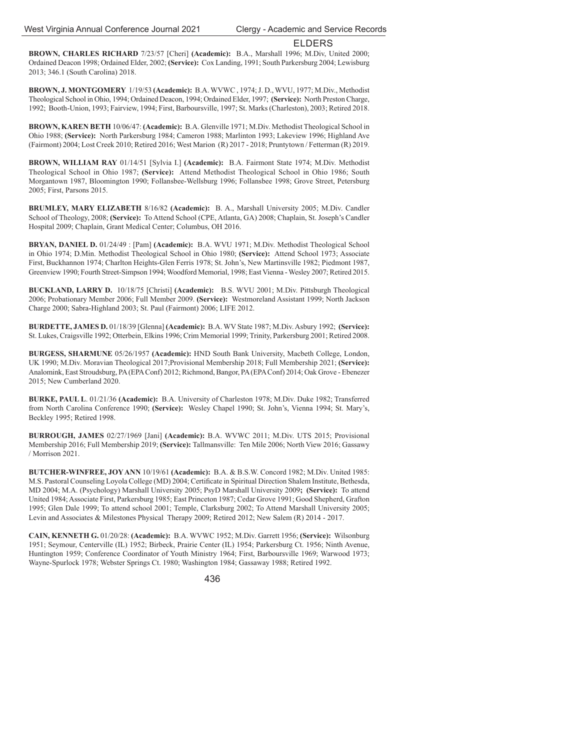## ELDERS

**BROWN, CHARLES RICHARD** 7/23/57 [Cheri] **(Academic):** B.A., Marshall 1996; M.Div, United 2000; Ordained Deacon 1998; Ordained Elder, 2002; **(Service):** Cox Landing, 1991; South Parkersburg 2004; Lewisburg 2013; 346.1 (South Carolina) 2018.

**BROWN, J. MONTGOMERY** 1/19/53 **(Academic):** B.A. WVWC , 1974; J. D., WVU, 1977; M.Div., Methodist Theological School in Ohio, 1994; Ordained Deacon, 1994; Ordained Elder, 1997; **(Service):** North Preston Charge, 1992; Booth-Union, 1993; Fairview, 1994; First, Barboursville, 1997; St. Marks (Charleston), 2003; Retired 2018.

**BROWN, KAREN BETH** 10/06/47: **(Academic):** B.A. Glenville 1971; M.Div. Methodist Theological School in Ohio 1988; **(Service):** North Parkersburg 1984; Cameron 1988; Marlinton 1993; Lakeview 1996; Highland Ave (Fairmont) 2004; Lost Creek 2010; Retired 2016; West Marion (R) 2017 - 2018; Pruntytown / Fetterman (R) 2019.

**BROWN, WILLIAM RAY** 01/14/51 [Sylvia I.] **(Academic):** B.A. Fairmont State 1974; M.Div. Methodist Theological School in Ohio 1987; **(Service):** Attend Methodist Theological School in Ohio 1986; South Morgantown 1987, Bloomington 1990; Follansbee-Wellsburg 1996; Follansbee 1998; Grove Street, Petersburg 2005; First, Parsons 2015.

**BRUMLEY, MARY ELIZABETH** 8/16/82 **(Academic):** B. A., Marshall University 2005; M.Div. Candler School of Theology, 2008; **(Service):** To Attend School (CPE, Atlanta, GA) 2008; Chaplain, St. Joseph's Candler Hospital 2009; Chaplain, Grant Medical Center; Columbus, OH 2016.

**BRYAN, DANIEL D.** 01/24/49 : [Pam] **(Academic):** B.A. WVU 1971; M.Div. Methodist Theological School in Ohio 1974; D.Min. Methodist Theological School in Ohio 1980; **(Service):** Attend School 1973; Associate First, Buckhannon 1974; Charlton Heights-Glen Ferris 1978; St. John's, New Martinsville 1982; Piedmont 1987, Greenview 1990; Fourth Street-Simpson 1994; Woodford Memorial, 1998; East Vienna - Wesley 2007; Retired 2015.

**BUCKLAND, LARRY D.** 10/18/75 [Christi] **(Academic):** B.S. WVU 2001; M.Div. Pittsburgh Theological 2006; Probationary Member 2006; Full Member 2009. **(Service):** Westmoreland Assistant 1999; North Jackson Charge 2000; Sabra-Highland 2003; St. Paul (Fairmont) 2006; LIFE 2012.

**BURDETTE, JAMES D.** 01/18/39 [Glenna] **(Academic):** B.A. WV State 1987; M.Div. Asbury 1992; **(Service):** St. Lukes, Craigsville 1992; Otterbein, Elkins 1996; Crim Memorial 1999; Trinity, Parkersburg 2001; Retired 2008.

**BURGESS, SHARMUNE** 05/26/1957 **(Academic):** HND South Bank University, Macbeth College, London, UK 1990; M.Div. Moravian Theological 2017;Provisional Membership 2018; Full Membership 2021; **(Service):** Analomink, East Stroudsburg, PA (EPA Conf) 2012; Richmond, Bangor, PA (EPA Conf) 2014; Oak Grove - Ebenezer 2015; New Cumberland 2020.

**BURKE, PAUL L**. 01/21/36 **(Academic):** B.A. University of Charleston 1978; M.Div. Duke 1982; Transferred from North Carolina Conference 1990; **(Service):** Wesley Chapel 1990; St. John's, Vienna 1994; St. Mary's, Beckley 1995; Retired 1998.

**BURROUGH, JAMES** 02/27/1969 [Jani] **(Academic):** B.A. WVWC 2011; M.Div. UTS 2015; Provisional Membership 2016; Full Membership 2019; **(Service):** Tallmansville: Ten Mile 2006; North View 2016; Gassawy / Morrison 2021.

**BUTCHER-WINFREE, JOY ANN** 10/19/61 **(Academic):** B.A. & B.S.W. Concord 1982; M.Div. United 1985: M.S. Pastoral Counseling Loyola College (MD) 2004; Certificate in Spiritual Direction Shalem Institute, Bethesda, MD 2004; M.A. (Psychology) Marshall University 2005; PsyD Marshall University 2009**; (Service):** To attend United 1984; Associate First, Parkersburg 1985; East Princeton 1987; Cedar Grove 1991; Good Shepherd, Grafton 1995; Glen Dale 1999; To attend school 2001; Temple, Clarksburg 2002; To Attend Marshall University 2005; Levin and Associates & Milestones Physical Therapy 2009; Retired 2012; New Salem (R) 2014 - 2017.

**CAIN, KENNETH G.** 01/20/28: **(Academic):** B.A. WVWC 1952; M.Div. Garrett 1956; **(Service):** Wilsonburg 1951; Seymour, Centerville (IL) 1952; Birbeck, Prairie Center (IL) 1954; Parkersburg Ct. 1956; Ninth Avenue, Huntington 1959; Conference Coordinator of Youth Ministry 1964; First, Barboursville 1969; Warwood 1973; Wayne-Spurlock 1978; Webster Springs Ct. 1980; Washington 1984; Gassaway 1988; Retired 1992.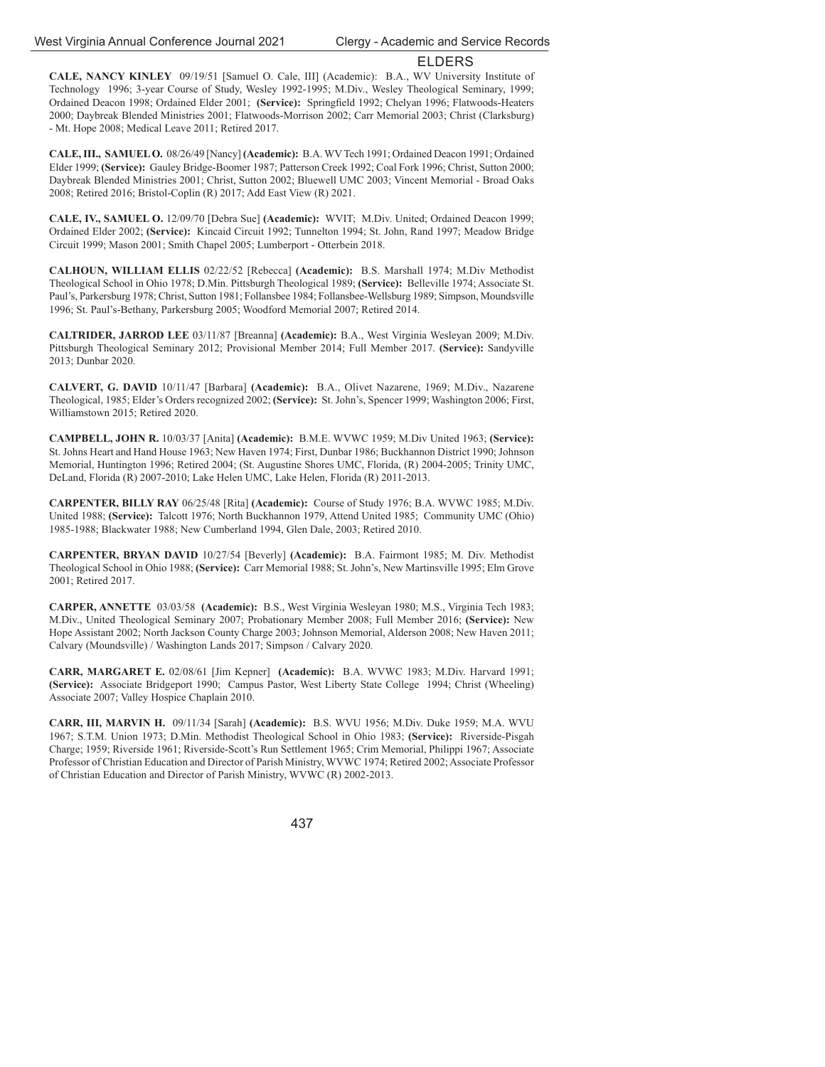## ELDERS

**CALE, NANCY KINLEY** 09/19/51 [Samuel O. Cale, III] (Academic): B.A., WV University Institute of Technology 1996; 3-year Course of Study, Wesley 1992-1995; M.Div., Wesley Theological Seminary, 1999; Ordained Deacon 1998; Ordained Elder 2001; **(Service):** Springfield 1992; Chelyan 1996; Flatwoods-Heaters 2000; Daybreak Blended Ministries 2001; Flatwoods-Morrison 2002; Carr Memorial 2003; Christ (Clarksburg) - Mt. Hope 2008; Medical Leave 2011; Retired 2017.

**CALE, III., SAMUEL O.** 08/26/49 [Nancy] **(Academic):** B.A. WV Tech 1991; Ordained Deacon 1991; Ordained Elder 1999; **(Service):** Gauley Bridge-Boomer 1987; Patterson Creek 1992; Coal Fork 1996; Christ, Sutton 2000; Daybreak Blended Ministries 2001; Christ, Sutton 2002; Bluewell UMC 2003; Vincent Memorial - Broad Oaks 2008; Retired 2016; Bristol-Coplin (R) 2017; Add East View (R) 2021.

**CALE, IV., SAMUEL O.** 12/09/70 [Debra Sue] **(Academic):** WVIT; M.Div. United; Ordained Deacon 1999; Ordained Elder 2002; **(Service):** Kincaid Circuit 1992; Tunnelton 1994; St. John, Rand 1997; Meadow Bridge Circuit 1999; Mason 2001; Smith Chapel 2005; Lumberport - Otterbein 2018.

**CALHOUN, WILLIAM ELLIS** 02/22/52 [Rebecca] **(Academic):** B.S. Marshall 1974; M.Div Methodist Theological School in Ohio 1978; D.Min. Pittsburgh Theological 1989; **(Service):** Belleville 1974; Associate St. Paul's, Parkersburg 1978; Christ, Sutton 1981; Follansbee 1984; Follansbee-Wellsburg 1989; Simpson, Moundsville 1996; St. Paul's-Bethany, Parkersburg 2005; Woodford Memorial 2007; Retired 2014.

**CALTRIDER, JARROD LEE** 03/11/87 [Breanna] **(Academic):** B.A., West Virginia Wesleyan 2009; M.Div. Pittsburgh Theological Seminary 2012; Provisional Member 2014; Full Member 2017. **(Service):** Sandyville 2013; Dunbar 2020.

**CALVERT, G. DAVID** 10/11/47 [Barbara] **(Academic):** B.A., Olivet Nazarene, 1969; M.Div., Nazarene Theological, 1985; Elder's Orders recognized 2002; **(Service):** St. John's, Spencer 1999; Washington 2006; First, Williamstown 2015; Retired 2020.

**CAMPBELL, JOHN R.** 10/03/37 [Anita] **(Academic):** B.M.E. WVWC 1959; M.Div United 1963; **(Service):** St. Johns Heart and Hand House 1963; New Haven 1974; First, Dunbar 1986; Buckhannon District 1990; Johnson Memorial, Huntington 1996; Retired 2004; (St. Augustine Shores UMC, Florida, (R) 2004-2005; Trinity UMC, DeLand, Florida (R) 2007-2010; Lake Helen UMC, Lake Helen, Florida (R) 2011-2013.

**CARPENTER, BILLY RAY** 06/25/48 [Rita] **(Academic):** Course of Study 1976; B.A. WVWC 1985; M.Div. United 1988; **(Service):** Talcott 1976; North Buckhannon 1979, Attend United 1985; Community UMC (Ohio) 1985-1988; Blackwater 1988; New Cumberland 1994, Glen Dale, 2003; Retired 2010.

**CARPENTER, BRYAN DAVID** 10/27/54 [Beverly] **(Academic):** B.A. Fairmont 1985; M. Div. Methodist Theological School in Ohio 1988; **(Service):** Carr Memorial 1988; St. John's, New Martinsville 1995; Elm Grove 2001; Retired 2017.

**CARPER, ANNETTE** 03/03/58 **(Academic):** B.S., West Virginia Wesleyan 1980; M.S., Virginia Tech 1983; M.Div., United Theological Seminary 2007; Probationary Member 2008; Full Member 2016; **(Service):** New Hope Assistant 2002; North Jackson County Charge 2003; Johnson Memorial, Alderson 2008; New Haven 2011; Calvary (Moundsville) / Washington Lands 2017; Simpson / Calvary 2020.

**CARR, MARGARET E.** 02/08/61 [Jim Kepner] **(Academic):** B.A. WVWC 1983; M.Div. Harvard 1991; **(Service):** Associate Bridgeport 1990; Campus Pastor, West Liberty State College 1994; Christ (Wheeling) Associate 2007; Valley Hospice Chaplain 2010.

**CARR, III, MARVIN H.** 09/11/34 [Sarah] **(Academic):** B.S. WVU 1956; M.Div. Duke 1959; M.A. WVU 1967; S.T.M. Union 1973; D.Min. Methodist Theological School in Ohio 1983; **(Service):** Riverside-Pisgah Charge; 1959; Riverside 1961; Riverside-Scott's Run Settlement 1965; Crim Memorial, Philippi 1967; Associate Professor of Christian Education and Director of Parish Ministry, WVWC 1974; Retired 2002; Associate Professor of Christian Education and Director of Parish Ministry, WVWC (R) 2002-2013.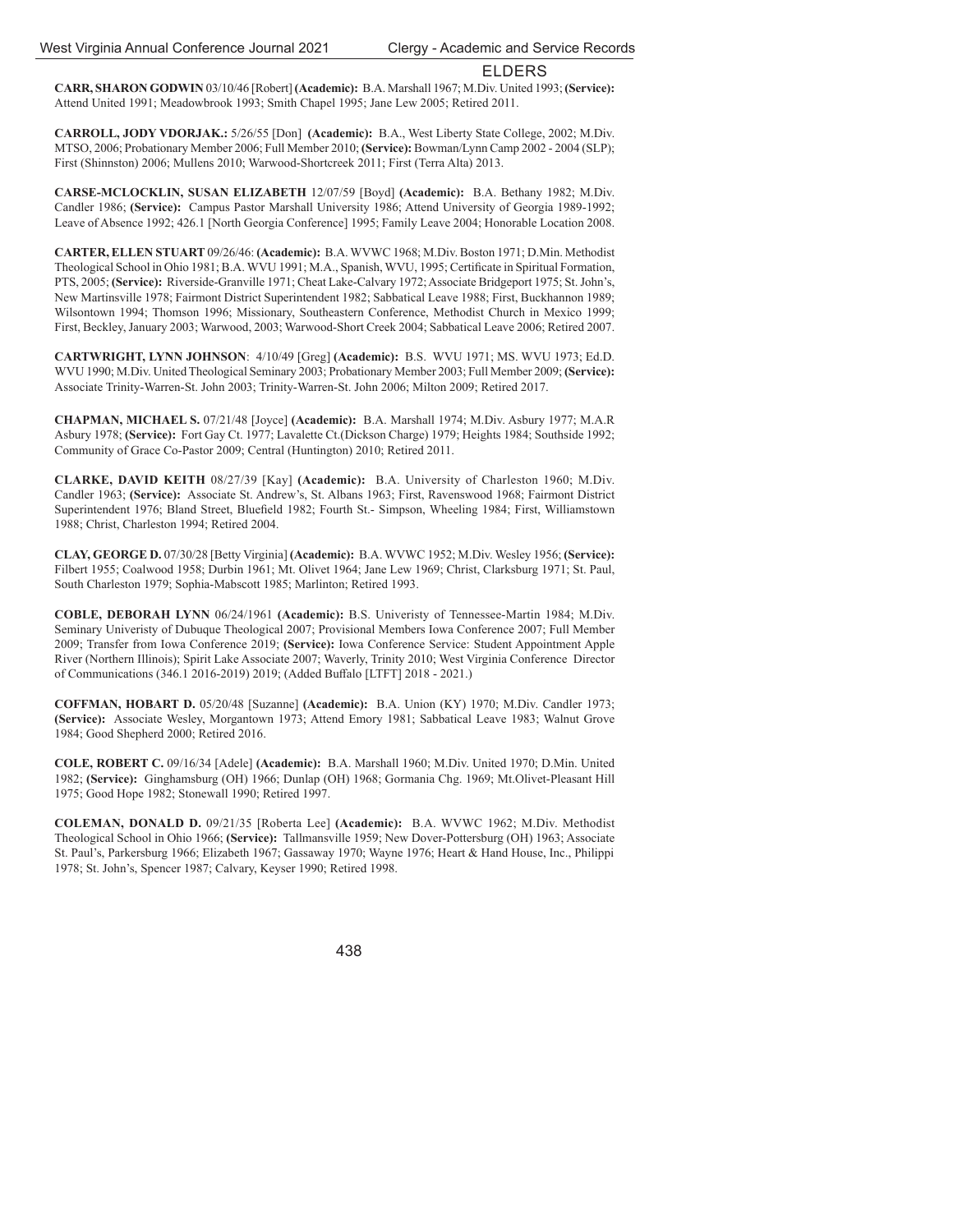## ELDERS

**CARR, SHARON GODWIN** 03/10/46 [Robert] **(Academic):** B.A. Marshall 1967; M.Div. United 1993; **(Service):** Attend United 1991; Meadowbrook 1993; Smith Chapel 1995; Jane Lew 2005; Retired 2011.

**CARROLL, JODY VDORJAK.:** 5/26/55 [Don] **(Academic):** B.A., West Liberty State College, 2002; M.Div. MTSO, 2006; Probationary Member 2006; Full Member 2010; **(Service):** Bowman/Lynn Camp 2002 - 2004 (SLP); First (Shinnston) 2006; Mullens 2010; Warwood-Shortcreek 2011; First (Terra Alta) 2013.

**CARSE-MCLOCKLIN, SUSAN ELIZABETH** 12/07/59 [Boyd] **(Academic):** B.A. Bethany 1982; M.Div. Candler 1986; **(Service):** Campus Pastor Marshall University 1986; Attend University of Georgia 1989-1992; Leave of Absence 1992; 426.1 [North Georgia Conference] 1995; Family Leave 2004; Honorable Location 2008.

**CARTER, ELLEN STUART** 09/26/46: **(Academic):** B.A. WVWC 1968; M.Div. Boston 1971; D.Min. Methodist Theological School in Ohio 1981; B.A. WVU 1991; M.A., Spanish, WVU, 1995; Certificate in Spiritual Formation, PTS, 2005; **(Service):** Riverside-Granville 1971; Cheat Lake-Calvary 1972; Associate Bridgeport 1975; St. John's, New Martinsville 1978; Fairmont District Superintendent 1982; Sabbatical Leave 1988; First, Buckhannon 1989; Wilsontown 1994; Thomson 1996; Missionary, Southeastern Conference, Methodist Church in Mexico 1999; First, Beckley, January 2003; Warwood, 2003; Warwood-Short Creek 2004; Sabbatical Leave 2006; Retired 2007.

**CARTWRIGHT, LYNN JOHNSON**: 4/10/49 [Greg] **(Academic):** B.S. WVU 1971; MS. WVU 1973; Ed.D. WVU 1990; M.Div. United Theological Seminary 2003; Probationary Member 2003; Full Member 2009; **(Service):** Associate Trinity-Warren-St. John 2003; Trinity-Warren-St. John 2006; Milton 2009; Retired 2017.

**CHAPMAN, MICHAEL S.** 07/21/48 [Joyce] **(Academic):** B.A. Marshall 1974; M.Div. Asbury 1977; M.A.R Asbury 1978; **(Service):** Fort Gay Ct. 1977; Lavalette Ct.(Dickson Charge) 1979; Heights 1984; Southside 1992; Community of Grace Co-Pastor 2009; Central (Huntington) 2010; Retired 2011.

**CLARKE, DAVID KEITH** 08/27/39 [Kay] **(Academic):** B.A. University of Charleston 1960; M.Div. Candler 1963; **(Service):** Associate St. Andrew's, St. Albans 1963; First, Ravenswood 1968; Fairmont District Superintendent 1976; Bland Street, Bluefield 1982; Fourth St.- Simpson, Wheeling 1984; First, Williamstown 1988; Christ, Charleston 1994; Retired 2004.

**CLAY, GEORGE D.** 07/30/28 [Betty Virginia] **(Academic):** B.A. WVWC 1952; M.Div. Wesley 1956; **(Service):** Filbert 1955; Coalwood 1958; Durbin 1961; Mt. Olivet 1964; Jane Lew 1969; Christ, Clarksburg 1971; St. Paul, South Charleston 1979; Sophia-Mabscott 1985; Marlinton; Retired 1993.

**COBLE, DEBORAH LYNN** 06/24/1961 **(Academic):** B.S. Univeristy of Tennessee-Martin 1984; M.Div. Seminary Univeristy of Dubuque Theological 2007; Provisional Members Iowa Conference 2007; Full Member 2009; Transfer from Iowa Conference 2019; **(Service):** Iowa Conference Service: Student Appointment Apple River (Northern Illinois); Spirit Lake Associate 2007; Waverly, Trinity 2010; West Virginia Conference Director of Communications (346.1 2016-2019) 2019; (Added Buffalo [LTFT] 2018 - 2021.)

**COFFMAN, HOBART D.** 05/20/48 [Suzanne] **(Academic):** B.A. Union (KY) 1970; M.Div. Candler 1973; **(Service):** Associate Wesley, Morgantown 1973; Attend Emory 1981; Sabbatical Leave 1983; Walnut Grove 1984; Good Shepherd 2000; Retired 2016.

**COLE, ROBERT C.** 09/16/34 [Adele] **(Academic):** B.A. Marshall 1960; M.Div. United 1970; D.Min. United 1982; **(Service):** Ginghamsburg (OH) 1966; Dunlap (OH) 1968; Gormania Chg. 1969; Mt.Olivet-Pleasant Hill 1975; Good Hope 1982; Stonewall 1990; Retired 1997.

**COLEMAN, DONALD D.** 09/21/35 [Roberta Lee] **(Academic):** B.A. WVWC 1962; M.Div. Methodist Theological School in Ohio 1966; **(Service):** Tallmansville 1959; New Dover-Pottersburg (OH) 1963; Associate St. Paul's, Parkersburg 1966; Elizabeth 1967; Gassaway 1970; Wayne 1976; Heart & Hand House, Inc., Philippi 1978; St. John's, Spencer 1987; Calvary, Keyser 1990; Retired 1998.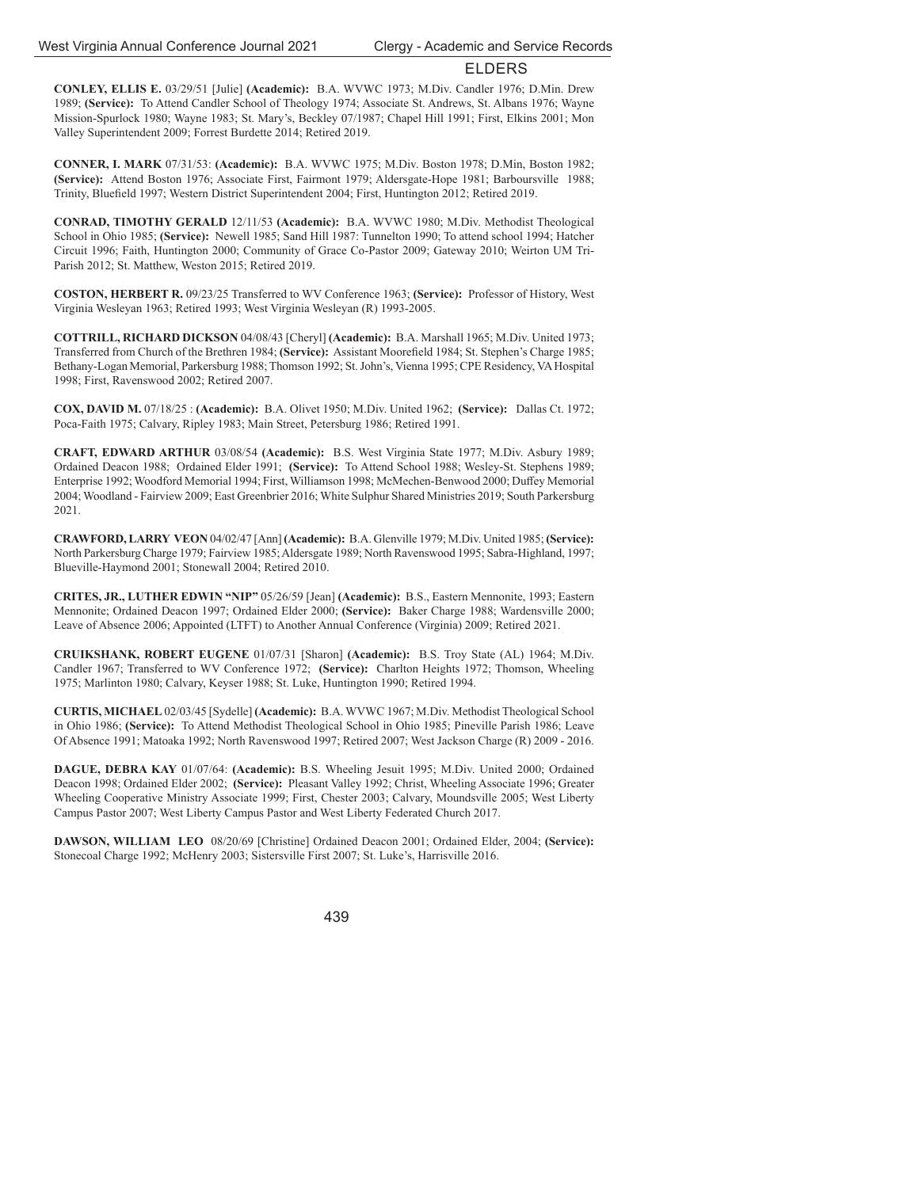## ELDERS

**CONLEY, ELLIS E.** 03/29/51 [Julie] **(Academic):** B.A. WVWC 1973; M.Div. Candler 1976; D.Min. Drew 1989; **(Service):** To Attend Candler School of Theology 1974; Associate St. Andrews, St. Albans 1976; Wayne Mission-Spurlock 1980; Wayne 1983; St. Mary's, Beckley 07/1987; Chapel Hill 1991; First, Elkins 2001; Mon Valley Superintendent 2009; Forrest Burdette 2014; Retired 2019.

**CONNER, I. MARK** 07/31/53: **(Academic):** B.A. WVWC 1975; M.Div. Boston 1978; D.Min, Boston 1982; **(Service):** Attend Boston 1976; Associate First, Fairmont 1979; Aldersgate-Hope 1981; Barboursville 1988; Trinity, Bluefield 1997; Western District Superintendent 2004; First, Huntington 2012; Retired 2019.

**CONRAD, TIMOTHY GERALD** 12/11/53 **(Academic):** B.A. WVWC 1980; M.Div. Methodist Theological School in Ohio 1985; **(Service):** Newell 1985; Sand Hill 1987: Tunnelton 1990; To attend school 1994; Hatcher Circuit 1996; Faith, Huntington 2000; Community of Grace Co-Pastor 2009; Gateway 2010; Weirton UM Tri-Parish 2012; St. Matthew, Weston 2015; Retired 2019.

**COSTON, HERBERT R.** 09/23/25 Transferred to WV Conference 1963; **(Service):** Professor of History, West Virginia Wesleyan 1963; Retired 1993; West Virginia Wesleyan (R) 1993-2005.

**COTTRILL, RICHARD DICKSON** 04/08/43 [Cheryl] **(Academic):** B.A. Marshall 1965; M.Div. United 1973; Transferred from Church of the Brethren 1984; **(Service):** Assistant Moorefield 1984; St. Stephen's Charge 1985; Bethany-Logan Memorial, Parkersburg 1988; Thomson 1992; St. John's, Vienna 1995; CPE Residency, VA Hospital 1998; First, Ravenswood 2002; Retired 2007.

**COX, DAVID M.** 07/18/25 : **(Academic):** B.A. Olivet 1950; M.Div. United 1962; **(Service):** Dallas Ct. 1972; Poca-Faith 1975; Calvary, Ripley 1983; Main Street, Petersburg 1986; Retired 1991.

**CRAFT, EDWARD ARTHUR** 03/08/54 **(Academic):** B.S. West Virginia State 1977; M.Div. Asbury 1989; Ordained Deacon 1988; Ordained Elder 1991; **(Service):** To Attend School 1988; Wesley-St. Stephens 1989; Enterprise 1992; Woodford Memorial 1994; First, Williamson 1998; McMechen-Benwood 2000; Duffey Memorial 2004; Woodland - Fairview 2009; East Greenbrier 2016; White Sulphur Shared Ministries 2019; South Parkersburg 2021.

**CRAWFORD, LARRY VEON** 04/02/47 [Ann] **(Academic):** B.A. Glenville 1979; M.Div. United 1985; **(Service):** North Parkersburg Charge 1979; Fairview 1985; Aldersgate 1989; North Ravenswood 1995; Sabra-Highland, 1997; Blueville-Haymond 2001; Stonewall 2004; Retired 2010.

**CRITES, JR., LUTHER EDWIN "NIP"** 05/26/59 [Jean] **(Academic):** B.S., Eastern Mennonite, 1993; Eastern Mennonite; Ordained Deacon 1997; Ordained Elder 2000; **(Service):** Baker Charge 1988; Wardensville 2000; Leave of Absence 2006; Appointed (LTFT) to Another Annual Conference (Virginia) 2009; Retired 2021.

**CRUIKSHANK, ROBERT EUGENE** 01/07/31 [Sharon] **(Academic):** B.S. Troy State (AL) 1964; M.Div. Candler 1967; Transferred to WV Conference 1972; **(Service):** Charlton Heights 1972; Thomson, Wheeling 1975; Marlinton 1980; Calvary, Keyser 1988; St. Luke, Huntington 1990; Retired 1994.

**CURTIS, MICHAEL** 02/03/45 [Sydelle] **(Academic):** B.A. WVWC 1967; M.Div. Methodist Theological School in Ohio 1986; **(Service):** To Attend Methodist Theological School in Ohio 1985; Pineville Parish 1986; Leave Of Absence 1991; Matoaka 1992; North Ravenswood 1997; Retired 2007; West Jackson Charge (R) 2009 - 2016.

**DAGUE, DEBRA KAY** 01/07/64: **(Academic):** B.S. Wheeling Jesuit 1995; M.Div. United 2000; Ordained Deacon 1998; Ordained Elder 2002; **(Service):** Pleasant Valley 1992; Christ, Wheeling Associate 1996; Greater Wheeling Cooperative Ministry Associate 1999; First, Chester 2003; Calvary, Moundsville 2005; West Liberty Campus Pastor 2007; West Liberty Campus Pastor and West Liberty Federated Church 2017.

**DAWSON, WILLIAM LEO** 08/20/69 [Christine] Ordained Deacon 2001; Ordained Elder, 2004; **(Service):** Stonecoal Charge 1992; McHenry 2003; Sistersville First 2007; St. Luke's, Harrisville 2016.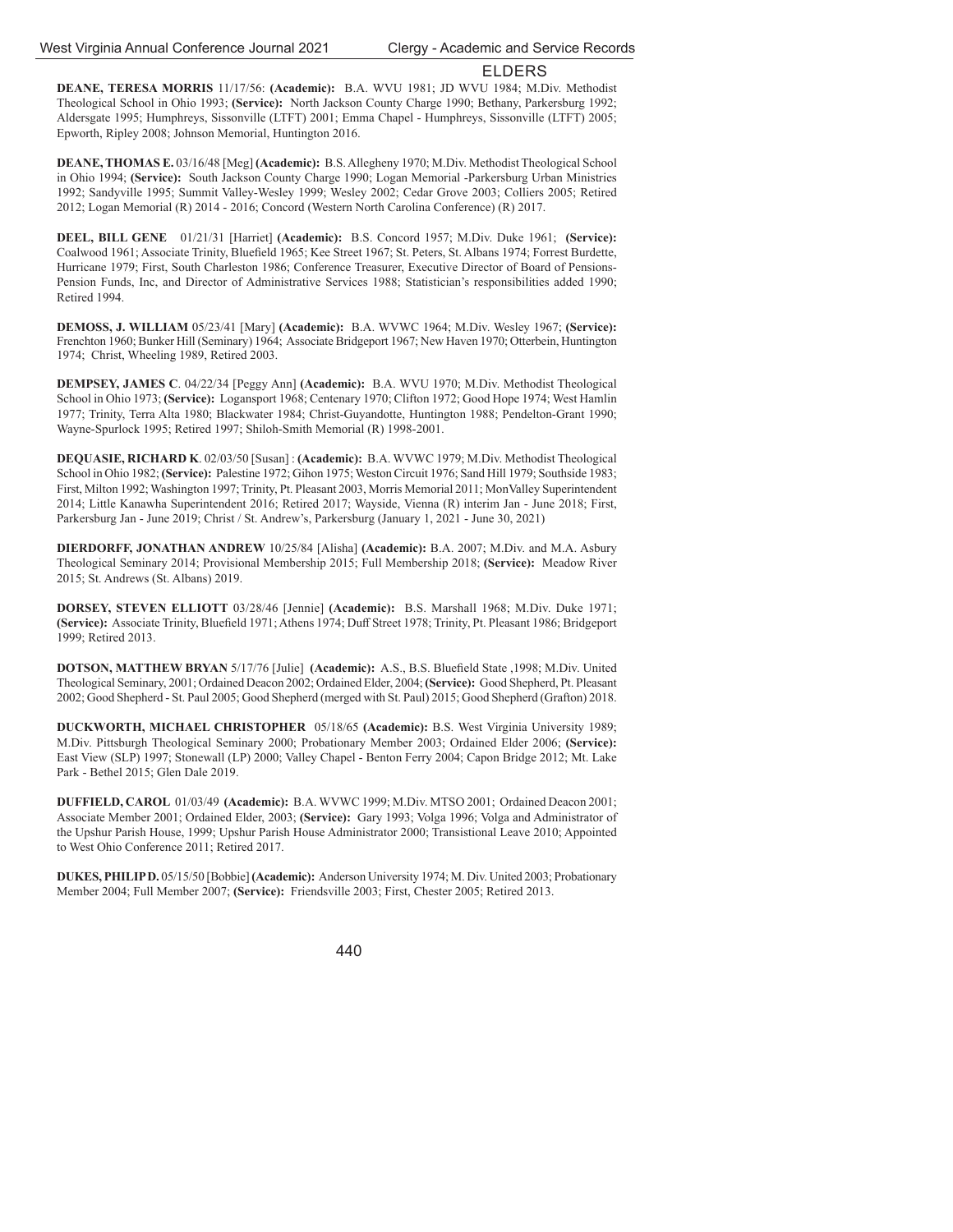## ELDERS

**DEANE, TERESA MORRIS** 11/17/56: **(Academic):** B.A. WVU 1981; JD WVU 1984; M.Div. Methodist Theological School in Ohio 1993; **(Service):** North Jackson County Charge 1990; Bethany, Parkersburg 1992; Aldersgate 1995; Humphreys, Sissonville (LTFT) 2001; Emma Chapel - Humphreys, Sissonville (LTFT) 2005; Epworth, Ripley 2008; Johnson Memorial, Huntington 2016.

**DEANE, THOMAS E.** 03/16/48 [Meg] **(Academic):** B.S. Allegheny 1970; M.Div. Methodist Theological School in Ohio 1994; **(Service):** South Jackson County Charge 1990; Logan Memorial -Parkersburg Urban Ministries 1992; Sandyville 1995; Summit Valley-Wesley 1999; Wesley 2002; Cedar Grove 2003; Colliers 2005; Retired 2012; Logan Memorial (R) 2014 - 2016; Concord (Western North Carolina Conference) (R) 2017.

**DEEL, BILL GENE** 01/21/31 [Harriet] **(Academic):** B.S. Concord 1957; M.Div. Duke 1961; **(Service):** Coalwood 1961; Associate Trinity, Bluefield 1965; Kee Street 1967; St. Peters, St. Albans 1974; Forrest Burdette, Hurricane 1979; First, South Charleston 1986; Conference Treasurer, Executive Director of Board of Pensions-Pension Funds, Inc, and Director of Administrative Services 1988; Statistician's responsibilities added 1990; Retired 1994.

**DEMOSS, J. WILLIAM** 05/23/41 [Mary] **(Academic):** B.A. WVWC 1964; M.Div. Wesley 1967; **(Service):** Frenchton 1960; Bunker Hill (Seminary) 1964; Associate Bridgeport 1967; New Haven 1970; Otterbein, Huntington 1974; Christ, Wheeling 1989, Retired 2003.

**DEMPSEY, JAMES C**. 04/22/34 [Peggy Ann] **(Academic):** B.A. WVU 1970; M.Div. Methodist Theological School in Ohio 1973; **(Service):** Logansport 1968; Centenary 1970; Clifton 1972; Good Hope 1974; West Hamlin 1977; Trinity, Terra Alta 1980; Blackwater 1984; Christ-Guyandotte, Huntington 1988; Pendelton-Grant 1990; Wayne-Spurlock 1995; Retired 1997; Shiloh-Smith Memorial (R) 1998-2001.

**DEQUASIE, RICHARD K**. 02/03/50 [Susan] : **(Academic):** B.A. WVWC 1979; M.Div. Methodist Theological School in Ohio 1982; **(Service):** Palestine 1972; Gihon 1975; Weston Circuit 1976; Sand Hill 1979; Southside 1983; First, Milton 1992; Washington 1997; Trinity, Pt. Pleasant 2003, Morris Memorial 2011; MonValley Superintendent 2014; Little Kanawha Superintendent 2016; Retired 2017; Wayside, Vienna (R) interim Jan - June 2018; First, Parkersburg Jan - June 2019; Christ / St. Andrew's, Parkersburg (January 1, 2021 - June 30, 2021)

**DIERDORFF, JONATHAN ANDREW** 10/25/84 [Alisha] **(Academic):** B.A. 2007; M.Div. and M.A. Asbury Theological Seminary 2014; Provisional Membership 2015; Full Membership 2018; **(Service):** Meadow River 2015; St. Andrews (St. Albans) 2019.

**DORSEY, STEVEN ELLIOTT** 03/28/46 [Jennie] **(Academic):** B.S. Marshall 1968; M.Div. Duke 1971; **(Service):** Associate Trinity, Bluefield 1971; Athens 1974; Duff Street 1978; Trinity, Pt. Pleasant 1986; Bridgeport 1999; Retired 2013.

**DOTSON, MATTHEW BRYAN** 5/17/76 [Julie] **(Academic):** A.S., B.S. Bluefield State ,1998; M.Div. United Theological Seminary, 2001; Ordained Deacon 2002; Ordained Elder, 2004; **(Service):** Good Shepherd, Pt. Pleasant 2002; Good Shepherd - St. Paul 2005; Good Shepherd (merged with St. Paul) 2015; Good Shepherd (Grafton) 2018.

**DUCKWORTH, MICHAEL CHRISTOPHER** 05/18/65 **(Academic):** B.S. West Virginia University 1989; M.Div. Pittsburgh Theological Seminary 2000; Probationary Member 2003; Ordained Elder 2006; **(Service):** East View (SLP) 1997; Stonewall (LP) 2000; Valley Chapel - Benton Ferry 2004; Capon Bridge 2012; Mt. Lake Park - Bethel 2015; Glen Dale 2019.

**DUFFIELD, CAROL** 01/03/49 **(Academic):** B.A. WVWC 1999; M.Div. MTSO 2001; Ordained Deacon 2001; Associate Member 2001; Ordained Elder, 2003; **(Service):** Gary 1993; Volga 1996; Volga and Administrator of the Upshur Parish House, 1999; Upshur Parish House Administrator 2000; Transistional Leave 2010; Appointed to West Ohio Conference 2011; Retired 2017.

**DUKES, PHILIP D.** 05/15/50 [Bobbie] **(Academic):** Anderson University 1974; M. Div. United 2003; Probationary Member 2004; Full Member 2007; **(Service):** Friendsville 2003; First, Chester 2005; Retired 2013.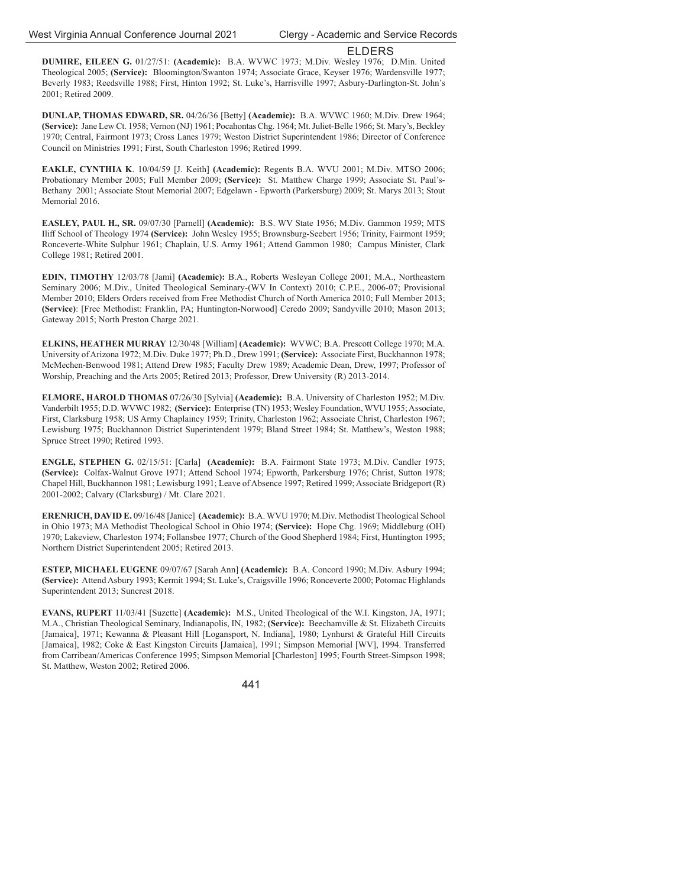## ELDERS

**DUMIRE, EILEEN G.** 01/27/51: **(Academic):** B.A. WVWC 1973; M.Div. Wesley 1976; D.Min. United Theological 2005; **(Service):** Bloomington/Swanton 1974; Associate Grace, Keyser 1976; Wardensville 1977; Beverly 1983; Reedsville 1988; First, Hinton 1992; St. Luke's, Harrisville 1997; Asbury-Darlington-St. John's 2001; Retired 2009.

**DUNLAP, THOMAS EDWARD, SR.** 04/26/36 [Betty] **(Academic):** B.A. WVWC 1960; M.Div. Drew 1964; **(Service):** Jane Lew Ct. 1958; Vernon (NJ) 1961; Pocahontas Chg. 1964; Mt. Juliet-Belle 1966; St. Mary's, Beckley 1970; Central, Fairmont 1973; Cross Lanes 1979; Weston District Superintendent 1986; Director of Conference Council on Ministries 1991; First, South Charleston 1996; Retired 1999.

**EAKLE, CYNTHIA K**. 10/04/59 [J. Keith] **(Academic):** Regents B.A. WVU 2001; M.Div. MTSO 2006; Probationary Member 2005; Full Member 2009; **(Service):** St. Matthew Charge 1999; Associate St. Paul's-Bethany 2001; Associate Stout Memorial 2007; Edgelawn - Epworth (Parkersburg) 2009; St. Marys 2013; Stout Memorial 2016.

**EASLEY, PAUL H., SR.** 09/07/30 [Parnell] **(Academic):** B.S. WV State 1956; M.Div. Gammon 1959; MTS Iliff School of Theology 1974 **(Service):** John Wesley 1955; Brownsburg-Seebert 1956; Trinity, Fairmont 1959; Ronceverte-White Sulphur 1961; Chaplain, U.S. Army 1961; Attend Gammon 1980; Campus Minister, Clark College 1981; Retired 2001.

**EDIN, TIMOTHY** 12/03/78 [Jami] **(Academic):** B.A., Roberts Wesleyan College 2001; M.A., Northeastern Seminary 2006; M.Div., United Theological Seminary-(WV In Context) 2010; C.P.E., 2006-07; Provisional Member 2010; Elders Orders received from Free Methodist Church of North America 2010; Full Member 2013; **(Service)**: [Free Methodist: Franklin, PA; Huntington-Norwood] Ceredo 2009; Sandyville 2010; Mason 2013; Gateway 2015; North Preston Charge 2021.

**ELKINS, HEATHER MURRAY** 12/30/48 [William] **(Academic):** WVWC; B.A. Prescott College 1970; M.A. University of Arizona 1972; M.Div. Duke 1977; Ph.D., Drew 1991; **(Service):** Associate First, Buckhannon 1978; McMechen-Benwood 1981; Attend Drew 1985; Faculty Drew 1989; Academic Dean, Drew, 1997; Professor of Worship, Preaching and the Arts 2005; Retired 2013; Professor, Drew University (R) 2013-2014.

**ELMORE, HAROLD THOMAS** 07/26/30 [Sylvia] **(Academic):** B.A. University of Charleston 1952; M.Div. Vanderbilt 1955; D.D. WVWC 1982; **(Service):** Enterprise (TN) 1953; Wesley Foundation, WVU 1955; Associate, First, Clarksburg 1958; US Army Chaplaincy 1959; Trinity, Charleston 1962; Associate Christ, Charleston 1967; Lewisburg 1975; Buckhannon District Superintendent 1979; Bland Street 1984; St. Matthew's, Weston 1988; Spruce Street 1990; Retired 1993.

**ENGLE, STEPHEN G.** 02/15/51: [Carla] **(Academic):** B.A. Fairmont State 1973; M.Div. Candler 1975; **(Service):** Colfax-Walnut Grove 1971; Attend School 1974; Epworth, Parkersburg 1976; Christ, Sutton 1978; Chapel Hill, Buckhannon 1981; Lewisburg 1991; Leave of Absence 1997; Retired 1999; Associate Bridgeport (R) 2001-2002; Calvary (Clarksburg) / Mt. Clare 2021.

**ERENRICH, DAVID E.** 09/16/48 [Janice] **(Academic):** B.A. WVU 1970; M.Div. Methodist Theological School in Ohio 1973; MA Methodist Theological School in Ohio 1974; **(Service):** Hope Chg. 1969; Middleburg (OH) 1970; Lakeview, Charleston 1974; Follansbee 1977; Church of the Good Shepherd 1984; First, Huntington 1995; Northern District Superintendent 2005; Retired 2013.

**ESTEP, MICHAEL EUGENE** 09/07/67 [Sarah Ann] **(Academic):** B.A. Concord 1990; M.Div. Asbury 1994; **(Service):** Attend Asbury 1993; Kermit 1994; St. Luke's, Craigsville 1996; Ronceverte 2000; Potomac Highlands Superintendent 2013; Suncrest 2018.

**EVANS, RUPERT** 11/03/41 [Suzette] **(Academic):** M.S., United Theological of the W.I. Kingston, JA, 1971; M.A., Christian Theological Seminary, Indianapolis, IN, 1982; **(Service):** Beechamville & St. Elizabeth Circuits [Jamaica], 1971; Kewanna & Pleasant Hill [Logansport, N. Indiana], 1980; Lynhurst & Grateful Hill Circuits [Jamaica], 1982; Coke & East Kingston Circuits [Jamaica], 1991; Simpson Memorial [WV], 1994. Transferred from Carribean/Americas Conference 1995; Simpson Memorial [Charleston] 1995; Fourth Street-Simpson 1998; St. Matthew, Weston 2002; Retired 2006.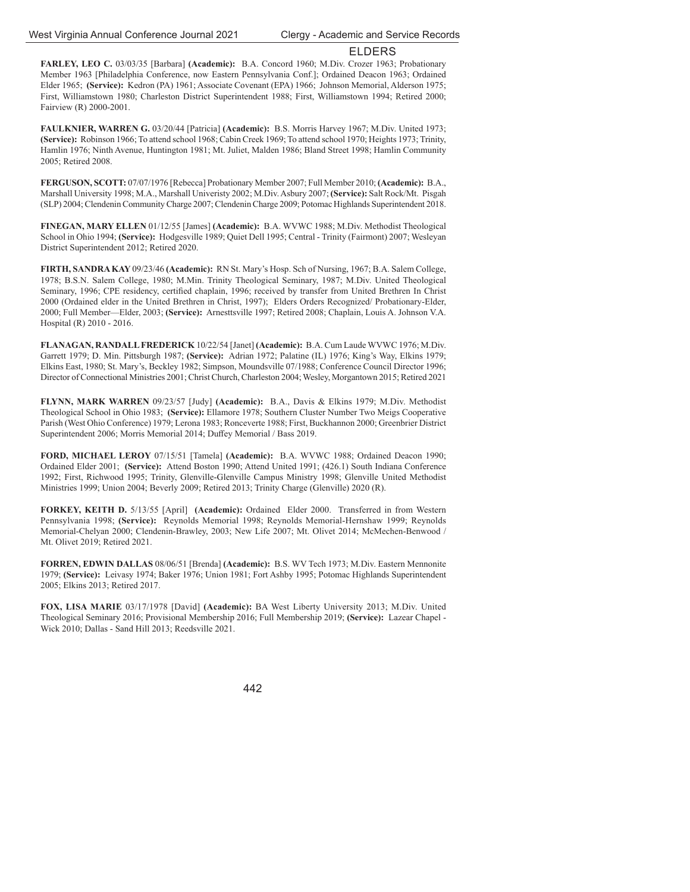## ELDERS

**FARLEY, LEO C.** 03/03/35 [Barbara] **(Academic):** B.A. Concord 1960; M.Div. Crozer 1963; Probationary Member 1963 [Philadelphia Conference, now Eastern Pennsylvania Conf.]; Ordained Deacon 1963; Ordained Elder 1965; **(Service):** Kedron (PA) 1961; Associate Covenant (EPA) 1966; Johnson Memorial, Alderson 1975; First, Williamstown 1980; Charleston District Superintendent 1988; First, Williamstown 1994; Retired 2000; Fairview (R) 2000-2001.

**FAULKNIER, WARREN G.** 03/20/44 [Patricia] **(Academic):** B.S. Morris Harvey 1967; M.Div. United 1973; **(Service):** Robinson 1966; To attend school 1968; Cabin Creek 1969; To attend school 1970; Heights 1973; Trinity, Hamlin 1976; Ninth Avenue, Huntington 1981; Mt. Juliet, Malden 1986; Bland Street 1998; Hamlin Community 2005; Retired 2008.

**FERGUSON, SCOTT:** 07/07/1976 [Rebecca] Probationary Member 2007; Full Member 2010; **(Academic):** B.A., Marshall University 1998; M.A., Marshall Univeristy 2002; M.Div. Asbury 2007; **(Service):** Salt Rock/Mt. Pisgah (SLP) 2004; Clendenin Community Charge 2007; Clendenin Charge 2009; Potomac Highlands Superintendent 2018.

**FINEGAN, MARY ELLEN** 01/12/55 [James] **(Academic):** B.A. WVWC 1988; M.Div. Methodist Theological School in Ohio 1994; **(Service):** Hodgesville 1989; Quiet Dell 1995; Central - Trinity (Fairmont) 2007; Wesleyan District Superintendent 2012; Retired 2020.

**FIRTH, SANDRA KAY** 09/23/46 **(Academic):** RN St. Mary's Hosp. Sch of Nursing, 1967; B.A. Salem College, 1978; B.S.N. Salem College, 1980; M.Min. Trinity Theological Seminary, 1987; M.Div. United Theological Seminary, 1996; CPE residency, certified chaplain, 1996; received by transfer from United Brethren In Christ 2000 (Ordained elder in the United Brethren in Christ, 1997); Elders Orders Recognized/ Probationary-Elder, 2000; Full Member—Elder, 2003; **(Service):** Arnesttsville 1997; Retired 2008; Chaplain, Louis A. Johnson V.A. Hospital (R) 2010 - 2016.

**FLANAGAN, RANDALL FREDERICK** 10/22/54 [Janet] **(Academic):** B.A. Cum Laude WVWC 1976; M.Div. Garrett 1979; D. Min. Pittsburgh 1987; **(Service):** Adrian 1972; Palatine (IL) 1976; King's Way, Elkins 1979; Elkins East, 1980; St. Mary's, Beckley 1982; Simpson, Moundsville 07/1988; Conference Council Director 1996; Director of Connectional Ministries 2001; Christ Church, Charleston 2004; Wesley, Morgantown 2015; Retired 2021

**FLYNN, MARK WARREN** 09/23/57 [Judy] **(Academic):** B.A., Davis & Elkins 1979; M.Div. Methodist Theological School in Ohio 1983; **(Service):** Ellamore 1978; Southern Cluster Number Two Meigs Cooperative Parish (West Ohio Conference) 1979; Lerona 1983; Ronceverte 1988; First, Buckhannon 2000; Greenbrier District Superintendent 2006; Morris Memorial 2014; Duffey Memorial / Bass 2019.

**FORD, MICHAEL LEROY** 07/15/51 [Tamela] **(Academic):** B.A. WVWC 1988; Ordained Deacon 1990; Ordained Elder 2001; **(Service):** Attend Boston 1990; Attend United 1991; (426.1) South Indiana Conference 1992; First, Richwood 1995; Trinity, Glenville-Glenville Campus Ministry 1998; Glenville United Methodist Ministries 1999; Union 2004; Beverly 2009; Retired 2013; Trinity Charge (Glenville) 2020 (R).

**FORKEY, KEITH D.** 5/13/55 [April] **(Academic):** Ordained Elder 2000. Transferred in from Western Pennsylvania 1998; **(Service):** Reynolds Memorial 1998; Reynolds Memorial-Hernshaw 1999; Reynolds Memorial-Chelyan 2000; Clendenin-Brawley, 2003; New Life 2007; Mt. Olivet 2014; McMechen-Benwood / Mt. Olivet 2019; Retired 2021.

**FORREN, EDWIN DALLAS** 08/06/51 [Brenda] **(Academic):** B.S. WV Tech 1973; M.Div. Eastern Mennonite 1979; **(Service):** Leivasy 1974; Baker 1976; Union 1981; Fort Ashby 1995; Potomac Highlands Superintendent 2005; Elkins 2013; Retired 2017.

**FOX, LISA MARIE** 03/17/1978 [David] **(Academic):** BA West Liberty University 2013; M.Div. United Theological Seminary 2016; Provisional Membership 2016; Full Membership 2019; **(Service):** Lazear Chapel - Wick 2010; Dallas - Sand Hill 2013; Reedsville 2021.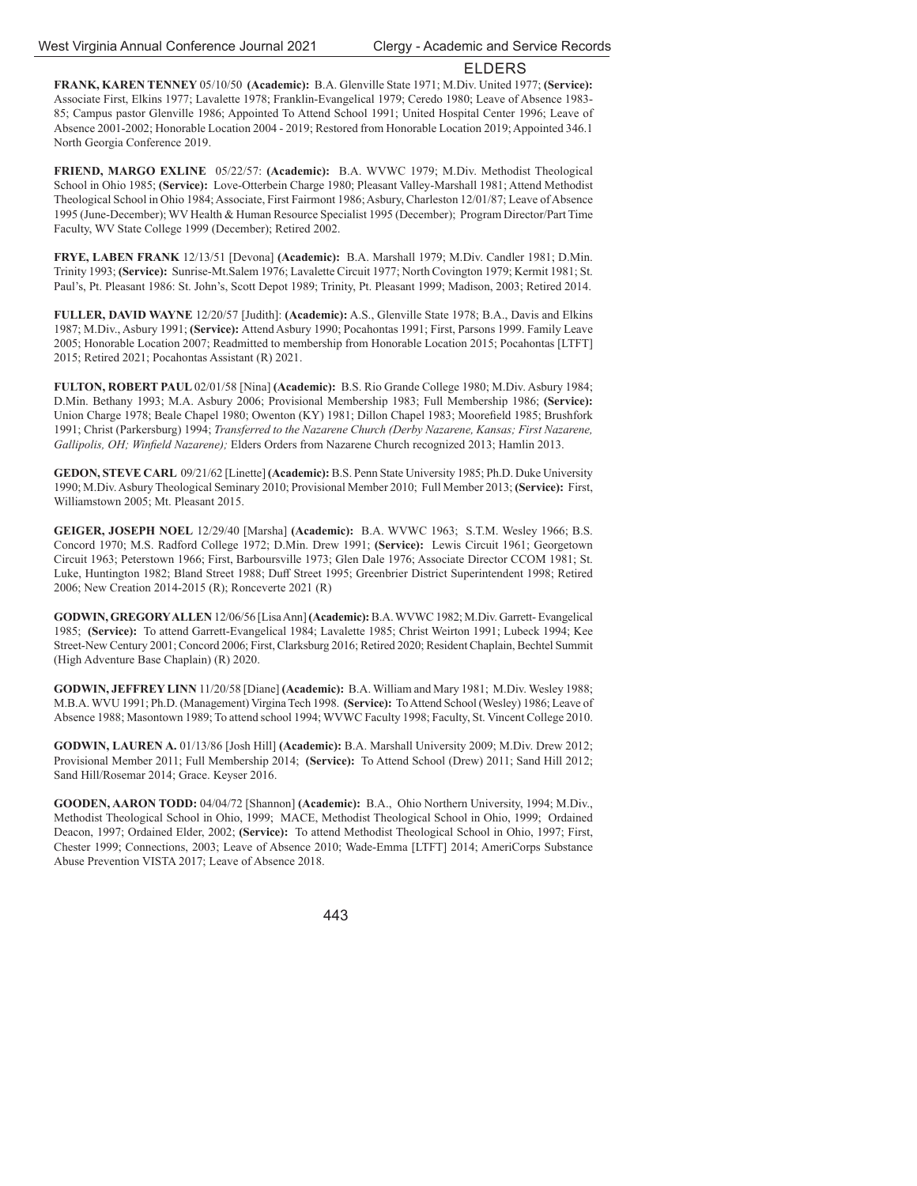## ELDERS

**FRANK, KAREN TENNEY** 05/10/50 **(Academic):** B.A. Glenville State 1971; M.Div. United 1977; **(Service):** Associate First, Elkins 1977; Lavalette 1978; Franklin-Evangelical 1979; Ceredo 1980; Leave of Absence 1983-85; Campus pastor Glenville 1986; Appointed To Attend School 1991; United Hospital Center 1996; Leave of Absence 2001-2002; Honorable Location 2004 - 2019; Restored from Honorable Location 2019; Appointed 346.1 North Georgia Conference 2019.

**FRIEND, MARGO EXLINE** 05/22/57: **(Academic):** B.A. WVWC 1979; M.Div. Methodist Theological School in Ohio 1985; **(Service):** Love-Otterbein Charge 1980; Pleasant Valley-Marshall 1981; Attend Methodist Theological School in Ohio 1984; Associate, First Fairmont 1986; Asbury, Charleston 12/01/87; Leave of Absence 1995 (June-December); WV Health & Human Resource Specialist 1995 (December); Program Director/Part Time Faculty, WV State College 1999 (December); Retired 2002.

**FRYE, LABEN FRANK** 12/13/51 [Devona] **(Academic):** B.A. Marshall 1979; M.Div. Candler 1981; D.Min. Trinity 1993; **(Service):** Sunrise-Mt.Salem 1976; Lavalette Circuit 1977; North Covington 1979; Kermit 1981; St. Paul's, Pt. Pleasant 1986: St. John's, Scott Depot 1989; Trinity, Pt. Pleasant 1999; Madison, 2003; Retired 2014.

**FULLER, DAVID WAYNE** 12/20/57 [Judith]: **(Academic):** A.S., Glenville State 1978; B.A., Davis and Elkins 1987; M.Div., Asbury 1991; **(Service):** Attend Asbury 1990; Pocahontas 1991; First, Parsons 1999. Family Leave 2005; Honorable Location 2007; Readmitted to membership from Honorable Location 2015; Pocahontas [LTFT] 2015; Retired 2021; Pocahontas Assistant (R) 2021.

**FULTON, ROBERT PAUL** 02/01/58 [Nina] **(Academic):** B.S. Rio Grande College 1980; M.Div. Asbury 1984; D.Min. Bethany 1993; M.A. Asbury 2006; Provisional Membership 1983; Full Membership 1986; **(Service):** Union Charge 1978; Beale Chapel 1980; Owenton (KY) 1981; Dillon Chapel 1983; Moorefield 1985; Brushfork 1991; Christ (Parkersburg) 1994; *Transferred to the Nazarene Church (Derby Nazarene, Kansas; First Nazarene, Gallipolis, OH; Winfield Nazarene);* Elders Orders from Nazarene Church recognized 2013; Hamlin 2013.

**GEDON, STEVE CARL** 09/21/62 [Linette] **(Academic):** B.S. Penn State University 1985; Ph.D. Duke University 1990; M.Div. Asbury Theological Seminary 2010; Provisional Member 2010; Full Member 2013; **(Service):** First, Williamstown 2005; Mt. Pleasant 2015.

**GEIGER, JOSEPH NOEL** 12/29/40 [Marsha] **(Academic):** B.A. WVWC 1963; S.T.M. Wesley 1966; B.S. Concord 1970; M.S. Radford College 1972; D.Min. Drew 1991; **(Service):** Lewis Circuit 1961; Georgetown Circuit 1963; Peterstown 1966; First, Barboursville 1973; Glen Dale 1976; Associate Director CCOM 1981; St. Luke, Huntington 1982; Bland Street 1988; Duff Street 1995; Greenbrier District Superintendent 1998; Retired 2006; New Creation 2014-2015 (R); Ronceverte 2021 (R)

**GODWIN, GREGORY ALLEN** 12/06/56 [Lisa Ann] **(Academic):** B.A. WVWC 1982; M.Div. Garrett- Evangelical 1985; **(Service):** To attend Garrett-Evangelical 1984; Lavalette 1985; Christ Weirton 1991; Lubeck 1994; Kee Street-New Century 2001; Concord 2006; First, Clarksburg 2016; Retired 2020; Resident Chaplain, Bechtel Summit (High Adventure Base Chaplain) (R) 2020.

**GODWIN, JEFFREY LINN** 11/20/58 [Diane] **(Academic):** B.A. William and Mary 1981; M.Div. Wesley 1988; M.B.A. WVU 1991; Ph.D. (Management) Virgina Tech 1998. **(Service):** To Attend School (Wesley) 1986; Leave of Absence 1988; Masontown 1989; To attend school 1994; WVWC Faculty 1998; Faculty, St. Vincent College 2010.

**GODWIN, LAUREN A.** 01/13/86 [Josh Hill] **(Academic):** B.A. Marshall University 2009; M.Div. Drew 2012; Provisional Member 2011; Full Membership 2014; **(Service):** To Attend School (Drew) 2011; Sand Hill 2012; Sand Hill/Rosemar 2014; Grace. Keyser 2016.

**GOODEN, AARON TODD:** 04/04/72 [Shannon] **(Academic):** B.A., Ohio Northern University, 1994; M.Div., Methodist Theological School in Ohio, 1999; MACE, Methodist Theological School in Ohio, 1999; Ordained Deacon, 1997; Ordained Elder, 2002; **(Service):** To attend Methodist Theological School in Ohio, 1997; First, Chester 1999; Connections, 2003; Leave of Absence 2010; Wade-Emma [LTFT] 2014; AmeriCorps Substance Abuse Prevention VISTA 2017; Leave of Absence 2018.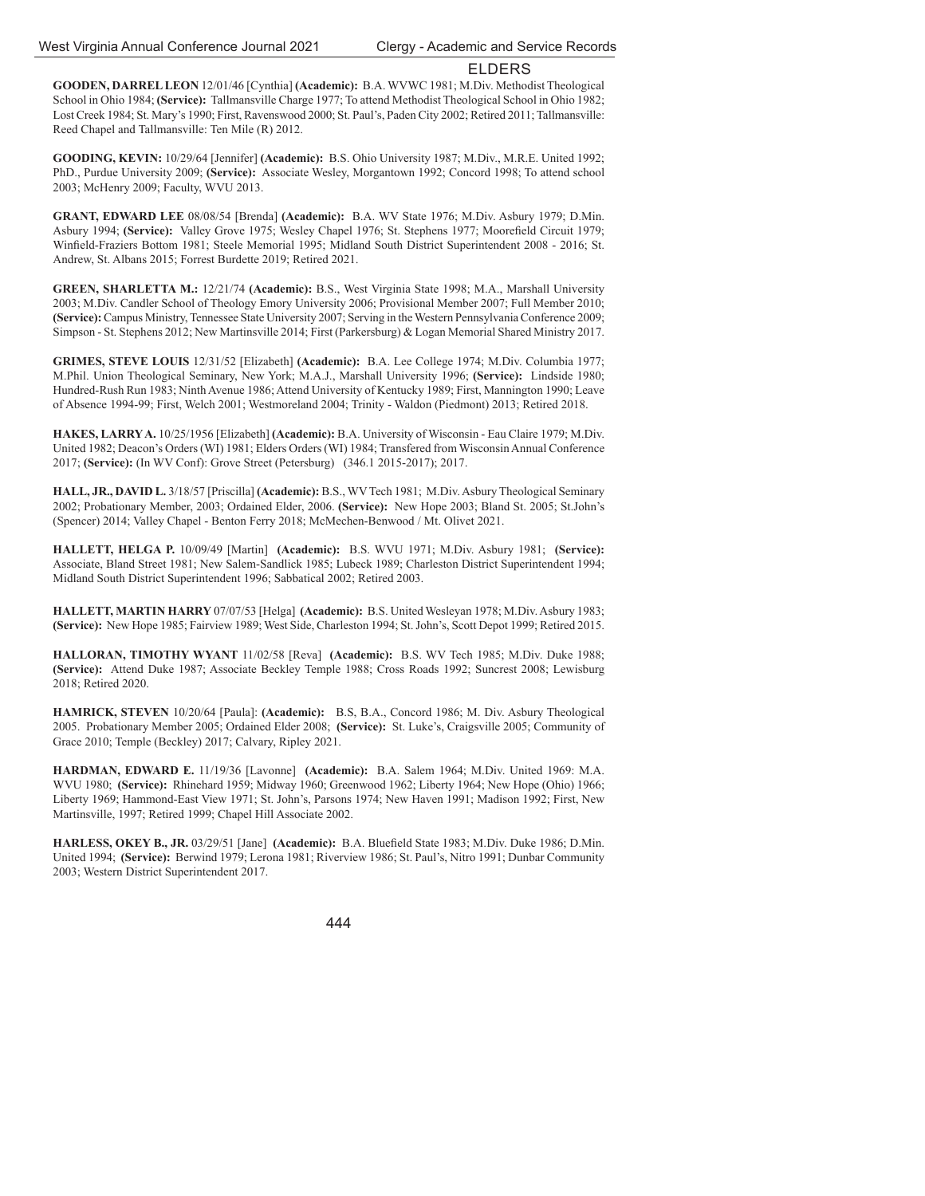## ELDERS

**GOODEN, DARREL LEON** 12/01/46 [Cynthia] **(Academic):** B.A. WVWC 1981; M.Div. Methodist Theological School in Ohio 1984; **(Service):** Tallmansville Charge 1977; To attend Methodist Theological School in Ohio 1982; Lost Creek 1984; St. Mary's 1990; First, Ravenswood 2000; St. Paul's, Paden City 2002; Retired 2011; Tallmansville: Reed Chapel and Tallmansville: Ten Mile (R) 2012.

**GOODING, KEVIN:** 10/29/64 [Jennifer] **(Academic):** B.S. Ohio University 1987; M.Div., M.R.E. United 1992; PhD., Purdue University 2009; **(Service):** Associate Wesley, Morgantown 1992; Concord 1998; To attend school 2003; McHenry 2009; Faculty, WVU 2013.

**GRANT, EDWARD LEE** 08/08/54 [Brenda] **(Academic):** B.A. WV State 1976; M.Div. Asbury 1979; D.Min. Asbury 1994; **(Service):** Valley Grove 1975; Wesley Chapel 1976; St. Stephens 1977; Moorefield Circuit 1979; Winfield-Fraziers Bottom 1981; Steele Memorial 1995; Midland South District Superintendent 2008 - 2016; St. Andrew, St. Albans 2015; Forrest Burdette 2019; Retired 2021.

**GREEN, SHARLETTA M.:** 12/21/74 **(Academic):** B.S., West Virginia State 1998; M.A., Marshall University 2003; M.Div. Candler School of Theology Emory University 2006; Provisional Member 2007; Full Member 2010; **(Service):** Campus Ministry, Tennessee State University 2007; Serving in the Western Pennsylvania Conference 2009; Simpson - St. Stephens 2012; New Martinsville 2014; First (Parkersburg) & Logan Memorial Shared Ministry 2017.

**GRIMES, STEVE LOUIS** 12/31/52 [Elizabeth] **(Academic):** B.A. Lee College 1974; M.Div. Columbia 1977; M.Phil. Union Theological Seminary, New York; M.A.J., Marshall University 1996; **(Service):** Lindside 1980; Hundred-Rush Run 1983; Ninth Avenue 1986; Attend University of Kentucky 1989; First, Mannington 1990; Leave of Absence 1994-99; First, Welch 2001; Westmoreland 2004; Trinity - Waldon (Piedmont) 2013; Retired 2018.

**HAKES, LARRY A.** 10/25/1956 [Elizabeth] **(Academic):** B.A. University of Wisconsin - Eau Claire 1979; M.Div. United 1982; Deacon's Orders (WI) 1981; Elders Orders (WI) 1984; Transfered from Wisconsin Annual Conference 2017; **(Service):** (In WV Conf): Grove Street (Petersburg) (346.1 2015-2017); 2017.

**HALL, JR., DAVID L.** 3/18/57 [Priscilla] **(Academic):** B.S., WV Tech 1981; M.Div. Asbury Theological Seminary 2002; Probationary Member, 2003; Ordained Elder, 2006. **(Service):** New Hope 2003; Bland St. 2005; St.John's (Spencer) 2014; Valley Chapel - Benton Ferry 2018; McMechen-Benwood / Mt. Olivet 2021.

**HALLETT, HELGA P.** 10/09/49 [Martin] **(Academic):** B.S. WVU 1971; M.Div. Asbury 1981; **(Service):** Associate, Bland Street 1981; New Salem-Sandlick 1985; Lubeck 1989; Charleston District Superintendent 1994; Midland South District Superintendent 1996; Sabbatical 2002; Retired 2003.

**HALLETT, MARTIN HARRY** 07/07/53 [Helga] **(Academic):** B.S. United Wesleyan 1978; M.Div. Asbury 1983; **(Service):** New Hope 1985; Fairview 1989; West Side, Charleston 1994; St. John's, Scott Depot 1999; Retired 2015.

**HALLORAN, TIMOTHY WYANT** 11/02/58 [Reva] **(Academic):** B.S. WV Tech 1985; M.Div. Duke 1988; **(Service):** Attend Duke 1987; Associate Beckley Temple 1988; Cross Roads 1992; Suncrest 2008; Lewisburg 2018; Retired 2020.

**HAMRICK, STEVEN** 10/20/64 [Paula]: **(Academic):** B.S, B.A., Concord 1986; M. Div. Asbury Theological 2005. Probationary Member 2005; Ordained Elder 2008; **(Service):** St. Luke's, Craigsville 2005; Community of Grace 2010; Temple (Beckley) 2017; Calvary, Ripley 2021.

**HARDMAN, EDWARD E.** 11/19/36 [Lavonne] **(Academic):** B.A. Salem 1964; M.Div. United 1969: M.A. WVU 1980; **(Service):** Rhinehard 1959; Midway 1960; Greenwood 1962; Liberty 1964; New Hope (Ohio) 1966; Liberty 1969; Hammond-East View 1971; St. John's, Parsons 1974; New Haven 1991; Madison 1992; First, New Martinsville, 1997; Retired 1999; Chapel Hill Associate 2002.

**HARLESS, OKEY B., JR.** 03/29/51 [Jane] **(Academic):** B.A. Bluefield State 1983; M.Div. Duke 1986; D.Min. United 1994; **(Service):** Berwind 1979; Lerona 1981; Riverview 1986; St. Paul's, Nitro 1991; Dunbar Community 2003; Western District Superintendent 2017.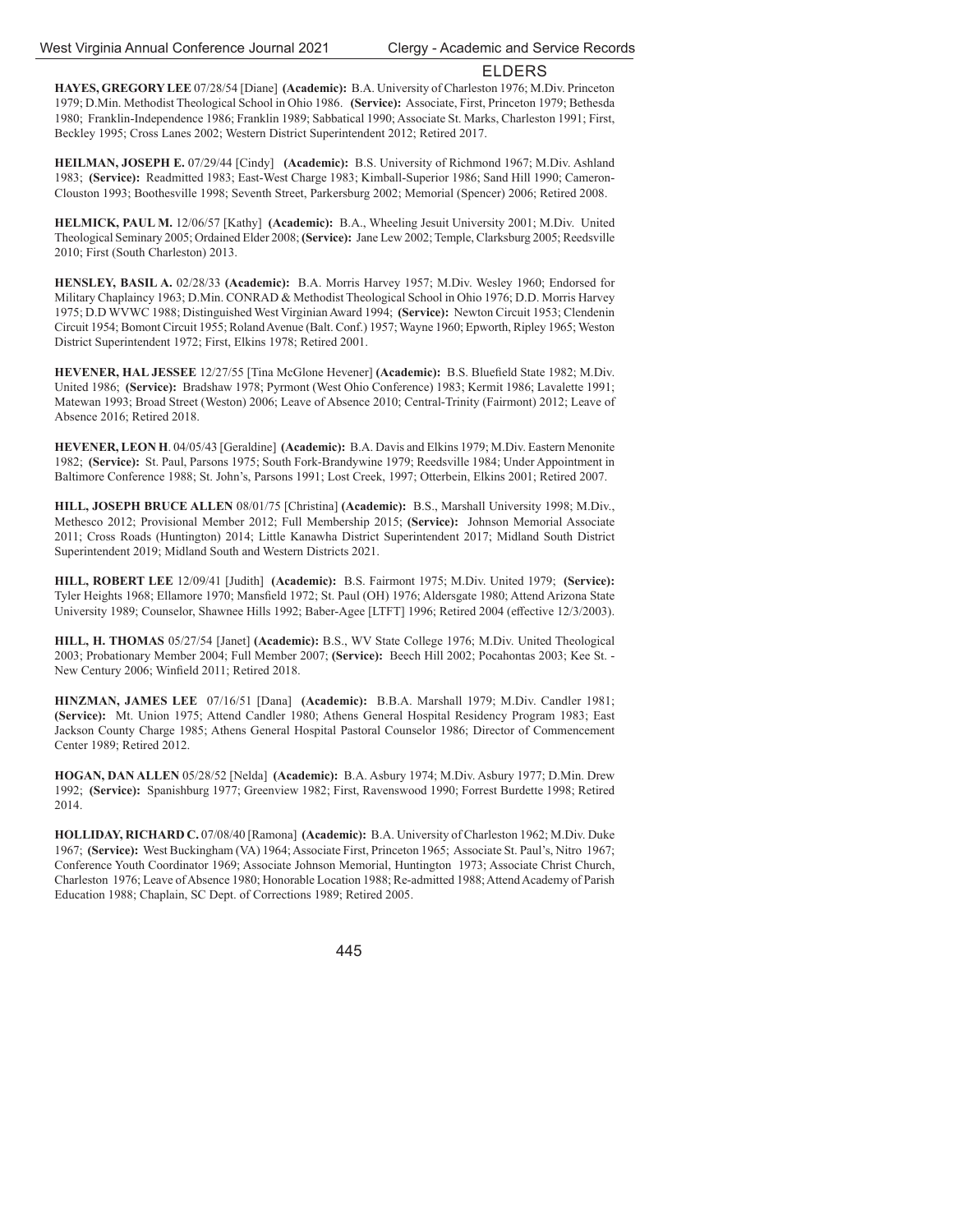## ELDERS

**HAYES, GREGORY LEE** 07/28/54 [Diane] **(Academic):** B.A. University of Charleston 1976; M.Div. Princeton 1979; D.Min. Methodist Theological School in Ohio 1986. **(Service):** Associate, First, Princeton 1979; Bethesda 1980; Franklin-Independence 1986; Franklin 1989; Sabbatical 1990; Associate St. Marks, Charleston 1991; First, Beckley 1995; Cross Lanes 2002; Western District Superintendent 2012; Retired 2017.

**HEILMAN, JOSEPH E.** 07/29/44 [Cindy] **(Academic):** B.S. University of Richmond 1967; M.Div. Ashland 1983; **(Service):** Readmitted 1983; East-West Charge 1983; Kimball-Superior 1986; Sand Hill 1990; Cameron-Clouston 1993; Boothesville 1998; Seventh Street, Parkersburg 2002; Memorial (Spencer) 2006; Retired 2008.

**HELMICK, PAUL M.** 12/06/57 [Kathy] **(Academic):** B.A., Wheeling Jesuit University 2001; M.Div. United Theological Seminary 2005; Ordained Elder 2008; **(Service):** Jane Lew 2002; Temple, Clarksburg 2005; Reedsville 2010; First (South Charleston) 2013.

**HENSLEY, BASIL A.** 02/28/33 **(Academic):** B.A. Morris Harvey 1957; M.Div. Wesley 1960; Endorsed for Military Chaplaincy 1963; D.Min. CONRAD & Methodist Theological School in Ohio 1976; D.D. Morris Harvey 1975; D.D WVWC 1988; Distinguished West Virginian Award 1994; **(Service):** Newton Circuit 1953; Clendenin Circuit 1954; Bomont Circuit 1955; Roland Avenue (Balt. Conf.) 1957; Wayne 1960; Epworth, Ripley 1965; Weston District Superintendent 1972; First, Elkins 1978; Retired 2001.

**HEVENER, HAL JESSEE** 12/27/55 [Tina McGlone Hevener] **(Academic):** B.S. Bluefield State 1982; M.Div. United 1986; **(Service):** Bradshaw 1978; Pyrmont (West Ohio Conference) 1983; Kermit 1986; Lavalette 1991; Matewan 1993; Broad Street (Weston) 2006; Leave of Absence 2010; Central-Trinity (Fairmont) 2012; Leave of Absence 2016; Retired 2018.

**HEVENER, LEON H**. 04/05/43 [Geraldine] **(Academic):** B.A. Davis and Elkins 1979; M.Div. Eastern Menonite 1982; **(Service):** St. Paul, Parsons 1975; South Fork-Brandywine 1979; Reedsville 1984; Under Appointment in Baltimore Conference 1988; St. John's, Parsons 1991; Lost Creek, 1997; Otterbein, Elkins 2001; Retired 2007.

**HILL, JOSEPH BRUCE ALLEN** 08/01/75 [Christina] **(Academic):** B.S., Marshall University 1998; M.Div., Methesco 2012; Provisional Member 2012; Full Membership 2015; **(Service):** Johnson Memorial Associate 2011; Cross Roads (Huntington) 2014; Little Kanawha District Superintendent 2017; Midland South District Superintendent 2019; Midland South and Western Districts 2021.

**HILL, ROBERT LEE** 12/09/41 [Judith] **(Academic):** B.S. Fairmont 1975; M.Div. United 1979; **(Service):** Tyler Heights 1968; Ellamore 1970; Mansfield 1972; St. Paul (OH) 1976; Aldersgate 1980; Attend Arizona State University 1989; Counselor, Shawnee Hills 1992; Baber-Agee [LTFT] 1996; Retired 2004 (effective 12/3/2003).

**HILL, H. THOMAS** 05/27/54 [Janet] **(Academic):** B.S., WV State College 1976; M.Div. United Theological 2003; Probationary Member 2004; Full Member 2007; **(Service):** Beech Hill 2002; Pocahontas 2003; Kee St. - New Century 2006; Winfield 2011; Retired 2018.

**HINZMAN, JAMES LEE** 07/16/51 [Dana] **(Academic):** B.B.A. Marshall 1979; M.Div. Candler 1981; **(Service):** Mt. Union 1975; Attend Candler 1980; Athens General Hospital Residency Program 1983; East Jackson County Charge 1985; Athens General Hospital Pastoral Counselor 1986; Director of Commencement Center 1989; Retired 2012.

**HOGAN, DAN ALLEN** 05/28/52 [Nelda] **(Academic):** B.A. Asbury 1974; M.Div. Asbury 1977; D.Min. Drew 1992; **(Service):** Spanishburg 1977; Greenview 1982; First, Ravenswood 1990; Forrest Burdette 1998; Retired 2014.

**HOLLIDAY, RICHARD C.** 07/08/40 [Ramona] **(Academic):** B.A. University of Charleston 1962; M.Div. Duke 1967; **(Service):** West Buckingham (VA) 1964; Associate First, Princeton 1965; Associate St. Paul's, Nitro 1967; Conference Youth Coordinator 1969; Associate Johnson Memorial, Huntington 1973; Associate Christ Church, Charleston 1976; Leave of Absence 1980; Honorable Location 1988; Re-admitted 1988; Attend Academy of Parish Education 1988; Chaplain, SC Dept. of Corrections 1989; Retired 2005.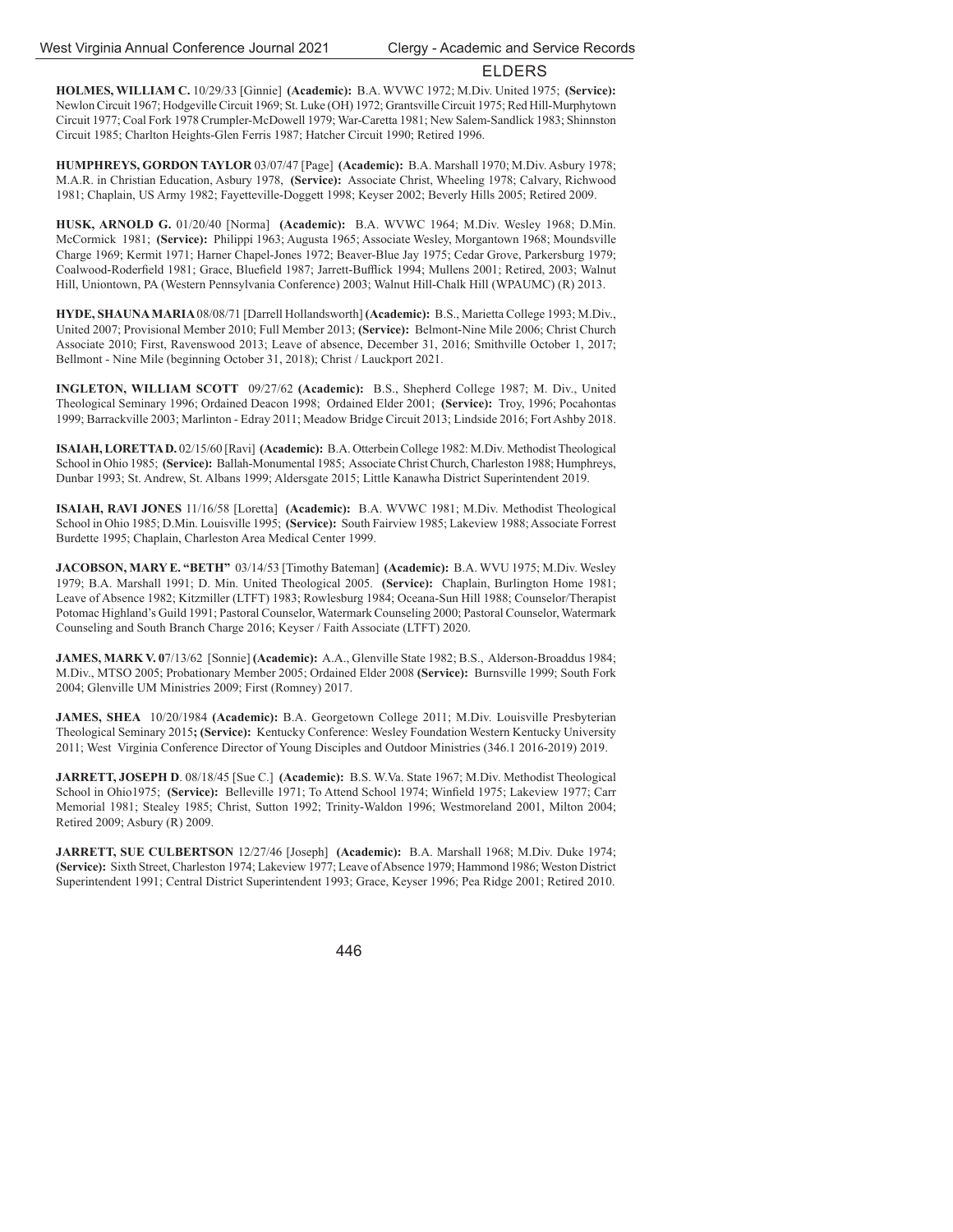## ELDERS

**HOLMES, WILLIAM C.** 10/29/33 [Ginnie] **(Academic):** B.A. WVWC 1972; M.Div. United 1975; **(Service):** Newlon Circuit 1967; Hodgeville Circuit 1969; St. Luke (OH) 1972; Grantsville Circuit 1975; Red Hill-Murphytown Circuit 1977; Coal Fork 1978 Crumpler-McDowell 1979; War-Caretta 1981; New Salem-Sandlick 1983; Shinnston Circuit 1985; Charlton Heights-Glen Ferris 1987; Hatcher Circuit 1990; Retired 1996.

**HUMPHREYS, GORDON TAYLOR** 03/07/47 [Page] **(Academic):** B.A. Marshall 1970; M.Div. Asbury 1978; M.A.R. in Christian Education, Asbury 1978, **(Service):** Associate Christ, Wheeling 1978; Calvary, Richwood 1981; Chaplain, US Army 1982; Fayetteville-Doggett 1998; Keyser 2002; Beverly Hills 2005; Retired 2009.

**HUSK, ARNOLD G.** 01/20/40 [Norma] **(Academic):** B.A. WVWC 1964; M.Div. Wesley 1968; D.Min. McCormick 1981; **(Service):** Philippi 1963; Augusta 1965; Associate Wesley, Morgantown 1968; Moundsville Charge 1969; Kermit 1971; Harner Chapel-Jones 1972; Beaver-Blue Jay 1975; Cedar Grove, Parkersburg 1979; Coalwood-Roderfield 1981; Grace, Bluefield 1987; Jarrett-Bufflick 1994; Mullens 2001; Retired, 2003; Walnut Hill, Uniontown, PA (Western Pennsylvania Conference) 2003; Walnut Hill-Chalk Hill (WPAUMC) (R) 2013.

**HYDE, SHAUNA MARIA** 08/08/71 [Darrell Hollandsworth] **(Academic):** B.S., Marietta College 1993; M.Div., United 2007; Provisional Member 2010; Full Member 2013; **(Service):** Belmont-Nine Mile 2006; Christ Church Associate 2010; First, Ravenswood 2013; Leave of absence, December 31, 2016; Smithville October 1, 2017; Bellmont - Nine Mile (beginning October 31, 2018); Christ / Lauckport 2021.

**INGLETON, WILLIAM SCOTT** 09/27/62 **(Academic):** B.S., Shepherd College 1987; M. Div., United Theological Seminary 1996; Ordained Deacon 1998; Ordained Elder 2001; **(Service):** Troy, 1996; Pocahontas 1999; Barrackville 2003; Marlinton - Edray 2011; Meadow Bridge Circuit 2013; Lindside 2016; Fort Ashby 2018.

**ISAIAH, LORETTA D.** 02/15/60 [Ravi] **(Academic):** B.A. Otterbein College 1982: M.Div. Methodist Theological School in Ohio 1985; **(Service):** Ballah-Monumental 1985; Associate Christ Church, Charleston 1988; Humphreys, Dunbar 1993; St. Andrew, St. Albans 1999; Aldersgate 2015; Little Kanawha District Superintendent 2019.

**ISAIAH, RAVI JONES** 11/16/58 [Loretta] **(Academic):** B.A. WVWC 1981; M.Div. Methodist Theological School in Ohio 1985; D.Min. Louisville 1995; **(Service):** South Fairview 1985; Lakeview 1988; Associate Forrest Burdette 1995; Chaplain, Charleston Area Medical Center 1999.

**JACOBSON, MARY E. "BETH"** 03/14/53 [Timothy Bateman] **(Academic):** B.A. WVU 1975; M.Div. Wesley 1979; B.A. Marshall 1991; D. Min. United Theological 2005. **(Service):** Chaplain, Burlington Home 1981; Leave of Absence 1982; Kitzmiller (LTFT) 1983; Rowlesburg 1984; Oceana-Sun Hill 1988; Counselor/Therapist Potomac Highland's Guild 1991; Pastoral Counselor, Watermark Counseling 2000; Pastoral Counselor, Watermark Counseling and South Branch Charge 2016; Keyser / Faith Associate (LTFT) 2020.

**JAMES, MARK V. 0**7/13/62 [Sonnie] **(Academic):** A.A., Glenville State 1982; B.S., Alderson-Broaddus 1984; M.Div., MTSO 2005; Probationary Member 2005; Ordained Elder 2008 **(Service):** Burnsville 1999; South Fork 2004; Glenville UM Ministries 2009; First (Romney) 2017.

**JAMES, SHEA** 10/20/1984 **(Academic):** B.A. Georgetown College 2011; M.Div. Louisville Presbyterian Theological Seminary 2015**; (Service):** Kentucky Conference: Wesley Foundation Western Kentucky University 2011; West Virginia Conference Director of Young Disciples and Outdoor Ministries (346.1 2016-2019) 2019.

**JARRETT, JOSEPH D**. 08/18/45 [Sue C.] **(Academic):** B.S. W.Va. State 1967; M.Div. Methodist Theological School in Ohio1975; **(Service):** Belleville 1971; To Attend School 1974; Winfield 1975; Lakeview 1977; Carr Memorial 1981; Stealey 1985; Christ, Sutton 1992; Trinity-Waldon 1996; Westmoreland 2001, Milton 2004; Retired 2009; Asbury (R) 2009.

**JARRETT, SUE CULBERTSON** 12/27/46 [Joseph] **(Academic):** B.A. Marshall 1968; M.Div. Duke 1974; **(Service):** Sixth Street, Charleston 1974; Lakeview 1977; Leave of Absence 1979; Hammond 1986; Weston District Superintendent 1991; Central District Superintendent 1993; Grace, Keyser 1996; Pea Ridge 2001; Retired 2010.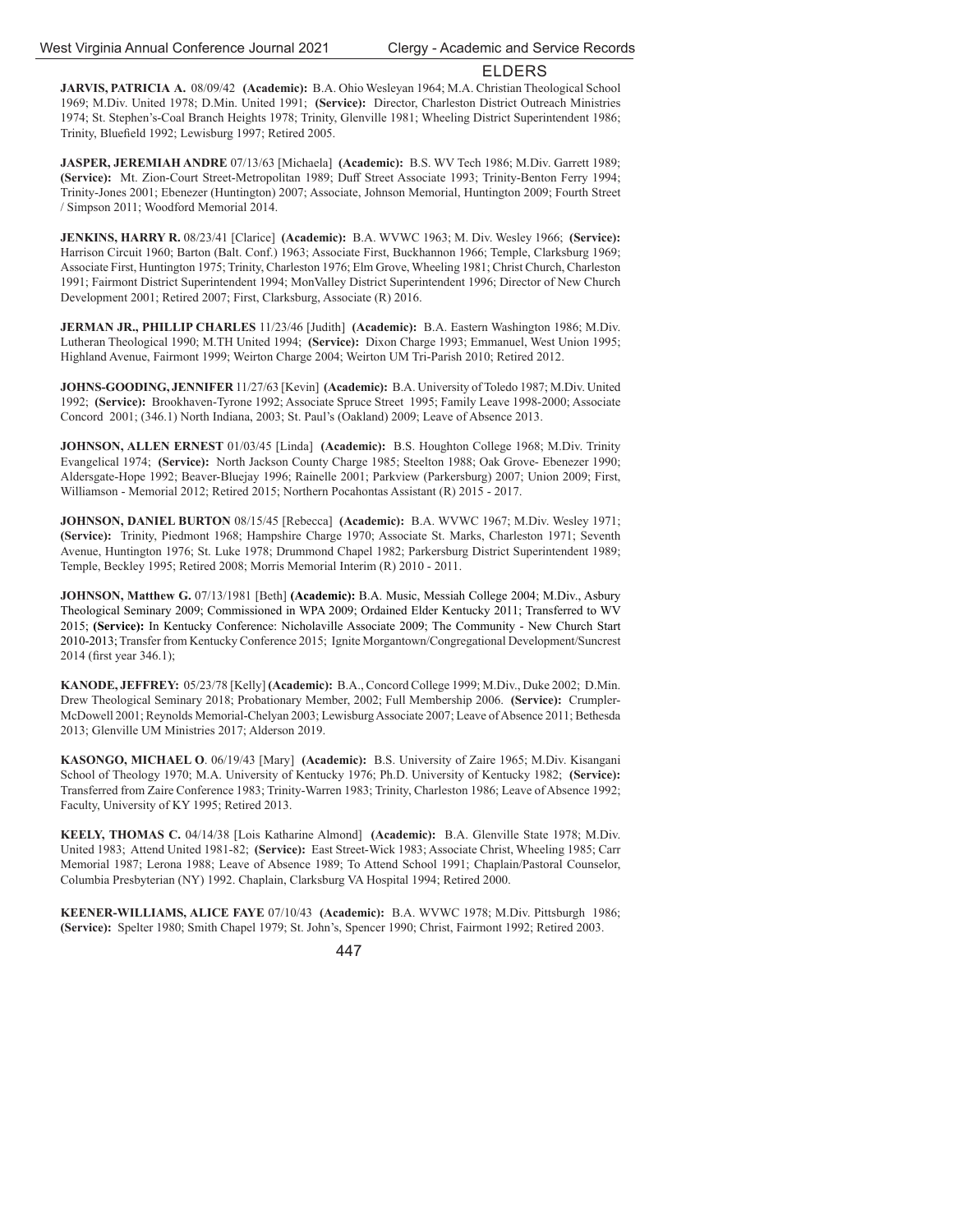## ELDERS

**JARVIS, PATRICIA A.** 08/09/42 **(Academic):** B.A. Ohio Wesleyan 1964; M.A. Christian Theological School 1969; M.Div. United 1978; D.Min. United 1991; **(Service):** Director, Charleston District Outreach Ministries 1974; St. Stephen's-Coal Branch Heights 1978; Trinity, Glenville 1981; Wheeling District Superintendent 1986; Trinity, Bluefield 1992; Lewisburg 1997; Retired 2005.

**JASPER, JEREMIAH ANDRE** 07/13/63 [Michaela] **(Academic):** B.S. WV Tech 1986; M.Div. Garrett 1989; **(Service):** Mt. Zion-Court Street-Metropolitan 1989; Duff Street Associate 1993; Trinity-Benton Ferry 1994; Trinity-Jones 2001; Ebenezer (Huntington) 2007; Associate, Johnson Memorial, Huntington 2009; Fourth Street / Simpson 2011; Woodford Memorial 2014.

**JENKINS, HARRY R.** 08/23/41 [Clarice] **(Academic):** B.A. WVWC 1963; M. Div. Wesley 1966; **(Service):** Harrison Circuit 1960; Barton (Balt. Conf.) 1963; Associate First, Buckhannon 1966; Temple, Clarksburg 1969; Associate First, Huntington 1975; Trinity, Charleston 1976; Elm Grove, Wheeling 1981; Christ Church, Charleston 1991; Fairmont District Superintendent 1994; MonValley District Superintendent 1996; Director of New Church Development 2001; Retired 2007; First, Clarksburg, Associate (R) 2016.

**JERMAN JR., PHILLIP CHARLES** 11/23/46 [Judith] **(Academic):** B.A. Eastern Washington 1986; M.Div. Lutheran Theological 1990; M.TH United 1994; **(Service):** Dixon Charge 1993; Emmanuel, West Union 1995; Highland Avenue, Fairmont 1999; Weirton Charge 2004; Weirton UM Tri-Parish 2010; Retired 2012.

**JOHNS-GOODING, JENNIFER** 11/27/63 [Kevin] **(Academic):** B.A. University of Toledo 1987; M.Div. United 1992; **(Service):** Brookhaven-Tyrone 1992; Associate Spruce Street 1995; Family Leave 1998-2000; Associate Concord 2001; (346.1) North Indiana, 2003; St. Paul's (Oakland) 2009; Leave of Absence 2013.

**JOHNSON, ALLEN ERNEST** 01/03/45 [Linda] **(Academic):** B.S. Houghton College 1968; M.Div. Trinity Evangelical 1974; **(Service):** North Jackson County Charge 1985; Steelton 1988; Oak Grove- Ebenezer 1990; Aldersgate-Hope 1992; Beaver-Bluejay 1996; Rainelle 2001; Parkview (Parkersburg) 2007; Union 2009; First, Williamson - Memorial 2012; Retired 2015; Northern Pocahontas Assistant (R) 2015 - 2017.

**JOHNSON, DANIEL BURTON** 08/15/45 [Rebecca] **(Academic):** B.A. WVWC 1967; M.Div. Wesley 1971; **(Service):** Trinity, Piedmont 1968; Hampshire Charge 1970; Associate St. Marks, Charleston 1971; Seventh Avenue, Huntington 1976; St. Luke 1978; Drummond Chapel 1982; Parkersburg District Superintendent 1989; Temple, Beckley 1995; Retired 2008; Morris Memorial Interim (R) 2010 - 2011.

**JOHNSON, Matthew G.** 07/13/1981 [Beth] **(Academic):** B.A. Music, Messiah College 2004; M.Div., Asbury Theological Seminary 2009; Commissioned in WPA 2009; Ordained Elder Kentucky 2011; Transferred to WV 2015; **(Service):** In Kentucky Conference: Nicholaville Associate 2009; The Community - New Church Start 2010-2013; Transfer from Kentucky Conference 2015; Ignite Morgantown/Congregational Development/Suncrest 2014 (first year 346.1);

**KANODE, JEFFREY:** 05/23/78 [Kelly] **(Academic):** B.A., Concord College 1999; M.Div., Duke 2002; D.Min. Drew Theological Seminary 2018; Probationary Member, 2002; Full Membership 2006. **(Service):** Crumpler-McDowell 2001; Reynolds Memorial-Chelyan 2003; Lewisburg Associate 2007; Leave of Absence 2011; Bethesda 2013; Glenville UM Ministries 2017; Alderson 2019.

**KASONGO, MICHAEL O**. 06/19/43 [Mary] **(Academic):** B.S. University of Zaire 1965; M.Div. Kisangani School of Theology 1970; M.A. University of Kentucky 1976; Ph.D. University of Kentucky 1982; **(Service):** Transferred from Zaire Conference 1983; Trinity-Warren 1983; Trinity, Charleston 1986; Leave of Absence 1992; Faculty, University of KY 1995; Retired 2013.

**KEELY, THOMAS C.** 04/14/38 [Lois Katharine Almond] **(Academic):** B.A. Glenville State 1978; M.Div. United 1983; Attend United 1981-82; **(Service):** East Street-Wick 1983; Associate Christ, Wheeling 1985; Carr Memorial 1987; Lerona 1988; Leave of Absence 1989; To Attend School 1991; Chaplain/Pastoral Counselor, Columbia Presbyterian (NY) 1992. Chaplain, Clarksburg VA Hospital 1994; Retired 2000.

**KEENER-WILLIAMS, ALICE FAYE** 07/10/43 **(Academic):** B.A. WVWC 1978; M.Div. Pittsburgh 1986; **(Service):** Spelter 1980; Smith Chapel 1979; St. John's, Spencer 1990; Christ, Fairmont 1992; Retired 2003.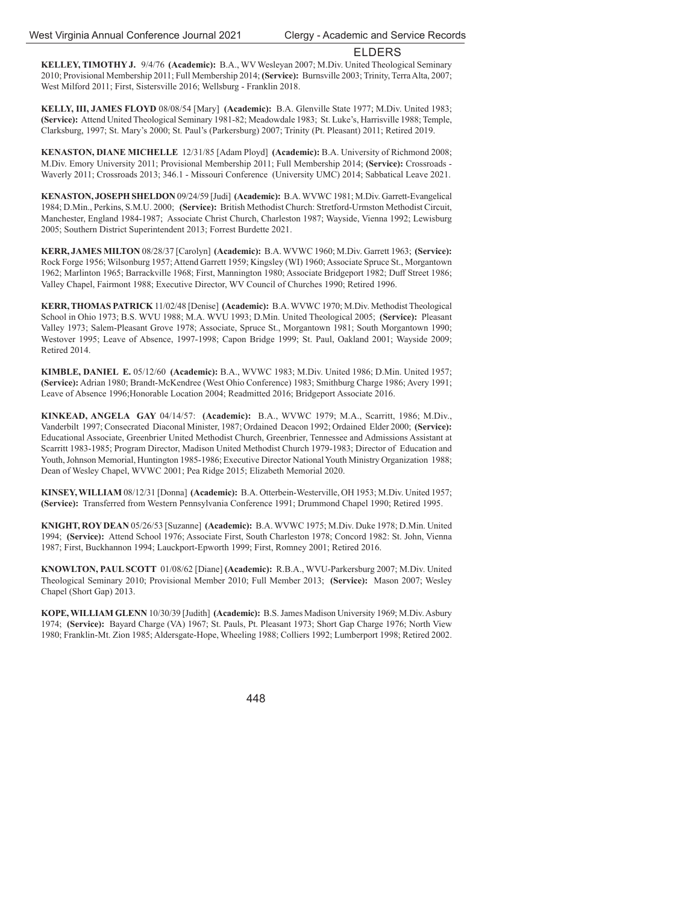## ELDERS

**KELLEY, TIMOTHY J.** 9/4/76 **(Academic):** B.A., WV Wesleyan 2007; M.Div. United Theological Seminary 2010; Provisional Membership 2011; Full Membership 2014; **(Service):** Burnsville 2003; Trinity, Terra Alta, 2007; West Milford 2011; First, Sistersville 2016; Wellsburg - Franklin 2018.

**KELLY, III, JAMES FLOYD** 08/08/54 [Mary] **(Academic):** B.A. Glenville State 1977; M.Div. United 1983; **(Service):** Attend United Theological Seminary 1981-82; Meadowdale 1983; St. Luke's, Harrisville 1988; Temple, Clarksburg, 1997; St. Mary's 2000; St. Paul's (Parkersburg) 2007; Trinity (Pt. Pleasant) 2011; Retired 2019.

**KENASTON, DIANE MICHELLE** 12/31/85 [Adam Ployd] **(Academic):** B.A. University of Richmond 2008; M.Div. Emory University 2011; Provisional Membership 2011; Full Membership 2014; **(Service):** Crossroads - Waverly 2011; Crossroads 2013; 346.1 - Missouri Conference (University UMC) 2014; Sabbatical Leave 2021.

**KENASTON, JOSEPH SHELDON** 09/24/59 [Judi] **(Academic):** B.A. WVWC 1981; M.Div. Garrett-Evangelical 1984; D.Min., Perkins, S.M.U. 2000; **(Service):** British Methodist Church: Stretford-Urmston Methodist Circuit, Manchester, England 1984-1987; Associate Christ Church, Charleston 1987; Wayside, Vienna 1992; Lewisburg 2005; Southern District Superintendent 2013; Forrest Burdette 2021.

**KERR, JAMES MILTON** 08/28/37 [Carolyn] **(Academic):** B.A. WVWC 1960; M.Div. Garrett 1963; **(Service):** Rock Forge 1956; Wilsonburg 1957; Attend Garrett 1959; Kingsley (WI) 1960; Associate Spruce St., Morgantown 1962; Marlinton 1965; Barrackville 1968; First, Mannington 1980; Associate Bridgeport 1982; Duff Street 1986; Valley Chapel, Fairmont 1988; Executive Director, WV Council of Churches 1990; Retired 1996.

**KERR, THOMAS PATRICK** 11/02/48 [Denise] **(Academic):** B.A. WVWC 1970; M.Div. Methodist Theological School in Ohio 1973; B.S. WVU 1988; M.A. WVU 1993; D.Min. United Theological 2005; **(Service):** Pleasant Valley 1973; Salem-Pleasant Grove 1978; Associate, Spruce St., Morgantown 1981; South Morgantown 1990; Westover 1995; Leave of Absence, 1997-1998; Capon Bridge 1999; St. Paul, Oakland 2001; Wayside 2009; Retired 2014.

**KIMBLE, DANIEL E.** 05/12/60 **(Academic):** B.A., WVWC 1983; M.Div. United 1986; D.Min. United 1957; **(Service):** Adrian 1980; Brandt-McKendree (West Ohio Conference) 1983; Smithburg Charge 1986; Avery 1991; Leave of Absence 1996;Honorable Location 2004; Readmitted 2016; Bridgeport Associate 2016.

**KINKEAD, ANGELA GAY** 04/14/57: **(Academic):** B.A., WVWC 1979; M.A., Scarritt, 1986; M.Div., Vanderbilt 1997; Consecrated Diaconal Minister, 1987; Ordained Deacon 1992; Ordained Elder 2000; **(Service):** Educational Associate, Greenbrier United Methodist Church, Greenbrier, Tennessee and Admissions Assistant at Scarritt 1983-1985; Program Director, Madison United Methodist Church 1979-1983; Director of Education and Youth, Johnson Memorial, Huntington 1985-1986; Executive Director National Youth Ministry Organization 1988; Dean of Wesley Chapel, WVWC 2001; Pea Ridge 2015; Elizabeth Memorial 2020.

**KINSEY, WILLIAM** 08/12/31 [Donna] **(Academic):** B.A. Otterbein-Westerville, OH 1953; M.Div. United 1957; **(Service):** Transferred from Western Pennsylvania Conference 1991; Drummond Chapel 1990; Retired 1995.

**KNIGHT, ROY DEAN** 05/26/53 [Suzanne] **(Academic):** B.A. WVWC 1975; M.Div. Duke 1978; D.Min. United 1994; **(Service):** Attend School 1976; Associate First, South Charleston 1978; Concord 1982: St. John, Vienna 1987; First, Buckhannon 1994; Lauckport-Epworth 1999; First, Romney 2001; Retired 2016.

**KNOWLTON, PAUL SCOTT** 01/08/62 [Diane] **(Academic):** R.B.A., WVU-Parkersburg 2007; M.Div. United Theological Seminary 2010; Provisional Member 2010; Full Member 2013; **(Service):** Mason 2007; Wesley Chapel (Short Gap) 2013.

**KOPE, WILLIAM GLENN** 10/30/39 [Judith] **(Academic):** B.S. James Madison University 1969; M.Div. Asbury 1974; **(Service):** Bayard Charge (VA) 1967; St. Pauls, Pt. Pleasant 1973; Short Gap Charge 1976; North View 1980; Franklin-Mt. Zion 1985; Aldersgate-Hope, Wheeling 1988; Colliers 1992; Lumberport 1998; Retired 2002.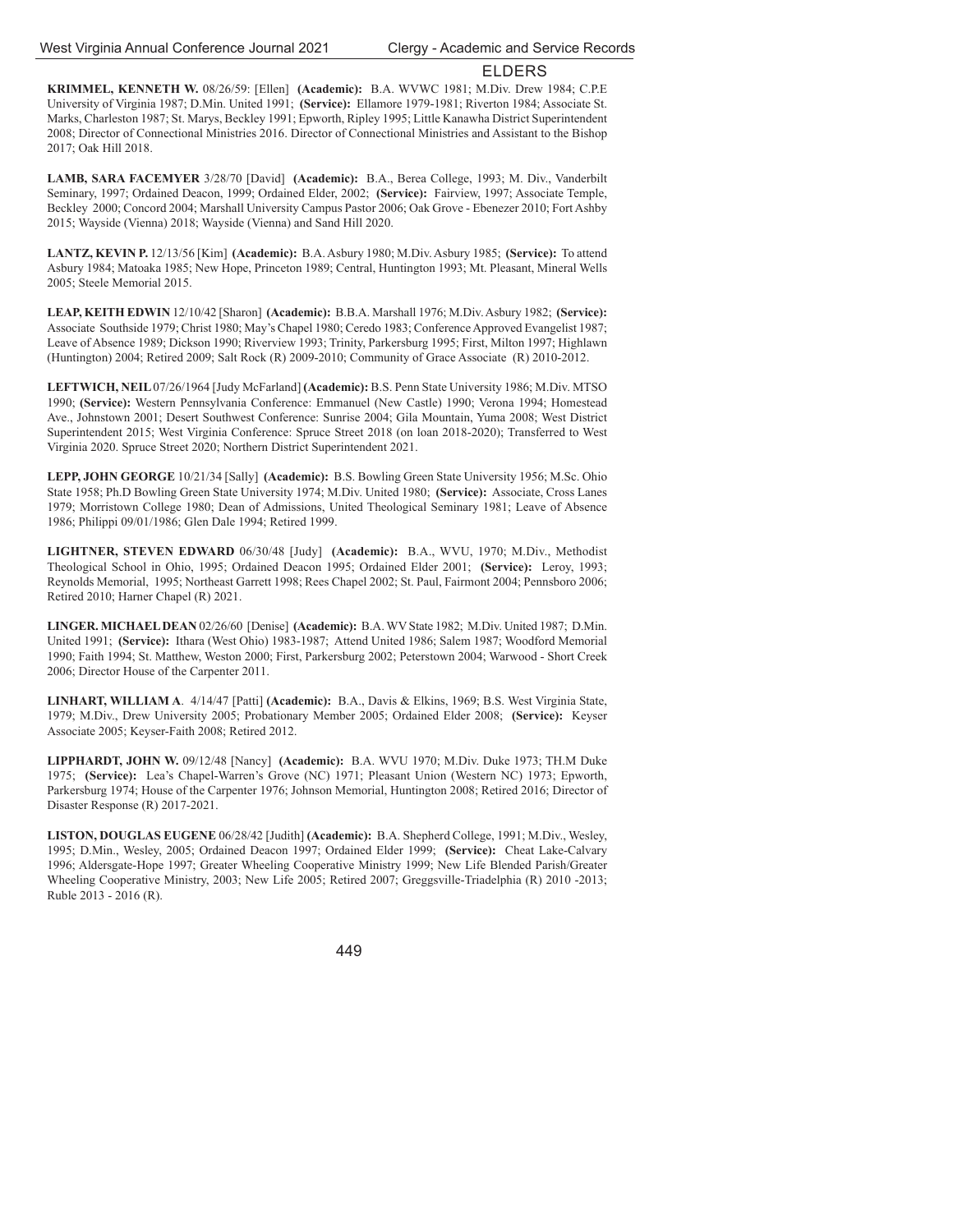## ELDERS

**KRIMMEL, KENNETH W.** 08/26/59: [Ellen] **(Academic):** B.A. WVWC 1981; M.Div. Drew 1984; C.P.E University of Virginia 1987; D.Min. United 1991; **(Service):** Ellamore 1979-1981; Riverton 1984; Associate St. Marks, Charleston 1987; St. Marys, Beckley 1991; Epworth, Ripley 1995; Little Kanawha District Superintendent 2008; Director of Connectional Ministries 2016. Director of Connectional Ministries and Assistant to the Bishop 2017; Oak Hill 2018.

**LAMB, SARA FACEMYER** 3/28/70 [David] **(Academic):** B.A., Berea College, 1993; M. Div., Vanderbilt Seminary, 1997; Ordained Deacon, 1999; Ordained Elder, 2002; **(Service):** Fairview, 1997; Associate Temple, Beckley 2000; Concord 2004; Marshall University Campus Pastor 2006; Oak Grove - Ebenezer 2010; Fort Ashby 2015; Wayside (Vienna) 2018; Wayside (Vienna) and Sand Hill 2020.

**LANTZ, KEVIN P.** 12/13/56 [Kim] **(Academic):** B.A. Asbury 1980; M.Div. Asbury 1985; **(Service):** To attend Asbury 1984; Matoaka 1985; New Hope, Princeton 1989; Central, Huntington 1993; Mt. Pleasant, Mineral Wells 2005; Steele Memorial 2015.

**LEAP, KEITH EDWIN** 12/10/42 [Sharon] **(Academic):** B.B.A. Marshall 1976; M.Div. Asbury 1982; **(Service):** Associate Southside 1979; Christ 1980; May's Chapel 1980; Ceredo 1983; Conference Approved Evangelist 1987; Leave of Absence 1989; Dickson 1990; Riverview 1993; Trinity, Parkersburg 1995; First, Milton 1997; Highlawn (Huntington) 2004; Retired 2009; Salt Rock (R) 2009-2010; Community of Grace Associate (R) 2010-2012.

**LEFTWICH, NEIL** 07/26/1964 [Judy McFarland] **(Academic):** B.S. Penn State University 1986; M.Div. MTSO 1990; **(Service):** Western Pennsylvania Conference: Emmanuel (New Castle) 1990; Verona 1994; Homestead Ave., Johnstown 2001; Desert Southwest Conference: Sunrise 2004; Gila Mountain, Yuma 2008; West District Superintendent 2015; West Virginia Conference: Spruce Street 2018 (on loan 2018-2020); Transferred to West Virginia 2020. Spruce Street 2020; Northern District Superintendent 2021.

**LEPP, JOHN GEORGE** 10/21/34 [Sally] **(Academic):** B.S. Bowling Green State University 1956; M.Sc. Ohio State 1958; Ph.D Bowling Green State University 1974; M.Div. United 1980; **(Service):** Associate, Cross Lanes 1979; Morristown College 1980; Dean of Admissions, United Theological Seminary 1981; Leave of Absence 1986; Philippi 09/01/1986; Glen Dale 1994; Retired 1999.

**LIGHTNER, STEVEN EDWARD** 06/30/48 [Judy] **(Academic):** B.A., WVU, 1970; M.Div., Methodist Theological School in Ohio, 1995; Ordained Deacon 1995; Ordained Elder 2001; **(Service):** Leroy, 1993; Reynolds Memorial, 1995; Northeast Garrett 1998; Rees Chapel 2002; St. Paul, Fairmont 2004; Pennsboro 2006; Retired 2010; Harner Chapel (R) 2021.

**LINGER. MICHAEL DEAN** 02/26/60 [Denise] **(Academic):** B.A. WV State 1982; M.Div. United 1987; D.Min. United 1991; **(Service):** Ithara (West Ohio) 1983-1987; Attend United 1986; Salem 1987; Woodford Memorial 1990; Faith 1994; St. Matthew, Weston 2000; First, Parkersburg 2002; Peterstown 2004; Warwood - Short Creek 2006; Director House of the Carpenter 2011.

**LINHART, WILLIAM A**. 4/14/47 [Patti] **(Academic):** B.A., Davis & Elkins, 1969; B.S. West Virginia State, 1979; M.Div., Drew University 2005; Probationary Member 2005; Ordained Elder 2008; **(Service):** Keyser Associate 2005; Keyser-Faith 2008; Retired 2012.

**LIPPHARDT, JOHN W.** 09/12/48 [Nancy] **(Academic):** B.A. WVU 1970; M.Div. Duke 1973; TH.M Duke 1975; **(Service):** Lea's Chapel-Warren's Grove (NC) 1971; Pleasant Union (Western NC) 1973; Epworth, Parkersburg 1974; House of the Carpenter 1976; Johnson Memorial, Huntington 2008; Retired 2016; Director of Disaster Response (R) 2017-2021.

**LISTON, DOUGLAS EUGENE** 06/28/42 [Judith] **(Academic):** B.A. Shepherd College, 1991; M.Div., Wesley, 1995; D.Min., Wesley, 2005; Ordained Deacon 1997; Ordained Elder 1999; **(Service):** Cheat Lake-Calvary 1996; Aldersgate-Hope 1997; Greater Wheeling Cooperative Ministry 1999; New Life Blended Parish/Greater Wheeling Cooperative Ministry, 2003; New Life 2005; Retired 2007; Greggsville-Triadelphia (R) 2010 -2013; Ruble 2013 - 2016 (R).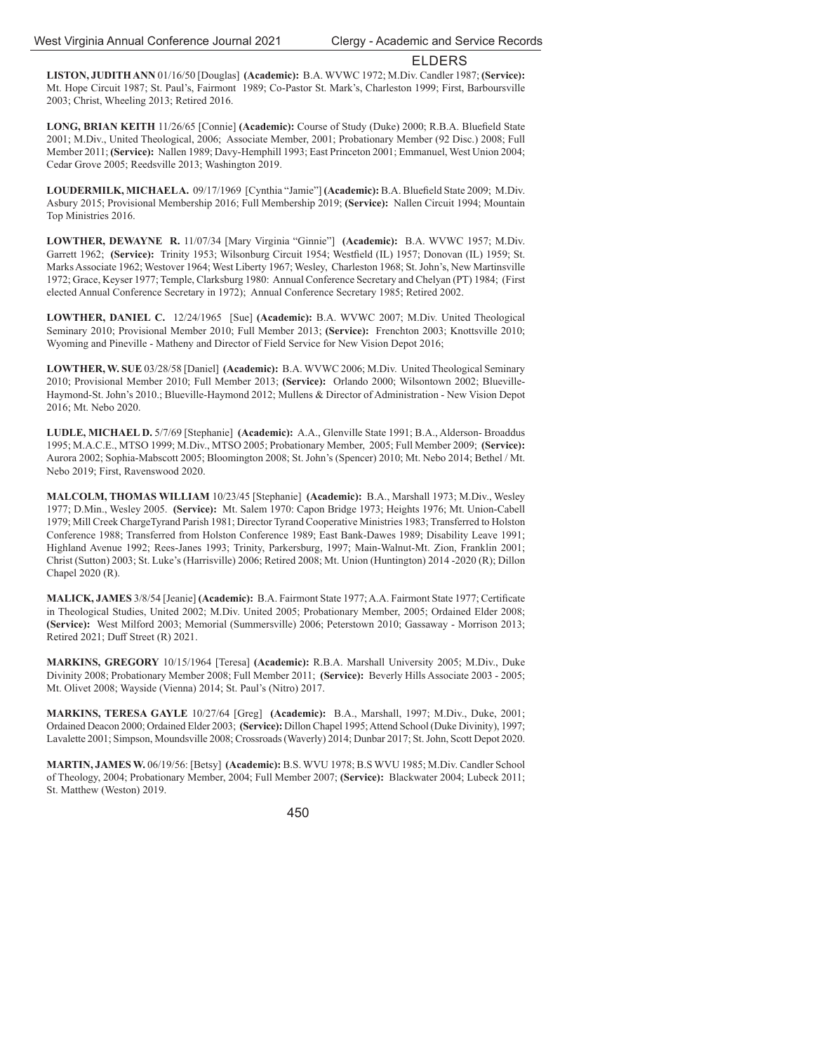## ELDERS

**LISTON, JUDITH ANN** 01/16/50 [Douglas] **(Academic):** B.A. WVWC 1972; M.Div. Candler 1987; **(Service):** Mt. Hope Circuit 1987; St. Paul's, Fairmont 1989; Co-Pastor St. Mark's, Charleston 1999; First, Barboursville 2003; Christ, Wheeling 2013; Retired 2016.

**LONG, BRIAN KEITH** 11/26/65 [Connie] **(Academic):** Course of Study (Duke) 2000; R.B.A. Bluefield State 2001; M.Div., United Theological, 2006; Associate Member, 2001; Probationary Member (92 Disc.) 2008; Full Member 2011; **(Service):** Nallen 1989; Davy-Hemphill 1993; East Princeton 2001; Emmanuel, West Union 2004; Cedar Grove 2005; Reedsville 2013; Washington 2019.

**LOUDERMILK, MICHAEL A.** 09/17/1969 [Cynthia "Jamie"] **(Academic):** B.A. Bluefield State 2009; M.Div. Asbury 2015; Provisional Membership 2016; Full Membership 2019; **(Service):** Nallen Circuit 1994; Mountain Top Ministries 2016.

**LOWTHER, DEWAYNE R.** 11/07/34 [Mary Virginia "Ginnie"] **(Academic):** B.A. WVWC 1957; M.Div. Garrett 1962; **(Service):** Trinity 1953; Wilsonburg Circuit 1954; Westfield (IL) 1957; Donovan (IL) 1959; St. Marks Associate 1962; Westover 1964; West Liberty 1967; Wesley, Charleston 1968; St. John's, New Martinsville 1972; Grace, Keyser 1977; Temple, Clarksburg 1980: Annual Conference Secretary and Chelyan (PT) 1984; (First elected Annual Conference Secretary in 1972); Annual Conference Secretary 1985; Retired 2002.

**LOWTHER, DANIEL C.** 12/24/1965 [Sue] **(Academic):** B.A. WVWC 2007; M.Div. United Theological Seminary 2010; Provisional Member 2010; Full Member 2013; **(Service):** Frenchton 2003; Knottsville 2010; Wyoming and Pineville - Matheny and Director of Field Service for New Vision Depot 2016;

**LOWTHER, W. SUE** 03/28/58 [Daniel] **(Academic):** B.A. WVWC 2006; M.Div. United Theological Seminary 2010; Provisional Member 2010; Full Member 2013; **(Service):** Orlando 2000; Wilsontown 2002; Blueville-Haymond-St. John's 2010.; Blueville-Haymond 2012; Mullens & Director of Administration - New Vision Depot 2016; Mt. Nebo 2020.

**LUDLE, MICHAEL D.** 5/7/69 [Stephanie] **(Academic):** A.A., Glenville State 1991; B.A., Alderson- Broaddus 1995; M.A.C.E., MTSO 1999; M.Div., MTSO 2005; Probationary Member, 2005; Full Member 2009; **(Service):** Aurora 2002; Sophia-Mabscott 2005; Bloomington 2008; St. John's (Spencer) 2010; Mt. Nebo 2014; Bethel / Mt. Nebo 2019; First, Ravenswood 2020.

**MALCOLM, THOMAS WILLIAM** 10/23/45 [Stephanie] **(Academic):** B.A., Marshall 1973; M.Div., Wesley 1977; D.Min., Wesley 2005. **(Service):** Mt. Salem 1970: Capon Bridge 1973; Heights 1976; Mt. Union-Cabell 1979; Mill Creek ChargeTyrand Parish 1981; Director Tyrand Cooperative Ministries 1983; Transferred to Holston Conference 1988; Transferred from Holston Conference 1989; East Bank-Dawes 1989; Disability Leave 1991; Highland Avenue 1992; Rees-Janes 1993; Trinity, Parkersburg, 1997; Main-Walnut-Mt. Zion, Franklin 2001; Christ (Sutton) 2003; St. Luke's (Harrisville) 2006; Retired 2008; Mt. Union (Huntington) 2014 -2020 (R); Dillon Chapel 2020 (R).

**MALICK, JAMES** 3/8/54 [Jeanie] **(Academic):** B.A. Fairmont State 1977; A.A. Fairmont State 1977; Certificate in Theological Studies, United 2002; M.Div. United 2005; Probationary Member, 2005; Ordained Elder 2008; **(Service):** West Milford 2003; Memorial (Summersville) 2006; Peterstown 2010; Gassaway - Morrison 2013; Retired 2021; Duff Street (R) 2021.

**MARKINS, GREGORY** 10/15/1964 [Teresa] **(Academic):** R.B.A. Marshall University 2005; M.Div., Duke Divinity 2008; Probationary Member 2008; Full Member 2011; **(Service):** Beverly Hills Associate 2003 - 2005; Mt. Olivet 2008; Wayside (Vienna) 2014; St. Paul's (Nitro) 2017.

**MARKINS, TERESA GAYLE** 10/27/64 [Greg] **(Academic):** B.A., Marshall, 1997; M.Div., Duke, 2001; Ordained Deacon 2000; Ordained Elder 2003; **(Service):** Dillon Chapel 1995; Attend School (Duke Divinity), 1997; Lavalette 2001; Simpson, Moundsville 2008; Crossroads (Waverly) 2014; Dunbar 2017; St. John, Scott Depot 2020.

**MARTIN, JAMES W.** 06/19/56: [Betsy] **(Academic):** B.S. WVU 1978; B.S WVU 1985; M.Div. Candler School of Theology, 2004; Probationary Member, 2004; Full Member 2007; **(Service):** Blackwater 2004; Lubeck 2011; St. Matthew (Weston) 2019.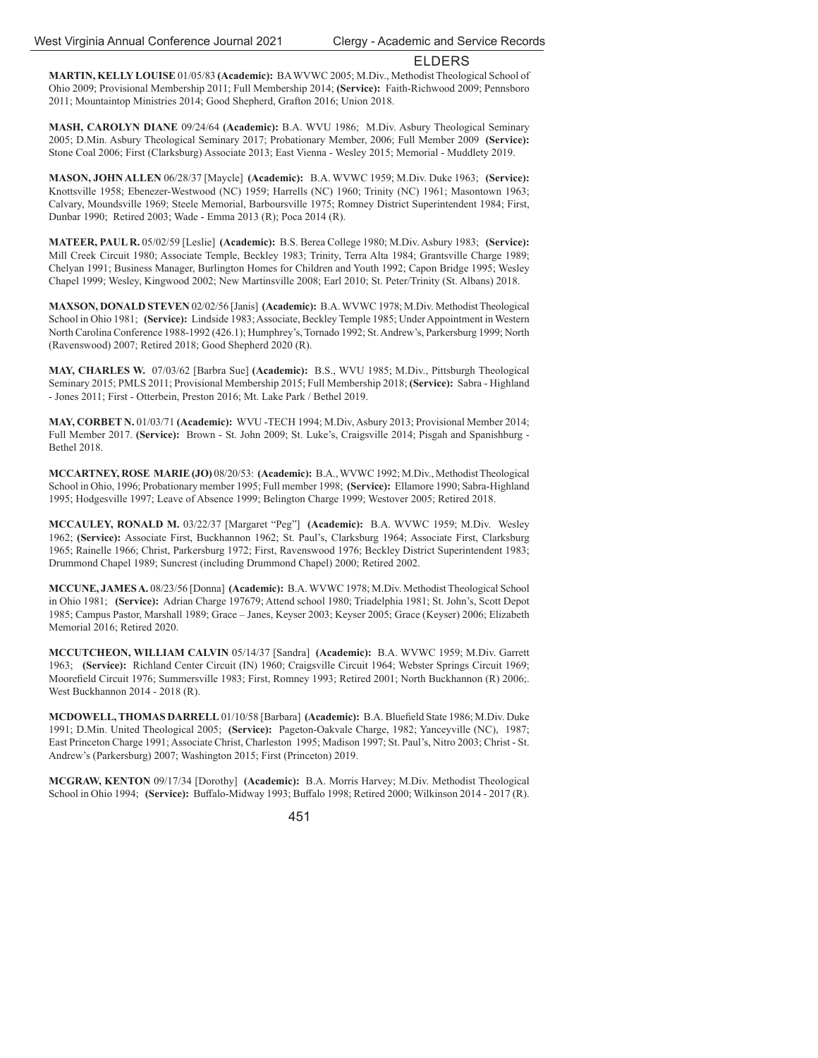## ELDERS

**MARTIN, KELLY LOUISE** 01/05/83 **(Academic):** BA WVWC 2005; M.Div., Methodist Theological School of Ohio 2009; Provisional Membership 2011; Full Membership 2014; **(Service):** Faith-Richwood 2009; Pennsboro 2011; Mountaintop Ministries 2014; Good Shepherd, Grafton 2016; Union 2018.

**MASH, CAROLYN DIANE** 09/24/64 **(Academic):** B.A. WVU 1986; M.Div. Asbury Theological Seminary 2005; D.Min. Asbury Theological Seminary 2017; Probationary Member, 2006; Full Member 2009 **(Service):** Stone Coal 2006; First (Clarksburg) Associate 2013; East Vienna - Wesley 2015; Memorial - Muddlety 2019.

**MASON, JOHN ALLEN** 06/28/37 [Maycle] **(Academic):** B.A. WVWC 1959; M.Div. Duke 1963; **(Service):** Knottsville 1958; Ebenezer-Westwood (NC) 1959; Harrells (NC) 1960; Trinity (NC) 1961; Masontown 1963; Calvary, Moundsville 1969; Steele Memorial, Barboursville 1975; Romney District Superintendent 1984; First, Dunbar 1990; Retired 2003; Wade - Emma 2013 (R); Poca 2014 (R).

**MATEER, PAUL R.** 05/02/59 [Leslie] **(Academic):** B.S. Berea College 1980; M.Div. Asbury 1983; **(Service):** Mill Creek Circuit 1980; Associate Temple, Beckley 1983; Trinity, Terra Alta 1984; Grantsville Charge 1989; Chelyan 1991; Business Manager, Burlington Homes for Children and Youth 1992; Capon Bridge 1995; Wesley Chapel 1999; Wesley, Kingwood 2002; New Martinsville 2008; Earl 2010; St. Peter/Trinity (St. Albans) 2018.

**MAXSON, DONALD STEVEN** 02/02/56 [Janis] **(Academic):** B.A. WVWC 1978; M.Div. Methodist Theological School in Ohio 1981; **(Service):** Lindside 1983; Associate, Beckley Temple 1985; Under Appointment in Western North Carolina Conference 1988-1992 (426.1); Humphrey's, Tornado 1992; St. Andrew's, Parkersburg 1999; North (Ravenswood) 2007; Retired 2018; Good Shepherd 2020 (R).

**MAY, CHARLES W.** 07/03/62 [Barbra Sue] **(Academic):** B.S., WVU 1985; M.Div., Pittsburgh Theological Seminary 2015; PMLS 2011; Provisional Membership 2015; Full Membership 2018; **(Service):** Sabra - Highland - Jones 2011; First - Otterbein, Preston 2016; Mt. Lake Park / Bethel 2019.

**MAY, CORBET N.** 01/03/71 **(Academic):** WVU -TECH 1994; M.Div, Asbury 2013; Provisional Member 2014; Full Member 2017. **(Service):** Brown - St. John 2009; St. Luke's, Craigsville 2014; Pisgah and Spanishburg - Bethel 2018.

**MCCARTNEY, ROSE MARIE (JO)** 08/20/53: **(Academic):** B.A., WVWC 1992; M.Div., Methodist Theological School in Ohio, 1996; Probationary member 1995; Full member 1998; **(Service):** Ellamore 1990; Sabra-Highland 1995; Hodgesville 1997; Leave of Absence 1999; Belington Charge 1999; Westover 2005; Retired 2018.

**MCCAULEY, RONALD M.** 03/22/37 [Margaret "Peg"] **(Academic):** B.A. WVWC 1959; M.Div. Wesley 1962; **(Service):** Associate First, Buckhannon 1962; St. Paul's, Clarksburg 1964; Associate First, Clarksburg 1965; Rainelle 1966; Christ, Parkersburg 1972; First, Ravenswood 1976; Beckley District Superintendent 1983; Drummond Chapel 1989; Suncrest (including Drummond Chapel) 2000; Retired 2002.

**MCCUNE, JAMES A.** 08/23/56 [Donna] **(Academic):** B.A. WVWC 1978; M.Div. Methodist Theological School in Ohio 1981; **(Service):** Adrian Charge 197679; Attend school 1980; Triadelphia 1981; St. John's, Scott Depot 1985; Campus Pastor, Marshall 1989; Grace – Janes, Keyser 2003; Keyser 2005; Grace (Keyser) 2006; Elizabeth Memorial 2016; Retired 2020.

**MCCUTCHEON, WILLIAM CALVIN** 05/14/37 [Sandra] **(Academic):** B.A. WVWC 1959; M.Div. Garrett 1963; **(Service):** Richland Center Circuit (IN) 1960; Craigsville Circuit 1964; Webster Springs Circuit 1969; Moorefield Circuit 1976; Summersville 1983; First, Romney 1993; Retired 2001; North Buckhannon (R) 2006;. West Buckhannon 2014 - 2018 (R).

**MCDOWELL, THOMAS DARRELL** 01/10/58 [Barbara] **(Academic):** B.A. Bluefield State 1986; M.Div. Duke 1991; D.Min. United Theological 2005; **(Service):** Pageton-Oakvale Charge, 1982; Yanceyville (NC), 1987; East Princeton Charge 1991; Associate Christ, Charleston 1995; Madison 1997; St. Paul's, Nitro 2003; Christ - St. Andrew's (Parkersburg) 2007; Washington 2015; First (Princeton) 2019.

**MCGRAW, KENTON** 09/17/34 [Dorothy] **(Academic):** B.A. Morris Harvey; M.Div. Methodist Theological School in Ohio 1994; **(Service):** Buffalo-Midway 1993; Buffalo 1998; Retired 2000; Wilkinson 2014 - 2017 (R).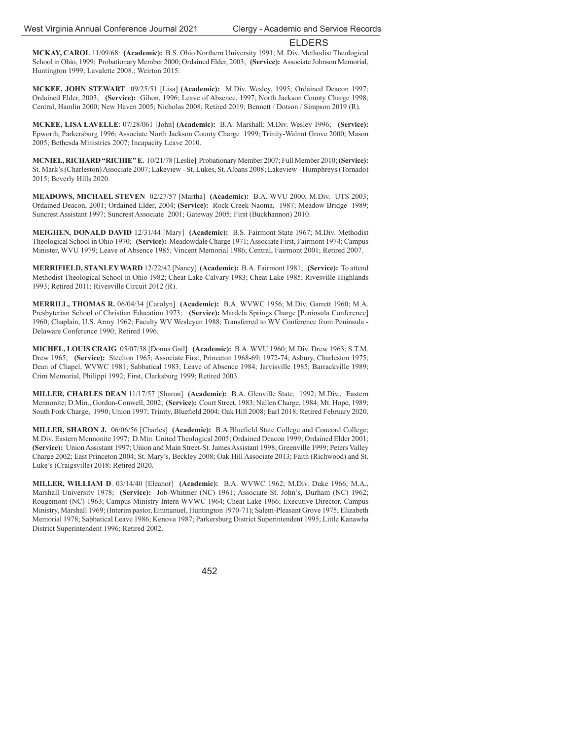## ELDERS

**MCKAY, CAROL** 11/09/68: **(Academic):** B.S. Ohio Northern University 1991; M. Div. Methodist Theological School in Ohio, 1999; Probationary Member 2000; Ordained Elder, 2003; **(Service):** Associate Johnson Memorial, Huntington 1999; Lavalette 2008.; Weirton 2015.

**MCKEE, JOHN STEWART** 09/25/51 [Lisa] **(Academic):** M.Div. Wesley, 1995; Ordained Deacon 1997; Ordained Elder, 2003; **(Service):** Gihon, 1996; Leave of Absence, 1997; North Jackson County Charge 1998; Central, Hamlin 2000; New Haven 2005; Nicholas 2008; Retired 2019; Bennett / Dotson / Simpson 2019 (R).

**MCKEE, LISA LAVELLE**: 07/28/061 [John] **(Academic):** B.A. Marshall; M.Div. Wesley 1996; **(Service):** Epworth, Parkersburg 1996; Associate North Jackson County Charge 1999; Trinity-Walnut Grove 2000; Mason 2005; Bethesda Ministries 2007; Incapacity Leave 2010.

**MCNIEL, RICHARD "RICHIE" E.** 10/21/78 [Leslie] Probationary Member 2007; Full Member 2010; **(Service):** St. Mark's (Charleston) Associate 2007; Lakeview - St. Lukes, St. Albans 2008; Lakeview - Humphreys (Tornado) 2015; Beverly Hills 2020.

**MEADOWS, MICHAEL STEVEN** 02/27/57 [Martha] **(Academic):** B.A. WVU 2000; M.Div. UTS 2003; Ordained Deacon, 2001; Ordained Elder, 2004; **(Service):** Rock Creek-Naoma, 1987; Meadow Bridge 1989; Suncrest Assistant 1997; Suncrest Associate 2001; Gateway 2005; First (Buckhannon) 2010.

**MEIGHEN, DONALD DAVID** 12/31/44 [Mary] **(Academic):** B.S. Fairmont State 1967; M.Div. Methodist Theological School in Ohio 1970; **(Service):** Meadowdale Charge 1971; Associate First, Fairmont 1974; Campus Minister, WVU 1979; Leave of Absence 1985; Vincent Memorial 1986; Central, Fairmont 2001; Retired 2007.

**MERRIFIELD, STANLEY WARD** 12/22/42 [Nancy] **(Academic):** B.A. Fairmont 1981; **(Service):** To attend Methodist Theological School in Ohio 1982; Cheat Lake-Calvary 1983; Cheat Lake 1985; Rivesville-Highlands 1993; Retired 2011; Rivesville Circuit 2012 (R).

**MERRILL, THOMAS R.** 06/04/34 [Carolyn] **(Academic):** B.A. WVWC 1956; M.Div. Garrett 1960; M.A. Presbyterian School of Christian Education 1973; **(Service):** Mardela Springs Charge [Peninsula Conference] 1960; Chaplain, U.S. Army 1962; Faculty WV Wesleyan 1988; Transferred to WV Conference from Peninsula - Delaware Conference 1990; Retired 1996.

**MICHEL, LOUIS CRAIG** 05/07/38 [Donna Gail] **(Academic):** B.A. WVU 1960; M.Div. Drew 1963; S.T.M. Drew 1965; **(Service):** Steelton 1965; Associate First, Princeton 1968-69; 1972-74; Asbury, Charleston 1975; Dean of Chapel, WVWC 1981; Sabbatical 1983; Leave of Absence 1984; Jarvisville 1985; Barrackville 1989; Crim Memorial, Philippi 1992; First, Clarksburg 1999; Retired 2003.

**MILLER, CHARLES DEAN** 11/17/57 [Sharon] **(Academic):** B.A. Glenville State, 1992; M.Div., Eastern Mennonite; D.Min., Gordon-Conwell, 2002; **(Service):** Court Street, 1983; Nallen Charge, 1984; Mt. Hope, 1989; South Fork Charge, 1990; Union 1997; Trinity, Bluefield 2004; Oak Hill 2008; Earl 2018; Retired February 2020.

**MILLER, SHARON J.** 06/06/56 [Charles] **(Academic):** B.A.Bluefield State College and Concord College; M.Div. Eastern Mennonite 1997; D.Min. United Theological 2005; Ordained Deacon 1999; Ordained Elder 2001; **(Service):** Union Assistant 1997; Union and Main Street-St. James Assistant 1998; Greenville 1999; Peters Valley Charge 2002; East Princeton 2004; St. Mary's, Beckley 2008; Oak Hill Associate 2013; Faith (Richwood) and St. Luke's (Craigsville) 2018; Retired 2020.

**MILLER, WILLIAM D**. 03/14/40 [Eleanor] **(Academic):** B.A. WVWC 1962; M.Div. Duke 1966; M.A., Marshall University 1978; **(Service):** Job-Whitmer (NC) 1961; Associate St. John's, Durham (NC) 1962; Rougemont (NC) 1963; Campus Ministry Intern WVWC 1964; Cheat Lake 1966; Executive Director, Campus Ministry, Marshall 1969; (Interim pastor, Emmanuel, Huntington 1970-71); Salem-Pleasant Grove 1975; Elizabeth Memorial 1978; Sabbatical Leave 1986; Kenova 1987; Parkersburg District Superintendent 1995; Little Kanawha District Superintendent 1996; Retired 2002.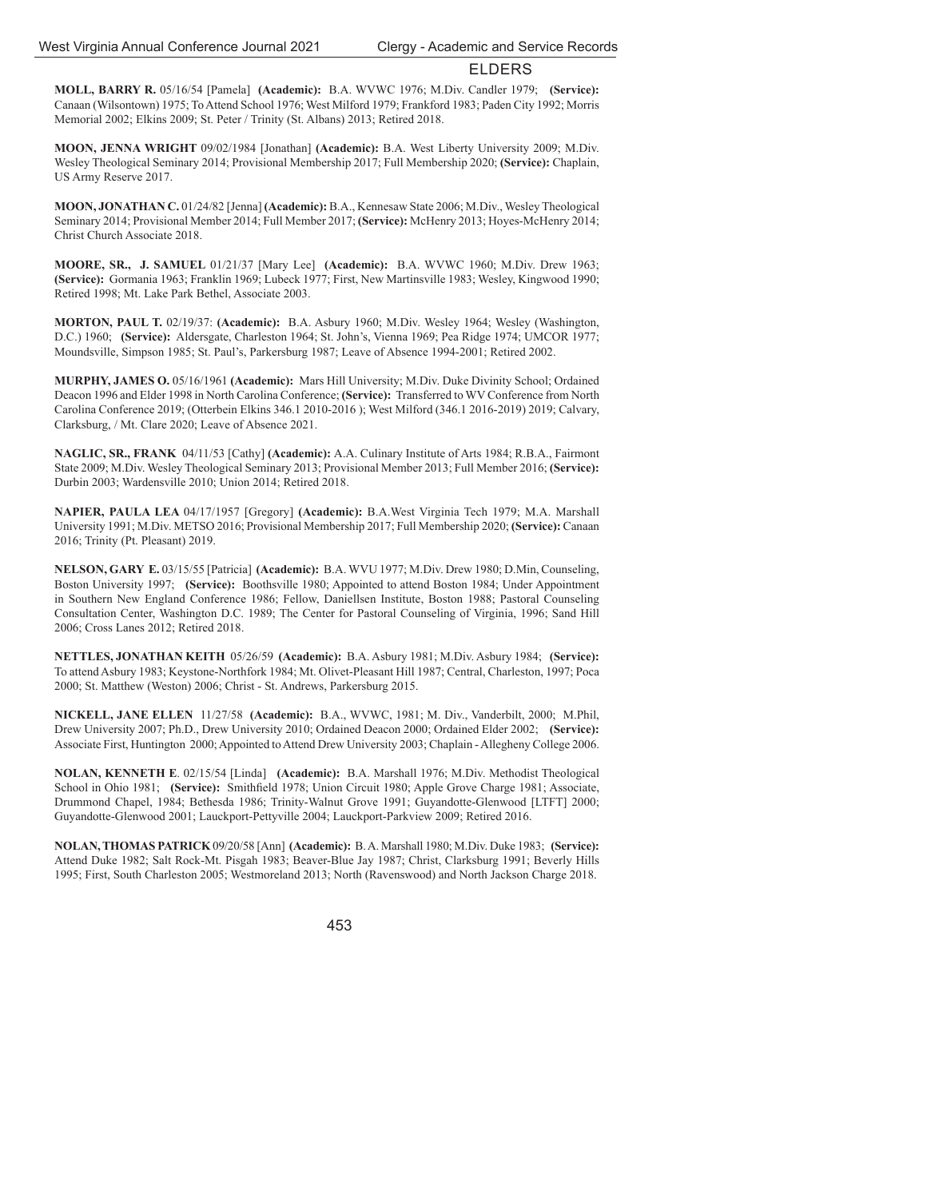## ELDERS

**MOLL, BARRY R.** 05/16/54 [Pamela] **(Academic):** B.A. WVWC 1976; M.Div. Candler 1979; **(Service):** Canaan (Wilsontown) 1975; To Attend School 1976; West Milford 1979; Frankford 1983; Paden City 1992; Morris Memorial 2002; Elkins 2009; St. Peter / Trinity (St. Albans) 2013; Retired 2018.

**MOON, JENNA WRIGHT** 09/02/1984 [Jonathan] **(Academic):** B.A. West Liberty University 2009; M.Div. Wesley Theological Seminary 2014; Provisional Membership 2017; Full Membership 2020; **(Service):** Chaplain, US Army Reserve 2017.

**MOON, JONATHAN C.** 01/24/82 [Jenna] **(Academic):** B.A., Kennesaw State 2006; M.Div., Wesley Theological Seminary 2014; Provisional Member 2014; Full Member 2017; **(Service):** McHenry 2013; Hoyes-McHenry 2014; Christ Church Associate 2018.

**MOORE, SR., J. SAMUEL** 01/21/37 [Mary Lee] **(Academic):** B.A. WVWC 1960; M.Div. Drew 1963; **(Service):** Gormania 1963; Franklin 1969; Lubeck 1977; First, New Martinsville 1983; Wesley, Kingwood 1990; Retired 1998; Mt. Lake Park Bethel, Associate 2003.

**MORTON, PAUL T.** 02/19/37: **(Academic):** B.A. Asbury 1960; M.Div. Wesley 1964; Wesley (Washington, D.C.) 1960; **(Service):** Aldersgate, Charleston 1964; St. John's, Vienna 1969; Pea Ridge 1974; UMCOR 1977; Moundsville, Simpson 1985; St. Paul's, Parkersburg 1987; Leave of Absence 1994-2001; Retired 2002.

**MURPHY, JAMES O.** 05/16/1961 **(Academic):** Mars Hill University; M.Div. Duke Divinity School; Ordained Deacon 1996 and Elder 1998 in North Carolina Conference; **(Service):** Transferred to WV Conference from North Carolina Conference 2019; (Otterbein Elkins 346.1 2010-2016 ); West Milford (346.1 2016-2019) 2019; Calvary, Clarksburg, / Mt. Clare 2020; Leave of Absence 2021.

**NAGLIC, SR., FRANK** 04/11/53 [Cathy] **(Academic):** A.A. Culinary Institute of Arts 1984; R.B.A., Fairmont State 2009; M.Div. Wesley Theological Seminary 2013; Provisional Member 2013; Full Member 2016; **(Service):** Durbin 2003; Wardensville 2010; Union 2014; Retired 2018.

**NAPIER, PAULA LEA** 04/17/1957 [Gregory] **(Academic):** B.A.West Virginia Tech 1979; M.A. Marshall University 1991; M.Div. METSO 2016; Provisional Membership 2017; Full Membership 2020; **(Service):** Canaan 2016; Trinity (Pt. Pleasant) 2019.

**NELSON, GARY E.** 03/15/55 [Patricia] **(Academic):** B.A. WVU 1977; M.Div. Drew 1980; D.Min, Counseling, Boston University 1997; **(Service):** Boothsville 1980; Appointed to attend Boston 1984; Under Appointment in Southern New England Conference 1986; Fellow, Daniellsen Institute, Boston 1988; Pastoral Counseling Consultation Center, Washington D.C. 1989; The Center for Pastoral Counseling of Virginia, 1996; Sand Hill 2006; Cross Lanes 2012; Retired 2018.

**NETTLES, JONATHAN KEITH** 05/26/59 **(Academic):** B.A. Asbury 1981; M.Div. Asbury 1984; **(Service):** To attend Asbury 1983; Keystone-Northfork 1984; Mt. Olivet-Pleasant Hill 1987; Central, Charleston, 1997; Poca 2000; St. Matthew (Weston) 2006; Christ - St. Andrews, Parkersburg 2015.

**NICKELL, JANE ELLEN** 11/27/58 **(Academic):** B.A., WVWC, 1981; M. Div., Vanderbilt, 2000; M.Phil, Drew University 2007; Ph.D., Drew University 2010; Ordained Deacon 2000; Ordained Elder 2002; **(Service):** Associate First, Huntington 2000; Appointed to Attend Drew University 2003; Chaplain - Allegheny College 2006.

**NOLAN, KENNETH E**. 02/15/54 [Linda] **(Academic):** B.A. Marshall 1976; M.Div. Methodist Theological School in Ohio 1981; **(Service):** Smithfield 1978; Union Circuit 1980; Apple Grove Charge 1981; Associate, Drummond Chapel, 1984; Bethesda 1986; Trinity-Walnut Grove 1991; Guyandotte-Glenwood [LTFT] 2000; Guyandotte-Glenwood 2001; Lauckport-Pettyville 2004; Lauckport-Parkview 2009; Retired 2016.

**NOLAN, THOMAS PATRICK** 09/20/58 [Ann] **(Academic):** B. A. Marshall 1980; M.Div. Duke 1983; **(Service):** Attend Duke 1982; Salt Rock-Mt. Pisgah 1983; Beaver-Blue Jay 1987; Christ, Clarksburg 1991; Beverly Hills 1995; First, South Charleston 2005; Westmoreland 2013; North (Ravenswood) and North Jackson Charge 2018.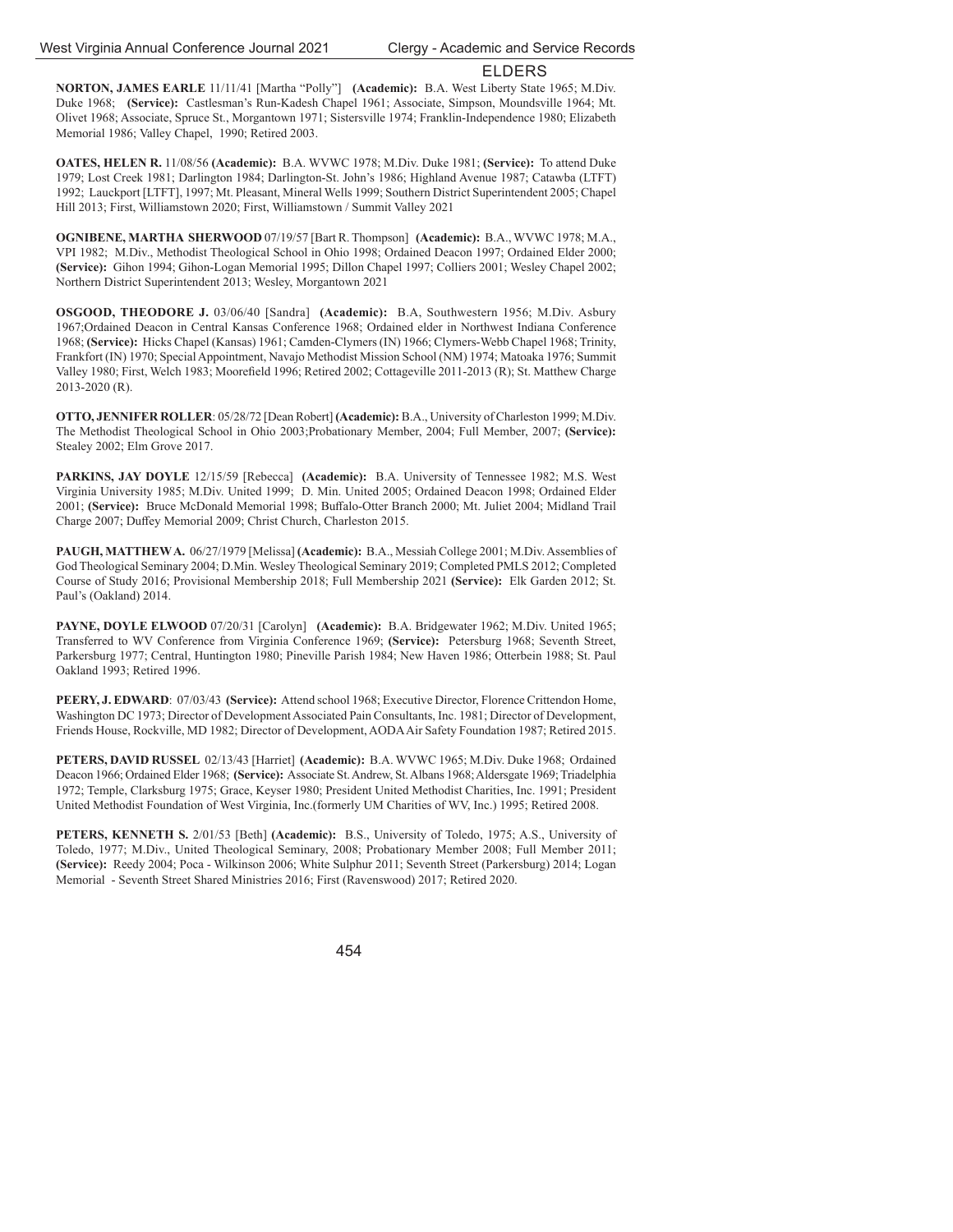## ELDERS

**NORTON, JAMES EARLE** 11/11/41 [Martha "Polly"] **(Academic):** B.A. West Liberty State 1965; M.Div. Duke 1968; **(Service):** Castlesman's Run-Kadesh Chapel 1961; Associate, Simpson, Moundsville 1964; Mt. Olivet 1968; Associate, Spruce St., Morgantown 1971; Sistersville 1974; Franklin-Independence 1980; Elizabeth Memorial 1986; Valley Chapel, 1990; Retired 2003.

**OATES, HELEN R.** 11/08/56 **(Academic):** B.A. WVWC 1978; M.Div. Duke 1981; **(Service):** To attend Duke 1979; Lost Creek 1981; Darlington 1984; Darlington-St. John's 1986; Highland Avenue 1987; Catawba (LTFT) 1992; Lauckport [LTFT], 1997; Mt. Pleasant, Mineral Wells 1999; Southern District Superintendent 2005; Chapel Hill 2013; First, Williamstown 2020; First, Williamstown / Summit Valley 2021

**OGNIBENE, MARTHA SHERWOOD** 07/19/57 [Bart R. Thompson] **(Academic):** B.A., WVWC 1978; M.A., VPI 1982; M.Div., Methodist Theological School in Ohio 1998; Ordained Deacon 1997; Ordained Elder 2000; **(Service):** Gihon 1994; Gihon-Logan Memorial 1995; Dillon Chapel 1997; Colliers 2001; Wesley Chapel 2002; Northern District Superintendent 2013; Wesley, Morgantown 2021

**OSGOOD, THEODORE J.** 03/06/40 [Sandra] **(Academic):** B.A, Southwestern 1956; M.Div. Asbury 1967;Ordained Deacon in Central Kansas Conference 1968; Ordained elder in Northwest Indiana Conference 1968; **(Service):** Hicks Chapel (Kansas) 1961; Camden-Clymers (IN) 1966; Clymers-Webb Chapel 1968; Trinity, Frankfort (IN) 1970; Special Appointment, Navajo Methodist Mission School (NM) 1974; Matoaka 1976; Summit Valley 1980; First, Welch 1983; Moorefield 1996; Retired 2002; Cottageville 2011-2013 (R); St. Matthew Charge 2013-2020 (R).

**OTTO, JENNIFER ROLLER**: 05/28/72 [Dean Robert] **(Academic):** B.A., University of Charleston 1999; M.Div. The Methodist Theological School in Ohio 2003;Probationary Member, 2004; Full Member, 2007; **(Service):** Stealey 2002; Elm Grove 2017.

**PARKINS, JAY DOYLE** 12/15/59 [Rebecca] **(Academic):** B.A. University of Tennessee 1982; M.S. West Virginia University 1985; M.Div. United 1999; D. Min. United 2005; Ordained Deacon 1998; Ordained Elder 2001; **(Service):** Bruce McDonald Memorial 1998; Buffalo-Otter Branch 2000; Mt. Juliet 2004; Midland Trail Charge 2007; Duffey Memorial 2009; Christ Church, Charleston 2015.

**PAUGH, MATTHEW A.** 06/27/1979 [Melissa] **(Academic):** B.A., Messiah College 2001; M.Div. Assemblies of God Theological Seminary 2004; D.Min. Wesley Theological Seminary 2019; Completed PMLS 2012; Completed Course of Study 2016; Provisional Membership 2018; Full Membership 2021 **(Service):** Elk Garden 2012; St. Paul's (Oakland) 2014.

**PAYNE, DOYLE ELWOOD** 07/20/31 [Carolyn] **(Academic):** B.A. Bridgewater 1962; M.Div. United 1965; Transferred to WV Conference from Virginia Conference 1969; **(Service):** Petersburg 1968; Seventh Street, Parkersburg 1977; Central, Huntington 1980; Pineville Parish 1984; New Haven 1986; Otterbein 1988; St. Paul Oakland 1993; Retired 1996.

**PEERY, J. EDWARD**: 07/03/43 **(Service):** Attend school 1968; Executive Director, Florence Crittendon Home, Washington DC 1973; Director of Development Associated Pain Consultants, Inc. 1981; Director of Development, Friends House, Rockville, MD 1982; Director of Development, AODA Air Safety Foundation 1987; Retired 2015.

**PETERS, DAVID RUSSEL** 02/13/43 [Harriet] **(Academic):** B.A. WVWC 1965; M.Div. Duke 1968; Ordained Deacon 1966; Ordained Elder 1968; **(Service):** Associate St. Andrew, St. Albans 1968; Aldersgate 1969; Triadelphia 1972; Temple, Clarksburg 1975; Grace, Keyser 1980; President United Methodist Charities, Inc. 1991; President United Methodist Foundation of West Virginia, Inc.(formerly UM Charities of WV, Inc.) 1995; Retired 2008.

**PETERS, KENNETH S.** 2/01/53 [Beth] **(Academic):** B.S., University of Toledo, 1975; A.S., University of Toledo, 1977; M.Div., United Theological Seminary, 2008; Probationary Member 2008; Full Member 2011; **(Service):** Reedy 2004; Poca - Wilkinson 2006; White Sulphur 2011; Seventh Street (Parkersburg) 2014; Logan Memorial - Seventh Street Shared Ministries 2016; First (Ravenswood) 2017; Retired 2020.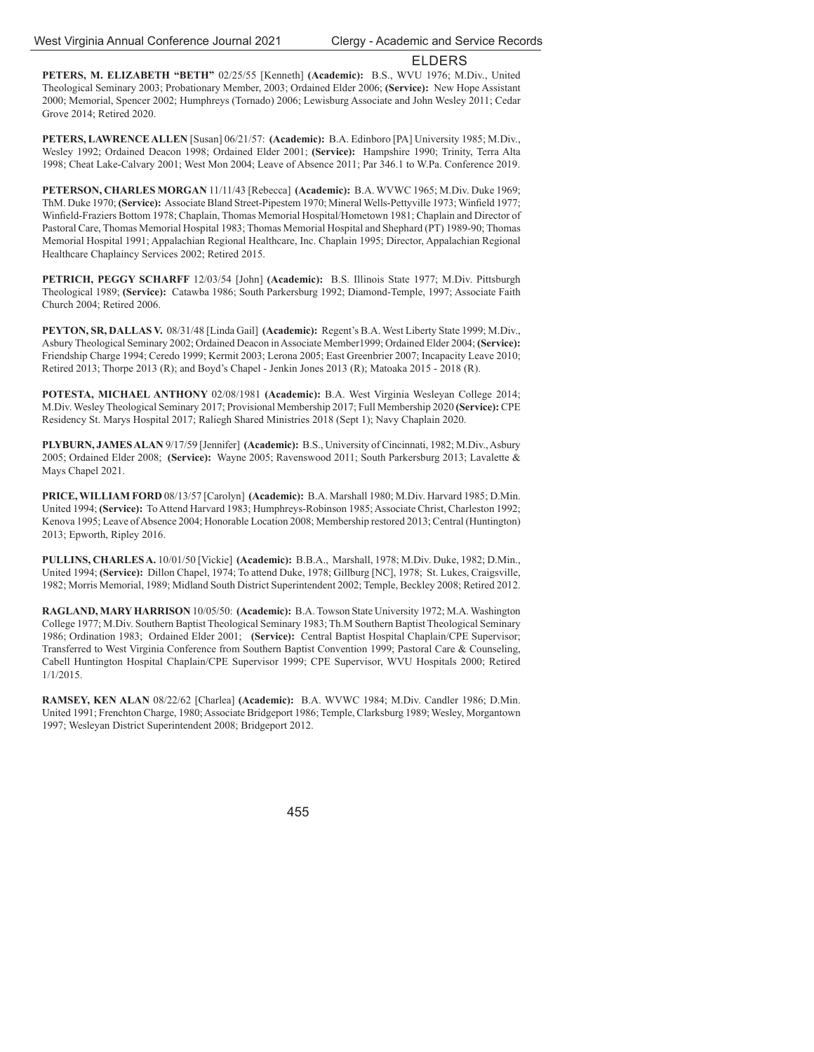## ELDERS

**PETERS, M. ELIZABETH "BETH"** 02/25/55 [Kenneth] **(Academic):** B.S., WVU 1976; M.Div., United Theological Seminary 2003; Probationary Member, 2003; Ordained Elder 2006; **(Service):** New Hope Assistant 2000; Memorial, Spencer 2002; Humphreys (Tornado) 2006; Lewisburg Associate and John Wesley 2011; Cedar Grove 2014; Retired 2020.

**PETERS, LAWRENCE ALLEN** [Susan] 06/21/57: **(Academic):** B.A. Edinboro [PA] University 1985; M.Div., Wesley 1992; Ordained Deacon 1998; Ordained Elder 2001; **(Service):** Hampshire 1990; Trinity, Terra Alta 1998; Cheat Lake-Calvary 2001; West Mon 2004; Leave of Absence 2011; Par 346.1 to W.Pa. Conference 2019.

**PETERSON, CHARLES MORGAN** 11/11/43 [Rebecca] **(Academic):** B.A. WVWC 1965; M.Div. Duke 1969; ThM. Duke 1970; **(Service):** Associate Bland Street-Pipestem 1970; Mineral Wells-Pettyville 1973; Winfield 1977; Winfield-Fraziers Bottom 1978; Chaplain, Thomas Memorial Hospital/Hometown 1981; Chaplain and Director of Pastoral Care, Thomas Memorial Hospital 1983; Thomas Memorial Hospital and Shephard (PT) 1989-90; Thomas Memorial Hospital 1991; Appalachian Regional Healthcare, Inc. Chaplain 1995; Director, Appalachian Regional Healthcare Chaplaincy Services 2002; Retired 2015.

**PETRICH, PEGGY SCHARFF** 12/03/54 [John] **(Academic):** B.S. Illinois State 1977; M.Div. Pittsburgh Theological 1989; **(Service):** Catawba 1986; South Parkersburg 1992; Diamond-Temple, 1997; Associate Faith Church 2004; Retired 2006.

**PEYTON, SR, DALLAS V.** 08/31/48 [Linda Gail] **(Academic):** Regent's B.A. West Liberty State 1999; M.Div., Asbury Theological Seminary 2002; Ordained Deacon in Associate Member1999; Ordained Elder 2004; **(Service):** Friendship Charge 1994; Ceredo 1999; Kermit 2003; Lerona 2005; East Greenbrier 2007; Incapacity Leave 2010; Retired 2013; Thorpe 2013 (R); and Boyd's Chapel - Jenkin Jones 2013 (R); Matoaka 2015 - 2018 (R).

**POTESTA, MICHAEL ANTHONY** 02/08/1981 **(Academic):** B.A. West Virginia Wesleyan College 2014; M.Div. Wesley Theological Seminary 2017; Provisional Membership 2017; Full Membership 2020 **(Service):** CPE Residency St. Marys Hospital 2017; Raliegh Shared Ministries 2018 (Sept 1); Navy Chaplain 2020.

**PLYBURN, JAMES ALAN** 9/17/59 [Jennifer] **(Academic):** B.S., University of Cincinnati, 1982; M.Div., Asbury 2005; Ordained Elder 2008; **(Service):** Wayne 2005; Ravenswood 2011; South Parkersburg 2013; Lavalette & Mays Chapel 2021.

**PRICE, WILLIAM FORD** 08/13/57 [Carolyn] **(Academic):** B.A. Marshall 1980; M.Div. Harvard 1985; D.Min. United 1994; **(Service):** To Attend Harvard 1983; Humphreys-Robinson 1985; Associate Christ, Charleston 1992; Kenova 1995; Leave of Absence 2004; Honorable Location 2008; Membership restored 2013; Central (Huntington) 2013; Epworth, Ripley 2016.

**PULLINS, CHARLES A.** 10/01/50 [Vickie] **(Academic):** B.B.A., Marshall, 1978; M.Div. Duke, 1982; D.Min., United 1994; **(Service):** Dillon Chapel, 1974; To attend Duke, 1978; Gillburg [NC], 1978; St. Lukes, Craigsville, 1982; Morris Memorial, 1989; Midland South District Superintendent 2002; Temple, Beckley 2008; Retired 2012.

**RAGLAND, MARY HARRISON** 10/05/50: **(Academic):** B.A. Towson State University 1972; M.A. Washington College 1977; M.Div. Southern Baptist Theological Seminary 1983; Th.M Southern Baptist Theological Seminary 1986; Ordination 1983; Ordained Elder 2001; **(Service):** Central Baptist Hospital Chaplain/CPE Supervisor; Transferred to West Virginia Conference from Southern Baptist Convention 1999; Pastoral Care & Counseling, Cabell Huntington Hospital Chaplain/CPE Supervisor 1999; CPE Supervisor, WVU Hospitals 2000; Retired 1/1/2015.

**RAMSEY, KEN ALAN** 08/22/62 [Charlea] **(Academic):** B.A. WVWC 1984; M.Div. Candler 1986; D.Min. United 1991; Frenchton Charge, 1980; Associate Bridgeport 1986; Temple, Clarksburg 1989; Wesley, Morgantown 1997; Wesleyan District Superintendent 2008; Bridgeport 2012.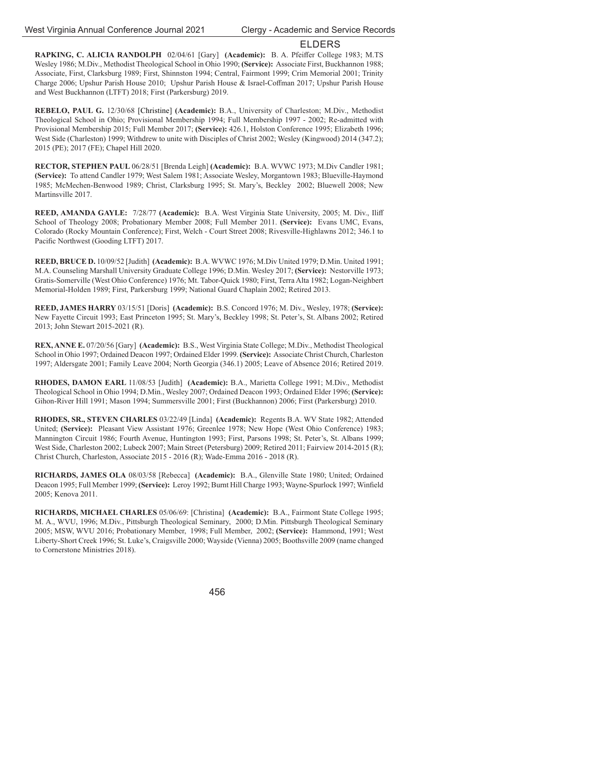## ELDERS

**RAPKING, C. ALICIA RANDOLPH** 02/04/61 [Gary] **(Academic):** B. A. Pfeiffer College 1983; M.TS Wesley 1986; M.Div., Methodist Theological School in Ohio 1990; **(Service):** Associate First, Buckhannon 1988; Associate, First, Clarksburg 1989; First, Shinnston 1994; Central, Fairmont 1999; Crim Memorial 2001; Trinity Charge 2006; Upshur Parish House 2010; Upshur Parish House & Israel-Coffman 2017; Upshur Parish House and West Buckhannon (LTFT) 2018; First (Parkersburg) 2019.

**REBELO, PAUL G.** 12/30/68 [Christine] **(Academic):** B.A., University of Charleston; M.Div., Methodist Theological School in Ohio; Provisional Membership 1994; Full Membership 1997 - 2002; Re-admitted with Provisional Membership 2015; Full Member 2017; **(Service):** 426.1, Holston Conference 1995; Elizabeth 1996; West Side (Charleston) 1999; Withdrew to unite with Disciples of Christ 2002; Wesley (Kingwood) 2014 (347.2); 2015 (PE); 2017 (FE); Chapel Hill 2020.

**RECTOR, STEPHEN PAUL** 06/28/51 [Brenda Leigh] **(Academic):** B.A. WVWC 1973; M.Div Candler 1981; **(Service):** To attend Candler 1979; West Salem 1981; Associate Wesley, Morgantown 1983; Blueville-Haymond 1985; McMechen-Benwood 1989; Christ, Clarksburg 1995; St. Mary's, Beckley 2002; Bluewell 2008; New Martinsville 2017.

**REED, AMANDA GAYLE:** 7/28/77 **(Academic):** B.A. West Virginia State University, 2005; M. Div., Iliff School of Theology 2008; Probationary Member 2008; Full Member 2011. **(Service):** Evans UMC, Evans, Colorado (Rocky Mountain Conference); First, Welch - Court Street 2008; Rivesville-Highlawns 2012; 346.1 to Pacific Northwest (Gooding LTFT) 2017.

**REED, BRUCE D.** 10/09/52 [Judith] **(Academic):** B.A. WVWC 1976; M.Div United 1979; D.Min. United 1991; M.A. Counseling Marshall University Graduate College 1996; D.Min. Wesley 2017; **(Service):** Nestorville 1973; Gratis-Somerville (West Ohio Conference) 1976; Mt. Tabor-Quick 1980; First, Terra Alta 1982; Logan-Neighbert Memorial-Holden 1989; First, Parkersburg 1999; National Guard Chaplain 2002; Retired 2013.

**REED, JAMES HARRY** 03/15/51 [Doris] **(Academic):** B.S. Concord 1976; M. Div., Wesley, 1978; **(Service):** New Fayette Circuit 1993; East Princeton 1995; St. Mary's, Beckley 1998; St. Peter's, St. Albans 2002; Retired 2013; John Stewart 2015-2021 (R).

**REX, ANNE E.** 07/20/56 [Gary] **(Academic):** B.S., West Virginia State College; M.Div., Methodist Theological School in Ohio 1997; Ordained Deacon 1997; Ordained Elder 1999. **(Service):** Associate Christ Church, Charleston 1997; Aldersgate 2001; Family Leave 2004; North Georgia (346.1) 2005; Leave of Absence 2016; Retired 2019.

**RHODES, DAMON EARL** 11/08/53 [Judith] **(Academic):** B.A., Marietta College 1991; M.Div., Methodist Theological School in Ohio 1994; D.Min., Wesley 2007; Ordained Deacon 1993; Ordained Elder 1996; **(Service):** Gihon-River Hill 1991; Mason 1994; Summersville 2001; First (Buckhannon) 2006; First (Parkersburg) 2010.

**RHODES, SR., STEVEN CHARLES** 03/22/49 [Linda] **(Academic):** Regents B.A. WV State 1982; Attended United; **(Service):** Pleasant View Assistant 1976; Greenlee 1978; New Hope (West Ohio Conference) 1983; Mannington Circuit 1986; Fourth Avenue, Huntington 1993; First, Parsons 1998; St. Peter's, St. Albans 1999; West Side, Charleston 2002; Lubeck 2007; Main Street (Petersburg) 2009; Retired 2011; Fairview 2014-2015 (R); Christ Church, Charleston, Associate 2015 - 2016 (R); Wade-Emma 2016 - 2018 (R).

**RICHARDS, JAMES OLA** 08/03/58 [Rebecca] **(Academic):** B.A., Glenville State 1980; United; Ordained Deacon 1995; Full Member 1999; **(Service):** Leroy 1992; Burnt Hill Charge 1993; Wayne-Spurlock 1997; Winfield 2005; Kenova 2011.

**RICHARDS, MICHAEL CHARLES** 05/06/69: [Christina] **(Academic):** B.A., Fairmont State College 1995; M. A., WVU, 1996; M.Div., Pittsburgh Theological Seminary, 2000; D.Min. Pittsburgh Theological Seminary 2005; MSW, WVU 2016; Probationary Member, 1998; Full Member, 2002; **(Service):** Hammond, 1991; West Liberty-Short Creek 1996; St. Luke's, Craigsville 2000; Wayside (Vienna) 2005; Boothsville 2009 (name changed to Cornerstone Ministries 2018).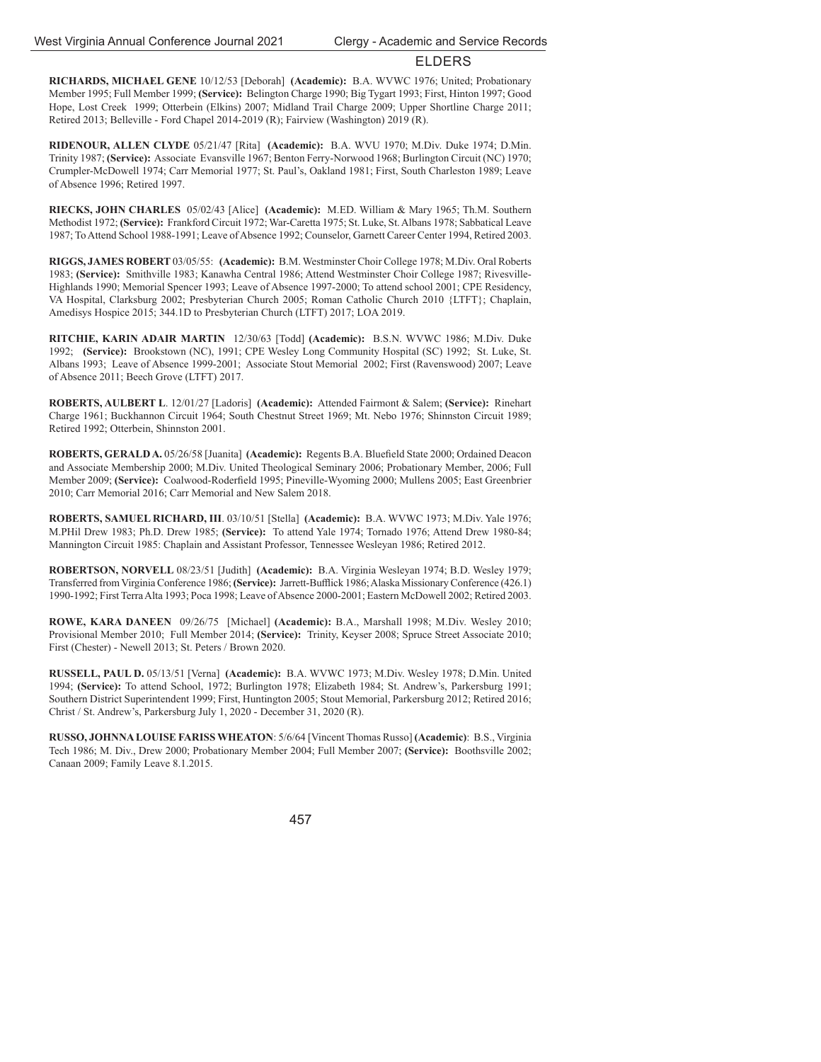## ELDERS

**RICHARDS, MICHAEL GENE** 10/12/53 [Deborah] **(Academic):** B.A. WVWC 1976; United; Probationary Member 1995; Full Member 1999; **(Service):** Belington Charge 1990; Big Tygart 1993; First, Hinton 1997; Good Hope, Lost Creek 1999; Otterbein (Elkins) 2007; Midland Trail Charge 2009; Upper Shortline Charge 2011; Retired 2013; Belleville - Ford Chapel 2014-2019 (R); Fairview (Washington) 2019 (R).

**RIDENOUR, ALLEN CLYDE** 05/21/47 [Rita] **(Academic):** B.A. WVU 1970; M.Div. Duke 1974; D.Min. Trinity 1987; **(Service):** Associate Evansville 1967; Benton Ferry-Norwood 1968; Burlington Circuit (NC) 1970; Crumpler-McDowell 1974; Carr Memorial 1977; St. Paul's, Oakland 1981; First, South Charleston 1989; Leave of Absence 1996; Retired 1997.

**RIECKS, JOHN CHARLES** 05/02/43 [Alice] **(Academic):** M.ED. William & Mary 1965; Th.M. Southern Methodist 1972; **(Service):** Frankford Circuit 1972; War-Caretta 1975; St. Luke, St. Albans 1978; Sabbatical Leave 1987; To Attend School 1988-1991; Leave of Absence 1992; Counselor, Garnett Career Center 1994, Retired 2003.

**RIGGS, JAMES ROBERT** 03/05/55: **(Academic):** B.M. Westminster Choir College 1978; M.Div. Oral Roberts 1983; **(Service):** Smithville 1983; Kanawha Central 1986; Attend Westminster Choir College 1987; Rivesville-Highlands 1990; Memorial Spencer 1993; Leave of Absence 1997-2000; To attend school 2001; CPE Residency, VA Hospital, Clarksburg 2002; Presbyterian Church 2005; Roman Catholic Church 2010 {LTFT}; Chaplain, Amedisys Hospice 2015; 344.1D to Presbyterian Church (LTFT) 2017; LOA 2019.

**RITCHIE, KARIN ADAIR MARTIN** 12/30/63 [Todd] **(Academic):** B.S.N. WVWC 1986; M.Div. Duke 1992; **(Service):** Brookstown (NC), 1991; CPE Wesley Long Community Hospital (SC) 1992; St. Luke, St. Albans 1993; Leave of Absence 1999-2001; Associate Stout Memorial 2002; First (Ravenswood) 2007; Leave of Absence 2011; Beech Grove (LTFT) 2017.

**ROBERTS, AULBERT L**. 12/01/27 [Ladoris] **(Academic):** Attended Fairmont & Salem; **(Service):** Rinehart Charge 1961; Buckhannon Circuit 1964; South Chestnut Street 1969; Mt. Nebo 1976; Shinnston Circuit 1989; Retired 1992; Otterbein, Shinnston 2001.

**ROBERTS, GERALD A.** 05/26/58 [Juanita] **(Academic):** Regents B.A. Bluefield State 2000; Ordained Deacon and Associate Membership 2000; M.Div. United Theological Seminary 2006; Probationary Member, 2006; Full Member 2009; **(Service):** Coalwood-Roderfield 1995; Pineville-Wyoming 2000; Mullens 2005; East Greenbrier 2010; Carr Memorial 2016; Carr Memorial and New Salem 2018.

**ROBERTS, SAMUEL RICHARD, III**. 03/10/51 [Stella] **(Academic):** B.A. WVWC 1973; M.Div. Yale 1976; M.PHil Drew 1983; Ph.D. Drew 1985; **(Service):** To attend Yale 1974; Tornado 1976; Attend Drew 1980-84; Mannington Circuit 1985: Chaplain and Assistant Professor, Tennessee Wesleyan 1986; Retired 2012.

**ROBERTSON, NORVELL** 08/23/51 [Judith] **(Academic):** B.A. Virginia Wesleyan 1974; B.D. Wesley 1979; Transferred from Virginia Conference 1986; **(Service):** Jarrett-Bufflick 1986; Alaska Missionary Conference (426.1) 1990-1992; First Terra Alta 1993; Poca 1998; Leave of Absence 2000-2001; Eastern McDowell 2002; Retired 2003.

**ROWE, KARA DANEEN** 09/26/75 [Michael] **(Academic):** B.A., Marshall 1998; M.Div. Wesley 2010; Provisional Member 2010; Full Member 2014; **(Service):** Trinity, Keyser 2008; Spruce Street Associate 2010; First (Chester) - Newell 2013; St. Peters / Brown 2020.

**RUSSELL, PAUL D.** 05/13/51 [Verna] **(Academic):** B.A. WVWC 1973; M.Div. Wesley 1978; D.Min. United 1994; **(Service):** To attend School, 1972; Burlington 1978; Elizabeth 1984; St. Andrew's, Parkersburg 1991; Southern District Superintendent 1999; First, Huntington 2005; Stout Memorial, Parkersburg 2012; Retired 2016; Christ / St. Andrew's, Parkersburg July 1, 2020 - December 31, 2020 (R).

**RUSSO, JOHNNA LOUISE FARISS WHEATON**: 5/6/64 [Vincent Thomas Russo] **(Academic)**: B.S., Virginia Tech 1986; M. Div., Drew 2000; Probationary Member 2004; Full Member 2007; **(Service):** Boothsville 2002; Canaan 2009; Family Leave 8.1.2015.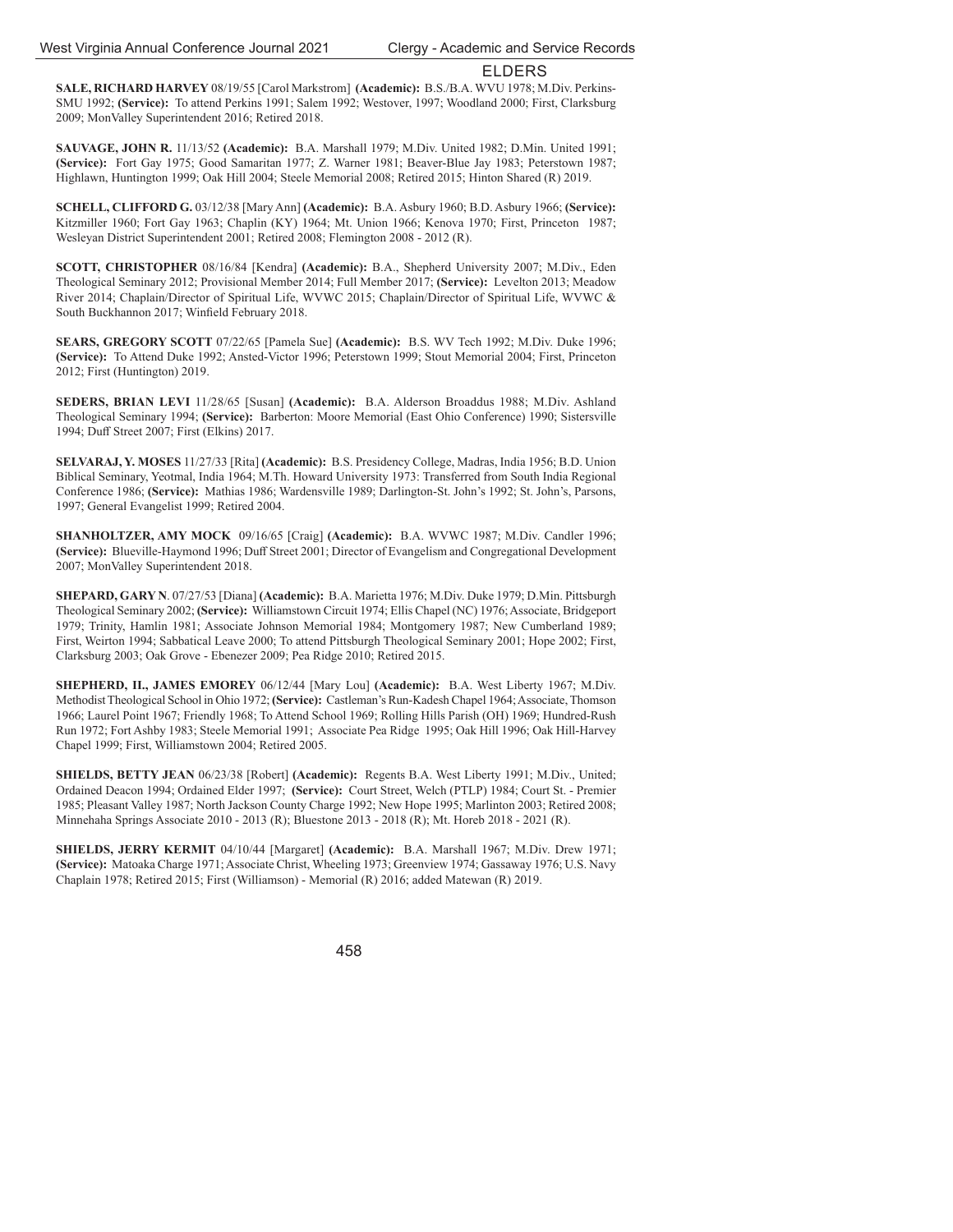## ELDERS

**SALE, RICHARD HARVEY** 08/19/55 [Carol Markstrom] **(Academic):** B.S./B.A. WVU 1978; M.Div. Perkins-SMU 1992; **(Service):** To attend Perkins 1991; Salem 1992; Westover, 1997; Woodland 2000; First, Clarksburg 2009; MonValley Superintendent 2016; Retired 2018.

**SAUVAGE, JOHN R.** 11/13/52 **(Academic):** B.A. Marshall 1979; M.Div. United 1982; D.Min. United 1991; **(Service):** Fort Gay 1975; Good Samaritan 1977; Z. Warner 1981; Beaver-Blue Jay 1983; Peterstown 1987; Highlawn, Huntington 1999; Oak Hill 2004; Steele Memorial 2008; Retired 2015; Hinton Shared (R) 2019.

**SCHELL, CLIFFORD G.** 03/12/38 [Mary Ann] **(Academic):** B.A. Asbury 1960; B.D. Asbury 1966; **(Service):** Kitzmiller 1960; Fort Gay 1963; Chaplin (KY) 1964; Mt. Union 1966; Kenova 1970; First, Princeton 1987; Wesleyan District Superintendent 2001; Retired 2008; Flemington 2008 - 2012 (R).

**SCOTT, CHRISTOPHER** 08/16/84 [Kendra] **(Academic):** B.A., Shepherd University 2007; M.Div., Eden Theological Seminary 2012; Provisional Member 2014; Full Member 2017; **(Service):** Levelton 2013; Meadow River 2014; Chaplain/Director of Spiritual Life, WVWC 2015; Chaplain/Director of Spiritual Life, WVWC & South Buckhannon 2017; Winfield February 2018.

**SEARS, GREGORY SCOTT** 07/22/65 [Pamela Sue] **(Academic):** B.S. WV Tech 1992; M.Div. Duke 1996; **(Service):** To Attend Duke 1992; Ansted-Victor 1996; Peterstown 1999; Stout Memorial 2004; First, Princeton 2012; First (Huntington) 2019.

**SEDERS, BRIAN LEVI** 11/28/65 [Susan] **(Academic):** B.A. Alderson Broaddus 1988; M.Div. Ashland Theological Seminary 1994; **(Service):** Barberton: Moore Memorial (East Ohio Conference) 1990; Sistersville 1994; Duff Street 2007; First (Elkins) 2017.

**SELVARAJ, Y. MOSES** 11/27/33 [Rita] **(Academic):** B.S. Presidency College, Madras, India 1956; B.D. Union Biblical Seminary, Yeotmal, India 1964; M.Th. Howard University 1973: Transferred from South India Regional Conference 1986; **(Service):** Mathias 1986; Wardensville 1989; Darlington-St. John's 1992; St. John's, Parsons, 1997; General Evangelist 1999; Retired 2004.

**SHANHOLTZER, AMY MOCK** 09/16/65 [Craig] **(Academic):** B.A. WVWC 1987; M.Div. Candler 1996; **(Service):** Blueville-Haymond 1996; Duff Street 2001; Director of Evangelism and Congregational Development 2007; MonValley Superintendent 2018.

**SHEPARD, GARY N**. 07/27/53 [Diana] **(Academic):** B.A. Marietta 1976; M.Div. Duke 1979; D.Min. Pittsburgh Theological Seminary 2002; **(Service):** Williamstown Circuit 1974; Ellis Chapel (NC) 1976; Associate, Bridgeport 1979; Trinity, Hamlin 1981; Associate Johnson Memorial 1984; Montgomery 1987; New Cumberland 1989; First, Weirton 1994; Sabbatical Leave 2000; To attend Pittsburgh Theological Seminary 2001; Hope 2002; First, Clarksburg 2003; Oak Grove - Ebenezer 2009; Pea Ridge 2010; Retired 2015.

**SHEPHERD, II., JAMES EMOREY** 06/12/44 [Mary Lou] **(Academic):** B.A. West Liberty 1967; M.Div. Methodist Theological School in Ohio 1972; **(Service):** Castleman's Run-Kadesh Chapel 1964; Associate, Thomson 1966; Laurel Point 1967; Friendly 1968; To Attend School 1969; Rolling Hills Parish (OH) 1969; Hundred-Rush Run 1972; Fort Ashby 1983; Steele Memorial 1991; Associate Pea Ridge 1995; Oak Hill 1996; Oak Hill-Harvey Chapel 1999; First, Williamstown 2004; Retired 2005.

**SHIELDS, BETTY JEAN** 06/23/38 [Robert] **(Academic):** Regents B.A. West Liberty 1991; M.Div., United; Ordained Deacon 1994; Ordained Elder 1997; **(Service):** Court Street, Welch (PTLP) 1984; Court St. - Premier 1985; Pleasant Valley 1987; North Jackson County Charge 1992; New Hope 1995; Marlinton 2003; Retired 2008; Minnehaha Springs Associate 2010 - 2013 (R); Bluestone 2013 - 2018 (R); Mt. Horeb 2018 - 2021 (R).

**SHIELDS, JERRY KERMIT** 04/10/44 [Margaret] **(Academic):** B.A. Marshall 1967; M.Div. Drew 1971; **(Service):** Matoaka Charge 1971; Associate Christ, Wheeling 1973; Greenview 1974; Gassaway 1976; U.S. Navy Chaplain 1978; Retired 2015; First (Williamson) - Memorial (R) 2016; added Matewan (R) 2019.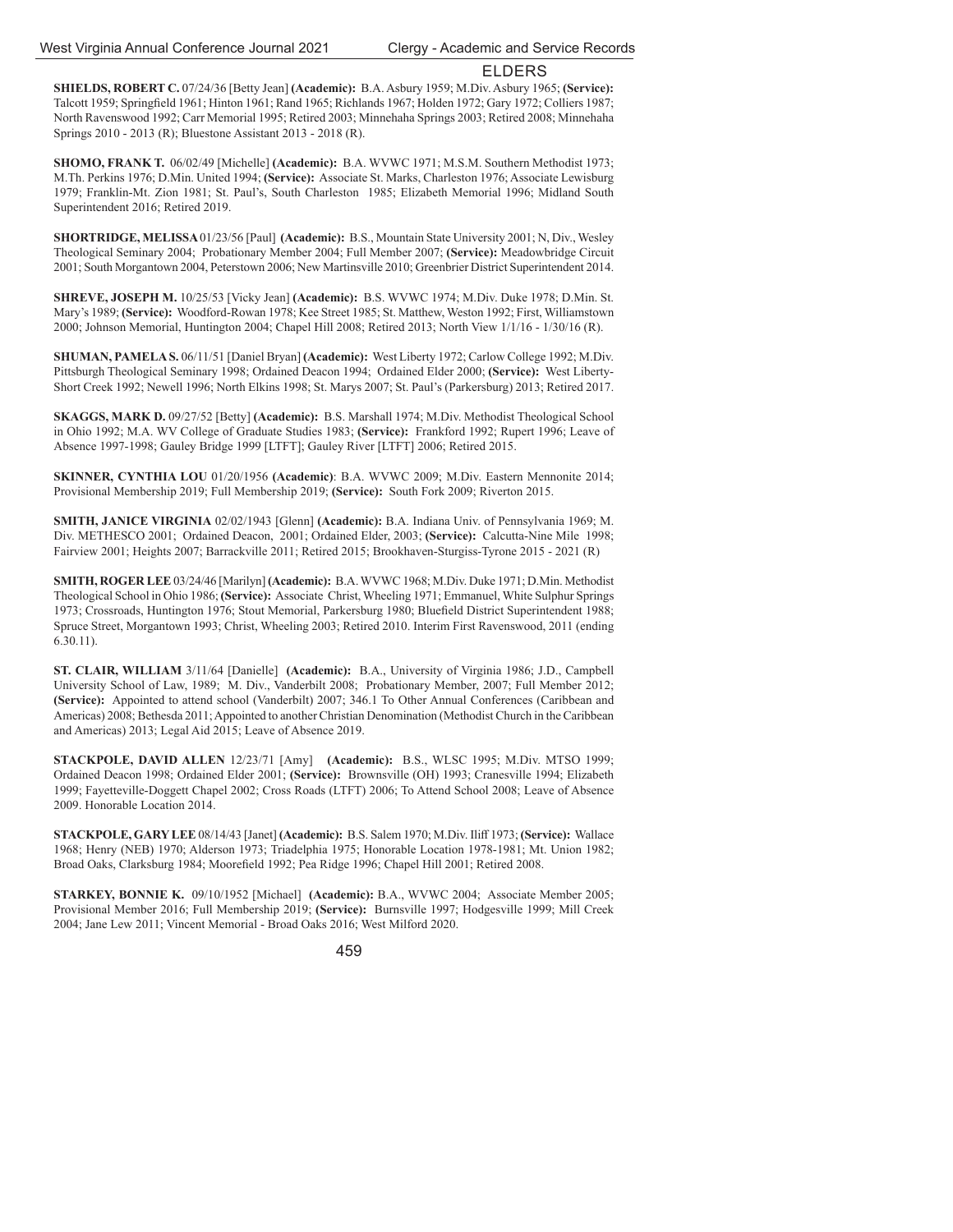## ELDERS

**SHIELDS, ROBERT C.** 07/24/36 [Betty Jean] **(Academic):** B.A. Asbury 1959; M.Div. Asbury 1965; **(Service):** Talcott 1959; Springfield 1961; Hinton 1961; Rand 1965; Richlands 1967; Holden 1972; Gary 1972; Colliers 1987; North Ravenswood 1992; Carr Memorial 1995; Retired 2003; Minnehaha Springs 2003; Retired 2008; Minnehaha Springs 2010 - 2013 (R); Bluestone Assistant 2013 - 2018 (R).

**SHOMO, FRANK T.** 06/02/49 [Michelle] **(Academic):** B.A. WVWC 1971; M.S.M. Southern Methodist 1973; M.Th. Perkins 1976; D.Min. United 1994; **(Service):** Associate St. Marks, Charleston 1976; Associate Lewisburg 1979; Franklin-Mt. Zion 1981; St. Paul's, South Charleston 1985; Elizabeth Memorial 1996; Midland South Superintendent 2016; Retired 2019.

**SHORTRIDGE, MELISSA** 01/23/56 [Paul] **(Academic):** B.S., Mountain State University 2001; N, Div., Wesley Theological Seminary 2004; Probationary Member 2004; Full Member 2007; **(Service):** Meadowbridge Circuit 2001; South Morgantown 2004, Peterstown 2006; New Martinsville 2010; Greenbrier District Superintendent 2014.

**SHREVE, JOSEPH M.** 10/25/53 [Vicky Jean] **(Academic):** B.S. WVWC 1974; M.Div. Duke 1978; D.Min. St. Mary's 1989; **(Service):** Woodford-Rowan 1978; Kee Street 1985; St. Matthew, Weston 1992; First, Williamstown 2000; Johnson Memorial, Huntington 2004; Chapel Hill 2008; Retired 2013; North View 1/1/16 - 1/30/16 (R).

**SHUMAN, PAMELA S.** 06/11/51 [Daniel Bryan] **(Academic):** West Liberty 1972; Carlow College 1992; M.Div. Pittsburgh Theological Seminary 1998; Ordained Deacon 1994; Ordained Elder 2000; **(Service):** West Liberty-Short Creek 1992; Newell 1996; North Elkins 1998; St. Marys 2007; St. Paul's (Parkersburg) 2013; Retired 2017.

**SKAGGS, MARK D.** 09/27/52 [Betty] **(Academic):** B.S. Marshall 1974; M.Div. Methodist Theological School in Ohio 1992; M.A. WV College of Graduate Studies 1983; **(Service):** Frankford 1992; Rupert 1996; Leave of Absence 1997-1998; Gauley Bridge 1999 [LTFT]; Gauley River [LTFT] 2006; Retired 2015.

**SKINNER, CYNTHIA LOU** 01/20/1956 **(Academic)**: B.A. WVWC 2009; M.Div. Eastern Mennonite 2014; Provisional Membership 2019; Full Membership 2019; **(Service):** South Fork 2009; Riverton 2015.

**SMITH, JANICE VIRGINIA** 02/02/1943 [Glenn] **(Academic):** B.A. Indiana Univ. of Pennsylvania 1969; M. Div. METHESCO 2001; Ordained Deacon, 2001; Ordained Elder, 2003; **(Service):** Calcutta-Nine Mile 1998; Fairview 2001; Heights 2007; Barrackville 2011; Retired 2015; Brookhaven-Sturgiss-Tyrone 2015 - 2021 (R)

**SMITH, ROGER LEE** 03/24/46 [Marilyn] **(Academic):** B.A. WVWC 1968; M.Div. Duke 1971; D.Min. Methodist Theological School in Ohio 1986; **(Service):** Associate Christ, Wheeling 1971; Emmanuel, White Sulphur Springs 1973; Crossroads, Huntington 1976; Stout Memorial, Parkersburg 1980; Bluefield District Superintendent 1988; Spruce Street, Morgantown 1993; Christ, Wheeling 2003; Retired 2010. Interim First Ravenswood, 2011 (ending 6.30.11).

**ST. CLAIR, WILLIAM** 3/11/64 [Danielle] **(Academic):** B.A., University of Virginia 1986; J.D., Campbell University School of Law, 1989; M. Div., Vanderbilt 2008; Probationary Member, 2007; Full Member 2012; **(Service):** Appointed to attend school (Vanderbilt) 2007; 346.1 To Other Annual Conferences (Caribbean and Americas) 2008; Bethesda 2011; Appointed to another Christian Denomination (Methodist Church in the Caribbean and Americas) 2013; Legal Aid 2015; Leave of Absence 2019.

**STACKPOLE, DAVID ALLEN** 12/23/71 [Amy] **(Academic):** B.S., WLSC 1995; M.Div. MTSO 1999; Ordained Deacon 1998; Ordained Elder 2001; **(Service):** Brownsville (OH) 1993; Cranesville 1994; Elizabeth 1999; Fayetteville-Doggett Chapel 2002; Cross Roads (LTFT) 2006; To Attend School 2008; Leave of Absence 2009. Honorable Location 2014.

**STACKPOLE, GARY LEE** 08/14/43 [Janet] **(Academic):** B.S. Salem 1970; M.Div. Iliff 1973; **(Service):** Wallace 1968; Henry (NEB) 1970; Alderson 1973; Triadelphia 1975; Honorable Location 1978-1981; Mt. Union 1982; Broad Oaks, Clarksburg 1984; Moorefield 1992; Pea Ridge 1996; Chapel Hill 2001; Retired 2008.

**STARKEY, BONNIE K.** 09/10/1952 [Michael] **(Academic):** B.A., WVWC 2004; Associate Member 2005; Provisional Member 2016; Full Membership 2019; **(Service):** Burnsville 1997; Hodgesville 1999; Mill Creek 2004; Jane Lew 2011; Vincent Memorial - Broad Oaks 2016; West Milford 2020.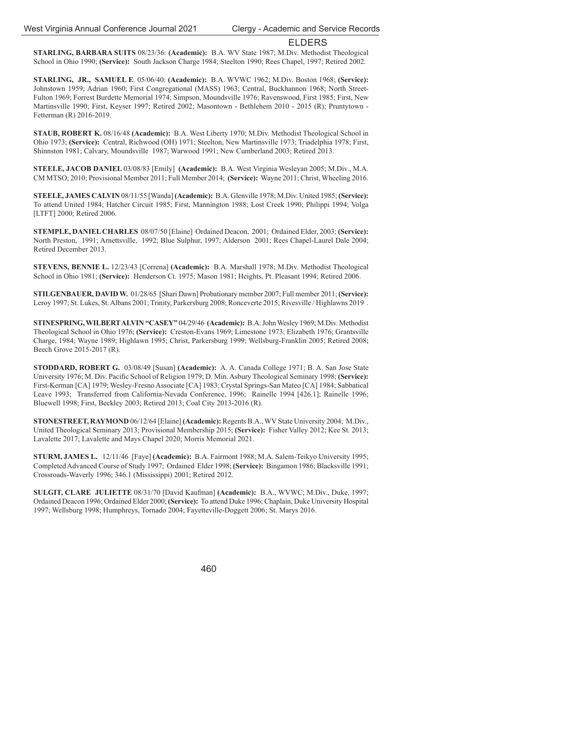## ELDERS

**STARLING, BARBARA SUITS** 08/23/36: **(Academic):** B.A. WV State 1987; M.Div. Methodist Theological School in Ohio 1990; **(Service):** South Jackson Charge 1984; Steelton 1990; Rees Chapel, 1997; Retired 2002.

**STARLING, JR., SAMUEL E**. 05/06/40: **(Academic):** B.A. WVWC 1962; M.Div. Boston 1968; **(Service):** Johnstown 1959; Adrian 1960; First Congregational (MASS) 1963; Central, Buckhannon 1968; North Street-Fulton 1969; Forrest Burdette Memorial 1974; Simpson, Moundsville 1976; Ravenswood, First 1985; First, New Martinsville 1990; First, Keyser 1997; Retired 2002; Masontown - Bethlehem 2010 - 2015 (R); Pruntytown - Fetterman (R) 2016-2019.

**STAUB, ROBERT K.** 08/16/48 **(Academic):** B.A. West Liberty 1970; M.Div. Methodist Theological School in Ohio 1973; **(Service):** Central, Richwood (OH) 1971; Steelton, New Martinsville 1973; Triadelphia 1978; First, Shinnston 1981; Calvary, Moundsville 1987; Warwood 1991; New Cumberland 2003; Retired 2013.

**STEELE, JACOB DANIEL** 03/08/83 [Emily] **(Academic):** B.A. West Virginia Wesleyan 2005; M.Div., M.A. CM MTSO; 2010; Provisional Member 2011; Full Member 2014; **(Service):** Wayne 2011; Christ, Wheeling 2016.

**STEELE, JAMES CALVIN** 08/11/55 [Wanda] **(Academic):** B.A. Glenville 1978; M.Div. United 1985; **(Service):** To attend United 1984; Hatcher Circuit 1985; First, Mannington 1988; Lost Creek 1990; Philippi 1994; Volga [LTFT] 2000; Retired 2006.

**STEMPLE, DANIEL CHARLES** 08/07/50 [Elaine] Ordained Deacon, 2001; Ordained Elder, 2003; **(Service):** North Preston, 1991; Arnettsville, 1992; Blue Sulphur, 1997; Alderson 2001; Rees Chapel-Laurel Dale 2004; Retired December 2013.

**STEVENS, BENNIE L.** 12/23/43 [Correna] **(Academic):** B.A. Marshall 1978; M.Div. Methodist Theological School in Ohio 1981; **(Service):** Henderson Ct. 1975; Mason 1981; Heights, Pt. Pleasant 1994; Retired 2006.

**STILGENBAUER, DAVID W.** 01/28/65 [Shari Dawn] Probationary member 2007; Full member 2011; **(Service):** Leroy 1997; St. Lukes, St. Albans 2001; Trinity, Parkersburg 2008; Ronceverte 2015; Rivesville / Highlawns 2019 .

**STINESPRING, WILBERT ALVIN "CASEY"** 04/29/46 **(Academic):** B.A. John Wesley 1969; M.Div. Methodist Theological School in Ohio 1976; **(Service):** Creston-Evans 1969; Limestone 1973; Elizabeth 1976; Grantsville Charge, 1984; Wayne 1989; Highlawn 1995; Christ, Parkersburg 1999; Wellsburg-Franklin 2005; Retired 2008; Beech Grove 2015-2017 (R).

**STODDARD, ROBERT G.** 03/08/49 [Susan] **(Academic):** A. A. Canada College 1971; B. A. San Jose State University 1976; M. Div. Pacific School of Religion 1979; D. Min. Asbury Theological Seminary 1998; **(Service):** First-Kerman [CA] 1979; Wesley-Fresno Associate [CA] 1983; Crystal Springs-San Mateo [CA] 1984; Sabbatical Leave 1993; Transferred from California-Nevada Conference, 1996; Rainelle 1994 [426.1]; Rainelle 1996; Bluewell 1998; First, Beckley 2003; Retired 2013; Coal City 2013-2016 (R).

**STONESTREET, RAYMOND** 06/12/64 [Elaine] **(Academic):** Regents B.A., WV State University 2004; M.Div., United Theological Seminary 2013; Provisional Membership 2015; **(Service):** Fisher Valley 2012; Kee St. 2013; Lavalette 2017; Lavalette and Mays Chapel 2020; Morris Memorial 2021.

**STURM, JAMES L.** 12/11/46 [Faye] **(Academic):** B.A. Fairmont 1988; M.A. Salem-Teikyo University 1995; Completed Advanced Course of Study 1997; Ordained Elder 1998; **(Service):** Bingamon 1986; Blacksville 1991; Crossroads-Waverly 1996; 346.1 (Mississippi) 2001; Retired 2012.

**SULGIT, CLARE JULIETTE** 08/31/70 [David Kaufman] **(Academic):** B.A., WVWC; M.Div., Duke, 1997; Ordained Deacon 1996; Ordained Elder 2000; **(Service):** To attend Duke 1996; Chaplain, Duke University Hospital 1997; Wellsburg 1998; Humphreys, Tornado 2004; Fayetteville-Doggett 2006; St. Marys 2016.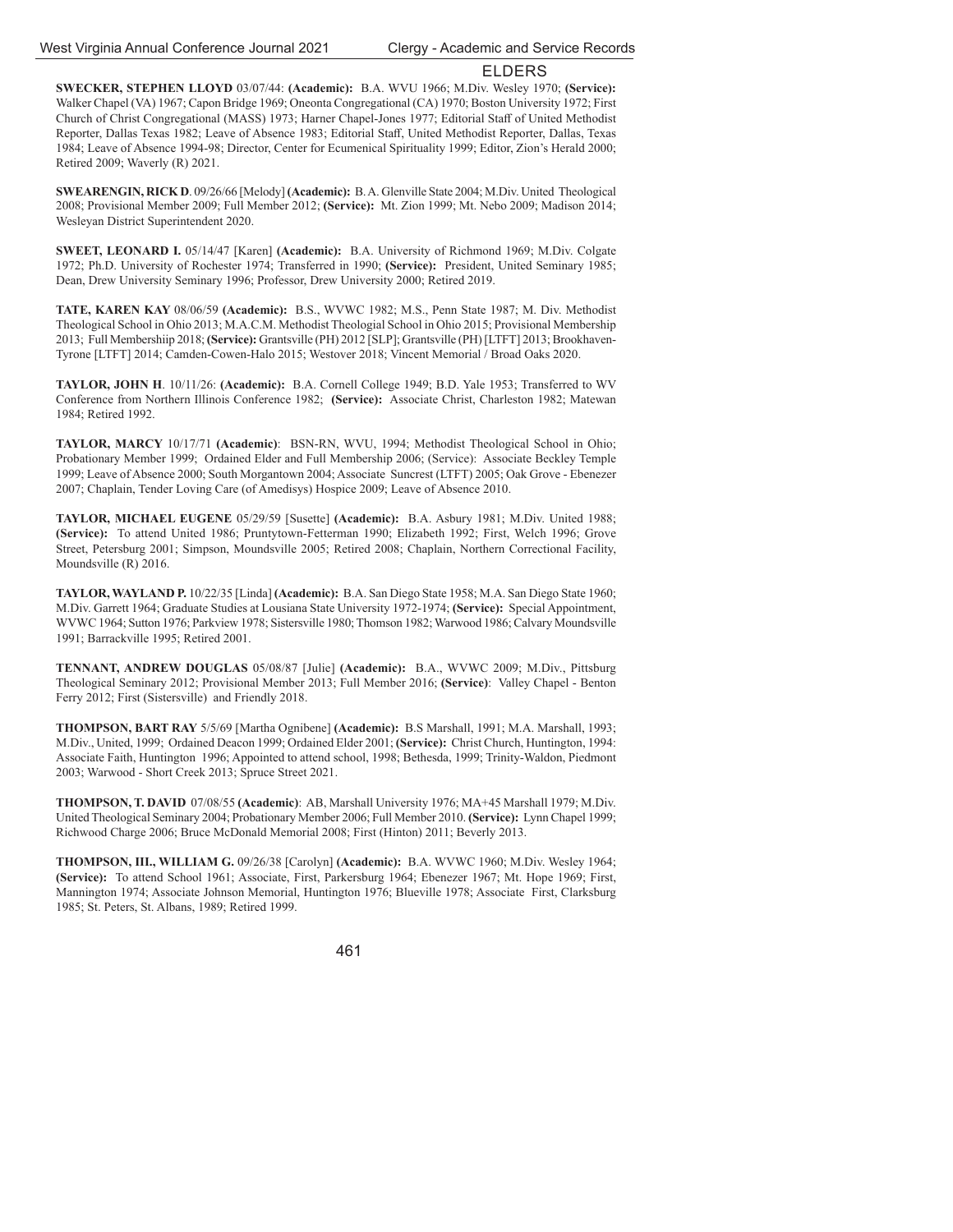## ELDERS

**SWECKER, STEPHEN LLOYD** 03/07/44: **(Academic):** B.A. WVU 1966; M.Div. Wesley 1970; **(Service):** Walker Chapel (VA) 1967; Capon Bridge 1969; Oneonta Congregational (CA) 1970; Boston University 1972; First Church of Christ Congregational (MASS) 1973; Harner Chapel-Jones 1977; Editorial Staff of United Methodist Reporter, Dallas Texas 1982; Leave of Absence 1983; Editorial Staff, United Methodist Reporter, Dallas, Texas 1984; Leave of Absence 1994-98; Director, Center for Ecumenical Spirituality 1999; Editor, Zion's Herald 2000; Retired 2009; Waverly (R) 2021.

**SWEARENGIN, RICK D**. 09/26/66 [Melody] **(Academic):** B.A. Glenville State 2004; M.Div. United Theological 2008; Provisional Member 2009; Full Member 2012; **(Service):** Mt. Zion 1999; Mt. Nebo 2009; Madison 2014; Wesleyan District Superintendent 2020.

**SWEET, LEONARD I.** 05/14/47 [Karen] **(Academic):** B.A. University of Richmond 1969; M.Div. Colgate 1972; Ph.D. University of Rochester 1974; Transferred in 1990; **(Service):** President, United Seminary 1985; Dean, Drew University Seminary 1996; Professor, Drew University 2000; Retired 2019.

**TATE, KAREN KAY** 08/06/59 **(Academic):** B.S., WVWC 1982; M.S., Penn State 1987; M. Div. Methodist Theological School in Ohio 2013; M.A.C.M. Methodist Theologial School in Ohio 2015; Provisional Membership 2013; Full Membershiip 2018; **(Service):** Grantsville (PH) 2012 [SLP]; Grantsville (PH) [LTFT] 2013; Brookhaven-Tyrone [LTFT] 2014; Camden-Cowen-Halo 2015; Westover 2018; Vincent Memorial / Broad Oaks 2020.

**TAYLOR, JOHN H**. 10/11/26: **(Academic):** B.A. Cornell College 1949; B.D. Yale 1953; Transferred to WV Conference from Northern Illinois Conference 1982; **(Service):** Associate Christ, Charleston 1982; Matewan 1984; Retired 1992.

**TAYLOR, MARCY** 10/17/71 **(Academic)**: BSN-RN, WVU, 1994; Methodist Theological School in Ohio; Probationary Member 1999; Ordained Elder and Full Membership 2006; (Service): Associate Beckley Temple 1999; Leave of Absence 2000; South Morgantown 2004; Associate Suncrest (LTFT) 2005; Oak Grove - Ebenezer 2007; Chaplain, Tender Loving Care (of Amedisys) Hospice 2009; Leave of Absence 2010.

**TAYLOR, MICHAEL EUGENE** 05/29/59 [Susette] **(Academic):** B.A. Asbury 1981; M.Div. United 1988; **(Service):** To attend United 1986; Pruntytown-Fetterman 1990; Elizabeth 1992; First, Welch 1996; Grove Street, Petersburg 2001; Simpson, Moundsville 2005; Retired 2008; Chaplain, Northern Correctional Facility, Moundsville (R) 2016.

**TAYLOR, WAYLAND P.** 10/22/35 [Linda] **(Academic):** B.A. San Diego State 1958; M.A. San Diego State 1960; M.Div. Garrett 1964; Graduate Studies at Lousiana State University 1972-1974; **(Service):** Special Appointment, WVWC 1964; Sutton 1976; Parkview 1978; Sistersville 1980; Thomson 1982; Warwood 1986; Calvary Moundsville 1991; Barrackville 1995; Retired 2001.

**TENNANT, ANDREW DOUGLAS** 05/08/87 [Julie] **(Academic):** B.A., WVWC 2009; M.Div., Pittsburg Theological Seminary 2012; Provisional Member 2013; Full Member 2016; **(Service)**: Valley Chapel - Benton Ferry 2012; First (Sistersville) and Friendly 2018.

**THOMPSON, BART RAY** 5/5/69 [Martha Ognibene] **(Academic):** B.S Marshall, 1991; M.A. Marshall, 1993; M.Div., United, 1999; Ordained Deacon 1999; Ordained Elder 2001; **(Service):** Christ Church, Huntington, 1994: Associate Faith, Huntington 1996; Appointed to attend school, 1998; Bethesda, 1999; Trinity-Waldon, Piedmont 2003; Warwood - Short Creek 2013; Spruce Street 2021.

**THOMPSON, T. DAVID** 07/08/55 **(Academic)**: AB, Marshall University 1976; MA+45 Marshall 1979; M.Div. United Theological Seminary 2004; Probationary Member 2006; Full Member 2010. **(Service):** Lynn Chapel 1999; Richwood Charge 2006; Bruce McDonald Memorial 2008; First (Hinton) 2011; Beverly 2013.

**THOMPSON, III., WILLIAM G.** 09/26/38 [Carolyn] **(Academic):** B.A. WVWC 1960; M.Div. Wesley 1964; **(Service):** To attend School 1961; Associate, First, Parkersburg 1964; Ebenezer 1967; Mt. Hope 1969; First, Mannington 1974; Associate Johnson Memorial, Huntington 1976; Blueville 1978; Associate First, Clarksburg 1985; St. Peters, St. Albans, 1989; Retired 1999.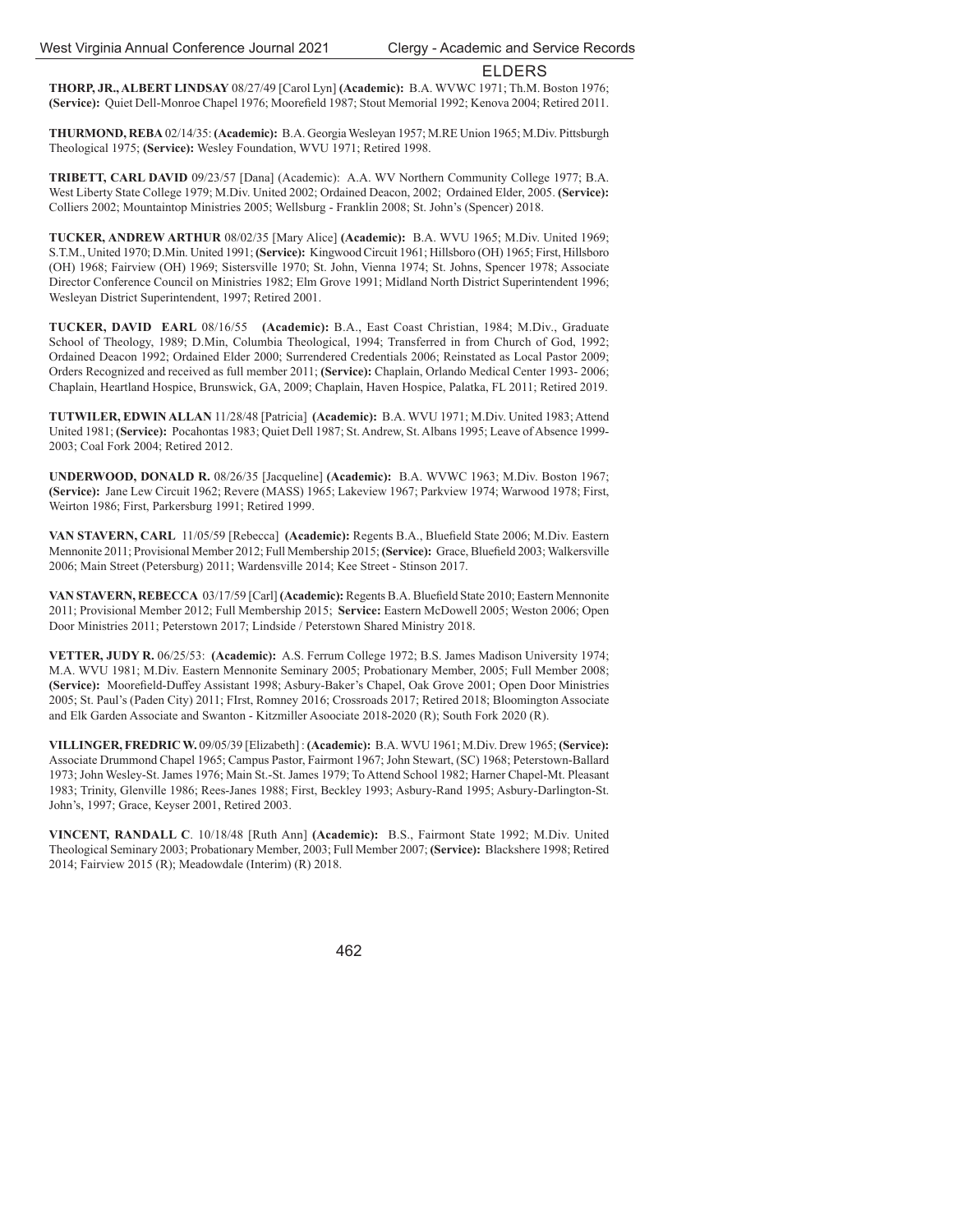## ELDERS

**THORP, JR., ALBERT LINDSAY** 08/27/49 [Carol Lyn] **(Academic):** B.A. WVWC 1971; Th.M. Boston 1976; **(Service):** Quiet Dell-Monroe Chapel 1976; Moorefield 1987; Stout Memorial 1992; Kenova 2004; Retired 2011.

**THURMOND, REBA** 02/14/35: **(Academic):** B.A. Georgia Wesleyan 1957; M.RE Union 1965; M.Div. Pittsburgh Theological 1975; **(Service):** Wesley Foundation, WVU 1971; Retired 1998.

**TRIBETT, CARL DAVID** 09/23/57 [Dana] (Academic): A.A. WV Northern Community College 1977; B.A. West Liberty State College 1979; M.Div. United 2002; Ordained Deacon, 2002; Ordained Elder, 2005. **(Service):** Colliers 2002; Mountaintop Ministries 2005; Wellsburg - Franklin 2008; St. John's (Spencer) 2018.

**TUCKER, ANDREW ARTHUR** 08/02/35 [Mary Alice] **(Academic):** B.A. WVU 1965; M.Div. United 1969; S.T.M., United 1970; D.Min. United 1991; **(Service):** Kingwood Circuit 1961; Hillsboro (OH) 1965; First, Hillsboro (OH) 1968; Fairview (OH) 1969; Sistersville 1970; St. John, Vienna 1974; St. Johns, Spencer 1978; Associate Director Conference Council on Ministries 1982; Elm Grove 1991; Midland North District Superintendent 1996; Wesleyan District Superintendent, 1997; Retired 2001.

**TUCKER, DAVID EARL** 08/16/55 **(Academic):** B.A., East Coast Christian, 1984; M.Div., Graduate School of Theology, 1989; D.Min, Columbia Theological, 1994; Transferred in from Church of God, 1992; Ordained Deacon 1992; Ordained Elder 2000; Surrendered Credentials 2006; Reinstated as Local Pastor 2009; Orders Recognized and received as full member 2011; **(Service):** Chaplain, Orlando Medical Center 1993- 2006; Chaplain, Heartland Hospice, Brunswick, GA, 2009; Chaplain, Haven Hospice, Palatka, FL 2011; Retired 2019.

**TUTWILER, EDWIN ALLAN** 11/28/48 [Patricia] **(Academic):** B.A. WVU 1971; M.Div. United 1983; Attend United 1981; **(Service):** Pocahontas 1983; Quiet Dell 1987; St. Andrew, St. Albans 1995; Leave of Absence 1999-2003; Coal Fork 2004; Retired 2012.

**UNDERWOOD, DONALD R.** 08/26/35 [Jacqueline] **(Academic):** B.A. WVWC 1963; M.Div. Boston 1967; **(Service):** Jane Lew Circuit 1962; Revere (MASS) 1965; Lakeview 1967; Parkview 1974; Warwood 1978; First, Weirton 1986; First, Parkersburg 1991; Retired 1999.

**VAN STAVERN, CARL** 11/05/59 [Rebecca] **(Academic):** Regents B.A., Bluefield State 2006; M.Div. Eastern Mennonite 2011; Provisional Member 2012; Full Membership 2015; **(Service):** Grace, Bluefield 2003; Walkersville 2006; Main Street (Petersburg) 2011; Wardensville 2014; Kee Street - Stinson 2017.

**VAN STAVERN, REBECCA** 03/17/59 [Carl] **(Academic):** Regents B.A. Bluefield State 2010; Eastern Mennonite 2011; Provisional Member 2012; Full Membership 2015; **Service:** Eastern McDowell 2005; Weston 2006; Open Door Ministries 2011; Peterstown 2017; Lindside / Peterstown Shared Ministry 2018.

**VETTER, JUDY R.** 06/25/53: **(Academic):** A.S. Ferrum College 1972; B.S. James Madison University 1974; M.A. WVU 1981; M.Div. Eastern Mennonite Seminary 2005; Probationary Member, 2005; Full Member 2008; **(Service):** Moorefield-Duffey Assistant 1998; Asbury-Baker's Chapel, Oak Grove 2001; Open Door Ministries 2005; St. Paul's (Paden City) 2011; FIrst, Romney 2016; Crossroads 2017; Retired 2018; Bloomington Associate and Elk Garden Associate and Swanton - Kitzmiller Asoociate 2018-2020 (R); South Fork 2020 (R).

**VILLINGER, FREDRIC W.** 09/05/39 [Elizabeth] : **(Academic):** B.A. WVU 1961; M.Div. Drew 1965; **(Service):** Associate Drummond Chapel 1965; Campus Pastor, Fairmont 1967; John Stewart, (SC) 1968; Peterstown-Ballard 1973; John Wesley-St. James 1976; Main St.-St. James 1979; To Attend School 1982; Harner Chapel-Mt. Pleasant 1983; Trinity, Glenville 1986; Rees-Janes 1988; First, Beckley 1993; Asbury-Rand 1995; Asbury-Darlington-St. John's, 1997; Grace, Keyser 2001, Retired 2003.

**VINCENT, RANDALL C**. 10/18/48 [Ruth Ann] **(Academic):** B.S., Fairmont State 1992; M.Div. United Theological Seminary 2003; Probationary Member, 2003; Full Member 2007; **(Service):** Blackshere 1998; Retired 2014; Fairview 2015 (R); Meadowdale (Interim) (R) 2018.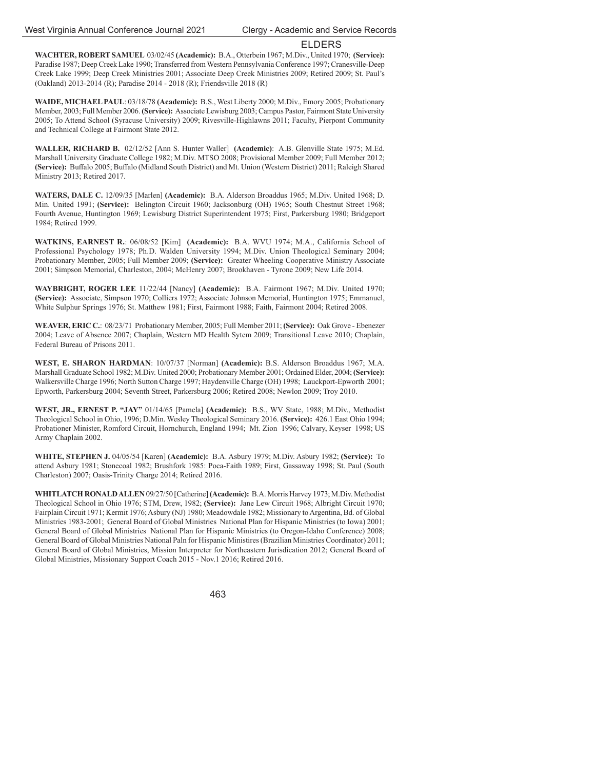## ELDERS

**WACHTER, ROBERT SAMUEL** 03/02/45 **(Academic):** B.A., Otterbein 1967; M.Div., United 1970; **(Service):** Paradise 1987; Deep Creek Lake 1990; Transferred from Western Pennsylvania Conference 1997; Cranesville-Deep Creek Lake 1999; Deep Creek Ministries 2001; Associate Deep Creek Ministries 2009; Retired 2009; St. Paul's (Oakland) 2013-2014 (R); Paradise 2014 - 2018 (R); Friendsville 2018 (R)

**WAIDE, MICHAEL PAUL**: 03/18/78 **(Academic):** B.S., West Liberty 2000; M.Div., Emory 2005; Probationary Member, 2003; Full Member 2006. **(Service):** Associate Lewisburg 2003; Campus Pastor, Fairmont State University 2005; To Attend School (Syracuse University) 2009; Rivesville-Highlawns 2011; Faculty, Pierpont Community and Technical College at Fairmont State 2012.

**WALLER, RICHARD B.** 02/12/52 [Ann S. Hunter Waller] **(Academic)**: A.B. Glenville State 1975; M.Ed. Marshall University Graduate College 1982; M.Div. MTSO 2008; Provisional Member 2009; Full Member 2012; **(Service):** Buffalo 2005; Buffalo (Midland South District) and Mt. Union (Western District) 2011; Raleigh Shared Ministry 2013; Retired 2017.

**WATERS, DALE C.** 12/09/35 [Marlen] **(Academic):** B.A. Alderson Broaddus 1965; M.Div. United 1968; D. Min. United 1991; **(Service):** Belington Circuit 1960; Jacksonburg (OH) 1965; South Chestnut Street 1968; Fourth Avenue, Huntington 1969; Lewisburg District Superintendent 1975; First, Parkersburg 1980; Bridgeport 1984; Retired 1999.

**WATKINS, EARNEST R.**: 06/08/52 [Kim] **(Academic):** B.A. WVU 1974; M.A., California School of Professional Psychology 1978; Ph.D. Walden University 1994; M.Div. Union Theological Seminary 2004; Probationary Member, 2005; Full Member 2009; **(Service):** Greater Wheeling Cooperative Ministry Associate 2001; Simpson Memorial, Charleston, 2004; McHenry 2007; Brookhaven - Tyrone 2009; New Life 2014.

**WAYBRIGHT, ROGER LEE** 11/22/44 [Nancy] **(Academic):** B.A. Fairmont 1967; M.Div. United 1970; **(Service):** Associate, Simpson 1970; Colliers 1972; Associate Johnson Memorial, Huntington 1975; Emmanuel, White Sulphur Springs 1976; St. Matthew 1981; First, Fairmont 1988; Faith, Fairmont 2004; Retired 2008.

**WEAVER, ERIC C.**: 08/23/71 Probationary Member, 2005; Full Member 2011; **(Service):** Oak Grove - Ebenezer 2004; Leave of Absence 2007; Chaplain, Western MD Health Sytem 2009; Transitional Leave 2010; Chaplain, Federal Bureau of Prisons 2011.

**WEST, E. SHARON HARDMAN**: 10/07/37 [Norman] **(Academic):** B.S. Alderson Broaddus 1967; M.A. Marshall Graduate School 1982; M.Div. United 2000; Probationary Member 2001; Ordained Elder, 2004; **(Service):** Walkersville Charge 1996; North Sutton Charge 1997; Haydenville Charge (OH) 1998; Lauckport-Epworth 2001; Epworth, Parkersburg 2004; Seventh Street, Parkersburg 2006; Retired 2008; Newlon 2009; Troy 2010.

**WEST, JR., ERNEST P. "JAY"** 01/14/65 [Pamela] **(Academic):** B.S., WV State, 1988; M.Div., Methodist Theological School in Ohio, 1996; D.Min. Wesley Theological Seminary 2016. **(Service):** 426.1 East Ohio 1994; Probationer Minister, Romford Circuit, Hornchurch, England 1994; Mt. Zion 1996; Calvary, Keyser 1998; US Army Chaplain 2002.

**WHITE, STEPHEN J.** 04/05/54 [Karen] **(Academic):** B.A. Asbury 1979; M.Div. Asbury 1982; **(Service):** To attend Asbury 1981; Stonecoal 1982; Brushfork 1985: Poca-Faith 1989; First, Gassaway 1998; St. Paul (South Charleston) 2007; Oasis-Trinity Charge 2014; Retired 2016.

**WHITLATCH RONALD ALLEN** 09/27/50 [Catherine] **(Academic):** B.A. Morris Harvey 1973; M.Div. Methodist Theological School in Ohio 1976; STM, Drew, 1982; **(Service):** Jane Lew Circuit 1968; Albright Circuit 1970; Fairplain Circuit 1971; Kermit 1976; Asbury (NJ) 1980; Meadowdale 1982; Missionary to Argentina, Bd. of Global Ministries 1983-2001; General Board of Global Ministries National Plan for Hispanic Ministries (to Iowa) 2001; General Board of Global Ministries National Plan for Hispanic Ministries (to Oregon-Idaho Conference) 2008; General Board of Global Ministries National Paln for Hispanic Ministires (Brazilian Ministries Coordinator) 2011; General Board of Global Ministries, Mission Interpreter for Northeastern Jurisdication 2012; General Board of Global Ministries, Missionary Support Coach 2015 - Nov.1 2016; Retired 2016.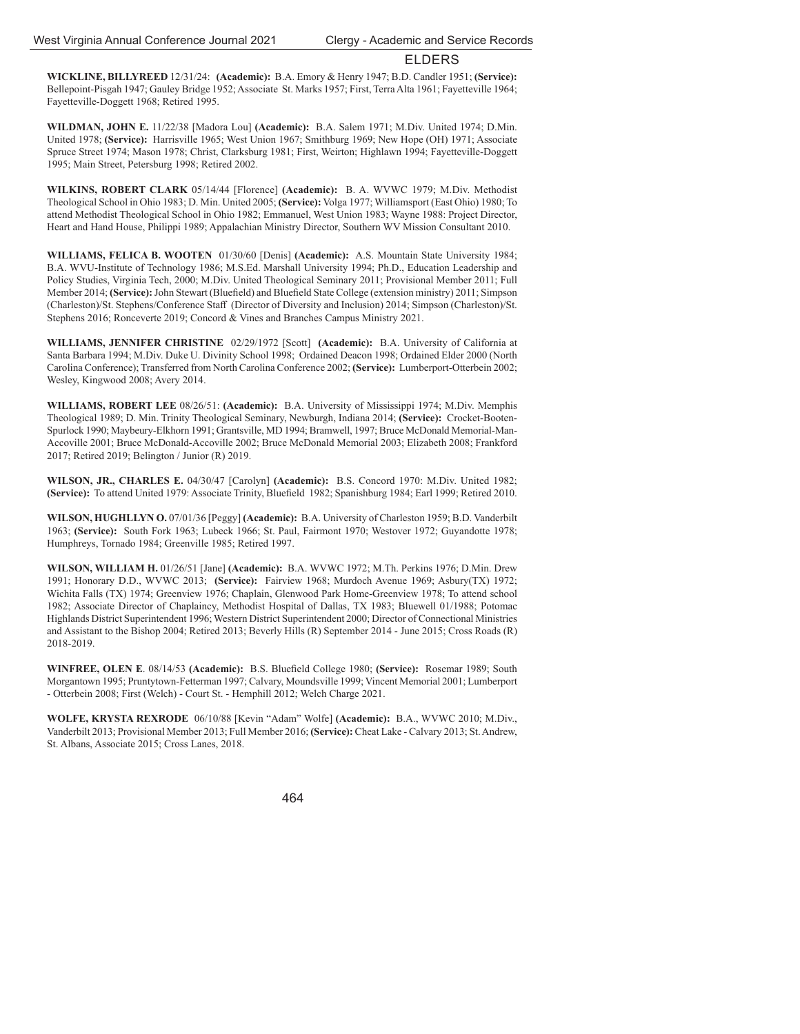## ELDERS

**WICKLINE, BILLYREED** 12/31/24: **(Academic):** B.A. Emory & Henry 1947; B.D. Candler 1951; **(Service):** Bellepoint-Pisgah 1947; Gauley Bridge 1952; Associate St. Marks 1957; First, Terra Alta 1961; Fayetteville 1964; Fayetteville-Doggett 1968; Retired 1995.

**WILDMAN, JOHN E.** 11/22/38 [Madora Lou] **(Academic):** B.A. Salem 1971; M.Div. United 1974; D.Min. United 1978; **(Service):** Harrisville 1965; West Union 1967; Smithburg 1969; New Hope (OH) 1971; Associate Spruce Street 1974; Mason 1978; Christ, Clarksburg 1981; First, Weirton; Highlawn 1994; Fayetteville-Doggett 1995; Main Street, Petersburg 1998; Retired 2002.

**WILKINS, ROBERT CLARK** 05/14/44 [Florence] **(Academic):** B. A. WVWC 1979; M.Div. Methodist Theological School in Ohio 1983; D. Min. United 2005; **(Service):** Volga 1977; Williamsport (East Ohio) 1980; To attend Methodist Theological School in Ohio 1982; Emmanuel, West Union 1983; Wayne 1988: Project Director, Heart and Hand House, Philippi 1989; Appalachian Ministry Director, Southern WV Mission Consultant 2010.

**WILLIAMS, FELICA B. WOOTEN** 01/30/60 [Denis] **(Academic):** A.S. Mountain State University 1984; B.A. WVU-Institute of Technology 1986; M.S.Ed. Marshall University 1994; Ph.D., Education Leadership and Policy Studies, Virginia Tech, 2000; M.Div. United Theological Seminary 2011; Provisional Member 2011; Full Member 2014; **(Service):** John Stewart (Bluefield) and Bluefield State College (extension ministry) 2011; Simpson (Charleston)/St. Stephens/Conference Staff (Director of Diversity and Inclusion) 2014; Simpson (Charleston)/St. Stephens 2016; Ronceverte 2019; Concord & Vines and Branches Campus Ministry 2021.

**WILLIAMS, JENNIFER CHRISTINE** 02/29/1972 [Scott] **(Academic):** B.A. University of California at Santa Barbara 1994; M.Div. Duke U. Divinity School 1998; Ordained Deacon 1998; Ordained Elder 2000 (North Carolina Conference); Transferred from North Carolina Conference 2002; **(Service):** Lumberport-Otterbein 2002; Wesley, Kingwood 2008; Avery 2014.

**WILLIAMS, ROBERT LEE** 08/26/51: **(Academic):** B.A. University of Mississippi 1974; M.Div. Memphis Theological 1989; D. Min. Trinity Theological Seminary, Newburgh, Indiana 2014; **(Service):** Crocket-Booten-Spurlock 1990; Maybeury-Elkhorn 1991; Grantsville, MD 1994; Bramwell, 1997; Bruce McDonald Memorial-Man-Accoville 2001; Bruce McDonald-Accoville 2002; Bruce McDonald Memorial 2003; Elizabeth 2008; Frankford 2017; Retired 2019; Belington / Junior (R) 2019.

**WILSON, JR., CHARLES E.** 04/30/47 [Carolyn] **(Academic):** B.S. Concord 1970: M.Div. United 1982; **(Service):** To attend United 1979: Associate Trinity, Bluefield 1982; Spanishburg 1984; Earl 1999; Retired 2010.

**WILSON, HUGHLLYN O.** 07/01/36 [Peggy] **(Academic):** B.A. University of Charleston 1959; B.D. Vanderbilt 1963; **(Service):** South Fork 1963; Lubeck 1966; St. Paul, Fairmont 1970; Westover 1972; Guyandotte 1978; Humphreys, Tornado 1984; Greenville 1985; Retired 1997.

**WILSON, WILLIAM H.** 01/26/51 [Jane] **(Academic):** B.A. WVWC 1972; M.Th. Perkins 1976; D.Min. Drew 1991; Honorary D.D., WVWC 2013; **(Service):** Fairview 1968; Murdoch Avenue 1969; Asbury(TX) 1972; Wichita Falls (TX) 1974; Greenview 1976; Chaplain, Glenwood Park Home-Greenview 1978; To attend school 1982; Associate Director of Chaplaincy, Methodist Hospital of Dallas, TX 1983; Bluewell 01/1988; Potomac Highlands District Superintendent 1996; Western District Superintendent 2000; Director of Connectional Ministries and Assistant to the Bishop 2004; Retired 2013; Beverly Hills (R) September 2014 - June 2015; Cross Roads (R) 2018-2019.

**WINFREE, OLEN E**. 08/14/53 **(Academic):** B.S. Bluefield College 1980; **(Service):** Rosemar 1989; South Morgantown 1995; Pruntytown-Fetterman 1997; Calvary, Moundsville 1999; Vincent Memorial 2001; Lumberport - Otterbein 2008; First (Welch) - Court St. - Hemphill 2012; Welch Charge 2021.

**WOLFE, KRYSTA REXRODE** 06/10/88 [Kevin "Adam" Wolfe] **(Academic):** B.A., WVWC 2010; M.Div., Vanderbilt 2013; Provisional Member 2013; Full Member 2016; **(Service):** Cheat Lake - Calvary 2013; St. Andrew, St. Albans, Associate 2015; Cross Lanes, 2018.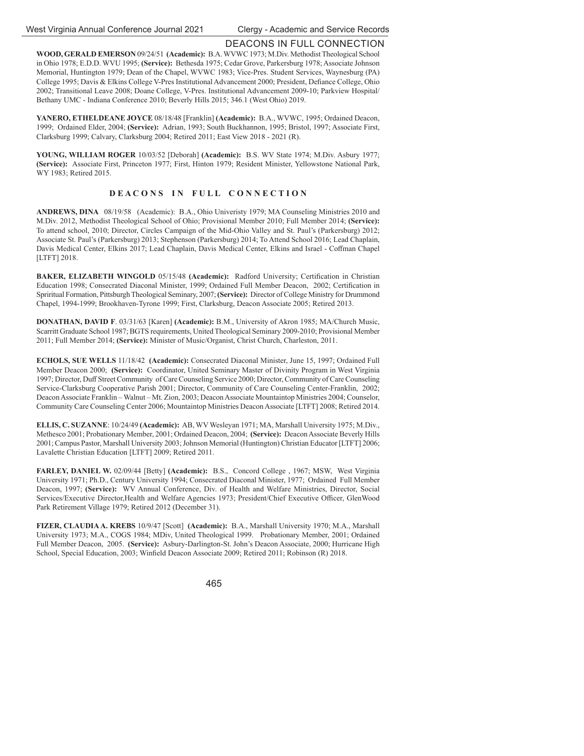**WOOD, GERALD EMERSON** 09/24/51 **(Academic):** B.A. WVWC 1973; M.Div. Methodist Theological School in Ohio 1978; E.D.D. WVU 1995; **(Service):** Bethesda 1975; Cedar Grove, Parkersburg 1978; Associate Johnson Memorial, Huntington 1979; Dean of the Chapel, WVWC 1983; Vice-Pres. Student Services, Waynesburg (PA) College 1995; Davis & Elkins College V-Pres Institutional Advancement 2000; President, Defiance College, Ohio 2002; Transitional Leave 2008; Doane College, V-Pres. Institutional Advancement 2009-10; Parkview Hospital/ Bethany UMC - Indiana Conference 2010; Beverly Hills 2015; 346.1 (West Ohio) 2019.

**YANERO, ETHELDEANE JOYCE** 08/18/48 [Franklin] **(Academic):** B.A., WVWC, 1995; Ordained Deacon, 1999; Ordained Elder, 2004; **(Service):** Adrian, 1993; South Buckhannon, 1995; Bristol, 1997; Associate First, Clarksburg 1999; Calvary, Clarksburg 2004; Retired 2011; East View 2018 - 2021 (R).

**YOUNG, WILLIAM ROGER** 10/03/52 [Deborah] **(Academic):** B.S. WV State 1974; M.Div. Asbury 1977; **(Service):** Associate First, Princeton 1977; First, Hinton 1979; Resident Minister, Yellowstone National Park, WY 1983; Retired 2015.

## DEACONS IN FULL CONNECTION

**ANDREWS, DINA** 08/19/58 (Academic): B.A., Ohio Univeristy 1979; MA Counseling Ministries 2010 and M.Div. 2012, Methodist Theological School of Ohio; Provisional Member 2010; Full Member 2014; **(Service):** To attend school, 2010; Director, Circles Campaign of the Mid-Ohio Valley and St. Paul's (Parkersburg) 2012; Associate St. Paul's (Parkersburg) 2013; Stephenson (Parkersburg) 2014; To Attend School 2016; Lead Chaplain, Davis Medical Center, Elkins 2017; Lead Chaplain, Davis Medical Center, Elkins and Israel - Coffman Chapel [LTFT] 2018.

**BAKER, ELIZABETH WINGOLD** 05/15/48 **(Academic):** Radford University; Certification in Christian Education 1998; Consecrated Diaconal Minister, 1999; Ordained Full Member Deacon, 2002; Certification in Spriritual Formation, Pittsburgh Theological Seminary, 2007; **(Service):** Director of College Ministry for Drummond Chapel, 1994-1999; Brookhaven-Tyrone 1999; First, Clarksburg, Deacon Associate 2005; Retired 2013.

**DONATHAN, DAVID F**. 03/31/63 [Karen] **(Academic):** B.M., University of Akron 1985; MA/Church Music, Scarritt Graduate School 1987; BGTS requirements, United Theological Seminary 2009-2010; Provisional Member 2011; Full Member 2014; **(Service):** Minister of Music/Organist, Christ Church, Charleston, 2011.

**ECHOLS, SUE WELLS** 11/18/42 **(Academic):** Consecrated Diaconal Minister, June 15, 1997; Ordained Full Member Deacon 2000; **(Service):** Coordinator, United Seminary Master of Divinity Program in West Virginia 1997; Director, Duff Street Community of Care Counseling Service 2000; Director, Community of Care Counseling Service-Clarksburg Cooperative Parish 2001; Director, Community of Care Counseling Center-Franklin, 2002; Deacon Associate Franklin – Walnut – Mt. Zion, 2003; Deacon Associate Mountaintop Ministries 2004; Counselor, Community Care Counseling Center 2006; Mountaintop Ministries Deacon Associate [LTFT] 2008; Retired 2014.

**ELLIS, C. SUZANNE**: 10/24/49 **(Academic):** AB, WV Wesleyan 1971; MA, Marshall University 1975; M.Div., Methesco 2001; Probationary Member, 2001; Ordained Deacon, 2004; **(Service):** Deacon Associate Beverly Hills 2001; Campus Pastor, Marshall University 2003; Johnson Memorial (Huntington) Christian Educator [LTFT] 2006; Lavalette Christian Education [LTFT] 2009; Retired 2011.

**FARLEY, DANIEL W.** 02/09/44 [Betty] **(Academic):** B.S., Concord College , 1967; MSW, West Virginia University 1971; Ph.D., Century University 1994; Consecrated Diaconal Minister, 1977; Ordained Full Member Deacon, 1997; **(Service):** WV Annual Conference, Div. of Health and Welfare Ministries, Director, Social Services/Executive Director,Health and Welfare Agencies 1973; President/Chief Executive Officer, GlenWood Park Retirement Village 1979; Retired 2012 (December 31).

**FIZER, CLAUDIA A. KREBS** 10/9/47 [Scott] **(Academic):** B.A., Marshall University 1970; M.A., Marshall University 1973; M.A., COGS 1984; MDiv, United Theological 1999. Probationary Member, 2001; Ordained Full Member Deacon, 2005. **(Service):** Asbury-Darlington-St. John's Deacon Associate, 2000; Hurricane High School, Special Education, 2003; Winfield Deacon Associate 2009; Retired 2011; Robinson (R) 2018.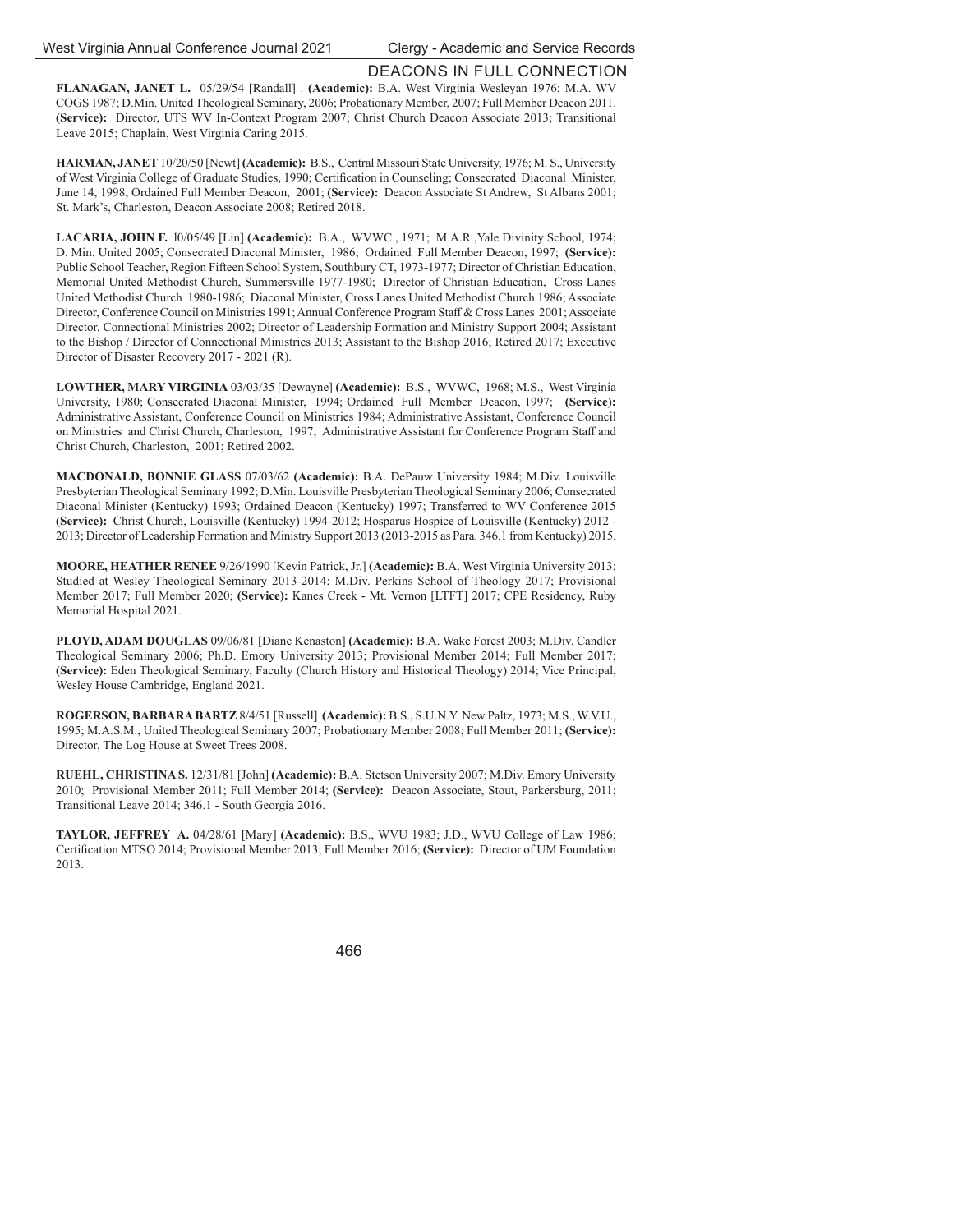## DEACONS IN FULL CONNECTION

**FLANAGAN, JANET L.** 05/29/54 [Randall] . **(Academic):** B.A. West Virginia Wesleyan 1976; M.A. WV COGS 1987; D.Min. United Theological Seminary, 2006; Probationary Member, 2007; Full Member Deacon 2011. **(Service):** Director, UTS WV In-Context Program 2007; Christ Church Deacon Associate 2013; Transitional Leave 2015; Chaplain, West Virginia Caring 2015.

**HARMAN, JANET** 10/20/50 [Newt] **(Academic):** B.S., Central Missouri State University, 1976; M. S., University of West Virginia College of Graduate Studies, 1990; Certification in Counseling; Consecrated Diaconal Minister, June 14, 1998; Ordained Full Member Deacon, 2001; **(Service):** Deacon Associate St Andrew, St Albans 2001; St. Mark's, Charleston, Deacon Associate 2008; Retired 2018.

**LACARIA, JOHN F.** l0/05/49 [Lin] **(Academic):** B.A., WVWC , 1971; M.A.R.,Yale Divinity School, 1974; D. Min. United 2005; Consecrated Diaconal Minister, 1986; Ordained Full Member Deacon, 1997; **(Service):** Public School Teacher, Region Fifteen School System, Southbury CT, 1973-1977; Director of Christian Education, Memorial United Methodist Church, Summersville 1977-1980; Director of Christian Education, Cross Lanes United Methodist Church 1980-1986; Diaconal Minister, Cross Lanes United Methodist Church 1986; Associate Director, Conference Council on Ministries 1991; Annual Conference Program Staff & Cross Lanes 2001; Associate Director, Connectional Ministries 2002; Director of Leadership Formation and Ministry Support 2004; Assistant to the Bishop / Director of Connectional Ministries 2013; Assistant to the Bishop 2016; Retired 2017; Executive Director of Disaster Recovery 2017 - 2021 (R).

**LOWTHER, MARY VIRGINIA** 03/03/35 [Dewayne] **(Academic):** B.S., WVWC, 1968; M.S., West Virginia University, 1980; Consecrated Diaconal Minister, 1994; Ordained Full Member Deacon, 1997; **(Service):** Administrative Assistant, Conference Council on Ministries 1984; Administrative Assistant, Conference Council on Ministries and Christ Church, Charleston, 1997; Administrative Assistant for Conference Program Staff and Christ Church, Charleston, 2001; Retired 2002.

**MACDONALD, BONNIE GLASS** 07/03/62 **(Academic):** B.A. DePauw University 1984; M.Div. Louisville Presbyterian Theological Seminary 1992; D.Min. Louisville Presbyterian Theological Seminary 2006; Consecrated Diaconal Minister (Kentucky) 1993; Ordained Deacon (Kentucky) 1997; Transferred to WV Conference 2015 **(Service):** Christ Church, Louisville (Kentucky) 1994-2012; Hosparus Hospice of Louisville (Kentucky) 2012 - 2013; Director of Leadership Formation and Ministry Support 2013 (2013-2015 as Para. 346.1 from Kentucky) 2015.

**MOORE, HEATHER RENEE** 9/26/1990 [Kevin Patrick, Jr.] **(Academic):** B.A. West Virginia University 2013; Studied at Wesley Theological Seminary 2013-2014; M.Div. Perkins School of Theology 2017; Provisional Member 2017; Full Member 2020; **(Service):** Kanes Creek - Mt. Vernon [LTFT] 2017; CPE Residency, Ruby Memorial Hospital 2021.

**PLOYD, ADAM DOUGLAS** 09/06/81 [Diane Kenaston] **(Academic):** B.A. Wake Forest 2003; M.Div. Candler Theological Seminary 2006; Ph.D. Emory University 2013; Provisional Member 2014; Full Member 2017; **(Service):** Eden Theological Seminary, Faculty (Church History and Historical Theology) 2014; Vice Principal, Wesley House Cambridge, England 2021.

**ROGERSON, BARBARA BARTZ** 8/4/51 [Russell] **(Academic):** B.S., S.U.N.Y. New Paltz, 1973; M.S., W.V.U., 1995; M.A.S.M., United Theological Seminary 2007; Probationary Member 2008; Full Member 2011; **(Service):** Director, The Log House at Sweet Trees 2008.

**RUEHL, CHRISTINA S.** 12/31/81 [John] **(Academic):** B.A. Stetson University 2007; M.Div. Emory University 2010; Provisional Member 2011; Full Member 2014; **(Service):** Deacon Associate, Stout, Parkersburg, 2011; Transitional Leave 2014; 346.1 - South Georgia 2016.

**TAYLOR, JEFFREY A.** 04/28/61 [Mary] **(Academic):** B.S., WVU 1983; J.D., WVU College of Law 1986; Certification MTSO 2014; Provisional Member 2013; Full Member 2016; **(Service):** Director of UM Foundation 2013.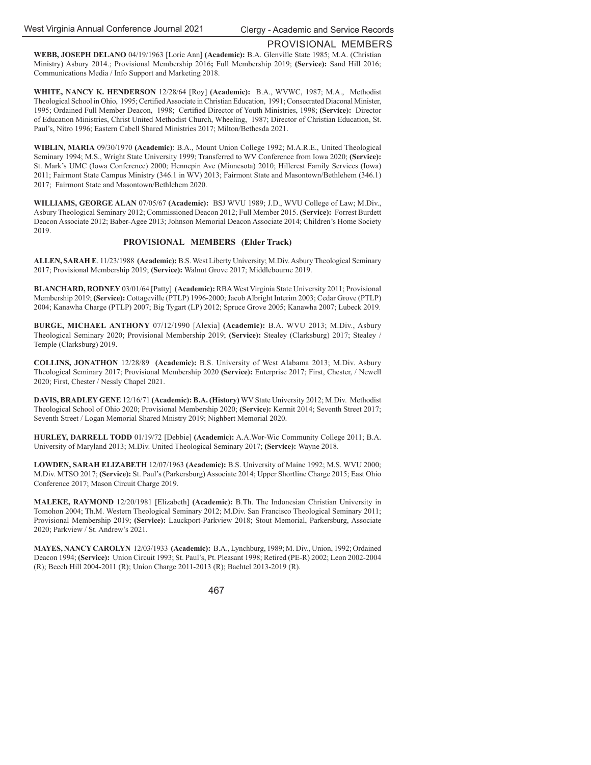## PROVISIONAL MEMBERS

**WEBB, JOSEPH DELANO** 04/19/1963 [Lorie Ann] **(Academic):** B.A. Glenville State 1985; M.A. (Christian Ministry) Asbury 2014.; Provisional Membership 2016**;** Full Membership 2019; **(Service):** Sand Hill 2016; Communications Media / Info Support and Marketing 2018.

**WHITE, NANCY K. HENDERSON** 12/28/64 [Roy] **(Academic):** B.A., WVWC, 1987; M.A., Methodist Theological School in Ohio, 1995; Certified Associate in Christian Education, 1991; Consecrated Diaconal Minister, 1995; Ordained Full Member Deacon, 1998; Certified Director of Youth Ministries, 1998; **(Service):** Director of Education Ministries, Christ United Methodist Church, Wheeling, 1987; Director of Christian Education, St. Paul's, Nitro 1996; Eastern Cabell Shared Ministries 2017; Milton/Bethesda 2021.

**WIBLIN, MARIA** 09/30/1970 **(Academic)**: B.A., Mount Union College 1992; M.A.R.E., United Theological Seminary 1994; M.S., Wright State University 1999; Transferred to WV Conference from Iowa 2020; **(Service):** St. Mark's UMC (Iowa Conference) 2000; Hennepin Ave (Minnesota) 2010; Hillcrest Family Services (Iowa) 2011; Fairmont State Campus Ministry (346.1 in WV) 2013; Fairmont State and Masontown/Bethlehem (346.1) 2017; Fairmont State and Masontown/Bethlehem 2020.

**WILLIAMS, GEORGE ALAN** 07/05/67 **(Academic):** BSJ WVU 1989; J.D., WVU College of Law; M.Div., Asbury Theological Seminary 2012; Commissioned Deacon 2012; Full Member 2015. **(Service):** Forrest Burdett Deacon Associate 2012; Baber-Agee 2013; Johnson Memorial Deacon Associate 2014; Children's Home Society 2019.

### PROVISIONAL MEMBERS (Elder Track)

**ALLEN, SARAH E**. 11/23/1988 **(Academic):** B.S. West Liberty University; M.Div. Asbury Theological Seminary 2017; Provisional Membership 2019; **(Service):** Walnut Grove 2017; Middlebourne 2019.

**BLANCHARD, RODNEY** 03/01/64 [Patty] **(Academic):** RBA West Virginia State University 2011; Provisional Membership 2019; **(Service):** Cottageville (PTLP) 1996-2000; Jacob Albright Interim 2003; Cedar Grove (PTLP) 2004; Kanawha Charge (PTLP) 2007; Big Tygart (LP) 2012; Spruce Grove 2005; Kanawha 2007; Lubeck 2019.

**BURGE, MICHAEL ANTHONY** 07/12/1990 [Alexia] **(Academic):** B.A. WVU 2013; M.Div., Asbury Theological Seminary 2020; Provisional Membership 2019; **(Service):** Stealey (Clarksburg) 2017; Stealey / Temple (Clarksburg) 2019.

**COLLINS, JONATHON** 12/28/89 **(Academic):** B.S. University of West Alabama 2013; M.Div. Asbury Theological Seminary 2017; Provisional Membership 2020 **(Service):** Enterprise 2017; First, Chester, / Newell 2020; First, Chester / Nessly Chapel 2021.

**DAVIS, BRADLEY GENE** 12/16/71 **(Academic): B.A. (History)** WV State University 2012; M.Div. Methodist Theological School of Ohio 2020; Provisional Membership 2020; **(Service):** Kermit 2014; Seventh Street 2017; Seventh Street / Logan Memorial Shared Mnistry 2019; Nighbert Memorial 2020.

**HURLEY, DARRELL TODD** 01/19/72 [Debbie] **(Academic):** A.A.Wor-Wic Community College 2011; B.A. University of Maryland 2013; M.Div. United Theological Seminary 2017; **(Service):** Wayne 2018.

**LOWDEN, SARAH ELIZABETH** 12/07/1963 **(Academic):** B.S. University of Maine 1992; M.S. WVU 2000; M.Div. MTSO 2017; **(Service):** St. Paul's (Parkersburg) Associate 2014; Upper Shortline Charge 2015; East Ohio Conference 2017; Mason Circuit Charge 2019.

**MALEKE, RAYMOND** 12/20/1981 [Elizabeth] **(Academic):** B.Th. The Indonesian Christian University in Tomohon 2004; Th.M. Western Theological Seminary 2012; M.Div. San Francisco Theological Seminary 2011; Provisional Membership 2019; **(Service):** Lauckport-Parkview 2018; Stout Memorial, Parkersburg, Associate 2020; Parkview / St. Andrew's 2021.

**MAYES, NANCY CAROLYN** 12/03/1933 **(Academic):** B.A., Lynchburg, 1989; M. Div., Union, 1992; Ordained Deacon 1994; **(Service):** Union Circuit 1993; St. Paul's, Pt. Pleasant 1998; Retired (PE-R) 2002; Leon 2002-2004 (R); Beech Hill 2004-2011 (R); Union Charge 2011-2013 (R); Bachtel 2013-2019 (R).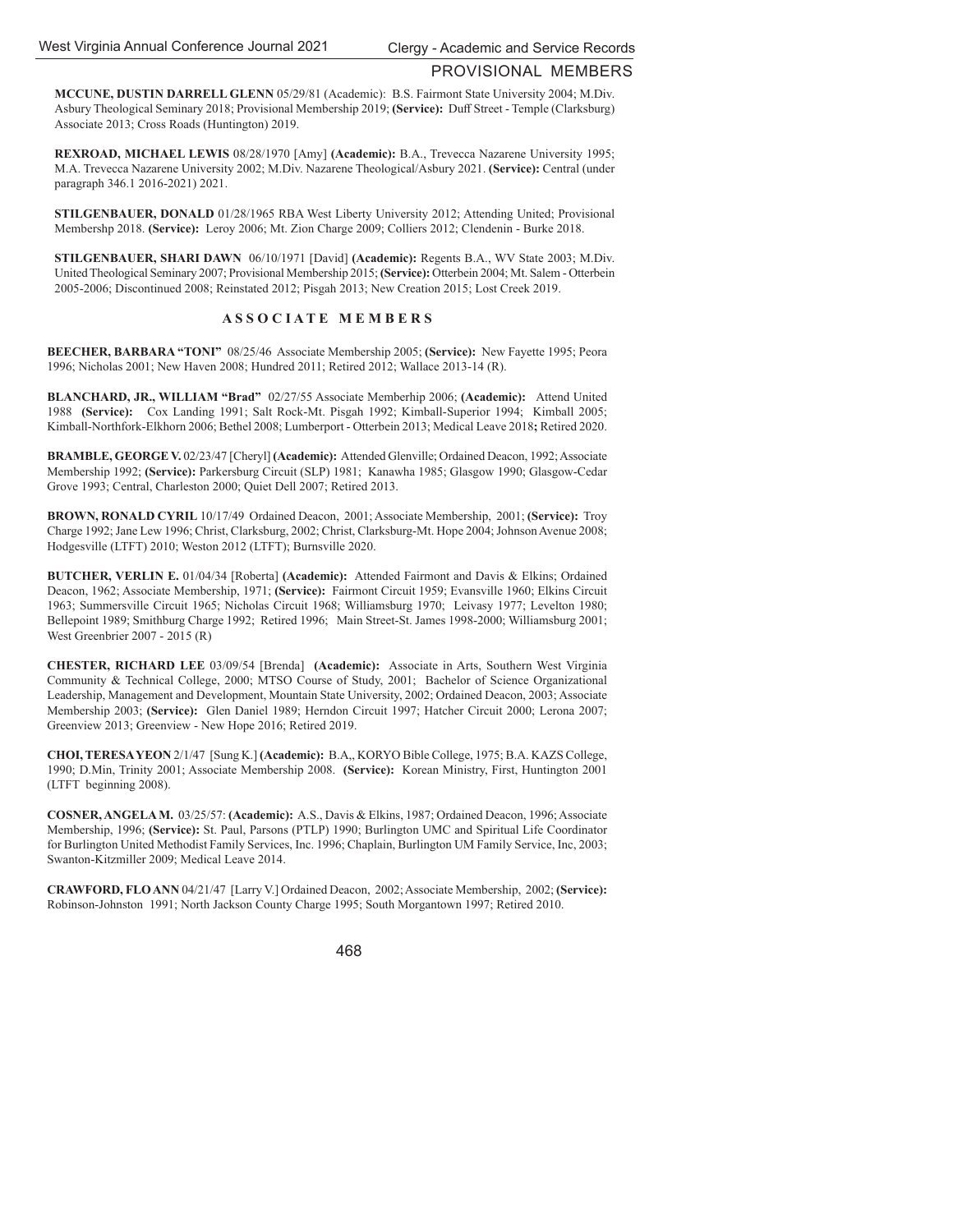## PROVISIONAL MEMBERS

**MCCUNE, DUSTIN DARRELL GLENN** 05/29/81 (Academic): B.S. Fairmont State University 2004; M.Div. Asbury Theological Seminary 2018; Provisional Membership 2019; **(Service):** Duff Street - Temple (Clarksburg) Associate 2013; Cross Roads (Huntington) 2019.

**REXROAD, MICHAEL LEWIS** 08/28/1970 [Amy] **(Academic):** B.A., Trevecca Nazarene University 1995; M.A. Trevecca Nazarene University 2002; M.Div. Nazarene Theological/Asbury 2021. **(Service):** Central (under paragraph 346.1 2016-2021) 2021.

**STILGENBAUER, DONALD** 01/28/1965 RBA West Liberty University 2012; Attending United; Provisional Membershp 2018. **(Service):** Leroy 2006; Mt. Zion Charge 2009; Colliers 2012; Clendenin - Burke 2018.

**STILGENBAUER, SHARI DAWN** 06/10/1971 [David] **(Academic):** Regents B.A., WV State 2003; M.Div. United Theological Seminary 2007; Provisional Membership 2015; **(Service):** Otterbein 2004; Mt. Salem - Otterbein 2005-2006; Discontinued 2008; Reinstated 2012; Pisgah 2013; New Creation 2015; Lost Creek 2019.

## ASSOCIATE MEMBERS

**BEECHER, BARBARA "TONI"** 08/25/46 Associate Membership 2005; **(Service):** New Fayette 1995; Peora 1996; Nicholas 2001; New Haven 2008; Hundred 2011; Retired 2012; Wallace 2013-14 (R).

**BLANCHARD, JR., WILLIAM "Brad"** 02/27/55 Associate Memberhip 2006; **(Academic):** Attend United 1988 **(Service):** Cox Landing 1991; Salt Rock-Mt. Pisgah 1992; Kimball-Superior 1994; Kimball 2005; Kimball-Northfork-Elkhorn 2006; Bethel 2008; Lumberport - Otterbein 2013; Medical Leave 2018**;** Retired 2020.

**BRAMBLE, GEORGE V.** 02/23/47 [Cheryl] **(Academic):** Attended Glenville; Ordained Deacon, 1992; Associate Membership 1992; **(Service):** Parkersburg Circuit (SLP) 1981; Kanawha 1985; Glasgow 1990; Glasgow-Cedar Grove 1993; Central, Charleston 2000; Quiet Dell 2007; Retired 2013.

**BROWN, RONALD CYRIL** 10/17/49 Ordained Deacon, 2001; Associate Membership, 2001; **(Service):** Troy Charge 1992; Jane Lew 1996; Christ, Clarksburg, 2002; Christ, Clarksburg-Mt. Hope 2004; Johnson Avenue 2008; Hodgesville (LTFT) 2010; Weston 2012 (LTFT); Burnsville 2020.

**BUTCHER, VERLIN E.** 01/04/34 [Roberta] **(Academic):** Attended Fairmont and Davis & Elkins; Ordained Deacon, 1962; Associate Membership, 1971; **(Service):** Fairmont Circuit 1959; Evansville 1960; Elkins Circuit 1963; Summersville Circuit 1965; Nicholas Circuit 1968; Williamsburg 1970; Leivasy 1977; Levelton 1980; Bellepoint 1989; Smithburg Charge 1992; Retired 1996; Main Street-St. James 1998-2000; Williamsburg 2001; West Greenbrier 2007 - 2015 (R)

**CHESTER, RICHARD LEE** 03/09/54 [Brenda] **(Academic):** Associate in Arts, Southern West Virginia Community & Technical College, 2000; MTSO Course of Study, 2001; Bachelor of Science Organizational Leadership, Management and Development, Mountain State University, 2002; Ordained Deacon, 2003; Associate Membership 2003; **(Service):** Glen Daniel 1989; Herndon Circuit 1997; Hatcher Circuit 2000; Lerona 2007; Greenview 2013; Greenview - New Hope 2016; Retired 2019.

**CHOI, TERESA YEON** 2/1/47 [Sung K.] **(Academic):** B.A,, KORYO Bible College, 1975; B.A. KAZS College, 1990; D.Min, Trinity 2001; Associate Membership 2008. **(Service):** Korean Ministry, First, Huntington 2001 (LTFT beginning 2008).

**COSNER, ANGELA M.** 03/25/57: **(Academic):** A.S., Davis & Elkins, 1987; Ordained Deacon, 1996; Associate Membership, 1996; **(Service):** St. Paul, Parsons (PTLP) 1990; Burlington UMC and Spiritual Life Coordinator for Burlington United Methodist Family Services, Inc. 1996; Chaplain, Burlington UM Family Service, Inc, 2003; Swanton-Kitzmiller 2009; Medical Leave 2014.

**CRAWFORD, FLO ANN** 04/21/47 [Larry V.] Ordained Deacon, 2002; Associate Membership, 2002; **(Service):** Robinson-Johnston 1991; North Jackson County Charge 1995; South Morgantown 1997; Retired 2010.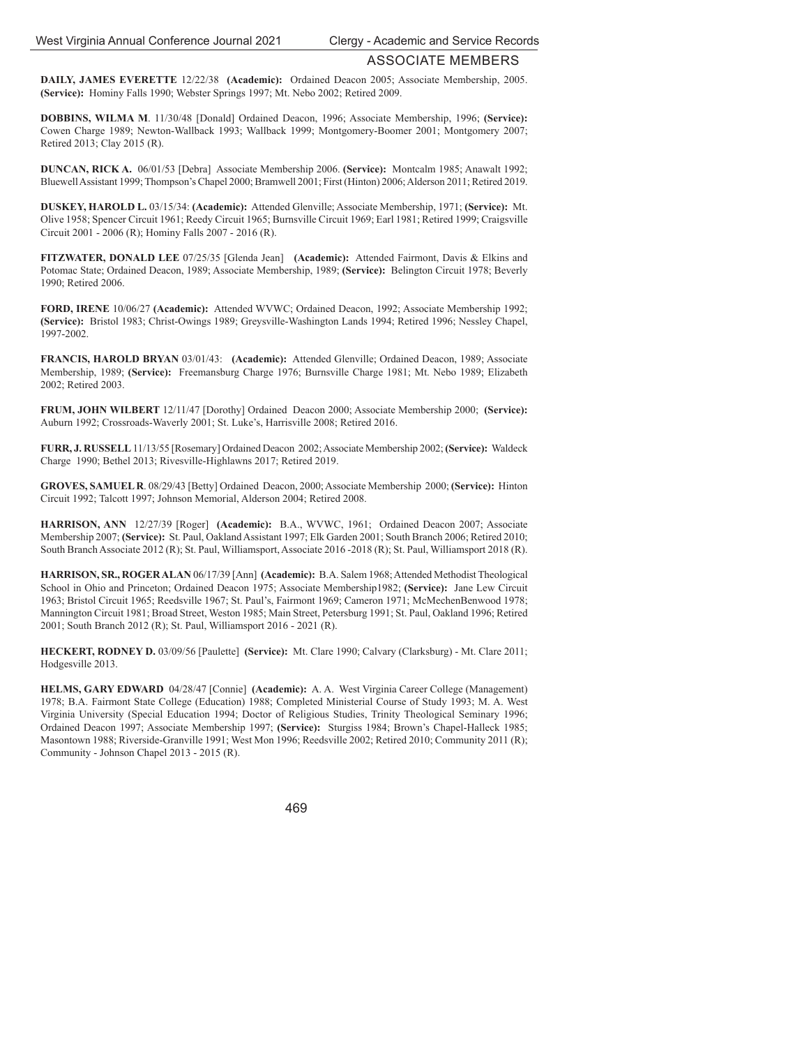## ASSOCIATE MEMBERS

**DAILY, JAMES EVERETTE** 12/22/38 **(Academic):** Ordained Deacon 2005; Associate Membership, 2005. **(Service):** Hominy Falls 1990; Webster Springs 1997; Mt. Nebo 2002; Retired 2009.

**DOBBINS, WILMA M**. 11/30/48 [Donald] Ordained Deacon, 1996; Associate Membership, 1996; **(Service):** Cowen Charge 1989; Newton-Wallback 1993; Wallback 1999; Montgomery-Boomer 2001; Montgomery 2007; Retired 2013; Clay 2015 (R).

**DUNCAN, RICK A.** 06/01/53 [Debra] Associate Membership 2006. **(Service):** Montcalm 1985; Anawalt 1992; Bluewell Assistant 1999; Thompson's Chapel 2000; Bramwell 2001; First (Hinton) 2006; Alderson 2011; Retired 2019.

**DUSKEY, HAROLD L.** 03/15/34: **(Academic):** Attended Glenville; Associate Membership, 1971; **(Service):** Mt. Olive 1958; Spencer Circuit 1961; Reedy Circuit 1965; Burnsville Circuit 1969; Earl 1981; Retired 1999; Craigsville Circuit 2001 - 2006 (R); Hominy Falls 2007 - 2016 (R).

**FITZWATER, DONALD LEE** 07/25/35 [Glenda Jean] **(Academic):** Attended Fairmont, Davis & Elkins and Potomac State; Ordained Deacon, 1989; Associate Membership, 1989; **(Service):** Belington Circuit 1978; Beverly 1990; Retired 2006.

**FORD, IRENE** 10/06/27 **(Academic):** Attended WVWC; Ordained Deacon, 1992; Associate Membership 1992; **(Service):** Bristol 1983; Christ-Owings 1989; Greysville-Washington Lands 1994; Retired 1996; Nessley Chapel, 1997-2002.

**FRANCIS, HAROLD BRYAN** 03/01/43: **(Academic):** Attended Glenville; Ordained Deacon, 1989; Associate Membership, 1989; **(Service):** Freemansburg Charge 1976; Burnsville Charge 1981; Mt. Nebo 1989; Elizabeth 2002; Retired 2003.

**FRUM, JOHN WILBERT** 12/11/47 [Dorothy] Ordained Deacon 2000; Associate Membership 2000; **(Service):** Auburn 1992; Crossroads-Waverly 2001; St. Luke's, Harrisville 2008; Retired 2016.

**FURR, J. RUSSELL** 11/13/55 [Rosemary] Ordained Deacon 2002; Associate Membership 2002; **(Service):** Waldeck Charge 1990; Bethel 2013; Rivesville-Highlawns 2017; Retired 2019.

**GROVES, SAMUEL R**. 08/29/43 [Betty] Ordained Deacon, 2000; Associate Membership 2000; **(Service):** Hinton Circuit 1992; Talcott 1997; Johnson Memorial, Alderson 2004; Retired 2008.

**HARRISON, ANN** 12/27/39 [Roger] **(Academic):** B.A., WVWC, 1961; Ordained Deacon 2007; Associate Membership 2007; **(Service):** St. Paul, Oakland Assistant 1997; Elk Garden 2001; South Branch 2006; Retired 2010; South Branch Associate 2012 (R); St. Paul, Williamsport, Associate 2016 -2018 (R); St. Paul, Williamsport 2018 (R).

**HARRISON, SR., ROGER ALAN** 06/17/39 [Ann] **(Academic):** B.A. Salem 1968; Attended Methodist Theological School in Ohio and Princeton; Ordained Deacon 1975; Associate Membership1982; **(Service):** Jane Lew Circuit 1963; Bristol Circuit 1965; Reedsville 1967; St. Paul's, Fairmont 1969; Cameron 1971; McMechenBenwood 1978; Mannington Circuit 1981; Broad Street, Weston 1985; Main Street, Petersburg 1991; St. Paul, Oakland 1996; Retired 2001; South Branch 2012 (R); St. Paul, Williamsport 2016 - 2021 (R).

**HECKERT, RODNEY D.** 03/09/56 [Paulette] **(Service):** Mt. Clare 1990; Calvary (Clarksburg) - Mt. Clare 2011; Hodgesville 2013.

**HELMS, GARY EDWARD** 04/28/47 [Connie] **(Academic):** A. A. West Virginia Career College (Management) 1978; B.A. Fairmont State College (Education) 1988; Completed Ministerial Course of Study 1993; M. A. West Virginia University (Special Education 1994; Doctor of Religious Studies, Trinity Theological Seminary 1996; Ordained Deacon 1997; Associate Membership 1997; **(Service):** Sturgiss 1984; Brown's Chapel-Halleck 1985; Masontown 1988; Riverside-Granville 1991; West Mon 1996; Reedsville 2002; Retired 2010; Community 2011 (R); Community - Johnson Chapel 2013 - 2015 (R).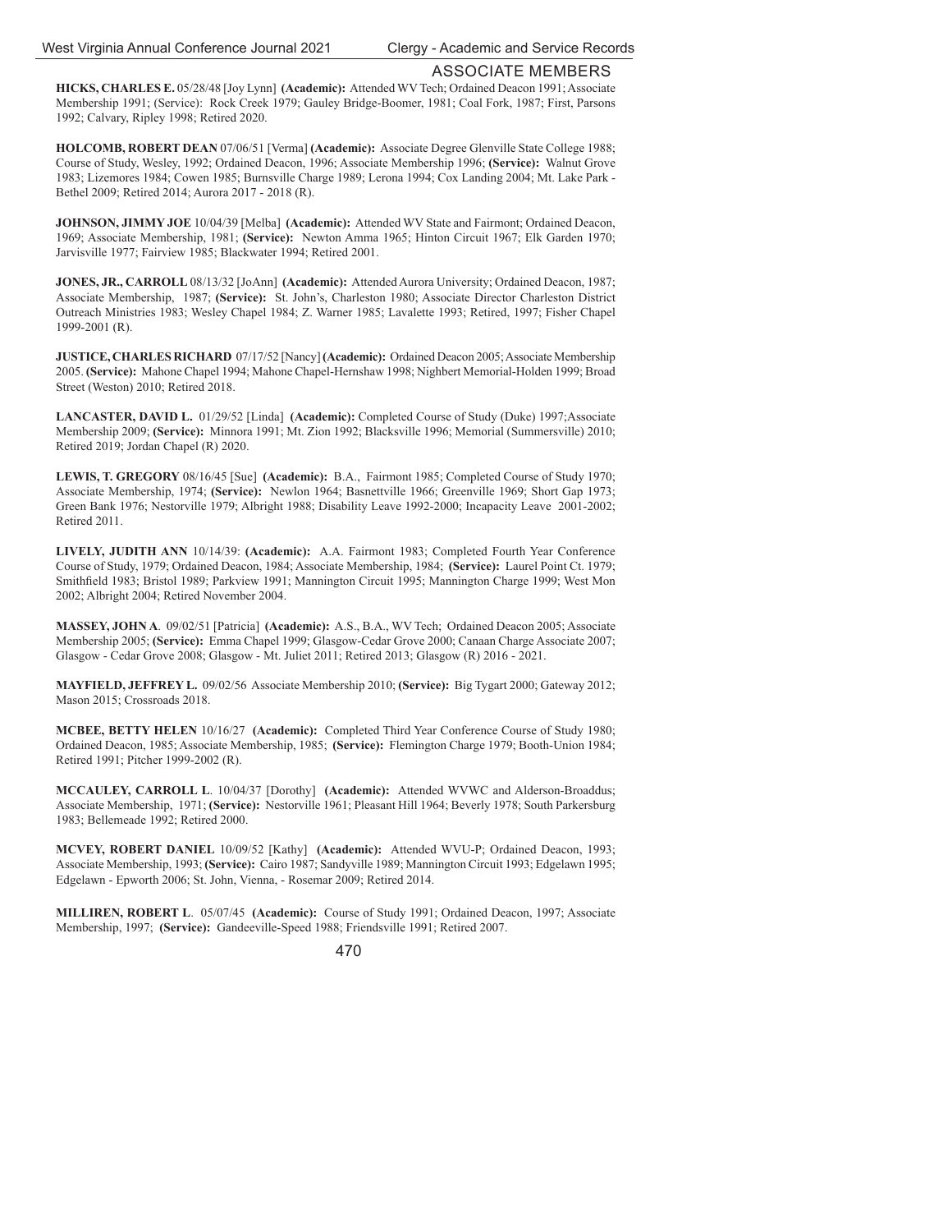## ASSOCIATE MEMBERS

**HICKS, CHARLES E.** 05/28/48 [Joy Lynn] **(Academic):** Attended WV Tech; Ordained Deacon 1991; Associate Membership 1991; (Service): Rock Creek 1979; Gauley Bridge-Boomer, 1981; Coal Fork, 1987; First, Parsons 1992; Calvary, Ripley 1998; Retired 2020.

**HOLCOMB, ROBERT DEAN** 07/06/51 [Verma] **(Academic):** Associate Degree Glenville State College 1988; Course of Study, Wesley, 1992; Ordained Deacon, 1996; Associate Membership 1996; **(Service):** Walnut Grove 1983; Lizemores 1984; Cowen 1985; Burnsville Charge 1989; Lerona 1994; Cox Landing 2004; Mt. Lake Park - Bethel 2009; Retired 2014; Aurora 2017 - 2018 (R).

**JOHNSON, JIMMY JOE** 10/04/39 [Melba] **(Academic):** Attended WV State and Fairmont; Ordained Deacon, 1969; Associate Membership, 1981; **(Service):** Newton Amma 1965; Hinton Circuit 1967; Elk Garden 1970; Jarvisville 1977; Fairview 1985; Blackwater 1994; Retired 2001.

**JONES, JR., CARROLL** 08/13/32 [JoAnn] **(Academic):** Attended Aurora University; Ordained Deacon, 1987; Associate Membership, 1987; **(Service):** St. John's, Charleston 1980; Associate Director Charleston District Outreach Ministries 1983; Wesley Chapel 1984; Z. Warner 1985; Lavalette 1993; Retired, 1997; Fisher Chapel 1999-2001 (R).

**JUSTICE, CHARLES RICHARD** 07/17/52 [Nancy] **(Academic):** Ordained Deacon 2005; Associate Membership 2005. **(Service):** Mahone Chapel 1994; Mahone Chapel-Hernshaw 1998; Nighbert Memorial-Holden 1999; Broad Street (Weston) 2010; Retired 2018.

**LANCASTER, DAVID L.** 01/29/52 [Linda] **(Academic):** Completed Course of Study (Duke) 1997;Associate Membership 2009; **(Service):** Minnora 1991; Mt. Zion 1992; Blacksville 1996; Memorial (Summersville) 2010; Retired 2019; Jordan Chapel (R) 2020.

**LEWIS, T. GREGORY** 08/16/45 [Sue] **(Academic):** B.A., Fairmont 1985; Completed Course of Study 1970; Associate Membership, 1974; **(Service):** Newlon 1964; Basnettville 1966; Greenville 1969; Short Gap 1973; Green Bank 1976; Nestorville 1979; Albright 1988; Disability Leave 1992-2000; Incapacity Leave 2001-2002; Retired 2011.

**LIVELY, JUDITH ANN** 10/14/39: **(Academic):** A.A. Fairmont 1983; Completed Fourth Year Conference Course of Study, 1979; Ordained Deacon, 1984; Associate Membership, 1984; **(Service):** Laurel Point Ct. 1979; Smithfield 1983; Bristol 1989; Parkview 1991; Mannington Circuit 1995; Mannington Charge 1999; West Mon 2002; Albright 2004; Retired November 2004.

**MASSEY, JOHN A**. 09/02/51 [Patricia] **(Academic):** A.S., B.A., WV Tech; Ordained Deacon 2005; Associate Membership 2005; **(Service):** Emma Chapel 1999; Glasgow-Cedar Grove 2000; Canaan Charge Associate 2007; Glasgow - Cedar Grove 2008; Glasgow - Mt. Juliet 2011; Retired 2013; Glasgow (R) 2016 - 2021.

**MAYFIELD, JEFFREY L.** 09/02/56 Associate Membership 2010; **(Service):** Big Tygart 2000; Gateway 2012; Mason 2015; Crossroads 2018.

**MCBEE, BETTY HELEN** 10/16/27 **(Academic):** Completed Third Year Conference Course of Study 1980; Ordained Deacon, 1985; Associate Membership, 1985; **(Service):** Flemington Charge 1979; Booth-Union 1984; Retired 1991; Pitcher 1999-2002 (R).

**MCCAULEY, CARROLL L**. 10/04/37 [Dorothy] **(Academic):** Attended WVWC and Alderson-Broaddus; Associate Membership, 1971; **(Service):** Nestorville 1961; Pleasant Hill 1964; Beverly 1978; South Parkersburg 1983; Bellemeade 1992; Retired 2000.

**MCVEY, ROBERT DANIEL** 10/09/52 [Kathy] **(Academic):** Attended WVU-P; Ordained Deacon, 1993; Associate Membership, 1993; **(Service):** Cairo 1987; Sandyville 1989; Mannington Circuit 1993; Edgelawn 1995; Edgelawn - Epworth 2006; St. John, Vienna, - Rosemar 2009; Retired 2014.

**MILLIREN, ROBERT L**. 05/07/45 **(Academic):** Course of Study 1991; Ordained Deacon, 1997; Associate Membership, 1997; **(Service):** Gandeeville-Speed 1988; Friendsville 1991; Retired 2007.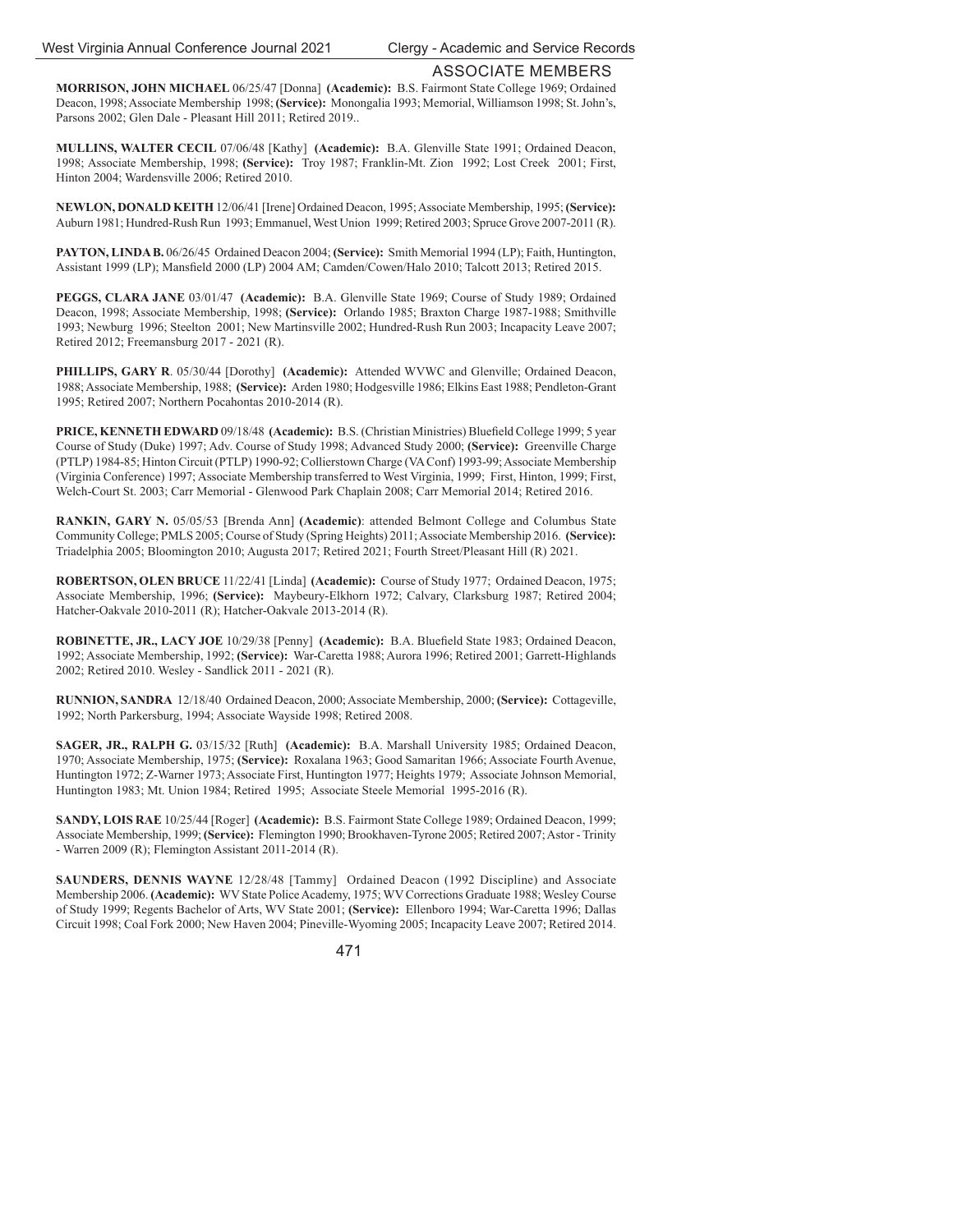## ASSOCIATE MEMBERS

**MORRISON, JOHN MICHAEL** 06/25/47 [Donna] **(Academic):** B.S. Fairmont State College 1969; Ordained Deacon, 1998; Associate Membership 1998; **(Service):** Monongalia 1993; Memorial, Williamson 1998; St. John's, Parsons 2002; Glen Dale - Pleasant Hill 2011; Retired 2019..

**MULLINS, WALTER CECIL** 07/06/48 [Kathy] **(Academic):** B.A. Glenville State 1991; Ordained Deacon, 1998; Associate Membership, 1998; **(Service):** Troy 1987; Franklin-Mt. Zion 1992; Lost Creek 2001; First, Hinton 2004; Wardensville 2006; Retired 2010.

**NEWLON, DONALD KEITH** 12/06/41 [Irene] Ordained Deacon, 1995; Associate Membership, 1995; **(Service):** Auburn 1981; Hundred-Rush Run 1993; Emmanuel, West Union 1999; Retired 2003; Spruce Grove 2007-2011 (R).

**PAYTON, LINDA B.** 06/26/45 Ordained Deacon 2004; **(Service):** Smith Memorial 1994 (LP); Faith, Huntington, Assistant 1999 (LP); Mansfield 2000 (LP) 2004 AM; Camden/Cowen/Halo 2010; Talcott 2013; Retired 2015.

**PEGGS, CLARA JANE** 03/01/47 **(Academic):** B.A. Glenville State 1969; Course of Study 1989; Ordained Deacon, 1998; Associate Membership, 1998; **(Service):** Orlando 1985; Braxton Charge 1987-1988; Smithville 1993; Newburg 1996; Steelton 2001; New Martinsville 2002; Hundred-Rush Run 2003; Incapacity Leave 2007; Retired 2012; Freemansburg 2017 - 2021 (R).

**PHILLIPS, GARY R**. 05/30/44 [Dorothy] **(Academic):** Attended WVWC and Glenville; Ordained Deacon, 1988; Associate Membership, 1988; **(Service):** Arden 1980; Hodgesville 1986; Elkins East 1988; Pendleton-Grant 1995; Retired 2007; Northern Pocahontas 2010-2014 (R).

**PRICE, KENNETH EDWARD** 09/18/48 **(Academic):** B.S. (Christian Ministries) Bluefield College 1999; 5 year Course of Study (Duke) 1997; Adv. Course of Study 1998; Advanced Study 2000; **(Service):** Greenville Charge (PTLP) 1984-85; Hinton Circuit (PTLP) 1990-92; Collierstown Charge (VA Conf) 1993-99; Associate Membership (Virginia Conference) 1997; Associate Membership transferred to West Virginia, 1999; First, Hinton, 1999; First, Welch-Court St. 2003; Carr Memorial - Glenwood Park Chaplain 2008; Carr Memorial 2014; Retired 2016.

**RANKIN, GARY N.** 05/05/53 [Brenda Ann] **(Academic)**: attended Belmont College and Columbus State Community College; PMLS 2005; Course of Study (Spring Heights) 2011; Associate Membership 2016. **(Service):** Triadelphia 2005; Bloomington 2010; Augusta 2017; Retired 2021; Fourth Street/Pleasant Hill (R) 2021.

**ROBERTSON, OLEN BRUCE** 11/22/41 [Linda] **(Academic):** Course of Study 1977; Ordained Deacon, 1975; Associate Membership, 1996; **(Service):** Maybeury-Elkhorn 1972; Calvary, Clarksburg 1987; Retired 2004; Hatcher-Oakvale 2010-2011 (R); Hatcher-Oakvale 2013-2014 (R).

**ROBINETTE, JR., LACY JOE** 10/29/38 [Penny] **(Academic):** B.A. Bluefield State 1983; Ordained Deacon, 1992; Associate Membership, 1992; **(Service):** War-Caretta 1988; Aurora 1996; Retired 2001; Garrett-Highlands 2002; Retired 2010. Wesley - Sandlick 2011 - 2021 (R).

**RUNNION, SANDRA** 12/18/40 Ordained Deacon, 2000; Associate Membership, 2000; **(Service):** Cottageville, 1992; North Parkersburg, 1994; Associate Wayside 1998; Retired 2008.

**SAGER, JR., RALPH G.** 03/15/32 [Ruth] **(Academic):** B.A. Marshall University 1985; Ordained Deacon, 1970; Associate Membership, 1975; **(Service):** Roxalana 1963; Good Samaritan 1966; Associate Fourth Avenue, Huntington 1972; Z-Warner 1973; Associate First, Huntington 1977; Heights 1979; Associate Johnson Memorial, Huntington 1983; Mt. Union 1984; Retired 1995; Associate Steele Memorial 1995-2016 (R).

**SANDY, LOIS RAE** 10/25/44 [Roger] **(Academic):** B.S. Fairmont State College 1989; Ordained Deacon, 1999; Associate Membership, 1999; **(Service):** Flemington 1990; Brookhaven-Tyrone 2005; Retired 2007; Astor - Trinity - Warren 2009 (R); Flemington Assistant 2011-2014 (R).

**SAUNDERS, DENNIS WAYNE** 12/28/48 [Tammy] Ordained Deacon (1992 Discipline) and Associate Membership 2006. **(Academic):** WV State Police Academy, 1975; WV Corrections Graduate 1988; Wesley Course of Study 1999; Regents Bachelor of Arts, WV State 2001; **(Service):** Ellenboro 1994; War-Caretta 1996; Dallas Circuit 1998; Coal Fork 2000; New Haven 2004; Pineville-Wyoming 2005; Incapacity Leave 2007; Retired 2014.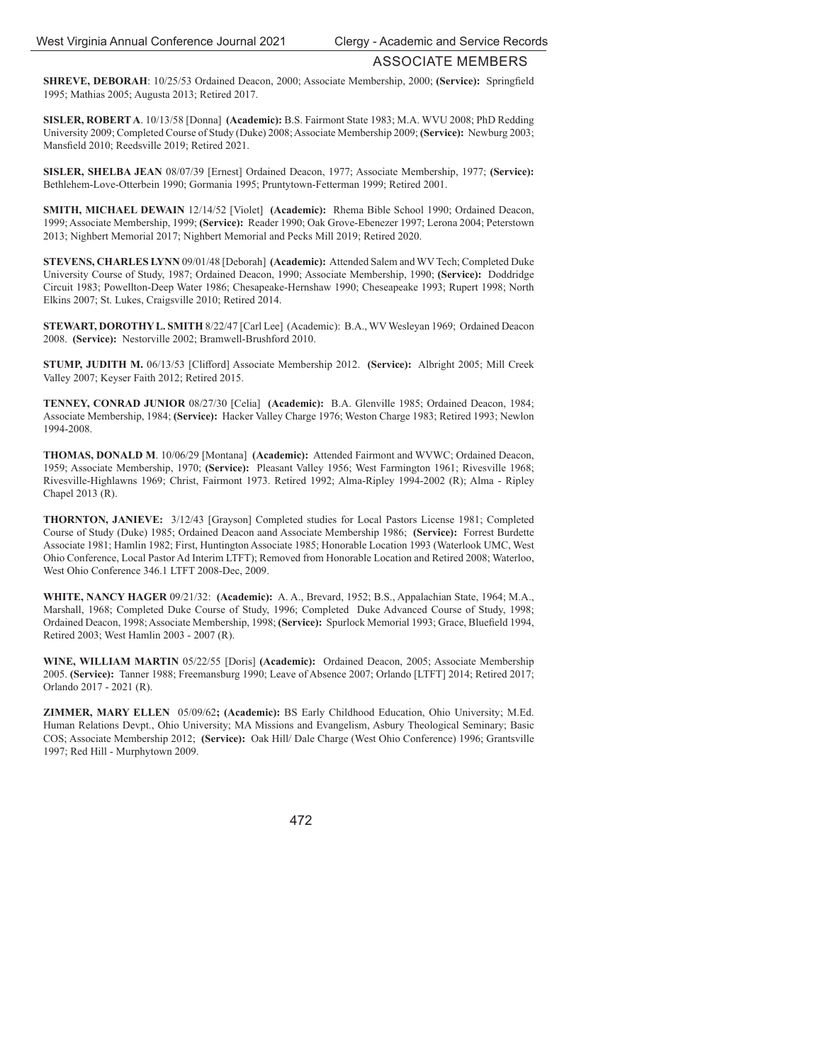## ASSOCIATE MEMBERS

**SHREVE, DEBORAH**: 10/25/53 Ordained Deacon, 2000; Associate Membership, 2000; **(Service):** Springfield 1995; Mathias 2005; Augusta 2013; Retired 2017.

**SISLER, ROBERT A**. 10/13/58 [Donna] **(Academic):** B.S. Fairmont State 1983; M.A. WVU 2008; PhD Redding University 2009; Completed Course of Study (Duke) 2008; Associate Membership 2009; **(Service):** Newburg 2003; Mansfield 2010; Reedsville 2019; Retired 2021.

**SISLER, SHELBA JEAN** 08/07/39 [Ernest] Ordained Deacon, 1977; Associate Membership, 1977; **(Service):** Bethlehem-Love-Otterbein 1990; Gormania 1995; Pruntytown-Fetterman 1999; Retired 2001.

**SMITH, MICHAEL DEWAIN** 12/14/52 [Violet] **(Academic):** Rhema Bible School 1990; Ordained Deacon, 1999; Associate Membership, 1999; **(Service):** Reader 1990; Oak Grove-Ebenezer 1997; Lerona 2004; Peterstown 2013; Nighbert Memorial 2017; Nighbert Memorial and Pecks Mill 2019; Retired 2020.

**STEVENS, CHARLES LYNN** 09/01/48 [Deborah] **(Academic):** Attended Salem and WV Tech; Completed Duke University Course of Study, 1987; Ordained Deacon, 1990; Associate Membership, 1990; **(Service):** Doddridge Circuit 1983; Powellton-Deep Water 1986; Chesapeake-Hernshaw 1990; Cheseapeake 1993; Rupert 1998; North Elkins 2007; St. Lukes, Craigsville 2010; Retired 2014.

**STEWART, DOROTHY L. SMITH** 8/22/47 [Carl Lee] (Academic): B.A., WV Wesleyan 1969; Ordained Deacon 2008. **(Service):** Nestorville 2002; Bramwell-Brushford 2010.

**STUMP, JUDITH M.** 06/13/53 [Clifford] Associate Membership 2012. **(Service):** Albright 2005; Mill Creek Valley 2007; Keyser Faith 2012; Retired 2015.

**TENNEY, CONRAD JUNIOR** 08/27/30 [Celia] **(Academic):** B.A. Glenville 1985; Ordained Deacon, 1984; Associate Membership, 1984; **(Service):** Hacker Valley Charge 1976; Weston Charge 1983; Retired 1993; Newlon 1994-2008.

**THOMAS, DONALD M**. 10/06/29 [Montana] **(Academic):** Attended Fairmont and WVWC; Ordained Deacon, 1959; Associate Membership, 1970; **(Service):** Pleasant Valley 1956; West Farmington 1961; Rivesville 1968; Rivesville-Highlawns 1969; Christ, Fairmont 1973. Retired 1992; Alma-Ripley 1994-2002 (R); Alma - Ripley Chapel 2013 (R).

**THORNTON, JANIEVE:** 3/12/43 [Grayson] Completed studies for Local Pastors License 1981; Completed Course of Study (Duke) 1985; Ordained Deacon aand Associate Membership 1986; **(Service):** Forrest Burdette Associate 1981; Hamlin 1982; First, Huntington Associate 1985; Honorable Location 1993 (Waterlook UMC, West Ohio Conference, Local Pastor Ad Interim LTFT); Removed from Honorable Location and Retired 2008; Waterloo, West Ohio Conference 346.1 LTFT 2008-Dec, 2009.

**WHITE, NANCY HAGER** 09/21/32: **(Academic):** A. A., Brevard, 1952; B.S., Appalachian State, 1964; M.A., Marshall, 1968; Completed Duke Course of Study, 1996; Completed Duke Advanced Course of Study, 1998; Ordained Deacon, 1998; Associate Membership, 1998; **(Service):** Spurlock Memorial 1993; Grace, Bluefield 1994, Retired 2003; West Hamlin 2003 - 2007 (R).

**WINE, WILLIAM MARTIN** 05/22/55 [Doris] **(Academic):** Ordained Deacon, 2005; Associate Membership 2005. **(Service):** Tanner 1988; Freemansburg 1990; Leave of Absence 2007; Orlando [LTFT] 2014; Retired 2017; Orlando 2017 - 2021 (R).

**ZIMMER, MARY ELLEN** 05/09/62**; (Academic):** BS Early Childhood Education, Ohio University; M.Ed. Human Relations Devpt., Ohio University; MA Missions and Evangelism, Asbury Theological Seminary; Basic COS; Associate Membership 2012; **(Service):** Oak Hill/ Dale Charge (West Ohio Conference) 1996; Grantsville 1997; Red Hill - Murphytown 2009.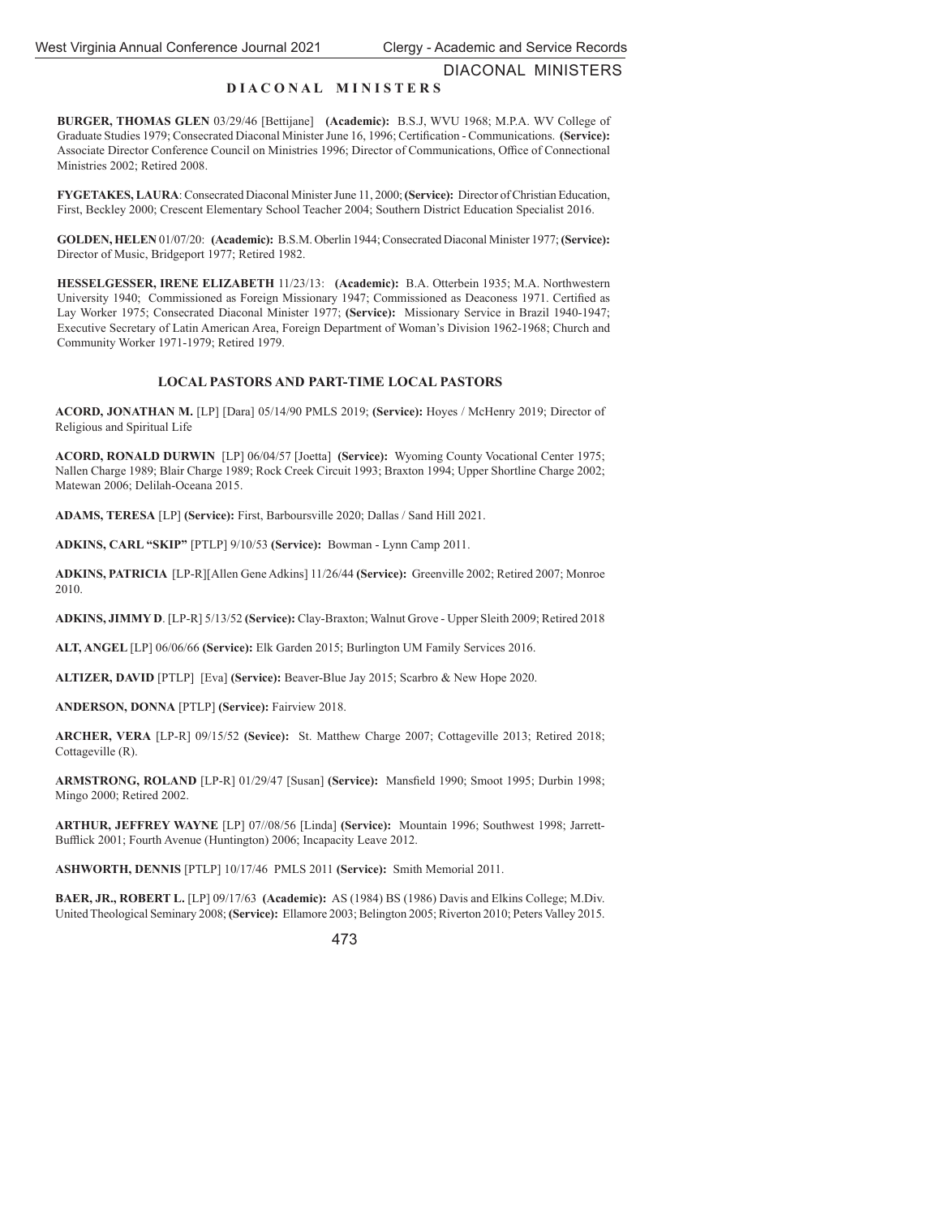## DIACONAL MINISTERS

**BURGER, THOMAS GLEN** 03/29/46 [Bettijane] **(Academic):** B.S.J, WVU 1968; M.P.A. WV College of Graduate Studies 1979; Consecrated Diaconal Minister June 16, 1996; Certification - Communications. **(Service):** Associate Director Conference Council on Ministries 1996; Director of Communications, Office of Connectional Ministries 2002; Retired 2008.

**FYGETAKES, LAURA**: Consecrated Diaconal Minister June 11, 2000; **(Service):** Director of Christian Education, First, Beckley 2000; Crescent Elementary School Teacher 2004; Southern District Education Specialist 2016.

**GOLDEN, HELEN** 01/07/20: **(Academic):** B.S.M. Oberlin 1944; Consecrated Diaconal Minister 1977; **(Service):** Director of Music, Bridgeport 1977; Retired 1982.

**HESSELGESSER, IRENE ELIZABETH** 11/23/13: **(Academic):** B.A. Otterbein 1935; M.A. Northwestern University 1940; Commissioned as Foreign Missionary 1947; Commissioned as Deaconess 1971. Certified as Lay Worker 1975; Consecrated Diaconal Minister 1977; **(Service):** Missionary Service in Brazil 1940-1947; Executive Secretary of Latin American Area, Foreign Department of Woman's Division 1962-1968; Church and Community Worker 1971-1979; Retired 1979.

### LOCAL PASTORS AND PART-TIME LOCAL PASTORS

**ACORD, JONATHAN M.** [LP] [Dara] 05/14/90 PMLS 2019; **(Service):** Hoyes / McHenry 2019; Director of Religious and Spiritual Life

**ACORD, RONALD DURWIN** [LP] 06/04/57 [Joetta] **(Service):** Wyoming County Vocational Center 1975; Nallen Charge 1989; Blair Charge 1989; Rock Creek Circuit 1993; Braxton 1994; Upper Shortline Charge 2002; Matewan 2006; Delilah-Oceana 2015.

**ADAMS, TERESA** [LP] **(Service):** First, Barboursville 2020; Dallas / Sand Hill 2021.

**ADKINS, CARL "SKIP"** [PTLP] 9/10/53 **(Service):** Bowman - Lynn Camp 2011.

**ADKINS, PATRICIA** [LP-R][Allen Gene Adkins] 11/26/44 **(Service):** Greenville 2002; Retired 2007; Monroe 2010.

**ADKINS, JIMMY D**. [LP-R] 5/13/52 **(Service):** Clay-Braxton; Walnut Grove - Upper Sleith 2009; Retired 2018

**ALT, ANGEL** [LP] 06/06/66 **(Service):** Elk Garden 2015; Burlington UM Family Services 2016.

**ALTIZER, DAVID** [PTLP] [Eva] **(Service):** Beaver-Blue Jay 2015; Scarbro & New Hope 2020.

**ANDERSON, DONNA** [PTLP] **(Service):** Fairview 2018.

**ARCHER, VERA** [LP-R] 09/15/52 **(Sevice):** St. Matthew Charge 2007; Cottageville 2013; Retired 2018; Cottageville (R).

**ARMSTRONG, ROLAND** [LP-R] 01/29/47 [Susan] **(Service):** Mansfield 1990; Smoot 1995; Durbin 1998; Mingo 2000; Retired 2002.

**ARTHUR, JEFFREY WAYNE** [LP] 07//08/56 [Linda] **(Service):** Mountain 1996; Southwest 1998; Jarrett-Bufflick 2001; Fourth Avenue (Huntington) 2006; Incapacity Leave 2012.

**ASHWORTH, DENNIS** [PTLP] 10/17/46 PMLS 2011 **(Service):** Smith Memorial 2011.

**BAER, JR., ROBERT L.** [LP] 09/17/63 **(Academic):** AS (1984) BS (1986) Davis and Elkins College; M.Div. United Theological Seminary 2008; **(Service):** Ellamore 2003; Belington 2005; Riverton 2010; Peters Valley 2015.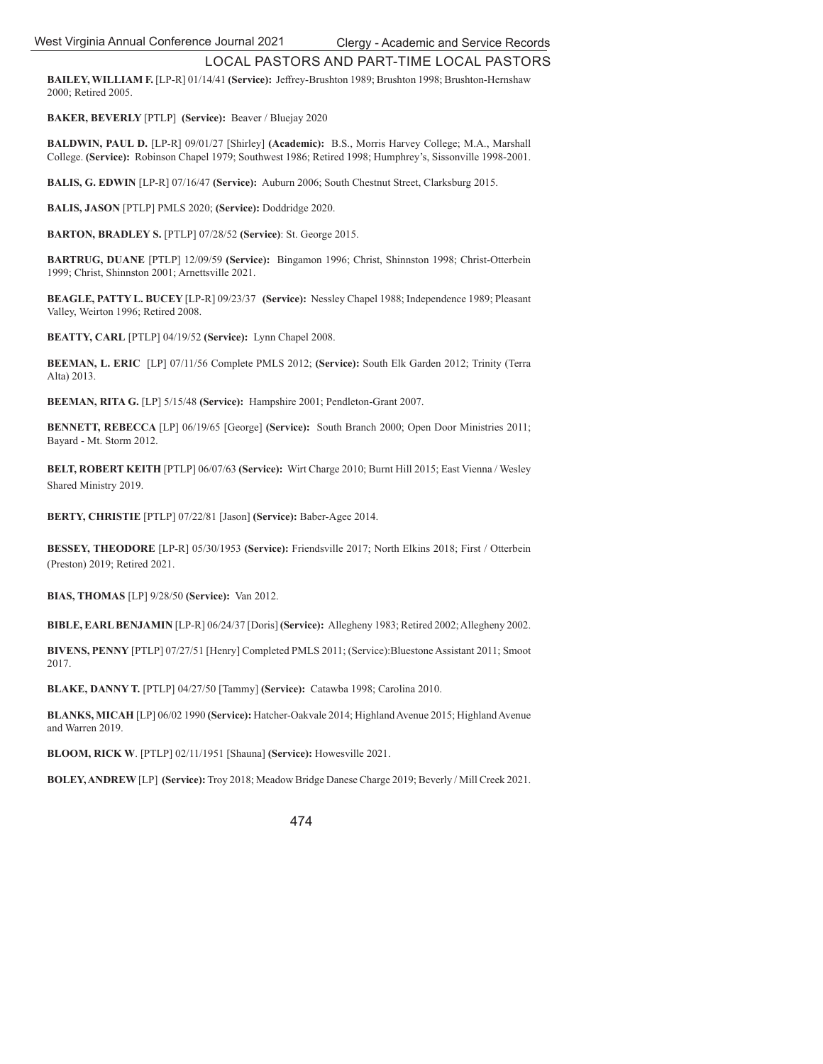## LOCAL PASTORS AND PART-TIME LOCAL PASTORS

**BAILEY, WILLIAM F.** [LP-R] 01/14/41 **(Service):** Jeffrey-Brushton 1989; Brushton 1998; Brushton-Hernshaw 2000; Retired 2005.

**BAKER, BEVERLY** [PTLP] **(Service):** Beaver / Bluejay 2020

**BALDWIN, PAUL D.** [LP-R] 09/01/27 [Shirley] **(Academic):** B.S., Morris Harvey College; M.A., Marshall College. **(Service):** Robinson Chapel 1979; Southwest 1986; Retired 1998; Humphrey's, Sissonville 1998-2001.

**BALIS, G. EDWIN** [LP-R] 07/16/47 **(Service):** Auburn 2006; South Chestnut Street, Clarksburg 2015.

**BALIS, JASON** [PTLP] PMLS 2020; **(Service):** Doddridge 2020.

**BARTON, BRADLEY S.** [PTLP] 07/28/52 **(Service)**: St. George 2015.

**BARTRUG, DUANE** [PTLP] 12/09/59 **(Service):** Bingamon 1996; Christ, Shinnston 1998; Christ-Otterbein 1999; Christ, Shinnston 2001; Arnettsville 2021.

**BEAGLE, PATTY L. BUCEY** [LP-R] 09/23/37 **(Service):** Nessley Chapel 1988; Independence 1989; Pleasant Valley, Weirton 1996; Retired 2008.

**BEATTY, CARL** [PTLP] 04/19/52 **(Service):** Lynn Chapel 2008.

**BEEMAN, L. ERIC** [LP] 07/11/56 Complete PMLS 2012; **(Service):** South Elk Garden 2012; Trinity (Terra Alta) 2013.

**BEEMAN, RITA G.** [LP] 5/15/48 **(Service):** Hampshire 2001; Pendleton-Grant 2007.

**BENNETT, REBECCA** [LP] 06/19/65 [George] **(Service):** South Branch 2000; Open Door Ministries 2011; Bayard - Mt. Storm 2012.

**BELT, ROBERT KEITH** [PTLP] 06/07/63 **(Service):** Wirt Charge 2010; Burnt Hill 2015; East Vienna / Wesley Shared Ministry 2019.

**BERTY, CHRISTIE** [PTLP] 07/22/81 [Jason] **(Service):** Baber-Agee 2014.

**BESSEY, THEODORE** [LP-R] 05/30/1953 **(Service):** Friendsville 2017; North Elkins 2018; First / Otterbein (Preston) 2019; Retired 2021.

**BIAS, THOMAS** [LP] 9/28/50 **(Service):** Van 2012.

**BIBLE, EARL BENJAMIN** [LP-R] 06/24/37 [Doris] **(Service):** Allegheny 1983; Retired 2002; Allegheny 2002.

**BIVENS, PENNY** [PTLP] 07/27/51 [Henry] Completed PMLS 2011; (Service):Bluestone Assistant 2011; Smoot 2017.

**BLAKE, DANNY T.** [PTLP] 04/27/50 [Tammy] **(Service):** Catawba 1998; Carolina 2010.

**BLANKS, MICAH** [LP] 06/02 1990 **(Service):** Hatcher-Oakvale 2014; Highland Avenue 2015; Highland Avenue and Warren 2019.

**BLOOM, RICK W**. [PTLP] 02/11/1951 [Shauna] **(Service):** Howesville 2021.

**BOLEY, ANDREW** [LP] **(Service):** Troy 2018; Meadow Bridge Danese Charge 2019; Beverly / Mill Creek 2021.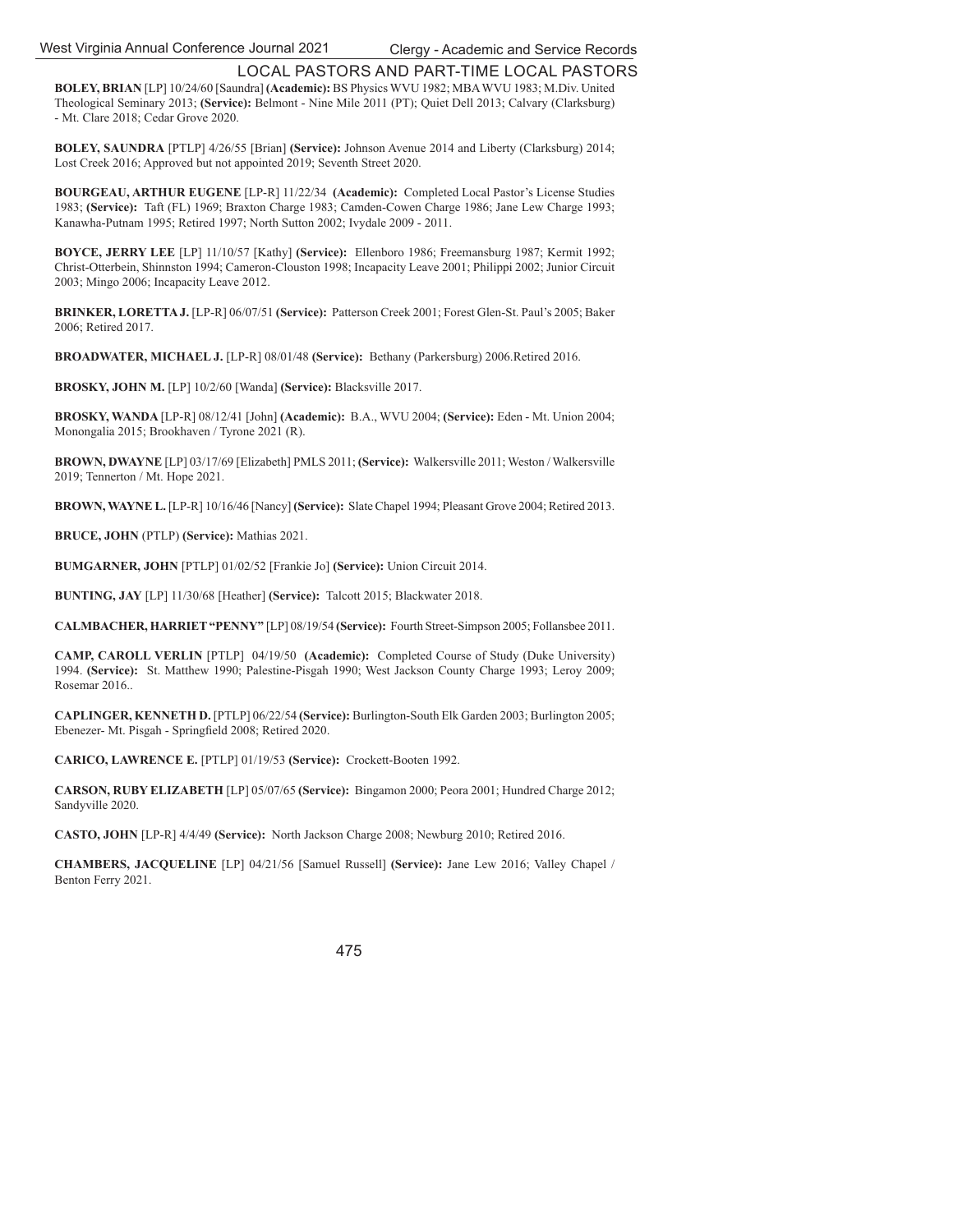## LOCAL PASTORS AND PART-TIME LOCAL PASTORS

**BOLEY, BRIAN** [LP] 10/24/60 [Saundra] **(Academic):** BS Physics WVU 1982; MBA WVU 1983; M.Div. United Theological Seminary 2013; **(Service):** Belmont - Nine Mile 2011 (PT); Quiet Dell 2013; Calvary (Clarksburg) - Mt. Clare 2018; Cedar Grove 2020.

**BOLEY, SAUNDRA** [PTLP] 4/26/55 [Brian] **(Service):** Johnson Avenue 2014 and Liberty (Clarksburg) 2014; Lost Creek 2016; Approved but not appointed 2019; Seventh Street 2020.

**BOURGEAU, ARTHUR EUGENE** [LP-R] 11/22/34 **(Academic):** Completed Local Pastor's License Studies 1983; **(Service):** Taft (FL) 1969; Braxton Charge 1983; Camden-Cowen Charge 1986; Jane Lew Charge 1993; Kanawha-Putnam 1995; Retired 1997; North Sutton 2002; Ivydale 2009 - 2011.

**BOYCE, JERRY LEE** [LP] 11/10/57 [Kathy] **(Service):** Ellenboro 1986; Freemansburg 1987; Kermit 1992; Christ-Otterbein, Shinnston 1994; Cameron-Clouston 1998; Incapacity Leave 2001; Philippi 2002; Junior Circuit 2003; Mingo 2006; Incapacity Leave 2012.

**BRINKER, LORETTA J.** [LP-R] 06/07/51 **(Service):** Patterson Creek 2001; Forest Glen-St. Paul's 2005; Baker 2006; Retired 2017.

**BROADWATER, MICHAEL J.** [LP-R] 08/01/48 **(Service):** Bethany (Parkersburg) 2006.Retired 2016.

**BROSKY, JOHN M.** [LP] 10/2/60 [Wanda] **(Service):** Blacksville 2017.

**BROSKY, WANDA** [LP-R] 08/12/41 [John] **(Academic):** B.A., WVU 2004; **(Service):** Eden - Mt. Union 2004; Monongalia 2015; Brookhaven / Tyrone 2021 (R).

**BROWN, DWAYNE** [LP] 03/17/69 [Elizabeth] PMLS 2011; **(Service):** Walkersville 2011; Weston / Walkersville 2019; Tennerton / Mt. Hope 2021.

**BROWN, WAYNE L.** [LP-R] 10/16/46 [Nancy] **(Service):** Slate Chapel 1994; Pleasant Grove 2004; Retired 2013.

**BRUCE, JOHN** (PTLP) **(Service):** Mathias 2021.

**BUMGARNER, JOHN** [PTLP] 01/02/52 [Frankie Jo] **(Service):** Union Circuit 2014.

**BUNTING, JAY** [LP] 11/30/68 [Heather] **(Service):** Talcott 2015; Blackwater 2018.

**CALMBACHER, HARRIET "PENNY"** [LP] 08/19/54 **(Service):** Fourth Street-Simpson 2005; Follansbee 2011.

**CAMP, CAROLL VERLIN** [PTLP] 04/19/50 **(Academic):** Completed Course of Study (Duke University) 1994. **(Service):** St. Matthew 1990; Palestine-Pisgah 1990; West Jackson County Charge 1993; Leroy 2009; Rosemar 2016..

**CAPLINGER, KENNETH D.** [PTLP] 06/22/54 **(Service):** Burlington-South Elk Garden 2003; Burlington 2005; Ebenezer- Mt. Pisgah - Springfield 2008; Retired 2020.

**CARICO, LAWRENCE E.** [PTLP] 01/19/53 **(Service):** Crockett-Booten 1992.

**CARSON, RUBY ELIZABETH** [LP] 05/07/65 **(Service):** Bingamon 2000; Peora 2001; Hundred Charge 2012; Sandyville 2020.

**CASTO, JOHN** [LP-R] 4/4/49 **(Service):** North Jackson Charge 2008; Newburg 2010; Retired 2016.

**CHAMBERS, JACQUELINE** [LP] 04/21/56 [Samuel Russell] **(Service):** Jane Lew 2016; Valley Chapel / Benton Ferry 2021.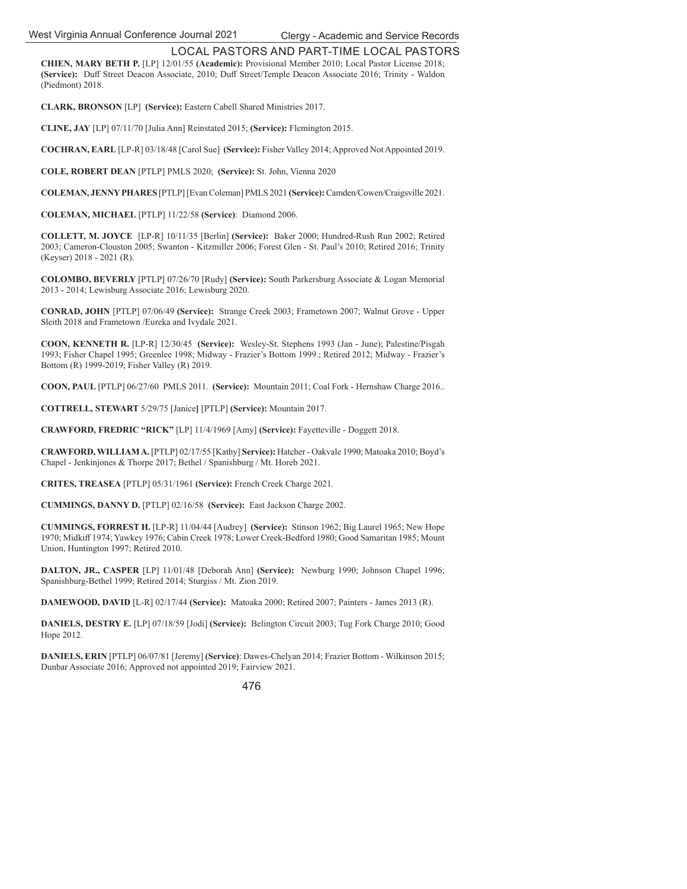## LOCAL PASTORS AND PART-TIME LOCAL PASTORS

**CHIEN, MARY BETH P.** [LP] 12/01/55 **(Academic):** Provisional Member 2010; Local Pastor License 2018; **(Service):** Duff Street Deacon Associate, 2010; Duff Street/Temple Deacon Associate 2016; Trinity - Waldon (Piedmont) 2018.

**CLARK, BRONSON** [LP] **(Service):** Eastern Cabell Shared Ministries 2017.

**CLINE, JAY** [LP] 07/11/70 [Julia Ann] Reinstated 2015; **(Service):** Flemington 2015.

**COCHRAN, EARL** [LP-R] 03/18/48 [Carol Sue] **(Service):** Fisher Valley 2014; Approved Not Appointed 2019.

**COLE, ROBERT DEAN** [PTLP] PMLS 2020; **(Service):** St. John, Vienna 2020

**COLEMAN, JENNY PHARES** [PTLP] [Evan Coleman] PMLS 2021 **(Service):** Camden/Cowen/Craigsville 2021.

**COLEMAN, MICHAEL** [PTLP] 11/22/58 **(Service)**: Diamond 2006.

**COLLETT, M. JOYCE** [LP-R] 10/11/35 [Berlin] **(Service):** Baker 2000; Hundred-Rush Run 2002; Retired 2003; Cameron-Clouston 2005; Swanton - Kitzmiller 2006; Forest Glen - St. Paul's 2010; Retired 2016; Trinity (Keyser) 2018 - 2021 (R).

**COLOMBO, BEVERLY** [PTLP] 07/26/70 [Rudy] **(Service):** South Parkersburg Associate & Logan Memorial 2013 - 2014; Lewisburg Associate 2016; Lewisburg 2020.

**CONRAD, JOHN** [PTLP] 07/06/49 **(Service):** Strange Creek 2003; Frametown 2007; Walnut Grove - Upper Sleith 2018 and Frametown /Eureka and Ivydale 2021.

**COON, KENNETH R.** [LP-R] 12/30/45 **(Service):** Wesley-St. Stephens 1993 (Jan - June); Palestine/Pisgah 1993; Fisher Chapel 1995; Greenlee 1998; Midway - Frazier's Bottom 1999.; Retired 2012; Midway - Frazier's Bottom (R) 1999-2019; Fisher Valley (R) 2019.

**COON, PAUL** [PTLP] 06/27/60 PMLS 2011. **(Service):** Mountain 2011; Coal Fork - Hernshaw Charge 2016..

**COTTRELL, STEWART** 5/29/75 [Janice**]** [PTLP] **(Service):** Mountain 2017.

**CRAWFORD, FREDRIC "RICK"** [LP] 11/4/1969 [Amy] **(Service):** Fayetteville - Doggett 2018.

**CRAWFORD, WILLIAM A.** [PTLP] 02/17/55 [Kathy] **Service):** Hatcher - Oakvale 1990; Matoaka 2010; Boyd's Chapel - Jenkinjones & Thorpe 2017; Bethel / Spanishburg / Mt. Horeb 2021.

**CRITES, TREASEA** [PTLP] 05/31/1961 **(Service):** French Creek Charge 2021.

**CUMMINGS, DANNY D.** [PTLP] 02/16/58 **(Service):** East Jackson Charge 2002.

**CUMMINGS, FORREST H.** [LP-R] 11/04/44 [Audrey] **(Service):** Stinson 1962; Big Laurel 1965; New Hope 1970; Midkiff 1974; Yawkey 1976; Cabin Creek 1978; Lower Creek-Bedford 1980; Good Samaritan 1985; Mount Union, Huntington 1997; Retired 2010.

**DALTON, JR., CASPER** [LP] 11/01/48 [Deborah Ann] **(Service):** Newburg 1990; Johnson Chapel 1996; Spanishburg-Bethel 1999; Retired 2014; Sturgiss / Mt. Zion 2019.

**DAMEWOOD, DAVID** [L-R] 02/17/44 **(Service):** Matoaka 2000; Retired 2007; Painters - James 2013 (R).

**DANIELS, DESTRY E.** [LP] 07/18/59 [Jodi] **(Service):** Belington Circuit 2003; Tug Fork Charge 2010; Good Hope 2012.

**DANIELS, ERIN** [PTLP] 06/07/81 [Jeremy] **(Service)**: Dawes-Chelyan 2014; Frazier Bottom - Wilkinson 2015; Dunbar Associate 2016; Approved not appointed 2019; Fairview 2021.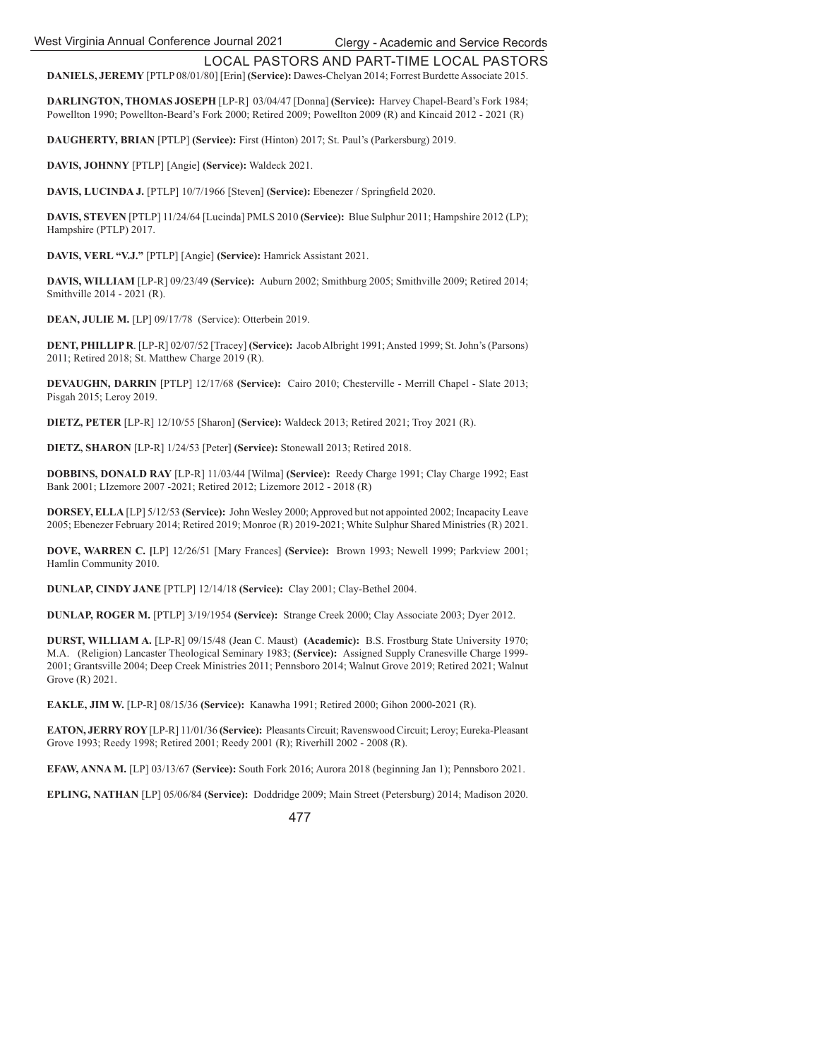## LOCAL PASTORS AND PART-TIME LOCAL PASTORS

**DANIELS, JEREMY** [PTLP 08/01/80] [Erin] **(Service):** Dawes-Chelyan 2014; Forrest Burdette Associate 2015.

**DARLINGTON, THOMAS JOSEPH** [LP-R] 03/04/47 [Donna] **(Service):** Harvey Chapel-Beard's Fork 1984; Powellton 1990; Powellton-Beard's Fork 2000; Retired 2009; Powellton 2009 (R) and Kincaid 2012 - 2021 (R)

**DAUGHERTY, BRIAN** [PTLP] **(Service):** First (Hinton) 2017; St. Paul's (Parkersburg) 2019.

**DAVIS, JOHNNY** [PTLP] [Angie] **(Service):** Waldeck 2021.

**DAVIS, LUCINDA J.** [PTLP] 10/7/1966 [Steven] **(Service):** Ebenezer / Springfield 2020.

**DAVIS, STEVEN** [PTLP] 11/24/64 [Lucinda] PMLS 2010 **(Service):** Blue Sulphur 2011; Hampshire 2012 (LP); Hampshire (PTLP) 2017.

**DAVIS, VERL "V.J."** [PTLP] [Angie] **(Service):** Hamrick Assistant 2021.

**DAVIS, WILLIAM** [LP-R] 09/23/49 **(Service):** Auburn 2002; Smithburg 2005; Smithville 2009; Retired 2014; Smithville 2014 - 2021 (R).

**DEAN, JULIE M.** [LP] 09/17/78 (Service): Otterbein 2019.

**DENT, PHILLIP R**. [LP-R] 02/07/52 [Tracey] **(Service):** Jacob Albright 1991; Ansted 1999; St. John's (Parsons) 2011; Retired 2018; St. Matthew Charge 2019 (R).

**DEVAUGHN, DARRIN** [PTLP] 12/17/68 **(Service):** Cairo 2010; Chesterville - Merrill Chapel - Slate 2013; Pisgah 2015; Leroy 2019.

**DIETZ, PETER** [LP-R] 12/10/55 [Sharon] **(Service):** Waldeck 2013; Retired 2021; Troy 2021 (R).

**DIETZ, SHARON** [LP-R] 1/24/53 [Peter] **(Service):** Stonewall 2013; Retired 2018.

**DOBBINS, DONALD RAY** [LP-R] 11/03/44 [Wilma] **(Service):** Reedy Charge 1991; Clay Charge 1992; East Bank 2001; LIzemore 2007 -2021; Retired 2012; Lizemore 2012 - 2018 (R)

**DORSEY, ELLA** [LP] 5/12/53 **(Service):** John Wesley 2000; Approved but not appointed 2002; Incapacity Leave 2005; Ebenezer February 2014; Retired 2019; Monroe (R) 2019-2021; White Sulphur Shared Ministries (R) 2021.

**DOVE, WARREN C. [**LP] 12/26/51 [Mary Frances] **(Service):** Brown 1993; Newell 1999; Parkview 2001; Hamlin Community 2010.

**DUNLAP, CINDY JANE** [PTLP] 12/14/18 **(Service):** Clay 2001; Clay-Bethel 2004.

**DUNLAP, ROGER M.** [PTLP] 3/19/1954 **(Service):** Strange Creek 2000; Clay Associate 2003; Dyer 2012.

**DURST, WILLIAM A.** [LP-R] 09/15/48 (Jean C. Maust) **(Academic):** B.S. Frostburg State University 1970; M.A. (Religion) Lancaster Theological Seminary 1983; **(Service):** Assigned Supply Cranesville Charge 1999-2001; Grantsville 2004; Deep Creek Ministries 2011; Pennsboro 2014; Walnut Grove 2019; Retired 2021; Walnut Grove (R) 2021.

**EAKLE, JIM W.** [LP-R] 08/15/36 **(Service):** Kanawha 1991; Retired 2000; Gihon 2000-2021 (R).

**EATON, JERRY ROY** [LP-R] 11/01/36 **(Service):** Pleasants Circuit; Ravenswood Circuit; Leroy; Eureka-Pleasant Grove 1993; Reedy 1998; Retired 2001; Reedy 2001 (R); Riverhill 2002 - 2008 (R).

**EFAW, ANNA M.** [LP] 03/13/67 **(Service):** South Fork 2016; Aurora 2018 (beginning Jan 1); Pennsboro 2021.

**EPLING, NATHAN** [LP] 05/06/84 **(Service):** Doddridge 2009; Main Street (Petersburg) 2014; Madison 2020.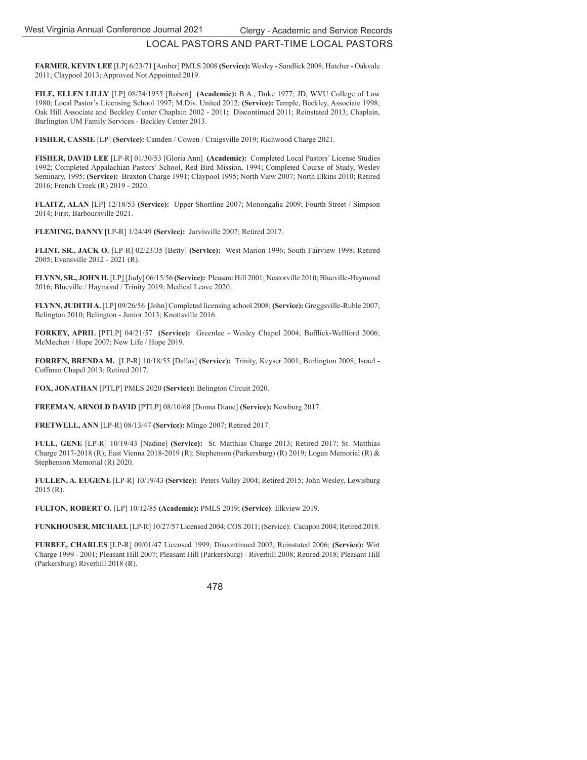## LOCAL PASTORS AND PART-TIME LOCAL PASTORS

**FARMER, KEVIN LEE** [LP] 6/23/71 [Amber] PMLS 2008 **(Service):** Wesley - Sandlick 2008; Hatcher - Oakvale 2011; Claypool 2013; Approved Not Appointed 2019.

**FILE, ELLEN LILLY** [LP] 08/24/1955 [Robert] **(Academic):** B.A., Duke 1977; JD, WVU College of Law 1980; Local Pastor's Licensing School 1997; M.Div. United 2012; **(Service):** Temple, Beckley, Associate 1998; Oak Hill Associate and Beckley Center Chaplain 2002 - 2011**;** Discontinued 2011; Reinstated 2013; Chaplain, Burlington UM Family Services - Beckley Center 2013.

**FISHER, CASSIE** [LP] **(Service):** Camden / Cowen / Craigsville 2019; Richwood Charge 2021.

**FISHER, DAVID LEE** [LP-R] 01/30/53 [Gloria Ann] **(Academic):** Completed Local Pastors' License Studies 1992; Completed Appalachian Pastors' School, Red Bird Mission, 1994; Completed Course of Study, Wesley Seminary, 1995; **(Service):** Braxton Charge 1991; Claypool 1995; North View 2007; North Elkins 2010; Retired 2016; French Creek (R) 2019 - 2020.

**FLAITZ, ALAN** [LP] 12/18/53 **(Service):** Upper Shortline 2007; Monongalia 2009; Fourth Street / Simpson 2014; First, Barboursville 2021.

**FLEMING, DANNY** [LP-R] 1/24/49 **(Service):** Jarvisville 2007; Retired 2017.

**FLINT, SR., JACK O.** [LP-R] 02/23/35 [Betty] **(Service):** West Marion 1996; South Fairview 1998; Retired 2005; Evansville 2012 - 2021 (R).

**FLYNN, SR., JOHN H.** [LP] [Judy] 06/15/56 **(Service):** Pleasant Hill 2001; Nestorville 2010; Blueville-Haymond 2016; Blueville / Haymond / Trinity 2019; Medical Leave 2020.

**FLYNN, JUDITH A.** [LP] 09/26/56 [John] Completed licensing school 2008; **(Service):** Greggsville-Ruble 2007; Belington 2010; Belington - Junior 2013; Knottsville 2016.

**FORKEY, APRIL** [PTLP] 04/21/57 **(Service):** Greenlee - Wesley Chapel 2004; Bufflick-Wellford 2006; McMechen / Hope 2007; New Life / Hope 2019.

**FORREN, BRENDA M.** [LP-R] 10/18/55 [Dallas] **(Service):** Trinity, Keyser 2001; Burlington 2008; Israel - Coffman Chapel 2013; Retired 2017.

**FOX, JONATHAN** [PTLP] PMLS 2020 **(Service):** Belington Circuit 2020.

**FREEMAN, ARNOLD DAVID** [PTLP] 08/10/68 [Donna Diane] **(Service):** Newburg 2017.

**FRETWELL, ANN** [LP-R] 08/13/47 **(Service):** Mingo 2007; Retired 2017.

**FULL, GENE** [LP-R] 10/19/43 [Nadine] **(Service):** St. Matthias Charge 2013; Retired 2017; St. Matthias Charge 2017-2018 (R); East Vienna 2018-2019 (R); Stephenson (Parkersburg) (R) 2019; Logan Memorial (R) & Stephenson Memorial (R) 2020.

**FULLEN, A. EUGENE** [LP-R] 10/19/43 **(Service):** Peters Valley 2004; Retired 2015; John Wesley, Lewisburg 2015 (R).

**FULTON, ROBERT O.** [LP] 10/12/85 **(Academic):** PMLS 2019; **(Service)**: Elkview 2019.

**FUNKHOUSER, MICHAEL** [LP-R] 10/27/57 Licensed 2004; COS 2011; (Service): Cacapon 2004; Retired 2018.

**FURBEE, CHARLES** [LP-R] 09/01/47 Licensed 1999; Discontinued 2002; Reinstated 2006; **(Service):** Wirt Charge 1999 - 2001; Pleasant Hill 2007; Pleasant Hill (Parkersburg) - Riverhill 2008; Retired 2018; Pleasant Hill (Parkersburg) Riverhill 2018 (R).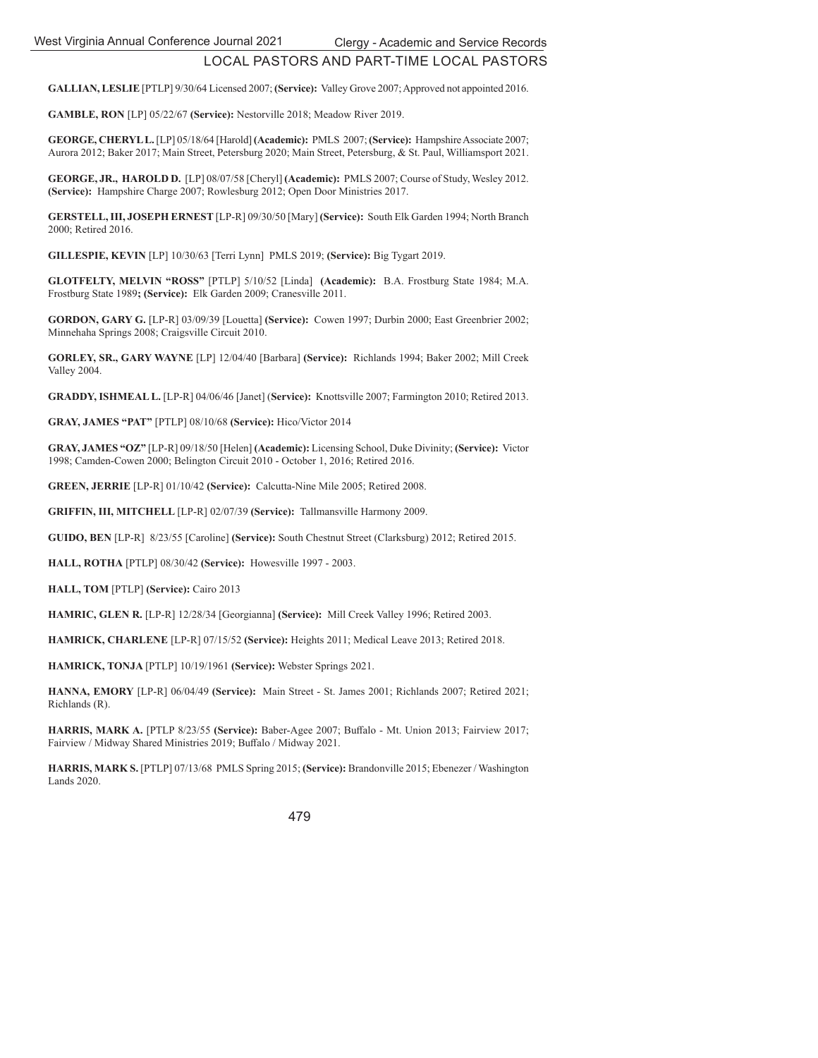## LOCAL PASTORS AND PART-TIME LOCAL PASTORS

**GALLIAN, LESLIE** [PTLP] 9/30/64 Licensed 2007; **(Service):** Valley Grove 2007; Approved not appointed 2016.

**GAMBLE, RON** [LP] 05/22/67 **(Service):** Nestorville 2018; Meadow River 2019.

**GEORGE, CHERYL L.** [LP] 05/18/64 [Harold] **(Academic):** PMLS 2007; **(Service):** Hampshire Associate 2007; Aurora 2012; Baker 2017; Main Street, Petersburg 2020; Main Street, Petersburg, & St. Paul, Williamsport 2021.

**GEORGE, JR., HAROLD D.** [LP] 08/07/58 [Cheryl] **(Academic):** PMLS 2007; Course of Study, Wesley 2012. **(Service):** Hampshire Charge 2007; Rowlesburg 2012; Open Door Ministries 2017.

**GERSTELL, III, JOSEPH ERNEST** [LP-R] 09/30/50 [Mary] **(Service):** South Elk Garden 1994; North Branch 2000; Retired 2016.

**GILLESPIE, KEVIN** [LP] 10/30/63 [Terri Lynn] PMLS 2019; **(Service):** Big Tygart 2019.

**GLOTFELTY, MELVIN "ROSS"** [PTLP] 5/10/52 [Linda] **(Academic):** B.A. Frostburg State 1984; M.A. Frostburg State 1989**; (Service):** Elk Garden 2009; Cranesville 2011.

**GORDON, GARY G.** [LP-R] 03/09/39 [Louetta] **(Service):** Cowen 1997; Durbin 2000; East Greenbrier 2002; Minnehaha Springs 2008; Craigsville Circuit 2010.

**GORLEY, SR., GARY WAYNE** [LP] 12/04/40 [Barbara] **(Service):** Richlands 1994; Baker 2002; Mill Creek Valley 2004.

**GRADDY, ISHMEAL L.** [LP-R] 04/06/46 [Janet] (**Service):** Knottsville 2007; Farmington 2010; Retired 2013.

**GRAY, JAMES "PAT"** [PTLP] 08/10/68 **(Service):** Hico/Victor 2014

**GRAY, JAMES "OZ"** [LP-R] 09/18/50 [Helen] **(Academic):** Licensing School, Duke Divinity; **(Service):** Victor 1998; Camden-Cowen 2000; Belington Circuit 2010 - October 1, 2016; Retired 2016.

**GREEN, JERRIE** [LP-R] 01/10/42 **(Service):** Calcutta-Nine Mile 2005; Retired 2008.

**GRIFFIN, III, MITCHELL** [LP-R] 02/07/39 **(Service):** Tallmansville Harmony 2009.

**GUIDO, BEN** [LP-R] 8/23/55 [Caroline] **(Service):** South Chestnut Street (Clarksburg) 2012; Retired 2015.

**HALL, ROTHA** [PTLP] 08/30/42 **(Service):** Howesville 1997 - 2003.

**HALL, TOM** [PTLP] **(Service):** Cairo 2013

**HAMRIC, GLEN R.** [LP-R] 12/28/34 [Georgianna] **(Service):** Mill Creek Valley 1996; Retired 2003.

**HAMRICK, CHARLENE** [LP-R] 07/15/52 **(Service):** Heights 2011; Medical Leave 2013; Retired 2018.

**HAMRICK, TONJA** [PTLP] 10/19/1961 **(Service):** Webster Springs 2021.

**HANNA, EMORY** [LP-R] 06/04/49 **(Service):** Main Street - St. James 2001; Richlands 2007; Retired 2021; Richlands (R).

**HARRIS, MARK A.** [PTLP 8/23/55 **(Service):** Baber-Agee 2007; Buffalo - Mt. Union 2013; Fairview 2017; Fairview / Midway Shared Ministries 2019; Buffalo / Midway 2021.

**HARRIS, MARK S.** [PTLP] 07/13/68 PMLS Spring 2015; **(Service):** Brandonville 2015; Ebenezer / Washington Lands 2020.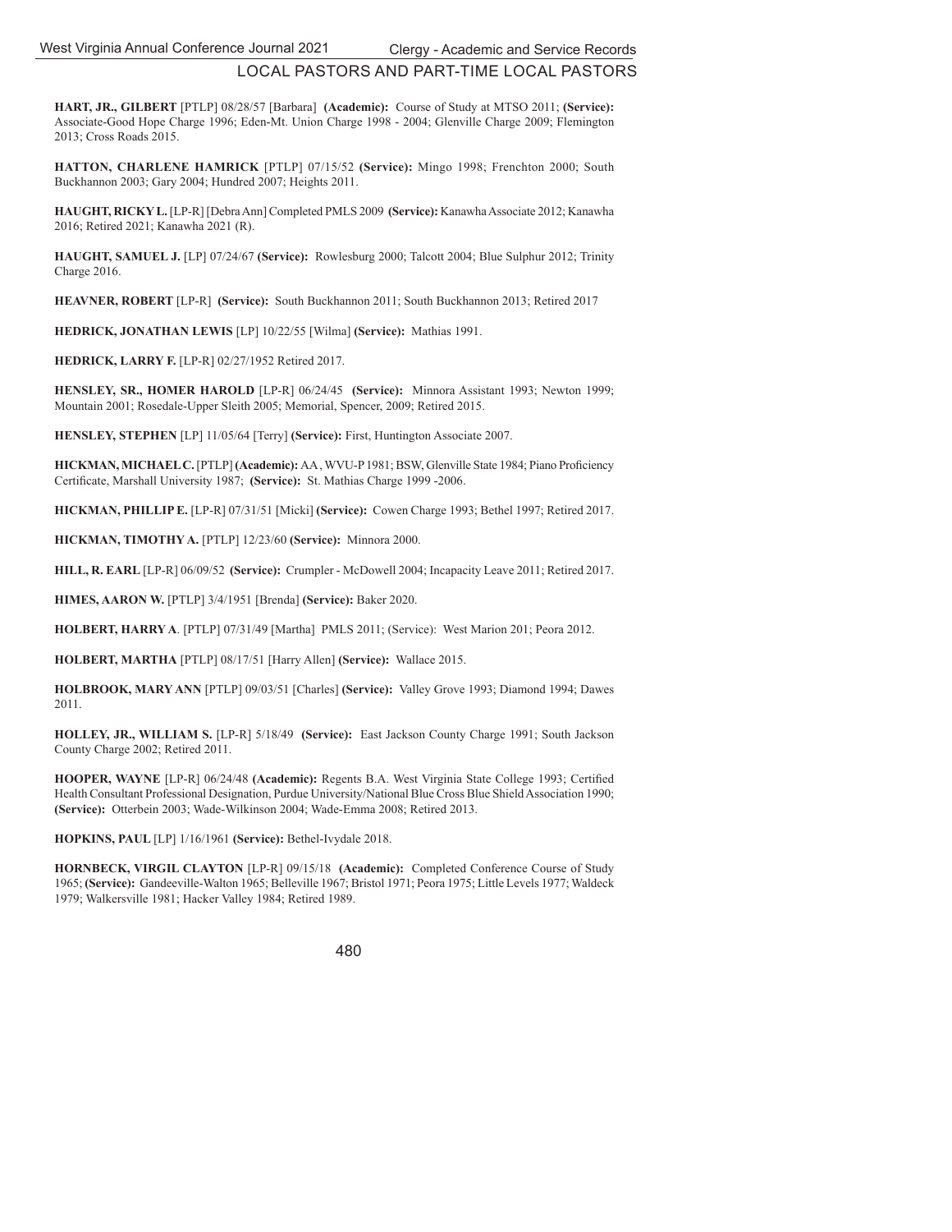## LOCAL PASTORS AND PART-TIME LOCAL PASTORS

**HART, JR., GILBERT** [PTLP] 08/28/57 [Barbara] **(Academic):** Course of Study at MTSO 2011; **(Service):** Associate-Good Hope Charge 1996; Eden-Mt. Union Charge 1998 - 2004; Glenville Charge 2009; Flemington 2013; Cross Roads 2015.

**HATTON, CHARLENE HAMRICK** [PTLP] 07/15/52 **(Service):** Mingo 1998; Frenchton 2000; South Buckhannon 2003; Gary 2004; Hundred 2007; Heights 2011.

**HAUGHT, RICKY L.** [LP-R] [Debra Ann] Completed PMLS 2009 **(Service):** Kanawha Associate 2012; Kanawha 2016; Retired 2021; Kanawha 2021 (R).

**HAUGHT, SAMUEL J.** [LP] 07/24/67 **(Service):** Rowlesburg 2000; Talcott 2004; Blue Sulphur 2012; Trinity Charge 2016.

**HEAVNER, ROBERT** [LP-R] **(Service):** South Buckhannon 2011; South Buckhannon 2013; Retired 2017

**HEDRICK, JONATHAN LEWIS** [LP] 10/22/55 [Wilma] **(Service):** Mathias 1991.

**HEDRICK, LARRY F.** [LP-R] 02/27/1952 Retired 2017.

**HENSLEY, SR., HOMER HAROLD** [LP-R] 06/24/45 **(Service):** Minnora Assistant 1993; Newton 1999; Mountain 2001; Rosedale-Upper Sleith 2005; Memorial, Spencer, 2009; Retired 2015.

**HENSLEY, STEPHEN** [LP] 11/05/64 [Terry] **(Service):** First, Huntington Associate 2007.

**HICKMAN, MICHAEL C.** [PTLP] **(Academic):** AA , WVU-P 1981; BSW, Glenville State 1984; Piano Proficiency Certificate, Marshall University 1987; **(Service):** St. Mathias Charge 1999 -2006.

**HICKMAN, PHILLIP E.** [LP-R] 07/31/51 [Micki] **(Service):** Cowen Charge 1993; Bethel 1997; Retired 2017.

**HICKMAN, TIMOTHY A.** [PTLP] 12/23/60 **(Service):** Minnora 2000.

**HILL, R. EARL** [LP-R] 06/09/52 **(Service):** Crumpler - McDowell 2004; Incapacity Leave 2011; Retired 2017.

**HIMES, AARON W.** [PTLP] 3/4/1951 [Brenda] **(Service):** Baker 2020.

**HOLBERT, HARRY A**. [PTLP] 07/31/49 [Martha] PMLS 2011; (Service): West Marion 201; Peora 2012.

**HOLBERT, MARTHA** [PTLP] 08/17/51 [Harry Allen] **(Service):** Wallace 2015.

**HOLBROOK, MARY ANN** [PTLP] 09/03/51 [Charles] **(Service):** Valley Grove 1993; Diamond 1994; Dawes 2011.

**HOLLEY, JR., WILLIAM S.** [LP-R] 5/18/49 **(Service):** East Jackson County Charge 1991; South Jackson County Charge 2002; Retired 2011.

**HOOPER, WAYNE** [LP-R] 06/24/48 **(Academic):** Regents B.A. West Virginia State College 1993; Certified Health Consultant Professional Designation, Purdue University/National Blue Cross Blue Shield Association 1990; **(Service):** Otterbein 2003; Wade-Wilkinson 2004; Wade-Emma 2008; Retired 2013.

**HOPKINS, PAUL** [LP] 1/16/1961 **(Service):** Bethel-Ivydale 2018.

**HORNBECK, VIRGIL CLAYTON** [LP-R] 09/15/18 **(Academic):** Completed Conference Course of Study 1965; **(Service):** Gandeeville-Walton 1965; Belleville 1967; Bristol 1971; Peora 1975; Little Levels 1977; Waldeck 1979; Walkersville 1981; Hacker Valley 1984; Retired 1989.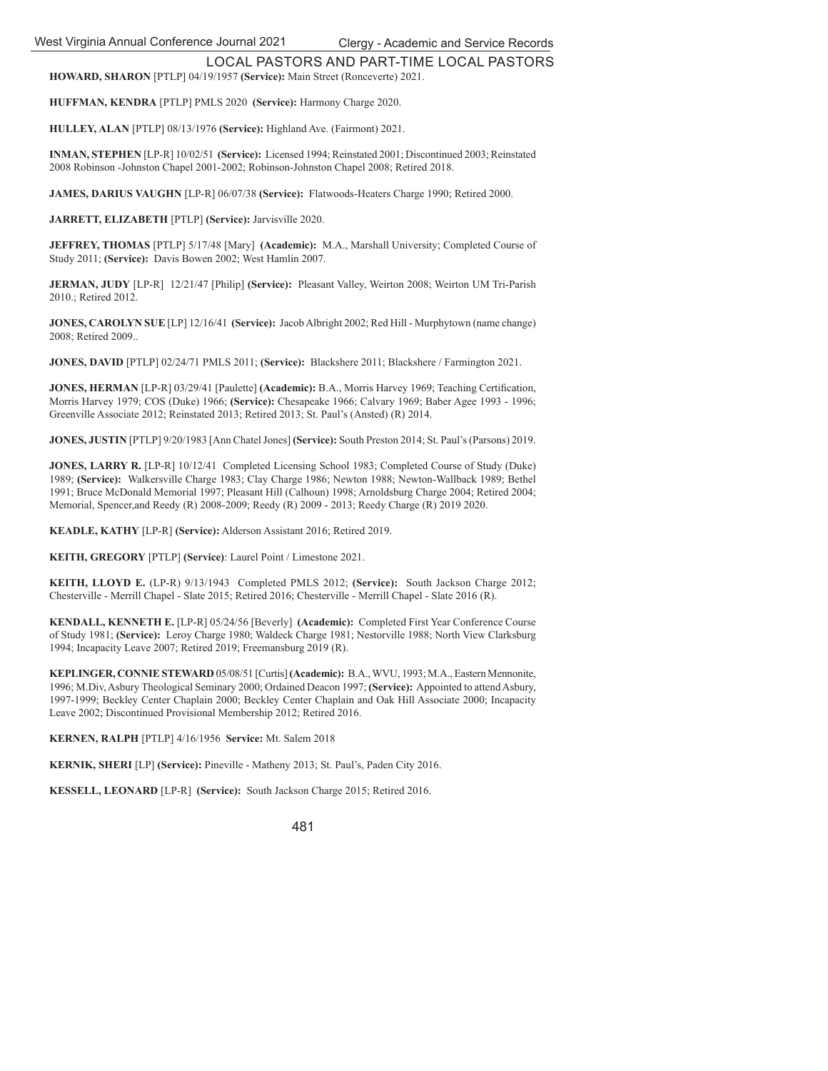## LOCAL PASTORS AND PART-TIME LOCAL PASTORS

**HOWARD, SHARON** [PTLP] 04/19/1957 **(Service):** Main Street (Ronceverte) 2021.

**HUFFMAN, KENDRA** [PTLP] PMLS 2020 **(Service):** Harmony Charge 2020.

**HULLEY, ALAN** [PTLP] 08/13/1976 **(Service):** Highland Ave. (Fairmont) 2021.

**INMAN, STEPHEN** [LP-R] 10/02/51 **(Service):** Licensed 1994; Reinstated 2001; Discontinued 2003; Reinstated 2008 Robinson -Johnston Chapel 2001-2002; Robinson-Johnston Chapel 2008; Retired 2018.

**JAMES, DARIUS VAUGHN** [LP-R] 06/07/38 **(Service):** Flatwoods-Heaters Charge 1990; Retired 2000.

**JARRETT, ELIZABETH** [PTLP] **(Service):** Jarvisville 2020.

**JEFFREY, THOMAS** [PTLP] 5/17/48 [Mary] **(Academic):** M.A., Marshall University; Completed Course of Study 2011; **(Service):** Davis Bowen 2002; West Hamlin 2007.

**JERMAN, JUDY** [LP-R] 12/21/47 [Philip] **(Service):** Pleasant Valley, Weirton 2008; Weirton UM Tri-Parish 2010.; Retired 2012.

**JONES, CAROLYN SUE** [LP] 12/16/41 **(Service):** Jacob Albright 2002; Red Hill - Murphytown (name change) 2008; Retired 2009..

**JONES, DAVID** [PTLP] 02/24/71 PMLS 2011; **(Service):** Blackshere 2011; Blackshere / Farmington 2021.

**JONES, HERMAN** [LP-R] 03/29/41 [Paulette] **(Academic):** B.A., Morris Harvey 1969; Teaching Certification, Morris Harvey 1979; COS (Duke) 1966; **(Service):** Chesapeake 1966; Calvary 1969; Baber Agee 1993 - 1996; Greenville Associate 2012; Reinstated 2013; Retired 2013; St. Paul's (Ansted) (R) 2014.

**JONES, JUSTIN** [PTLP] 9/20/1983 [Ann Chatel Jones] **(Service):** South Preston 2014; St. Paul's (Parsons) 2019.

**JONES, LARRY R.** [LP-R] 10/12/41 Completed Licensing School 1983; Completed Course of Study (Duke) 1989; **(Service):** Walkersville Charge 1983; Clay Charge 1986; Newton 1988; Newton-Wallback 1989; Bethel 1991; Bruce McDonald Memorial 1997; Pleasant Hill (Calhoun) 1998; Arnoldsburg Charge 2004; Retired 2004; Memorial, Spencer,and Reedy (R) 2008-2009; Reedy (R) 2009 - 2013; Reedy Charge (R) 2019 2020.

**KEADLE, KATHY** [LP-R] **(Service):** Alderson Assistant 2016; Retired 2019.

**KEITH, GREGORY** [PTLP] **(Service)**: Laurel Point / Limestone 2021.

**KEITH, LLOYD E.** (LP-R) 9/13/1943 Completed PMLS 2012; **(Service):** South Jackson Charge 2012; Chesterville - Merrill Chapel - Slate 2015; Retired 2016; Chesterville - Merrill Chapel - Slate 2016 (R).

**KENDALL, KENNETH E.** [LP-R] 05/24/56 [Beverly] **(Academic):** Completed First Year Conference Course of Study 1981; **(Service):** Leroy Charge 1980; Waldeck Charge 1981; Nestorville 1988; North View Clarksburg 1994; Incapacity Leave 2007; Retired 2019; Freemansburg 2019 (R).

**KEPLINGER, CONNIE STEWARD** 05/08/51 [Curtis] **(Academic):** B.A., WVU, 1993; M.A., Eastern Mennonite, 1996; M.Div, Asbury Theological Seminary 2000; Ordained Deacon 1997; **(Service):** Appointed to attend Asbury, 1997-1999; Beckley Center Chaplain 2000; Beckley Center Chaplain and Oak Hill Associate 2000; Incapacity Leave 2002; Discontinued Provisional Membership 2012; Retired 2016.

**KERNEN, RALPH** [PTLP] 4/16/1956 **Service:** Mt. Salem 2018

**KERNIK, SHERI** [LP] **(Service):** Pineville - Matheny 2013; St. Paul's, Paden City 2016.

**KESSELL, LEONARD** [LP-R] **(Service):** South Jackson Charge 2015; Retired 2016.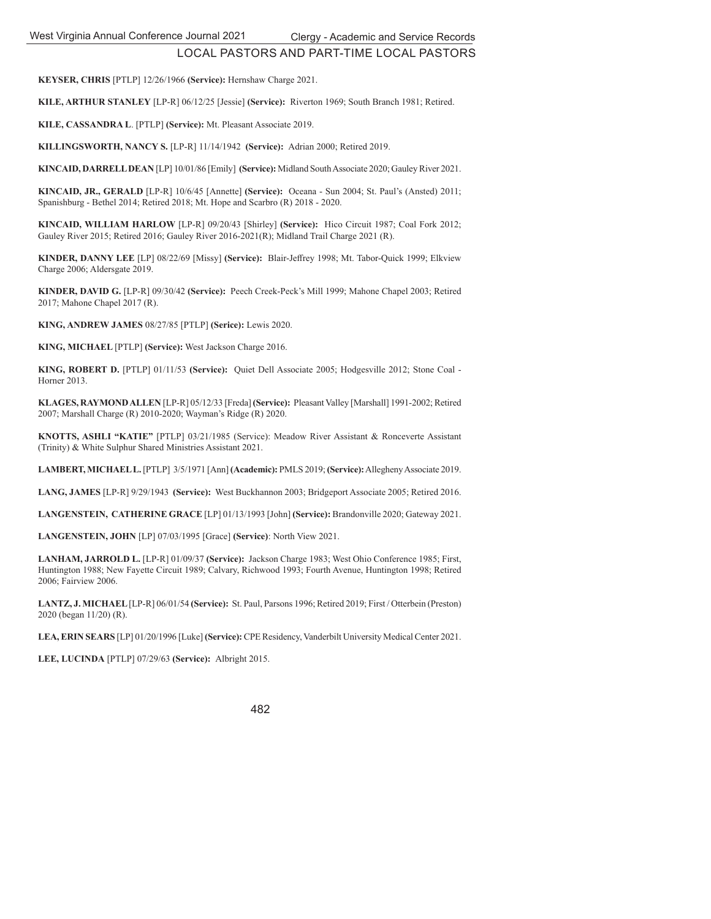## LOCAL PASTORS AND PART-TIME LOCAL PASTORS

**KEYSER, CHRIS** [PTLP] 12/26/1966 **(Service):** Hernshaw Charge 2021.

**KILE, ARTHUR STANLEY** [LP-R] 06/12/25 [Jessie] **(Service):** Riverton 1969; South Branch 1981; Retired.

**KILE, CASSANDRA L**. [PTLP] **(Service):** Mt. Pleasant Associate 2019.

**KILLINGSWORTH, NANCY S.** [LP-R] 11/14/1942 **(Service):** Adrian 2000; Retired 2019.

**KINCAID, DARRELL DEAN** [LP] 10/01/86 [Emily] **(Service):** Midland South Associate 2020; Gauley River 2021.

**KINCAID, JR., GERALD** [LP-R] 10/6/45 [Annette] **(Service):** Oceana - Sun 2004; St. Paul's (Ansted) 2011; Spanishburg - Bethel 2014; Retired 2018; Mt. Hope and Scarbro (R) 2018 - 2020.

**KINCAID, WILLIAM HARLOW** [LP-R] 09/20/43 [Shirley] **(Service):** Hico Circuit 1987; Coal Fork 2012; Gauley River 2015; Retired 2016; Gauley River 2016-2021(R); Midland Trail Charge 2021 (R).

**KINDER, DANNY LEE** [LP] 08/22/69 [Missy] **(Service):** Blair-Jeffrey 1998; Mt. Tabor-Quick 1999; Elkview Charge 2006; Aldersgate 2019.

**KINDER, DAVID G.** [LP-R] 09/30/42 **(Service):** Peech Creek-Peck's Mill 1999; Mahone Chapel 2003; Retired 2017; Mahone Chapel 2017 (R).

**KING, ANDREW JAMES** 08/27/85 [PTLP] **(Serice):** Lewis 2020.

**KING, MICHAEL** [PTLP] **(Service):** West Jackson Charge 2016.

**KING, ROBERT D.** [PTLP] 01/11/53 **(Service):** Quiet Dell Associate 2005; Hodgesville 2012; Stone Coal - Horner 2013.

**KLAGES, RAYMOND ALLEN** [LP-R] 05/12/33 [Freda] **(Service):** Pleasant Valley [Marshall] 1991-2002; Retired 2007; Marshall Charge (R) 2010-2020; Wayman's Ridge (R) 2020.

**KNOTTS, ASHLI "KATIE"** [PTLP] 03/21/1985 (Service): Meadow River Assistant & Ronceverte Assistant (Trinity) & White Sulphur Shared Ministries Assistant 2021.

**LAMBERT, MICHAEL L.** [PTLP] 3/5/1971 [Ann] **(Academic):** PMLS 2019; **(Service):** Allegheny Associate 2019.

**LANG, JAMES** [LP-R] 9/29/1943 **(Service):** West Buckhannon 2003; Bridgeport Associate 2005; Retired 2016.

**LANGENSTEIN, CATHERINE GRACE** [LP] 01/13/1993 [John] **(Service):** Brandonville 2020; Gateway 2021.

**LANGENSTEIN, JOHN** [LP] 07/03/1995 [Grace] **(Service)**: North View 2021.

**LANHAM, JARROLD L.** [LP-R] 01/09/37 **(Service):** Jackson Charge 1983; West Ohio Conference 1985; First, Huntington 1988; New Fayette Circuit 1989; Calvary, Richwood 1993; Fourth Avenue, Huntington 1998; Retired 2006; Fairview 2006.

**LANTZ, J. MICHAEL** [LP-R] 06/01/54 **(Service):** St. Paul, Parsons 1996; Retired 2019; First / Otterbein (Preston) 2020 (began 11/20) (R).

**LEA, ERIN SEARS** [LP] 01/20/1996 [Luke] **(Service):** CPE Residency, Vanderbilt University Medical Center 2021.

**LEE, LUCINDA** [PTLP] 07/29/63 **(Service):** Albright 2015.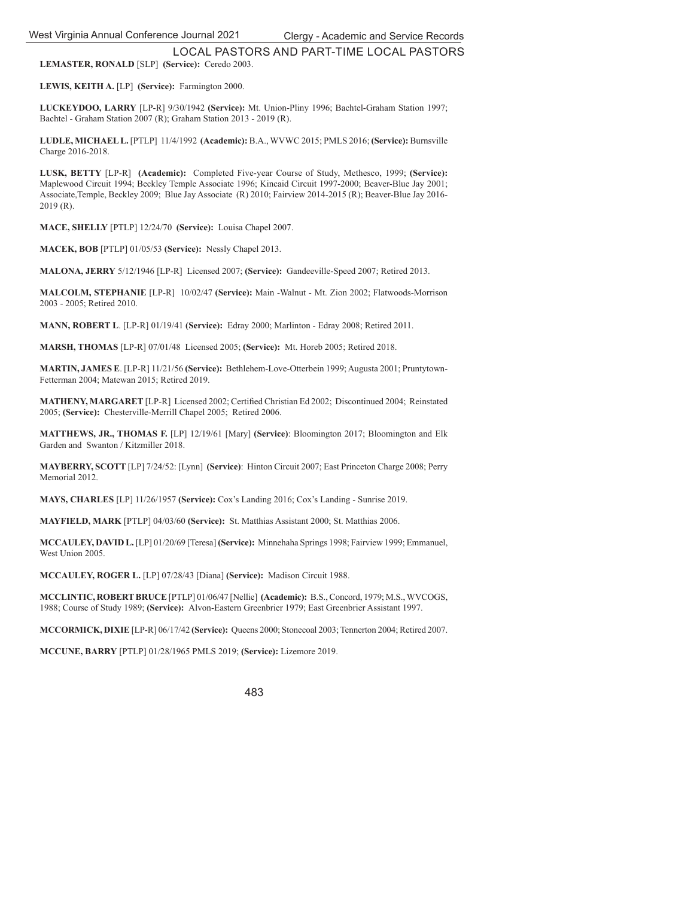## LOCAL PASTORS AND PART-TIME LOCAL PASTORS

**LEMASTER, RONALD** [SLP] **(Service):** Ceredo 2003.

**LEWIS, KEITH A.** [LP] **(Service):** Farmington 2000.

**LUCKEYDOO, LARRY** [LP-R] 9/30/1942 **(Service):** Mt. Union-Pliny 1996; Bachtel-Graham Station 1997; Bachtel - Graham Station 2007 (R); Graham Station 2013 - 2019 (R).

**LUDLE, MICHAEL L.** [PTLP] 11/4/1992 **(Academic):** B.A., WVWC 2015; PMLS 2016; **(Service):** Burnsville Charge 2016-2018.

**LUSK, BETTY** [LP-R] **(Academic):** Completed Five-year Course of Study, Methesco, 1999; **(Service):** Maplewood Circuit 1994; Beckley Temple Associate 1996; Kincaid Circuit 1997-2000; Beaver-Blue Jay 2001; Associate,Temple, Beckley 2009; Blue Jay Associate (R) 2010; Fairview 2014-2015 (R); Beaver-Blue Jay 2016-2019 (R).

**MACE, SHELLY** [PTLP] 12/24/70 **(Service):** Louisa Chapel 2007.

**MACEK, BOB** [PTLP] 01/05/53 **(Service):** Nessly Chapel 2013.

**MALONA, JERRY** 5/12/1946 [LP-R] Licensed 2007; **(Service):** Gandeeville-Speed 2007; Retired 2013.

**MALCOLM, STEPHANIE** [LP-R] 10/02/47 **(Service):** Main -Walnut - Mt. Zion 2002; Flatwoods-Morrison 2003 - 2005; Retired 2010.

**MANN, ROBERT L**. [LP-R] 01/19/41 **(Service):** Edray 2000; Marlinton - Edray 2008; Retired 2011.

**MARSH, THOMAS** [LP-R] 07/01/48 Licensed 2005; **(Service):** Mt. Horeb 2005; Retired 2018.

**MARTIN, JAMES E**. [LP-R] 11/21/56 **(Service):** Bethlehem-Love-Otterbein 1999; Augusta 2001; Pruntytown-Fetterman 2004; Matewan 2015; Retired 2019.

**MATHENY, MARGARET** [LP-R] Licensed 2002; Certified Christian Ed 2002; Discontinued 2004; Reinstated 2005; **(Service):** Chesterville-Merrill Chapel 2005; Retired 2006.

**MATTHEWS, JR., THOMAS F.** [LP] 12/19/61 [Mary] **(Service)**: Bloomington 2017; Bloomington and Elk Garden and Swanton / Kitzmiller 2018.

**MAYBERRY, SCOTT** [LP] 7/24/52: [Lynn] **(Service)**: Hinton Circuit 2007; East Princeton Charge 2008; Perry Memorial 2012.

**MAYS, CHARLES** [LP] 11/26/1957 **(Service):** Cox's Landing 2016; Cox's Landing - Sunrise 2019.

**MAYFIELD, MARK** [PTLP] 04/03/60 **(Service):** St. Matthias Assistant 2000; St. Matthias 2006.

**MCCAULEY, DAVID L.** [LP] 01/20/69 [Teresa] **(Service):** Minnehaha Springs 1998; Fairview 1999; Emmanuel, West Union 2005.

**MCCAULEY, ROGER L.** [LP] 07/28/43 [Diana] **(Service):** Madison Circuit 1988.

**MCCLINTIC, ROBERT BRUCE** [PTLP] 01/06/47 [Nellie] **(Academic):** B.S., Concord, 1979; M.S., WVCOGS, 1988; Course of Study 1989; **(Service):** Alvon-Eastern Greenbrier 1979; East Greenbrier Assistant 1997.

**MCCORMICK, DIXIE** [LP-R] 06/17/42 **(Service):** Queens 2000; Stonecoal 2003; Tennerton 2004; Retired 2007.

**MCCUNE, BARRY** [PTLP] 01/28/1965 PMLS 2019; **(Service):** Lizemore 2019.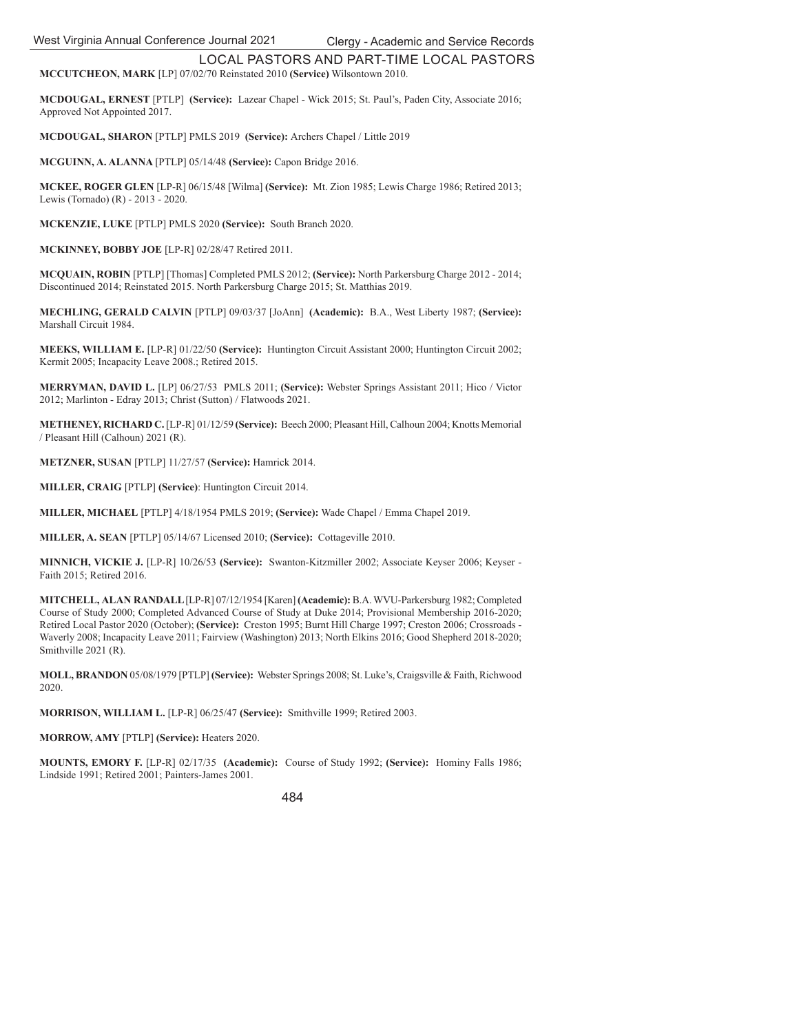## LOCAL PASTORS AND PART-TIME LOCAL PASTORS

**MCCUTCHEON, MARK** [LP] 07/02/70 Reinstated 2010 **(Service)** Wilsontown 2010.

**MCDOUGAL, ERNEST** [PTLP] **(Service):** Lazear Chapel - Wick 2015; St. Paul's, Paden City, Associate 2016; Approved Not Appointed 2017.

**MCDOUGAL, SHARON** [PTLP] PMLS 2019 **(Service):** Archers Chapel / Little 2019

**MCGUINN, A. ALANNA** [PTLP] 05/14/48 **(Service):** Capon Bridge 2016.

**MCKEE, ROGER GLEN** [LP-R] 06/15/48 [Wilma] **(Service):** Mt. Zion 1985; Lewis Charge 1986; Retired 2013; Lewis (Tornado) (R) - 2013 - 2020.

**MCKENZIE, LUKE** [PTLP] PMLS 2020 **(Service):** South Branch 2020.

**MCKINNEY, BOBBY JOE** [LP-R] 02/28/47 Retired 2011.

**MCQUAIN, ROBIN** [PTLP] [Thomas] Completed PMLS 2012; **(Service):** North Parkersburg Charge 2012 - 2014; Discontinued 2014; Reinstated 2015. North Parkersburg Charge 2015; St. Matthias 2019.

**MECHLING, GERALD CALVIN** [PTLP] 09/03/37 [JoAnn] **(Academic):** B.A., West Liberty 1987; **(Service):** Marshall Circuit 1984.

**MEEKS, WILLIAM E.** [LP-R] 01/22/50 **(Service):** Huntington Circuit Assistant 2000; Huntington Circuit 2002; Kermit 2005; Incapacity Leave 2008.; Retired 2015.

**MERRYMAN, DAVID L.** [LP] 06/27/53 PMLS 2011; **(Service):** Webster Springs Assistant 2011; Hico / Victor 2012; Marlinton - Edray 2013; Christ (Sutton) / Flatwoods 2021.

**METHENEY, RICHARD C.** [LP-R] 01/12/59 **(Service):** Beech 2000; Pleasant Hill, Calhoun 2004; Knotts Memorial / Pleasant Hill (Calhoun) 2021 (R).

**METZNER, SUSAN** [PTLP] 11/27/57 **(Service):** Hamrick 2014.

**MILLER, CRAIG** [PTLP] **(Service)**: Huntington Circuit 2014.

**MILLER, MICHAEL** [PTLP] 4/18/1954 PMLS 2019; **(Service):** Wade Chapel / Emma Chapel 2019.

**MILLER, A. SEAN** [PTLP] 05/14/67 Licensed 2010; **(Service):** Cottageville 2010.

**MINNICH, VICKIE J.** [LP-R] 10/26/53 **(Service):** Swanton-Kitzmiller 2002; Associate Keyser 2006; Keyser - Faith 2015; Retired 2016.

**MITCHELL, ALAN RANDALL** [LP-R] 07/12/1954 [Karen] **(Academic):** B.A. WVU-Parkersburg 1982; Completed Course of Study 2000; Completed Advanced Course of Study at Duke 2014; Provisional Membership 2016-2020; Retired Local Pastor 2020 (October); **(Service):** Creston 1995; Burnt Hill Charge 1997; Creston 2006; Crossroads - Waverly 2008; Incapacity Leave 2011; Fairview (Washington) 2013; North Elkins 2016; Good Shepherd 2018-2020; Smithville 2021 (R).

**MOLL, BRANDON** 05/08/1979 [PTLP] **(Service):** Webster Springs 2008; St. Luke's, Craigsville & Faith, Richwood 2020.

**MORRISON, WILLIAM L.** [LP-R] 06/25/47 **(Service):** Smithville 1999; Retired 2003.

**MORROW, AMY** [PTLP] **(Service):** Heaters 2020.

**MOUNTS, EMORY F.** [LP-R] 02/17/35 **(Academic):** Course of Study 1992; **(Service):** Hominy Falls 1986; Lindside 1991; Retired 2001; Painters-James 2001.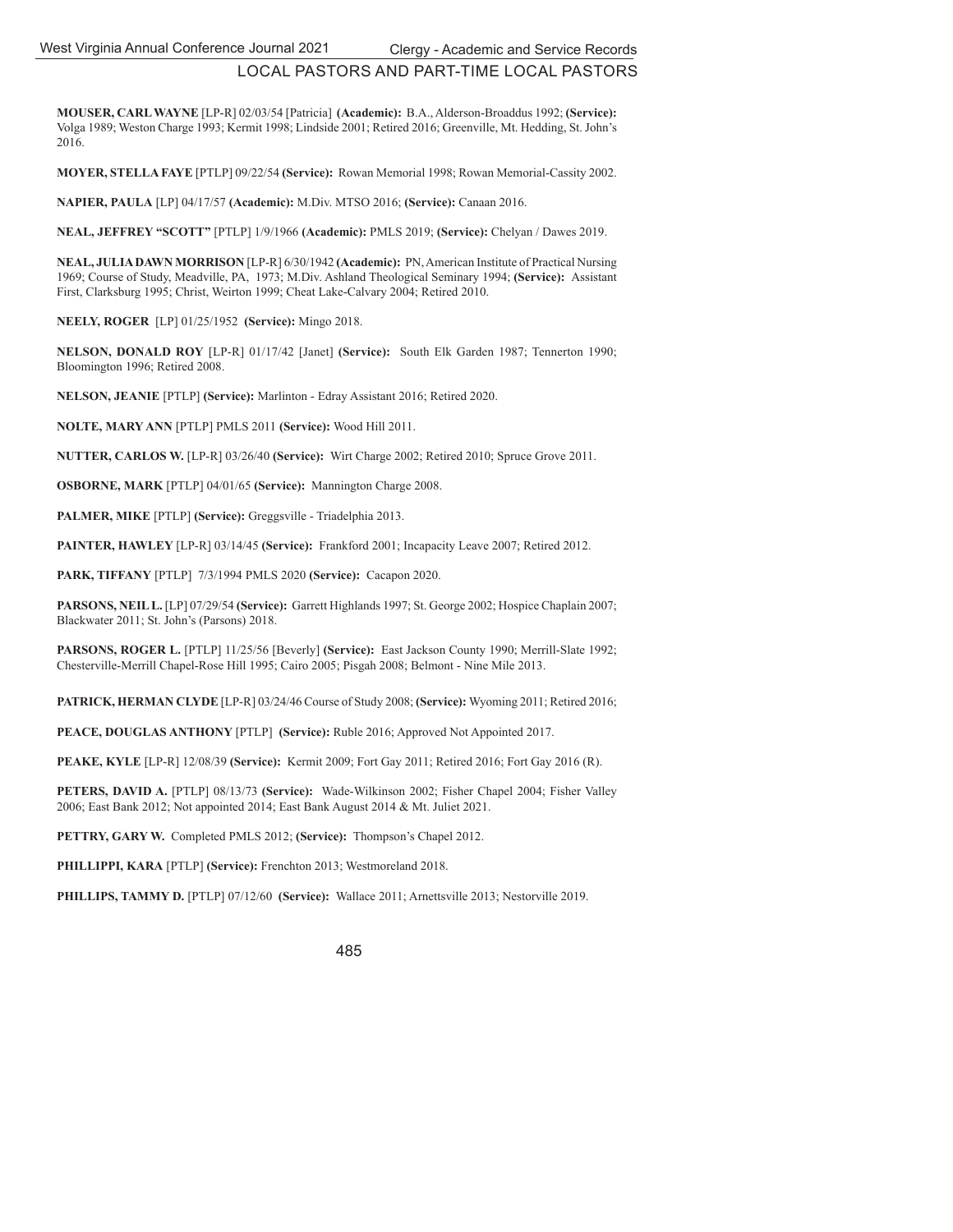## LOCAL PASTORS AND PART-TIME LOCAL PASTORS

**MOUSER, CARL WAYNE** [LP-R] 02/03/54 [Patricia] **(Academic):** B.A., Alderson-Broaddus 1992; **(Service):** Volga 1989; Weston Charge 1993; Kermit 1998; Lindside 2001; Retired 2016; Greenville, Mt. Hedding, St. John's 2016.

**MOYER, STELLA FAYE** [PTLP] 09/22/54 **(Service):** Rowan Memorial 1998; Rowan Memorial-Cassity 2002.

**NAPIER, PAULA** [LP] 04/17/57 **(Academic):** M.Div. MTSO 2016; **(Service):** Canaan 2016.

**NEAL, JEFFREY "SCOTT"** [PTLP] 1/9/1966 **(Academic):** PMLS 2019; **(Service):** Chelyan / Dawes 2019.

**NEAL, JULIA DAWN MORRISON** [LP-R] 6/30/1942 **(Academic):** PN, American Institute of Practical Nursing 1969; Course of Study, Meadville, PA, 1973; M.Div. Ashland Theological Seminary 1994; **(Service):** Assistant First, Clarksburg 1995; Christ, Weirton 1999; Cheat Lake-Calvary 2004; Retired 2010.

**NEELY, ROGER** [LP] 01/25/1952 **(Service):** Mingo 2018.

**NELSON, DONALD ROY** [LP-R] 01/17/42 [Janet] **(Service):** South Elk Garden 1987; Tennerton 1990; Bloomington 1996; Retired 2008.

**NELSON, JEANIE** [PTLP] **(Service):** Marlinton - Edray Assistant 2016; Retired 2020.

**NOLTE, MARY ANN** [PTLP] PMLS 2011 **(Service):** Wood Hill 2011.

**NUTTER, CARLOS W.** [LP-R] 03/26/40 **(Service):** Wirt Charge 2002; Retired 2010; Spruce Grove 2011.

**OSBORNE, MARK** [PTLP] 04/01/65 **(Service):** Mannington Charge 2008.

**PALMER, MIKE** [PTLP] **(Service):** Greggsville - Triadelphia 2013.

**PAINTER, HAWLEY** [LP-R] 03/14/45 **(Service):** Frankford 2001; Incapacity Leave 2007; Retired 2012.

**PARK, TIFFANY** [PTLP] 7/3/1994 PMLS 2020 **(Service):** Cacapon 2020.

**PARSONS, NEIL L.** [LP] 07/29/54 **(Service):** Garrett Highlands 1997; St. George 2002; Hospice Chaplain 2007; Blackwater 2011; St. John's (Parsons) 2018.

**PARSONS, ROGER L.** [PTLP] 11/25/56 [Beverly] **(Service):** East Jackson County 1990; Merrill-Slate 1992; Chesterville-Merrill Chapel-Rose Hill 1995; Cairo 2005; Pisgah 2008; Belmont - Nine Mile 2013.

**PATRICK, HERMAN CLYDE** [LP-R] 03/24/46 Course of Study 2008; **(Service):** Wyoming 2011; Retired 2016;

**PEACE, DOUGLAS ANTHONY** [PTLP] **(Service):** Ruble 2016; Approved Not Appointed 2017.

**PEAKE, KYLE** [LP-R] 12/08/39 **(Service):** Kermit 2009; Fort Gay 2011; Retired 2016; Fort Gay 2016 (R).

**PETERS, DAVID A.** [PTLP] 08/13/73 **(Service):** Wade-Wilkinson 2002; Fisher Chapel 2004; Fisher Valley 2006; East Bank 2012; Not appointed 2014; East Bank August 2014 & Mt. Juliet 2021.

**PETTRY, GARY W.** Completed PMLS 2012; **(Service):** Thompson's Chapel 2012.

**PHILLIPPI, KARA** [PTLP] **(Service):** Frenchton 2013; Westmoreland 2018.

**PHILLIPS, TAMMY D.** [PTLP] 07/12/60 **(Service):** Wallace 2011; Arnettsville 2013; Nestorville 2019.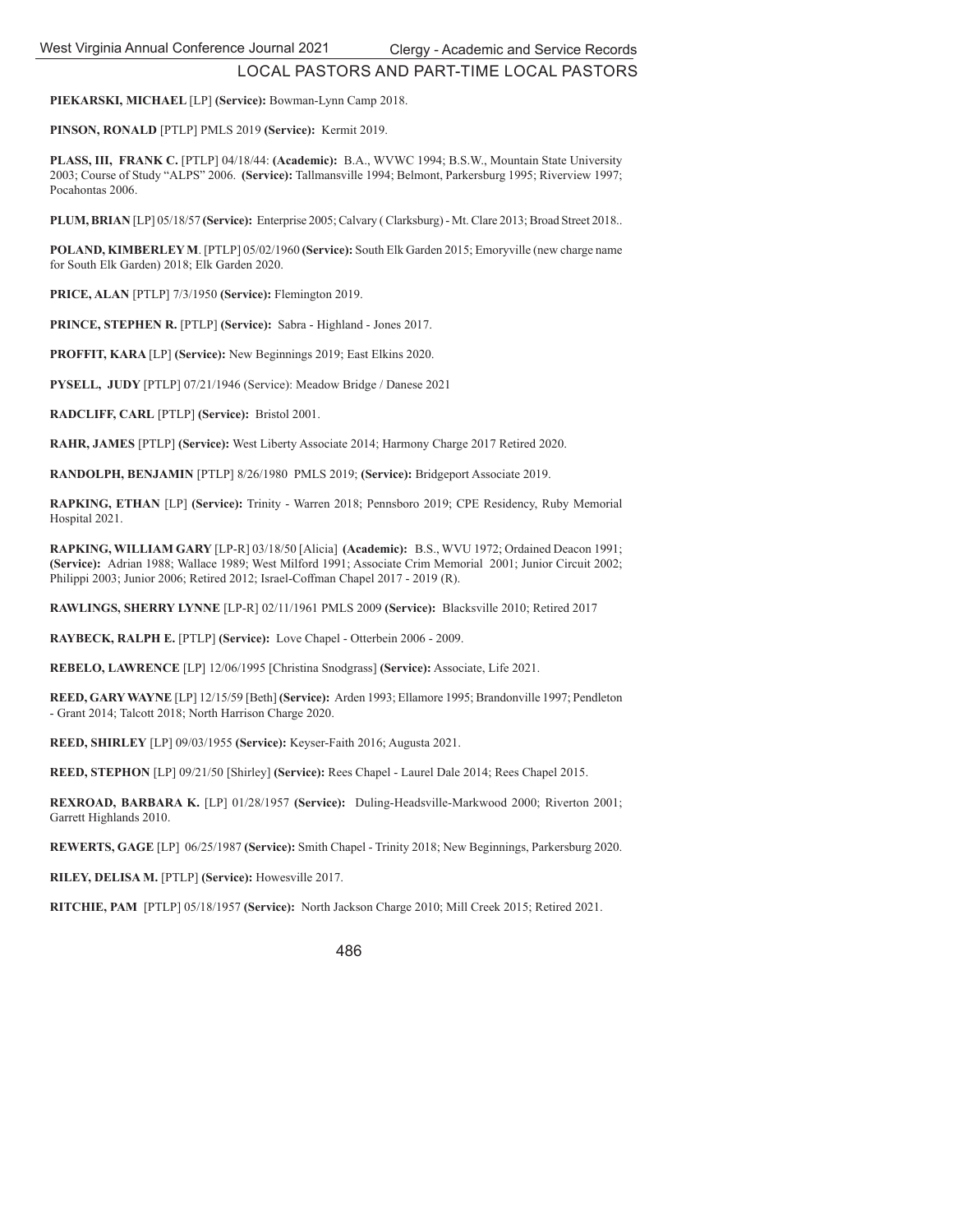## LOCAL PASTORS AND PART-TIME LOCAL PASTORS

**PIEKARSKI, MICHAEL** [LP] **(Service):** Bowman-Lynn Camp 2018.

**PINSON, RONALD** [PTLP] PMLS 2019 **(Service):** Kermit 2019.

**PLASS, III, FRANK C.** [PTLP] 04/18/44: **(Academic):** B.A., WVWC 1994; B.S.W., Mountain State University 2003; Course of Study "ALPS" 2006. **(Service):** Tallmansville 1994; Belmont, Parkersburg 1995; Riverview 1997; Pocahontas 2006.

**PLUM, BRIAN** [LP] 05/18/57 **(Service):** Enterprise 2005; Calvary ( Clarksburg) - Mt. Clare 2013; Broad Street 2018..

**POLAND, KIMBERLEY M**. [PTLP] 05/02/1960 **(Service):** South Elk Garden 2015; Emoryville (new charge name for South Elk Garden) 2018; Elk Garden 2020.

**PRICE, ALAN** [PTLP] 7/3/1950 **(Service):** Flemington 2019.

**PRINCE, STEPHEN R.** [PTLP] **(Service):** Sabra - Highland - Jones 2017.

**PROFFIT, KARA** [LP] **(Service):** New Beginnings 2019; East Elkins 2020.

**PYSELL, JUDY** [PTLP] 07/21/1946 (Service): Meadow Bridge / Danese 2021

**RADCLIFF, CARL** [PTLP] **(Service):** Bristol 2001.

**RAHR, JAMES** [PTLP] **(Service):** West Liberty Associate 2014; Harmony Charge 2017 Retired 2020.

**RANDOLPH, BENJAMIN** [PTLP] 8/26/1980 PMLS 2019; **(Service):** Bridgeport Associate 2019.

**RAPKING, ETHAN** [LP] **(Service):** Trinity - Warren 2018; Pennsboro 2019; CPE Residency, Ruby Memorial Hospital 2021.

**RAPKING, WILLIAM GARY** [LP-R] 03/18/50 [Alicia] **(Academic):** B.S., WVU 1972; Ordained Deacon 1991; **(Service):** Adrian 1988; Wallace 1989; West Milford 1991; Associate Crim Memorial 2001; Junior Circuit 2002; Philippi 2003; Junior 2006; Retired 2012; Israel-Coffman Chapel 2017 - 2019 (R).

**RAWLINGS, SHERRY LYNNE** [LP-R] 02/11/1961 PMLS 2009 **(Service):** Blacksville 2010; Retired 2017

**RAYBECK, RALPH E.** [PTLP] **(Service):** Love Chapel - Otterbein 2006 - 2009.

**REBELO, LAWRENCE** [LP] 12/06/1995 [Christina Snodgrass] **(Service):** Associate, Life 2021.

**REED, GARY WAYNE** [LP] 12/15/59 [Beth] **(Service):** Arden 1993; Ellamore 1995; Brandonville 1997; Pendleton - Grant 2014; Talcott 2018; North Harrison Charge 2020.

**REED, SHIRLEY** [LP] 09/03/1955 **(Service):** Keyser-Faith 2016; Augusta 2021.

**REED, STEPHON** [LP] 09/21/50 [Shirley] **(Service):** Rees Chapel - Laurel Dale 2014; Rees Chapel 2015.

**REXROAD, BARBARA K.** [LP] 01/28/1957 **(Service):** Duling-Headsville-Markwood 2000; Riverton 2001; Garrett Highlands 2010.

**REWERTS, GAGE** [LP] 06/25/1987 **(Service):** Smith Chapel - Trinity 2018; New Beginnings, Parkersburg 2020.

**RILEY, DELISA M.** [PTLP] **(Service):** Howesville 2017.

**RITCHIE, PAM** [PTLP] 05/18/1957 **(Service):** North Jackson Charge 2010; Mill Creek 2015; Retired 2021.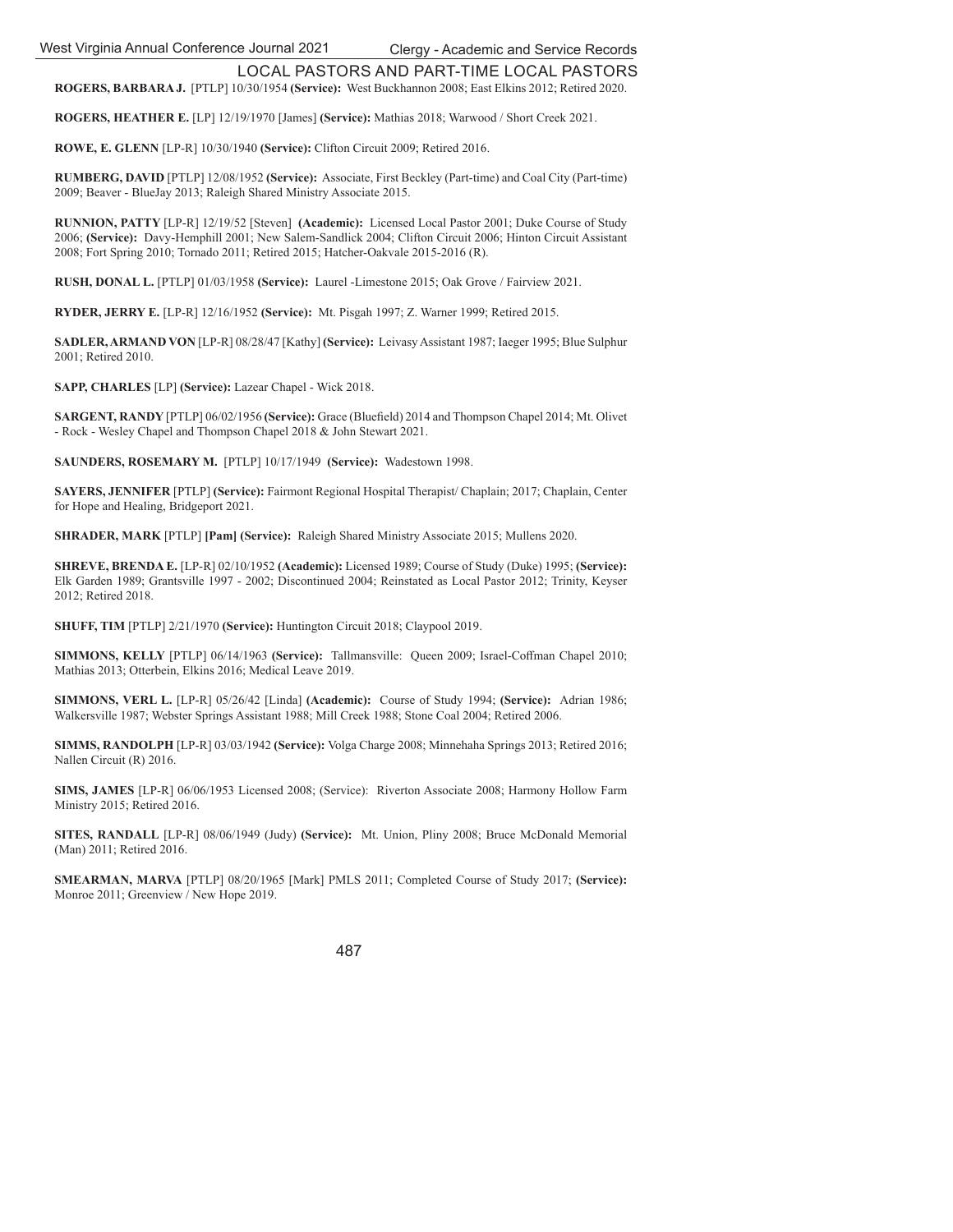## LOCAL PASTORS AND PART-TIME LOCAL PASTORS

**ROGERS, BARBARA J.** [PTLP] 10/30/1954 **(Service):** West Buckhannon 2008; East Elkins 2012; Retired 2020.

**ROGERS, HEATHER E.** [LP] 12/19/1970 [James] **(Service):** Mathias 2018; Warwood / Short Creek 2021.

**ROWE, E. GLENN** [LP-R] 10/30/1940 **(Service):** Clifton Circuit 2009; Retired 2016.

**RUMBERG, DAVID** [PTLP] 12/08/1952 **(Service):** Associate, First Beckley (Part-time) and Coal City (Part-time) 2009; Beaver - BlueJay 2013; Raleigh Shared Ministry Associate 2015.

**RUNNION, PATTY** [LP-R] 12/19/52 [Steven] **(Academic):** Licensed Local Pastor 2001; Duke Course of Study 2006; **(Service):** Davy-Hemphill 2001; New Salem-Sandlick 2004; Clifton Circuit 2006; Hinton Circuit Assistant 2008; Fort Spring 2010; Tornado 2011; Retired 2015; Hatcher-Oakvale 2015-2016 (R).

**RUSH, DONAL L.** [PTLP] 01/03/1958 **(Service):** Laurel -Limestone 2015; Oak Grove / Fairview 2021.

**RYDER, JERRY E.** [LP-R] 12/16/1952 **(Service):** Mt. Pisgah 1997; Z. Warner 1999; Retired 2015.

**SADLER, ARMAND VON** [LP-R] 08/28/47 [Kathy] **(Service):** Leivasy Assistant 1987; Iaeger 1995; Blue Sulphur 2001; Retired 2010.

**SAPP, CHARLES** [LP] **(Service):** Lazear Chapel - Wick 2018.

**SARGENT, RANDY** [PTLP] 06/02/1956 **(Service):** Grace (Bluefield) 2014 and Thompson Chapel 2014; Mt. Olivet - Rock - Wesley Chapel and Thompson Chapel 2018 & John Stewart 2021.

**SAUNDERS, ROSEMARY M.** [PTLP] 10/17/1949 **(Service):** Wadestown 1998.

**SAYERS, JENNIFER** [PTLP] **(Service):** Fairmont Regional Hospital Therapist/ Chaplain; 2017; Chaplain, Center for Hope and Healing, Bridgeport 2021.

**SHRADER, MARK** [PTLP] **[Pam] (Service):** Raleigh Shared Ministry Associate 2015; Mullens 2020.

**SHREVE, BRENDA E.** [LP-R] 02/10/1952 **(Academic):** Licensed 1989; Course of Study (Duke) 1995; **(Service):** Elk Garden 1989; Grantsville 1997 - 2002; Discontinued 2004; Reinstated as Local Pastor 2012; Trinity, Keyser 2012; Retired 2018.

**SHUFF, TIM** [PTLP] 2/21/1970 **(Service):** Huntington Circuit 2018; Claypool 2019.

**SIMMONS, KELLY** [PTLP] 06/14/1963 **(Service):** Tallmansville: Queen 2009; Israel-Coffman Chapel 2010; Mathias 2013; Otterbein, Elkins 2016; Medical Leave 2019.

**SIMMONS, VERL L.** [LP-R] 05/26/42 [Linda] **(Academic):** Course of Study 1994; **(Service):** Adrian 1986; Walkersville 1987; Webster Springs Assistant 1988; Mill Creek 1988; Stone Coal 2004; Retired 2006.

**SIMMS, RANDOLPH** [LP-R] 03/03/1942 **(Service):** Volga Charge 2008; Minnehaha Springs 2013; Retired 2016; Nallen Circuit (R) 2016.

**SIMS, JAMES** [LP-R] 06/06/1953 Licensed 2008; (Service): Riverton Associate 2008; Harmony Hollow Farm Ministry 2015; Retired 2016.

**SITES, RANDALL** [LP-R] 08/06/1949 (Judy) **(Service):** Mt. Union, Pliny 2008; Bruce McDonald Memorial (Man) 2011; Retired 2016.

**SMEARMAN, MARVA** [PTLP] 08/20/1965 [Mark] PMLS 2011; Completed Course of Study 2017; **(Service):** Monroe 2011; Greenview / New Hope 2019.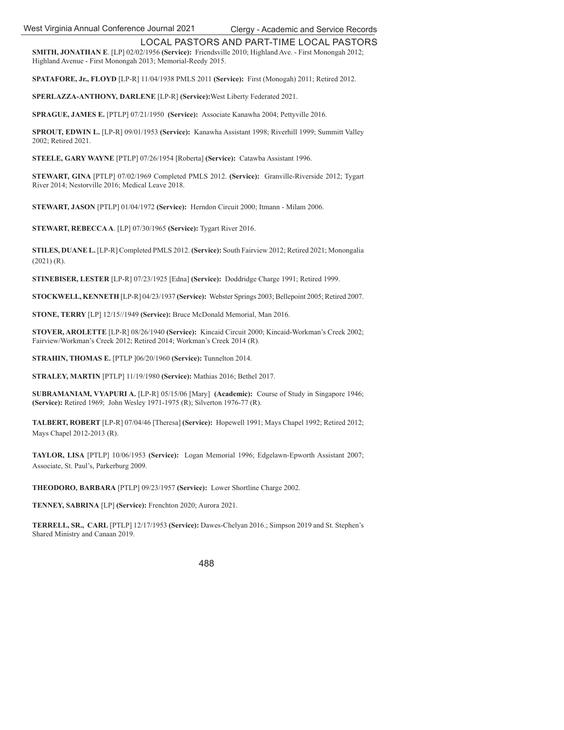## LOCAL PASTORS AND PART-TIME LOCAL PASTORS

**SMITH, JONATHAN E**. [LP] 02/02/1956 **(Service):** Friendsville 2010; Highland Ave. - First Monongah 2012; Highland Avenue - First Monongah 2013; Memorial-Reedy 2015.

**SPATAFORE, Jr., FLOYD** [LP-R] 11/04/1938 PMLS 2011 **(Service):** First (Monogah) 2011; Retired 2012.

**SPERLAZZA-ANTHONY, DARLENE** [LP-R] **(Service):**West Liberty Federated 2021.

**SPRAGUE, JAMES E.** [PTLP] 07/21/1950 **(Service):** Associate Kanawha 2004; Pettyville 2016.

**SPROUT, EDWIN L.** [LP-R] 09/01/1953 **(Service):** Kanawha Assistant 1998; Riverhill 1999; Summitt Valley 2002; Retired 2021.

**STEELE, GARY WAYNE** [PTLP] 07/26/1954 [Roberta] **(Service):** Catawba Assistant 1996.

**STEWART, GINA** [PTLP] 07/02/1969 Completed PMLS 2012. **(Service):** Granville-Riverside 2012; Tygart River 2014; Nestorville 2016; Medical Leave 2018.

**STEWART, JASON** [PTLP] 01/04/1972 **(Service):** Herndon Circuit 2000; Itmann - Milam 2006.

**STEWART, REBECCA A**. [LP] 07/30/1965 **(Service):** Tygart River 2016.

**STILES, DUANE L.** [LP-R] Completed PMLS 2012. **(Service):** South Fairview 2012; Retired 2021; Monongalia (2021) (R).

**STINEBISER, LESTER** [LP-R] 07/23/1925 [Edna] **(Service):** Doddridge Charge 1991; Retired 1999.

**STOCKWELL, KENNETH** [LP-R] 04/23/1937 **(Service):** Webster Springs 2003; Bellepoint 2005; Retired 2007.

**STONE, TERRY** [LP] 12/15//1949 **(Service):** Bruce McDonald Memorial, Man 2016.

**STOVER, AROLETTE** [LP-R] 08/26/1940 **(Service):** Kincaid Circuit 2000; Kincaid-Workman's Creek 2002; Fairview/Workman's Creek 2012; Retired 2014; Workman's Creek 2014 (R).

**STRAHIN, THOMAS E.** [PTLP ]06/20/1960 **(Service):** Tunnelton 2014.

**STRALEY, MARTIN** [PTLP] 11/19/1980 **(Service):** Mathias 2016; Bethel 2017.

**SUBRAMANIAM, VYAPURI A.** [LP-R] 05/15/06 [Mary] **(Academic):** Course of Study in Singapore 1946; **(Service):** Retired 1969; John Wesley 1971-1975 (R); Silverton 1976-77 (R).

**TALBERT, ROBERT** [LP-R] 07/04/46 [Theresa] **(Service):** Hopewell 1991; Mays Chapel 1992; Retired 2012; Mays Chapel 2012-2013 (R).

**TAYLOR, LISA** [PTLP] 10/06/1953 **(Service):** Logan Memorial 1996; Edgelawn-Epworth Assistant 2007; Associate, St. Paul's, Parkerburg 2009.

**THEODORO, BARBARA** [PTLP] 09/23/1957 **(Service):** Lower Shortline Charge 2002.

**TENNEY, SABRINA** [LP] **(Service):** Frenchton 2020; Aurora 2021.

**TERRELL, SR., CARL** [PTLP] 12/17/1953 **(Service):** Dawes-Chelyan 2016.; Simpson 2019 and St. Stephen's Shared Ministry and Canaan 2019.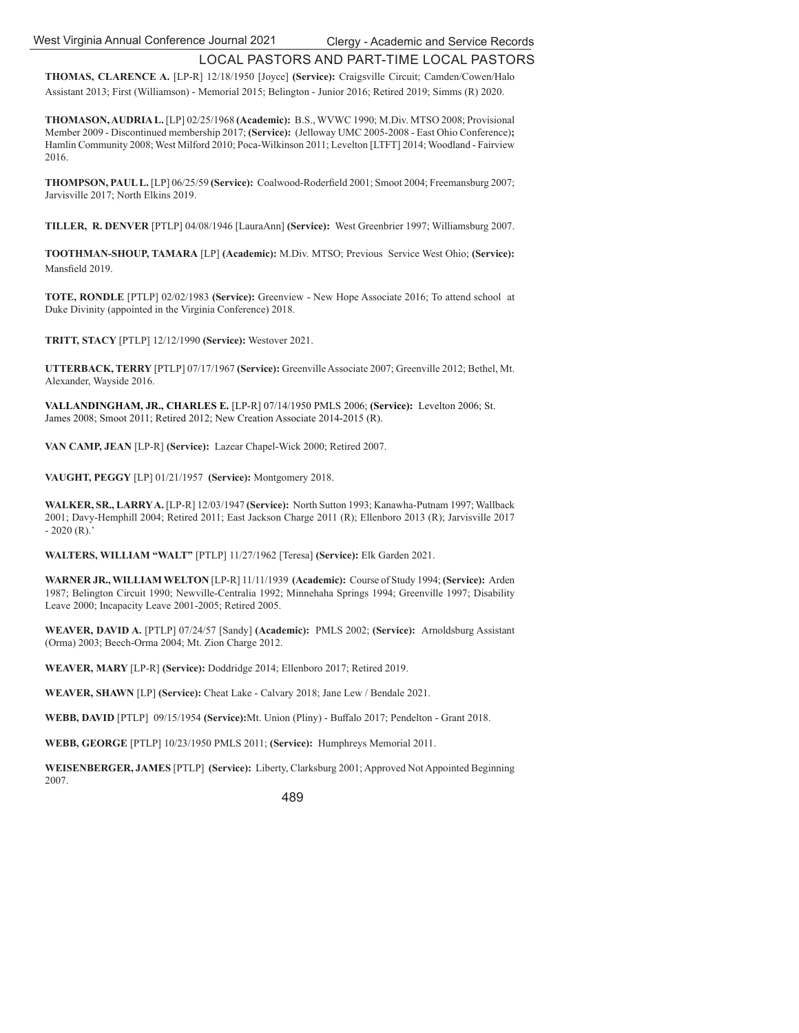## LOCAL PASTORS AND PART-TIME LOCAL PASTORS

**THOMAS, CLARENCE A.** [LP-R] 12/18/1950 [Joyce] **(Service):** Craigsville Circuit; Camden/Cowen/Halo Assistant 2013; First (Williamson) - Memorial 2015; Belington - Junior 2016; Retired 2019; Simms (R) 2020.

**THOMASON, AUDRIA L.** [LP] 02/25/1968 **(Academic):** B.S., WVWC 1990; M.Div. MTSO 2008; Provisional Member 2009 - Discontinued membership 2017; **(Service):** (Jelloway UMC 2005-2008 - East Ohio Conference)**;** Hamlin Community 2008; West Milford 2010; Poca-Wilkinson 2011; Levelton [LTFT] 2014; Woodland - Fairview 2016.

**THOMPSON, PAUL L.** [LP] 06/25/59 **(Service):** Coalwood-Roderfield 2001; Smoot 2004; Freemansburg 2007; Jarvisville 2017; North Elkins 2019.

**TILLER, R. DENVER** [PTLP] 04/08/1946 [LauraAnn] **(Service):** West Greenbrier 1997; Williamsburg 2007.

**TOOTHMAN-SHOUP, TAMARA** [LP] **(Academic):** M.Div. MTSO; Previous Service West Ohio; **(Service):** Mansfield 2019.

**TOTE, RONDLE** [PTLP] 02/02/1983 **(Service):** Greenview - New Hope Associate 2016; To attend school at Duke Divinity (appointed in the Virginia Conference) 2018.

**TRITT, STACY** [PTLP] 12/12/1990 **(Service):** Westover 2021.

**UTTERBACK, TERRY** [PTLP] 07/17/1967 **(Service):** Greenville Associate 2007; Greenville 2012; Bethel, Mt. Alexander, Wayside 2016.

**VALLANDINGHAM, JR., CHARLES E.** [LP-R] 07/14/1950 PMLS 2006; **(Service):** Levelton 2006; St. James 2008; Smoot 2011; Retired 2012; New Creation Associate 2014-2015 (R).

**VAN CAMP, JEAN** [LP-R] **(Service):** Lazear Chapel-Wick 2000; Retired 2007.

**VAUGHT, PEGGY** [LP] 01/21/1957 **(Service):** Montgomery 2018.

**WALKER, SR., LARRY A.** [LP-R] 12/03/1947 **(Service):** North Sutton 1993; Kanawha-Putnam 1997; Wallback 2001; Davy-Hemphill 2004; Retired 2011; East Jackson Charge 2011 (R); Ellenboro 2013 (R); Jarvisville 2017 - 2020 (R).'

**WALTERS, WILLIAM "WALT"** [PTLP] 11/27/1962 [Teresa] **(Service):** Elk Garden 2021.

**WARNER JR., WILLIAM WELTON** [LP-R] 11/11/1939 **(Academic):** Course of Study 1994; **(Service):** Arden 1987; Belington Circuit 1990; Newville-Centralia 1992; Minnehaha Springs 1994; Greenville 1997; Disability Leave 2000; Incapacity Leave 2001-2005; Retired 2005.

**WEAVER, DAVID A.** [PTLP] 07/24/57 [Sandy] **(Academic):** PMLS 2002; **(Service):** Arnoldsburg Assistant (Orma) 2003; Beech-Orma 2004; Mt. Zion Charge 2012.

**WEAVER, MARY** [LP-R] **(Service):** Doddridge 2014; Ellenboro 2017; Retired 2019.

**WEAVER, SHAWN** [LP] **(Service):** Cheat Lake - Calvary 2018; Jane Lew / Bendale 2021.

**WEBB, DAVID** [PTLP] 09/15/1954 **(Service):**Mt. Union (Pliny) - Buffalo 2017; Pendelton - Grant 2018.

**WEBB, GEORGE** [PTLP] 10/23/1950 PMLS 2011; **(Service):** Humphreys Memorial 2011.

**WEISENBERGER, JAMES** [PTLP] **(Service):** Liberty, Clarksburg 2001; Approved Not Appointed Beginning 2007.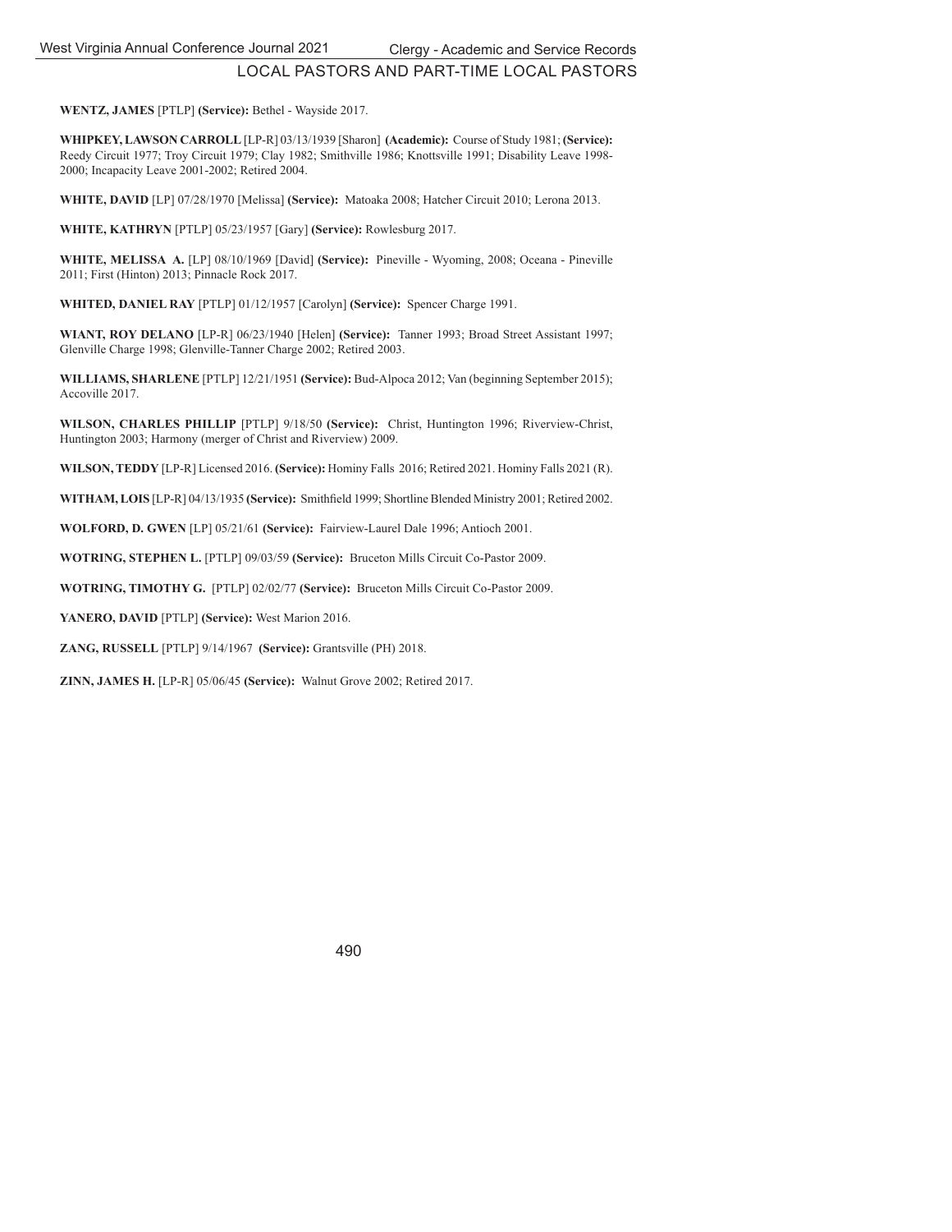**WENTZ, JAMES** [PTLP] **(Service):** Bethel - Wayside 2017.

**WHIPKEY, LAWSON CARROLL** [LP-R] 03/13/1939 [Sharon] **(Academic):** Course of Study 1981; **(Service):** Reedy Circuit 1977; Troy Circuit 1979; Clay 1982; Smithville 1986; Knottsville 1991; Disability Leave 1998-2000; Incapacity Leave 2001-2002; Retired 2004.

**WHITE, DAVID** [LP] 07/28/1970 [Melissa] **(Service):** Matoaka 2008; Hatcher Circuit 2010; Lerona 2013.

**WHITE, KATHRYN** [PTLP] 05/23/1957 [Gary] **(Service):** Rowlesburg 2017.

**WHITE, MELISSA A.** [LP] 08/10/1969 [David] **(Service):** Pineville - Wyoming, 2008; Oceana - Pineville 2011; First (Hinton) 2013; Pinnacle Rock 2017.

**WHITED, DANIEL RAY** [PTLP] 01/12/1957 [Carolyn] **(Service):** Spencer Charge 1991.

**WIANT, ROY DELANO** [LP-R] 06/23/1940 [Helen] **(Service):** Tanner 1993; Broad Street Assistant 1997; Glenville Charge 1998; Glenville-Tanner Charge 2002; Retired 2003.

**WILLIAMS, SHARLENE** [PTLP] 12/21/1951 **(Service):** Bud-Alpoca 2012; Van (beginning September 2015); Accoville 2017.

**WILSON, CHARLES PHILLIP** [PTLP] 9/18/50 **(Service):** Christ, Huntington 1996; Riverview-Christ, Huntington 2003; Harmony (merger of Christ and Riverview) 2009.

**WILSON, TEDDY** [LP-R] Licensed 2016. **(Service):** Hominy Falls 2016; Retired 2021. Hominy Falls 2021 (R).

**WITHAM, LOIS** [LP-R] 04/13/1935 **(Service):** Smithfield 1999; Shortline Blended Ministry 2001; Retired 2002.

**WOLFORD, D. GWEN** [LP] 05/21/61 **(Service):** Fairview-Laurel Dale 1996; Antioch 2001.

**WOTRING, STEPHEN L.** [PTLP] 09/03/59 **(Service):** Bruceton Mills Circuit Co-Pastor 2009.

**WOTRING, TIMOTHY G.** [PTLP] 02/02/77 **(Service):** Bruceton Mills Circuit Co-Pastor 2009.

**YANERO, DAVID** [PTLP] **(Service):** West Marion 2016.

**ZANG, RUSSELL** [PTLP] 9/14/1967 **(Service):** Grantsville (PH) 2018.

**ZINN, JAMES H.** [LP-R] 05/06/45 **(Service):** Walnut Grove 2002; Retired 2017.